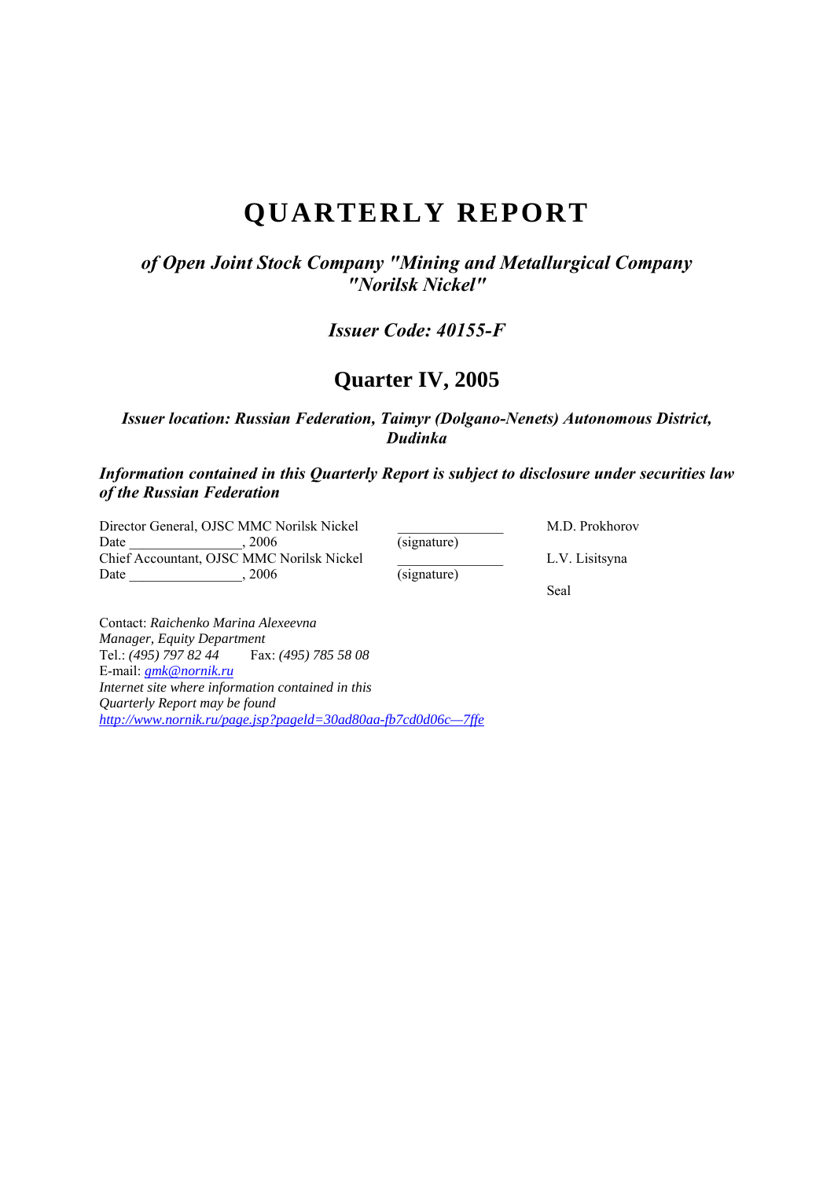# QUARTERLY REPORT

***of Open Joint Stock Company "Mining and Metallurgical Company "Norilsk Nickel"***

***Issuer Code: 40155-F***

## Quarter IV, 2005

***Issuer location: Russian Federation, Taimyr (Dolgano-Nenets) Autonomous District, Dudinka***

***Information contained in this Quarterly Report is subject to disclosure under securities law of the Russian Federation***

| | | |
|---|---|---|
| Director General, OJSC MMC Norilsk Nickel<br>Date ________________, 2006 | _______________<br>(signature) | M.D. Prokhorov |
| Chief Accountant, OJSC MMC Norilsk Nickel<br>Date ________________, 2006 | _______________<br>(signature) | L.V. Lisitsyna |
| | | Seal |

Contact: *Raichenko Marina Alexeevna*
*Manager, Equity Department*
Tel.: *(495) 797 82 44* Fax: *(495) 785 58 08*
E-mail: *gmk@nornik.ru*
*Internet site where information contained in this Quarterly Report may be found*
*http://www.nornik.ru/page.jsp?pageld=30ad80aa-fb7cd0d06c—7ffe*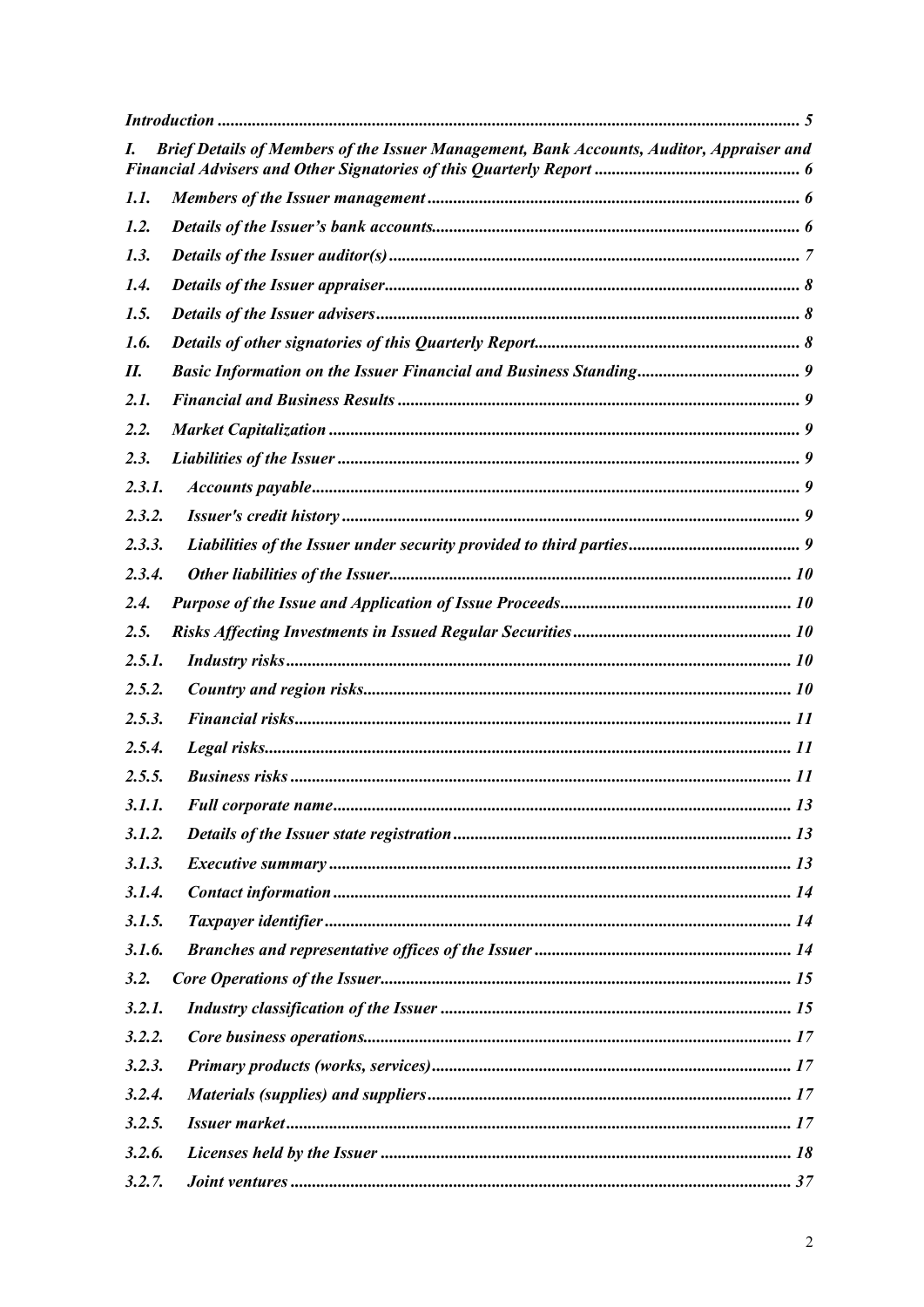*Introduction* ........................................................................................................................ 5

*I. Brief Details of Members of the Issuer Management, Bank Accounts, Auditor, Appraiser and Financial Advisers and Other Signatories of this Quarterly Report* ................................................ 6

*1.1. Members of the Issuer management* ...................................................................................... 6

*1.2. Details of the Issuer's bank accounts* ..................................................................................... 6

*1.3. Details of the Issuer auditor(s)* ............................................................................................... 7

*1.4. Details of the Issuer appraiser* ................................................................................................ 8

*1.5. Details of the Issuer advisers* .................................................................................................. 8

*1.6. Details of other signatories of this Quarterly Report* ............................................................. 8

*II. Basic Information on the Issuer Financial and Business Standing* ...................................... 9

*2.1. Financial and Business Results* ............................................................................................. 9

*2.2. Market Capitalization* ............................................................................................................. 9

*2.3. Liabilities of the Issuer* ........................................................................................................... 9

*2.3.1. Accounts payable* ................................................................................................................ 9

*2.3.2. Issuer's credit history* .......................................................................................................... 9

*2.3.3. Liabilities of the Issuer under security provided to third parties* ........................................ 9

*2.3.4. Other liabilities of the Issuer* .............................................................................................. 10

*2.4. Purpose of the Issue and Application of Issue Proceeds* ..................................................... 10

*2.5. Risks Affecting Investments in Issued Regular Securities* ................................................... 10

*2.5.1. Industry risks* ..................................................................................................................... 10

*2.5.2. Country and region risks* ................................................................................................... 10

*2.5.3. Financial risks* ................................................................................................................... 11

*2.5.4. Legal risks* .......................................................................................................................... 11

*2.5.5. Business risks* .................................................................................................................... 11

*3.1.1. Full corporate name* .......................................................................................................... 13

*3.1.2. Details of the Issuer state registration* ............................................................................... 13

*3.1.3. Executive summary* ........................................................................................................... 13

*3.1.4. Contact information* .......................................................................................................... 14

*3.1.5. Taxpayer identifier* ............................................................................................................ 14

*3.1.6. Branches and representative offices of the Issuer* ............................................................ 14

*3.2. Core Operations of the Issuer* ............................................................................................... 15

*3.2.1. Industry classification of the Issuer* .................................................................................. 15

*3.2.2. Core business operations* ................................................................................................... 17

*3.2.3. Primary products (works, services)* ................................................................................... 17

*3.2.4. Materials (supplies) and suppliers* ..................................................................................... 17

*3.2.5. Issuer market* ..................................................................................................................... 17

*3.2.6. Licenses held by the Issuer* ............................................................................................... 18

*3.2.7. Joint ventures* ..................................................................................................................... 37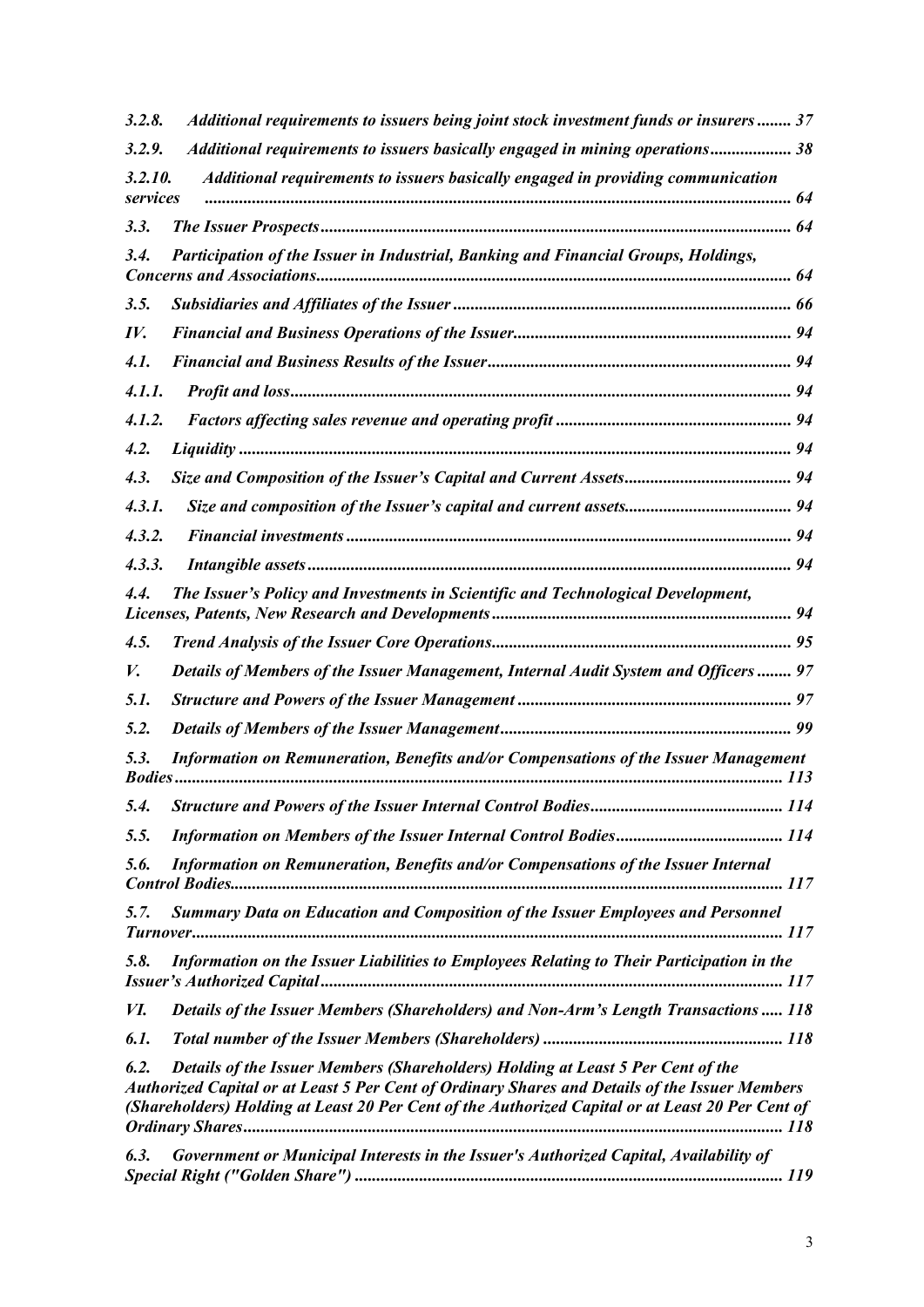*3.2.8. Additional requirements to issuers being joint stock investment funds or insurers ........ 37*

*3.2.9. Additional requirements to issuers basically engaged in mining operations.................. 38*

*3.2.10. Additional requirements to issuers basically engaged in providing communication services ........................................................................................................................ 64*

*3.3. The Issuer Prospects............................................................................................................ 64*

*3.4. Participation of the Issuer in Industrial, Banking and Financial Groups, Holdings, Concerns and Associations............................................................................................................. 64*

*3.5. Subsidiaries and Affiliates of the Issuer .............................................................................. 66*

*IV. Financial and Business Operations of the Issuer................................................................ 94*

*4.1. Financial and Business Results of the Issuer...................................................................... 94*

*4.1.1. Profit and loss.................................................................................................................... 94*

*4.1.2. Factors affecting sales revenue and operating profit ...................................................... 94*

*4.2. Liquidity .............................................................................................................................. 94*

*4.3. Size and Composition of the Issuer's Capital and Current Assets...................................... 94*

*4.3.1. Size and composition of the Issuer's capital and current assets...................................... 94*

*4.3.2. Financial investments ...................................................................................................... 94*

*4.3.3. Intangible assets ............................................................................................................... 94*

*4.4. The Issuer's Policy and Investments in Scientific and Technological Development, Licenses, Patents, New Research and Developments..................................................................... 94*

*4.5. Trend Analysis of the Issuer Core Operations..................................................................... 95*

*V. Details of Members of the Issuer Management, Internal Audit System and Officers ........ 97*

*5.1. Structure and Powers of the Issuer Management ............................................................... 97*

*5.2. Details of Members of the Issuer Management................................................................... 99*

*5.3. Information on Remuneration, Benefits and/or Compensations of the Issuer Management Bodies.......................................................................................................................................... 113*

*5.4. Structure and Powers of the Issuer Internal Control Bodies............................................ 114*

*5.5. Information on Members of the Issuer Internal Control Bodies...................................... 114*

*5.6. Information on Remuneration, Benefits and/or Compensations of the Issuer Internal Control Bodies.............................................................................................................................. 117*

*5.7. Summary Data on Education and Composition of the Issuer Employees and Personnel Turnover....................................................................................................................................... 117*

*5.8. Information on the Issuer Liabilities to Employees Relating to Their Participation in the Issuer's Authorized Capital.......................................................................................................... 117*

*VI. Details of the Issuer Members (Shareholders) and Non-Arm's Length Transactions ..... 118*

*6.1. Total number of the Issuer Members (Shareholders) ....................................................... 118*

*6.2. Details of the Issuer Members (Shareholders) Holding at Least 5 Per Cent of the Authorized Capital or at Least 5 Per Cent of Ordinary Shares and Details of the Issuer Members (Shareholders) Holding at Least 20 Per Cent of the Authorized Capital or at Least 20 Per Cent of Ordinary Shares............................................................................................................................ 118*

*6.3. Government or Municipal Interests in the Issuer's Authorized Capital, Availability of Special Right ("Golden Share") ................................................................................................. 119*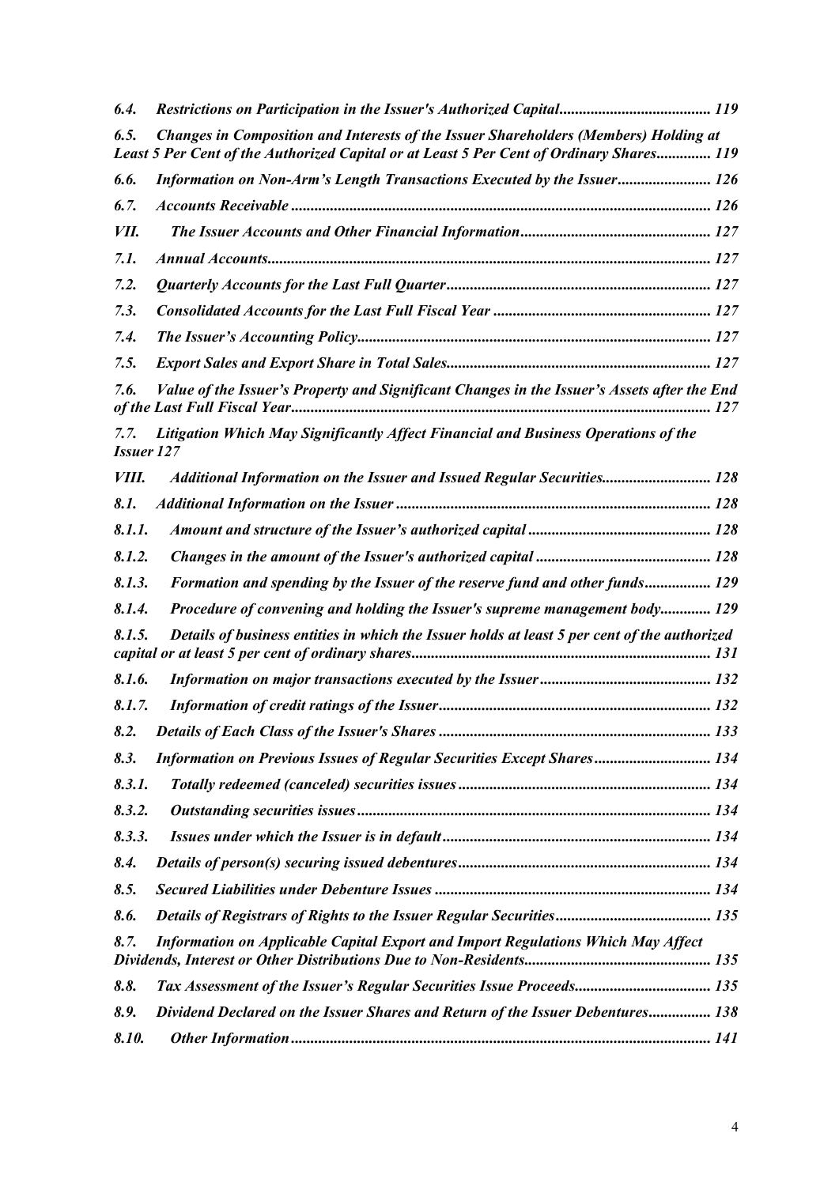*6.4. Restrictions on Participation in the Issuer's Authorized Capital....................................... 119*

*6.5. Changes in Composition and Interests of the Issuer Shareholders (Members) Holding at Least 5 Per Cent of the Authorized Capital or at Least 5 Per Cent of Ordinary Shares.............. 119*

*6.6. Information on Non-Arm's Length Transactions Executed by the Issuer........................ 126*

*6.7. Accounts Receivable ........................................................................................................... 126*

*VII. The Issuer Accounts and Other Financial Information................................................. 127*

*7.1. Annual Accounts................................................................................................................. 127*

*7.2. Quarterly Accounts for the Last Full Quarter.................................................................... 127*

*7.3. Consolidated Accounts for the Last Full Fiscal Year ........................................................ 127*

*7.4. The Issuer's Accounting Policy.......................................................................................... 127*

*7.5. Export Sales and Export Share in Total Sales................................................................... 127*

*7.6. Value of the Issuer's Property and Significant Changes in the Issuer's Assets after the End of the Last Full Fiscal Year........................................................................................................... 127*

*7.7. Litigation Which May Significantly Affect Financial and Business Operations of the Issuer 127*

*VIII. Additional Information on the Issuer and Issued Regular Securities............................ 128*

*8.1. Additional Information on the Issuer ................................................................................. 128*

*8.1.1. Amount and structure of the Issuer's authorized capital ............................................... 128*

*8.1.2. Changes in the amount of the Issuer's authorized capital ............................................. 128*

*8.1.3. Formation and spending by the Issuer of the reserve fund and other funds................. 129*

*8.1.4. Procedure of convening and holding the Issuer's supreme management body............. 129*

*8.1.5. Details of business entities in which the Issuer holds at least 5 per cent of the authorized capital or at least 5 per cent of ordinary shares............................................................................ 131*

*8.1.6. Information on major transactions executed by the Issuer............................................ 132*

*8.1.7. Information of credit ratings of the Issuer...................................................................... 132*

*8.2. Details of Each Class of the Issuer's Shares ...................................................................... 133*

*8.3. Information on Previous Issues of Regular Securities Except Shares.............................. 134*

*8.3.1. Totally redeemed (canceled) securities issues ................................................................. 134*

*8.3.2. Outstanding securities issues........................................................................................... 134*

*8.3.3. Issues under which the Issuer is in default..................................................................... 134*

*8.4. Details of person(s) securing issued debentures................................................................. 134*

*8.5. Secured Liabilities under Debenture Issues ....................................................................... 134*

*8.6. Details of Registrars of Rights to the Issuer Regular Securities......................................... 135*

*8.7. Information on Applicable Capital Export and Import Regulations Which May Affect Dividends, Interest or Other Distributions Due to Non-Residents................................................ 135*

*8.8. Tax Assessment of the Issuer's Regular Securities Issue Proceeds.................................... 135*

*8.9. Dividend Declared on the Issuer Shares and Return of the Issuer Debentures................ 138*

*8.10. Other Information............................................................................................................ 141*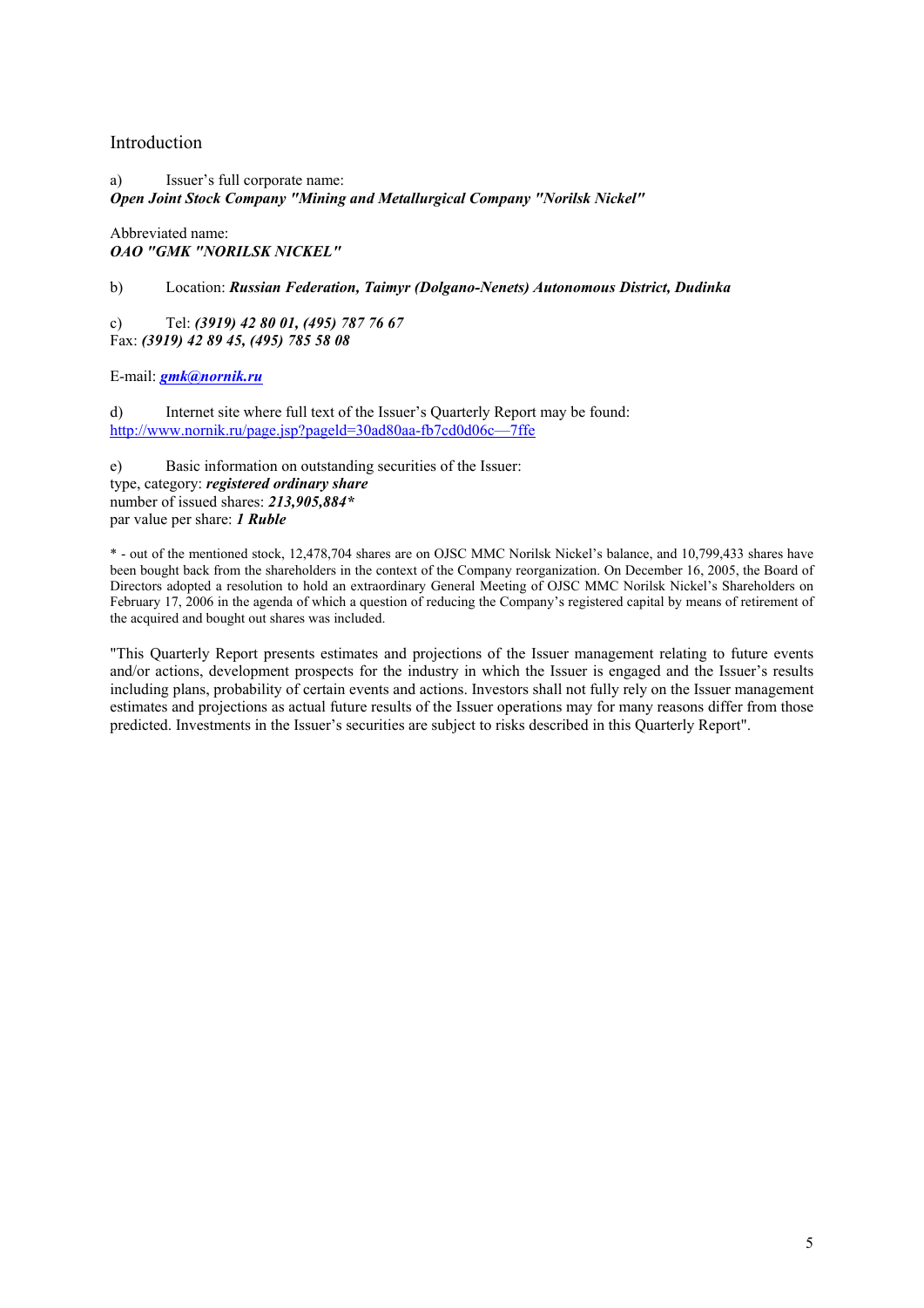# Introduction

a) Issuer's full corporate name:
***Open Joint Stock Company "Mining and Metallurgical Company "Norilsk Nickel"***

Abbreviated name:
***OAO "GMK "NORILSK NICKEL"***

b) Location: ***Russian Federation, Taimyr (Dolgano-Nenets) Autonomous District, Dudinka***

c) Tel: ***(3919) 42 80 01, (495) 787 76 67***
Fax: ***(3919) 42 89 45, (495) 785 58 08***

E-mail: ***gmk@nornik.ru***

d) Internet site where full text of the Issuer's Quarterly Report may be found:
http://www.nornik.ru/page.jsp?pageld=30ad80aa-fb7cd0d06c—7ffe

e) Basic information on outstanding securities of the Issuer:
type, category: ***registered ordinary share***
number of issued shares: ***213,905,884****
par value per share: ***1 Ruble***

* - out of the mentioned stock, 12,478,704 shares are on OJSC MMC Norilsk Nickel's balance, and 10,799,433 shares have been bought back from the shareholders in the context of the Company reorganization. On December 16, 2005, the Board of Directors adopted a resolution to hold an extraordinary General Meeting of OJSC MMC Norilsk Nickel's Shareholders on February 17, 2006 in the agenda of which a question of reducing the Company's registered capital by means of retirement of the acquired and bought out shares was included.

"This Quarterly Report presents estimates and projections of the Issuer management relating to future events and/or actions, development prospects for the industry in which the Issuer is engaged and the Issuer's results including plans, probability of certain events and actions. Investors shall not fully rely on the Issuer management estimates and projections as actual future results of the Issuer operations may for many reasons differ from those predicted. Investments in the Issuer's securities are subject to risks described in this Quarterly Report".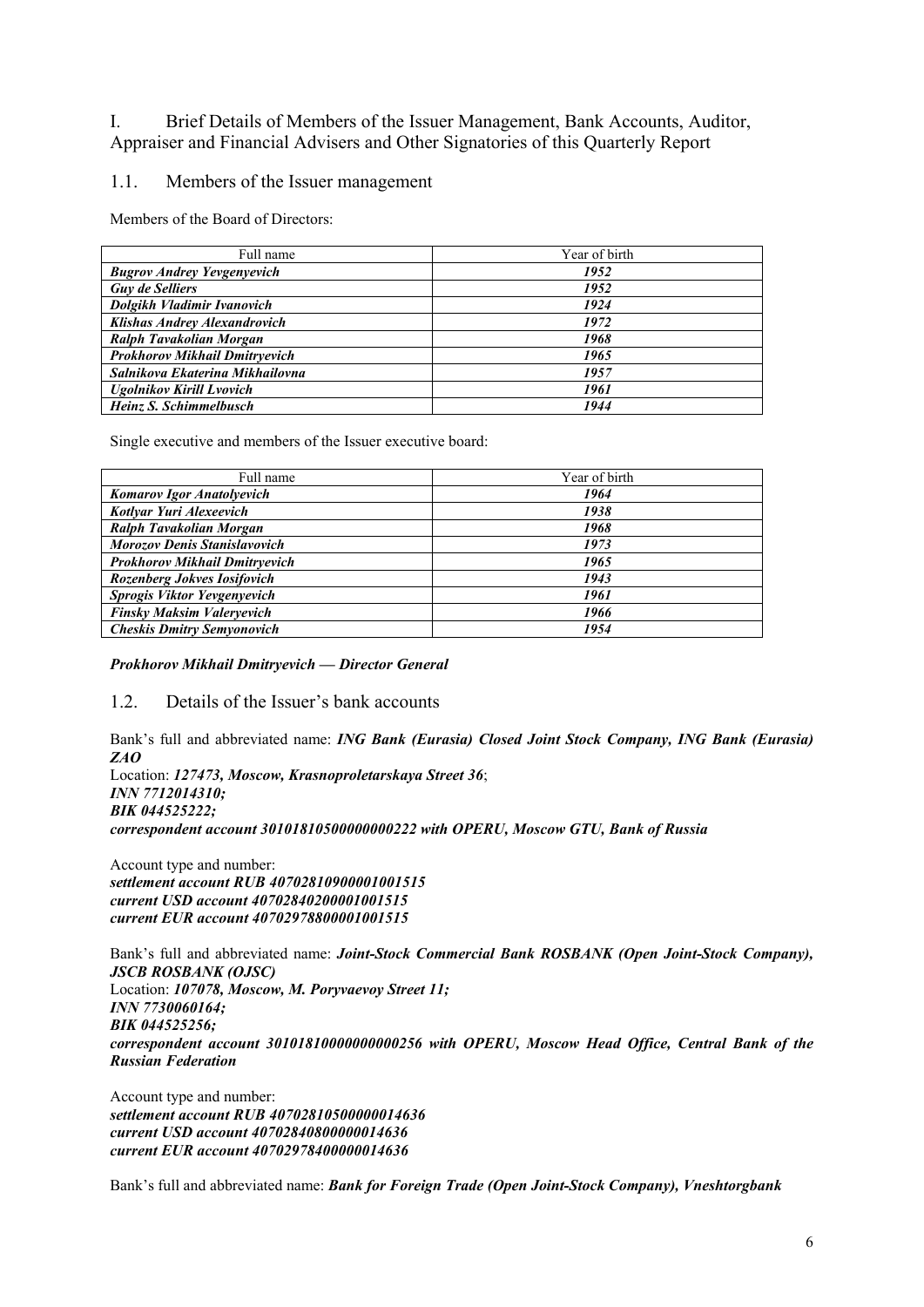# I. Brief Details of Members of the Issuer Management, Bank Accounts, Auditor, Appraiser and Financial Advisers and Other Signatories of this Quarterly Report

## 1.1. Members of the Issuer management

Members of the Board of Directors:

| Full name | Year of birth |
|---|---|
| ***Bugrov Andrey Yevgenyevich*** | ***1952*** |
| ***Guy de Selliers*** | ***1952*** |
| ***Dolgikh Vladimir Ivanovich*** | ***1924*** |
| ***Klishas Andrey Alexandrovich*** | ***1972*** |
| ***Ralph Tavakolian Morgan*** | ***1968*** |
| ***Prokhorov Mikhail Dmitryevich*** | ***1965*** |
| ***Salnikova Ekaterina Mikhailovna*** | ***1957*** |
| ***Ugolnikov Kirill Lvovich*** | ***1961*** |
| ***Heinz S. Schimmelbusch*** | ***1944*** |

Single executive and members of the Issuer executive board:

| Full name | Year of birth |
|---|---|
| ***Komarov Igor Anatolyevich*** | ***1964*** |
| ***Kotlyar Yuri Alexeevich*** | ***1938*** |
| ***Ralph Tavakolian Morgan*** | ***1968*** |
| ***Morozov Denis Stanislavovich*** | ***1973*** |
| ***Prokhorov Mikhail Dmitryevich*** | ***1965*** |
| ***Rozenberg Jokves Iosifovich*** | ***1943*** |
| ***Sprogis Viktor Yevgenyevich*** | ***1961*** |
| ***Finsky Maksim Valeryevich*** | ***1966*** |
| ***Cheskis Dmitry Semyonovich*** | ***1954*** |

***Prokhorov Mikhail Dmitryevich — Director General***

## 1.2. Details of the Issuer's bank accounts

Bank's full and abbreviated name: ***ING Bank (Eurasia) Closed Joint Stock Company, ING Bank (Eurasia) ZAO***
Location: ***127473, Moscow, Krasnoproletarskaya Street 36***;
***INN 7712014310;***
***BIK 044525222;***
***correspondent account 30101810500000000222 with OPERU, Moscow GTU, Bank of Russia***

Account type and number:
***settlement account RUB 40702810900001001515***
***current USD account 40702840200001001515***
***current EUR account 40702978800001001515***

Bank's full and abbreviated name: ***Joint-Stock Commercial Bank ROSBANK (Open Joint-Stock Company), JSCB ROSBANK (OJSC)***
Location: ***107078, Moscow, M. Poryvaevoy Street 11;***
***INN 7730060164;***
***BIK 044525256;***
***correspondent account 30101810000000000256 with OPERU, Moscow Head Office, Central Bank of the Russian Federation***

Account type and number:
***settlement account RUB 40702810500000014636***
***current USD account 40702840800000014636***
***current EUR account 40702978400000014636***

Bank's full and abbreviated name: ***Bank for Foreign Trade (Open Joint-Stock Company), Vneshtorgbank***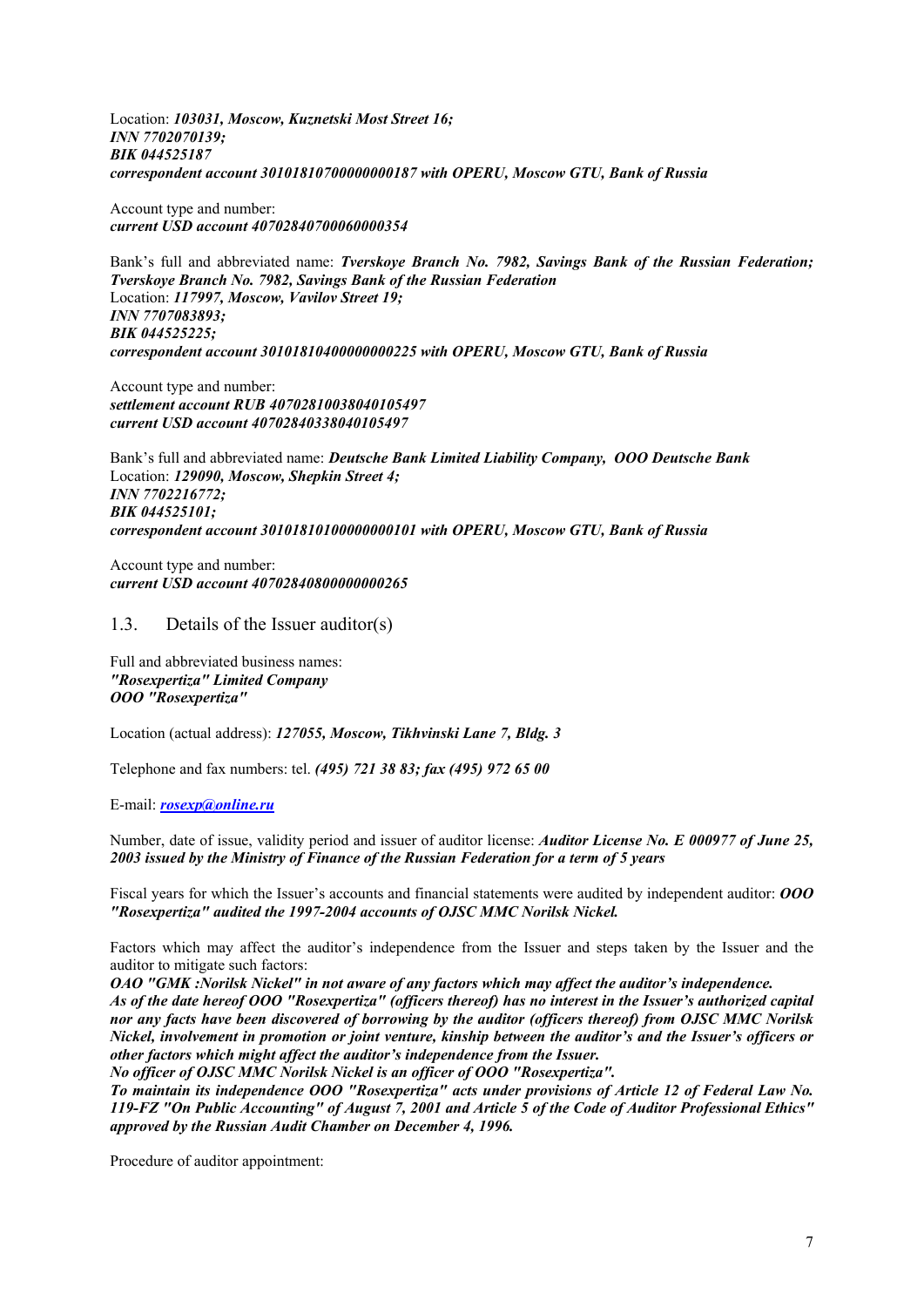Location: ***103031, Moscow, Kuznetski Most Street 16;***
***INN 7702070139;***
***BIK 044525187***
***correspondent account 30101810700000000187 with OPERU, Moscow GTU, Bank of Russia***

Account type and number:
***current USD account 40702840700060000354***

Bank's full and abbreviated name: ***Tverskoye Branch No. 7982, Savings Bank of the Russian Federation; Tverskoye Branch No. 7982, Savings Bank of the Russian Federation***
Location: ***117997, Moscow, Vavilov Street 19;***
***INN 7707083893;***
***BIK 044525225;***
***correspondent account 30101810400000000225 with OPERU, Moscow GTU, Bank of Russia***

Account type and number:
***settlement account RUB 40702810038040105497***
***current USD account 40702840338040105497***

Bank's full and abbreviated name: ***Deutsche Bank Limited Liability Company, OOO Deutsche Bank***
Location: ***129090, Moscow, Shepkin Street 4;***
***INN 7702216772;***
***BIK 044525101;***
***correspondent account 30101810100000000101 with OPERU, Moscow GTU, Bank of Russia***

Account type and number:
***current USD account 40702840800000000265***

## 1.3. Details of the Issuer auditor(s)

Full and abbreviated business names:
***"Rosexpertiza" Limited Company***
***OOO "Rosexpertiza"***

Location (actual address): ***127055, Moscow, Tikhvinski Lane 7, Bldg. 3***

Telephone and fax numbers: tel. ***(495) 721 38 83; fax (495) 972 65 00***

E-mail: ***rosexp@online.ru***

Number, date of issue, validity period and issuer of auditor license: ***Auditor License No. E 000977 of June 25, 2003 issued by the Ministry of Finance of the Russian Federation for a term of 5 years***

Fiscal years for which the Issuer's accounts and financial statements were audited by independent auditor: ***OOO "Rosexpertiza" audited the 1997-2004 accounts of OJSC MMC Norilsk Nickel.***

Factors which may affect the auditor's independence from the Issuer and steps taken by the Issuer and the auditor to mitigate such factors:
***OAO "GMK :Norilsk Nickel" in not aware of any factors which may affect the auditor's independence.***
***As of the date hereof OOO "Rosexpertiza" (officers thereof) has no interest in the Issuer's authorized capital nor any facts have been discovered of borrowing by the auditor (officers thereof) from OJSC MMC Norilsk Nickel, involvement in promotion or joint venture, kinship between the auditor's and the Issuer's officers or other factors which might affect the auditor's independence from the Issuer.***
***No officer of OJSC MMC Norilsk Nickel is an officer of OOO "Rosexpertiza".***
***To maintain its independence OOO "Rosexpertiza" acts under provisions of Article 12 of Federal Law No. 119-FZ "On Public Accounting" of August 7, 2001 and Article 5 of the Code of Auditor Professional Ethics" approved by the Russian Audit Chamber on December 4, 1996.***

Procedure of auditor appointment: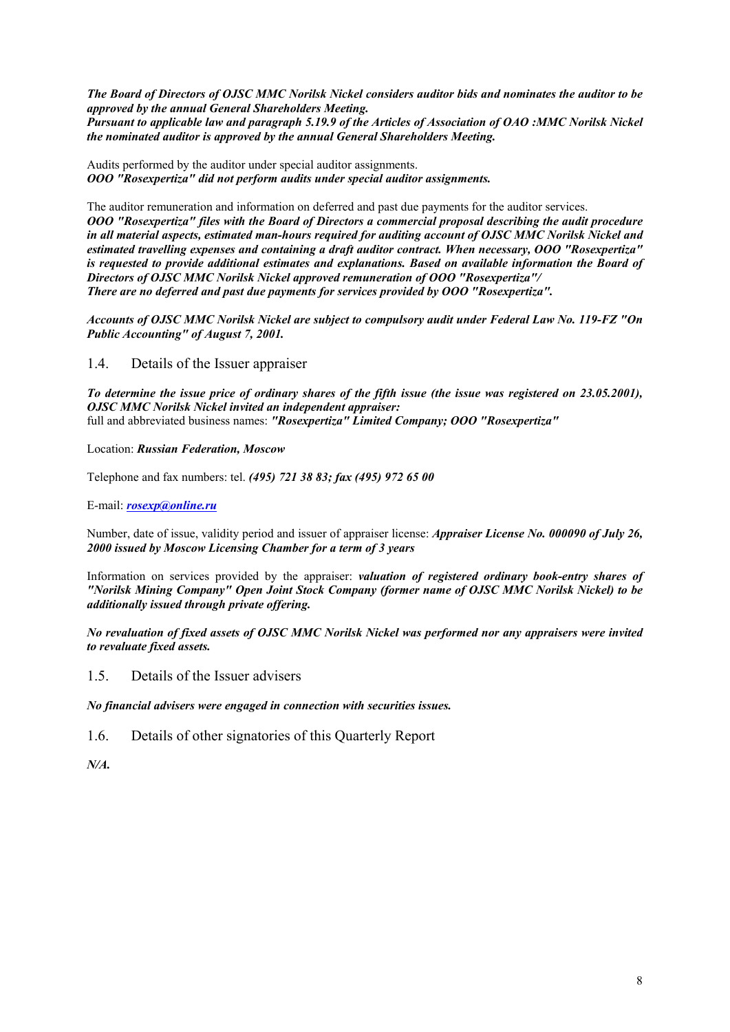***The Board of Directors of OJSC MMC Norilsk Nickel considers auditor bids and nominates the auditor to be approved by the annual General Shareholders Meeting.***
***Pursuant to applicable law and paragraph 5.19.9 of the Articles of Association of OAO :MMC Norilsk Nickel the nominated auditor is approved by the annual General Shareholders Meeting.***

Audits performed by the auditor under special auditor assignments.
***OOO "Rosexpertiza" did not perform audits under special auditor assignments.***

The auditor remuneration and information on deferred and past due payments for the auditor services.
***OOO "Rosexpertiza" files with the Board of Directors a commercial proposal describing the audit procedure in all material aspects, estimated man-hours required for auditing account of OJSC MMC Norilsk Nickel and estimated travelling expenses and containing a draft auditor contract. When necessary, OOO "Rosexpertiza" is requested to provide additional estimates and explanations. Based on available information the Board of Directors of OJSC MMC Norilsk Nickel approved remuneration of OOO "Rosexpertiza"/***
***There are no deferred and past due payments for services provided by OOO "Rosexpertiza".***

***Accounts of OJSC MMC Norilsk Nickel are subject to compulsory audit under Federal Law No. 119-FZ "On Public Accounting" of August 7, 2001.***

## 1.4. Details of the Issuer appraiser

***To determine the issue price of ordinary shares of the fifth issue (the issue was registered on 23.05.2001), OJSC MMC Norilsk Nickel invited an independent appraiser:***
full and abbreviated business names: ***"Rosexpertiza" Limited Company; OOO "Rosexpertiza"***

Location: ***Russian Federation, Moscow***

Telephone and fax numbers: tel. ***(495) 721 38 83; fax (495) 972 65 00***

E-mail: ***rosexp@online.ru***

Number, date of issue, validity period and issuer of appraiser license: ***Appraiser License No. 000090 of July 26, 2000 issued by Moscow Licensing Chamber for a term of 3 years***

Information on services provided by the appraiser: ***valuation of registered ordinary book-entry shares of "Norilsk Mining Company" Open Joint Stock Company (former name of OJSC MMC Norilsk Nickel) to be additionally issued through private offering.***

***No revaluation of fixed assets of OJSC MMC Norilsk Nickel was performed nor any appraisers were invited to revaluate fixed assets.***

## 1.5. Details of the Issuer advisers

***No financial advisers were engaged in connection with securities issues.***

## 1.6. Details of other signatories of this Quarterly Report

***N/A.***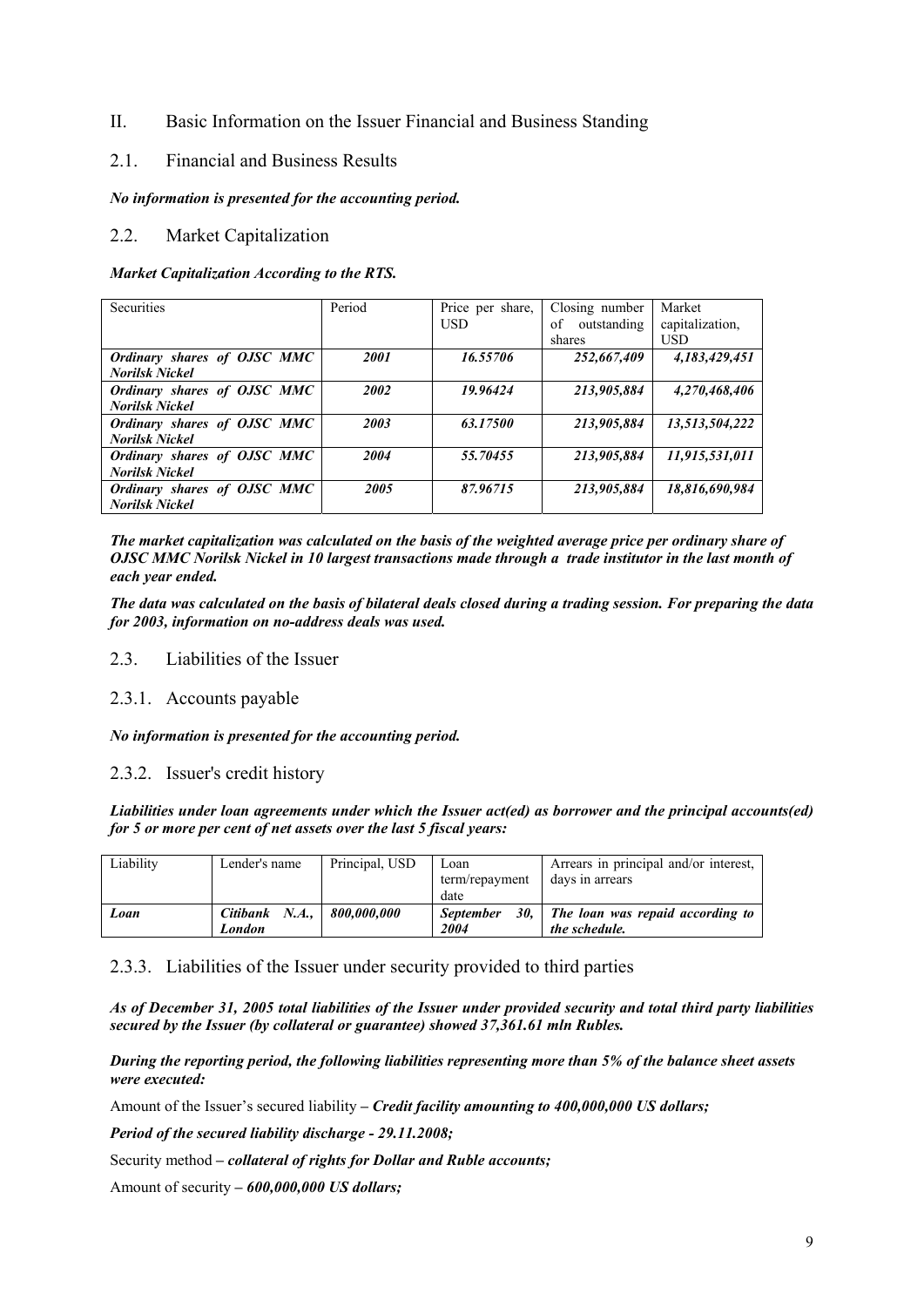# II. Basic Information on the Issuer Financial and Business Standing

## 2.1. Financial and Business Results

***No information is presented for the accounting period.***

## 2.2. Market Capitalization

***Market Capitalization According to the RTS.***

| Securities | Period | Price per share, USD | Closing number of outstanding shares | Market capitalization, USD |
|---|---|---|---|---|
| ***Ordinary shares of OJSC MMC Norilsk Nickel*** | ***2001*** | ***16.55706*** | ***252,667,409*** | ***4,183,429,451*** |
| ***Ordinary shares of OJSC MMC Norilsk Nickel*** | ***2002*** | ***19.96424*** | ***213,905,884*** | ***4,270,468,406*** |
| ***Ordinary shares of OJSC MMC Norilsk Nickel*** | ***2003*** | ***63.17500*** | ***213,905,884*** | ***13,513,504,222*** |
| ***Ordinary shares of OJSC MMC Norilsk Nickel*** | ***2004*** | ***55.70455*** | ***213,905,884*** | ***11,915,531,011*** |
| ***Ordinary shares of OJSC MMC Norilsk Nickel*** | ***2005*** | ***87.96715*** | ***213,905,884*** | ***18,816,690,984*** |

***The market capitalization was calculated on the basis of the weighted average price per ordinary share of OJSC MMC Norilsk Nickel in 10 largest transactions made through a trade institutor in the last month of each year ended.***

***The data was calculated on the basis of bilateral deals closed during a trading session. For preparing the data for 2003, information on no-address deals was used.***

## 2.3. Liabilities of the Issuer

### 2.3.1. Accounts payable

***No information is presented for the accounting period.***

### 2.3.2. Issuer's credit history

***Liabilities under loan agreements under which the Issuer act(ed) as borrower and the principal accounts(ed) for 5 or more per cent of net assets over the last 5 fiscal years:***

| Liability | Lender's name | Principal, USD | Loan term/repayment date | Arrears in principal and/or interest, days in arrears |
|---|---|---|---|---|
| ***Loan*** | ***Citibank N.A., London*** | ***800,000,000*** | ***September 30, 2004*** | ***The loan was repaid according to the schedule.*** |

### 2.3.3. Liabilities of the Issuer under security provided to third parties

***As of December 31, 2005 total liabilities of the Issuer under provided security and total third party liabilities secured by the Issuer (by collateral or guarantee) showed 37,361.61 mln Rubles.***

***During the reporting period, the following liabilities representing more than 5% of the balance sheet assets were executed:***

Amount of the Issuer's secured liability – ***Credit facility amounting to 400,000,000 US dollars;***

***Period of the secured liability discharge - 29.11.2008;***

Security method – ***collateral of rights for Dollar and Ruble accounts;***

Amount of security – ***600,000,000 US dollars;***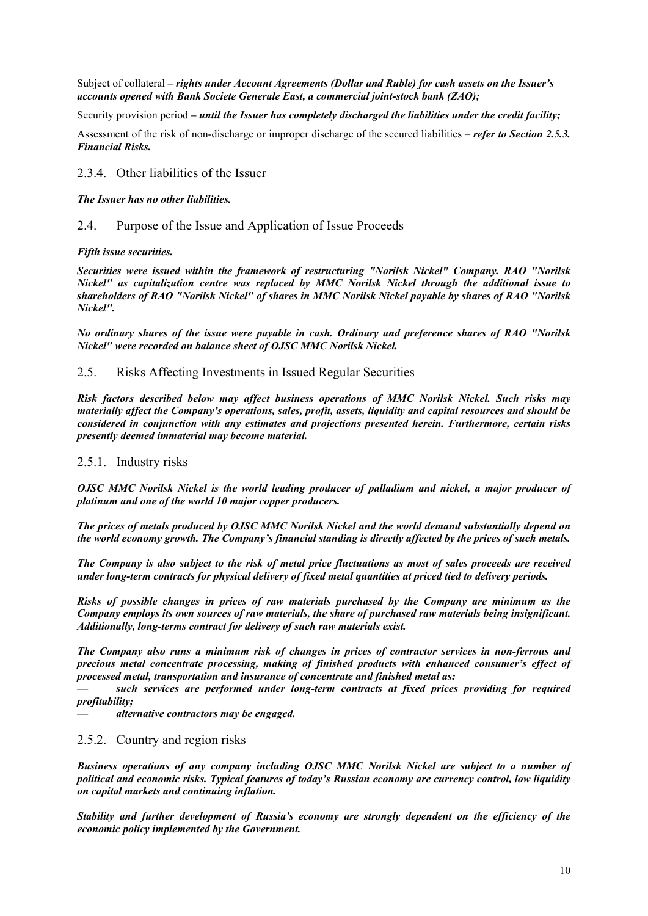Subject of collateral *– **rights under Account Agreements (Dollar and Ruble) for cash assets on the Issuer's accounts opened with Bank Societe Generale East, a commercial joint-stock bank (ZAO);***

Security provision period ***– until the Issuer has completely discharged the liabilities under the credit facility;***

Assessment of the risk of non-discharge or improper discharge of the secured liabilities – ***refer to Section 2.5.3. Financial Risks.***

### 2.3.4. Other liabilities of the Issuer

***The Issuer has no other liabilities.***

## 2.4. Purpose of the Issue and Application of Issue Proceeds

***Fifth issue securities.***

***Securities were issued within the framework of restructuring "Norilsk Nickel" Company. RAO "Norilsk Nickel" as capitalization centre was replaced by MMC Norilsk Nickel through the additional issue to shareholders of RAO "Norilsk Nickel" of shares in MMC Norilsk Nickel payable by shares of RAO "Norilsk Nickel".***

***No ordinary shares of the issue were payable in cash. Ordinary and preference shares of RAO "Norilsk Nickel" were recorded on balance sheet of OJSC MMC Norilsk Nickel.***

## 2.5. Risks Affecting Investments in Issued Regular Securities

***Risk factors described below may affect business operations of MMC Norilsk Nickel. Such risks may materially affect the Company's operations, sales, profit, assets, liquidity and capital resources and should be considered in conjunction with any estimates and projections presented herein. Furthermore, certain risks presently deemed immaterial may become material.***

### 2.5.1. Industry risks

***OJSC MMC Norilsk Nickel is the world leading producer of palladium and nickel, a major producer of platinum and one of the world 10 major copper producers.***

***The prices of metals produced by OJSC MMC Norilsk Nickel and the world demand substantially depend on the world economy growth. The Company's financial standing is directly affected by the prices of such metals.***

***The Company is also subject to the risk of metal price fluctuations as most of sales proceeds are received under long-term contracts for physical delivery of fixed metal quantities at priced tied to delivery periods.***

***Risks of possible changes in prices of raw materials purchased by the Company are minimum as the Company employs its own sources of raw materials, the share of purchased raw materials being insignificant. Additionally, long-terms contract for delivery of such raw materials exist.***

***The Company also runs a minimum risk of changes in prices of contractor services in non-ferrous and precious metal concentrate processing, making of finished products with enhanced consumer's effect of processed metal, transportation and insurance of concentrate and finished metal as:***

- ***such services are performed under long-term contracts at fixed prices providing for required profitability;***
- ***alternative contractors may be engaged.***

### 2.5.2. Country and region risks

***Business operations of any company including OJSC MMC Norilsk Nickel are subject to a number of political and economic risks. Typical features of today's Russian economy are currency control, low liquidity on capital markets and continuing inflation.***

***Stability and further development of Russia's economy are strongly dependent on the efficiency of the economic policy implemented by the Government.***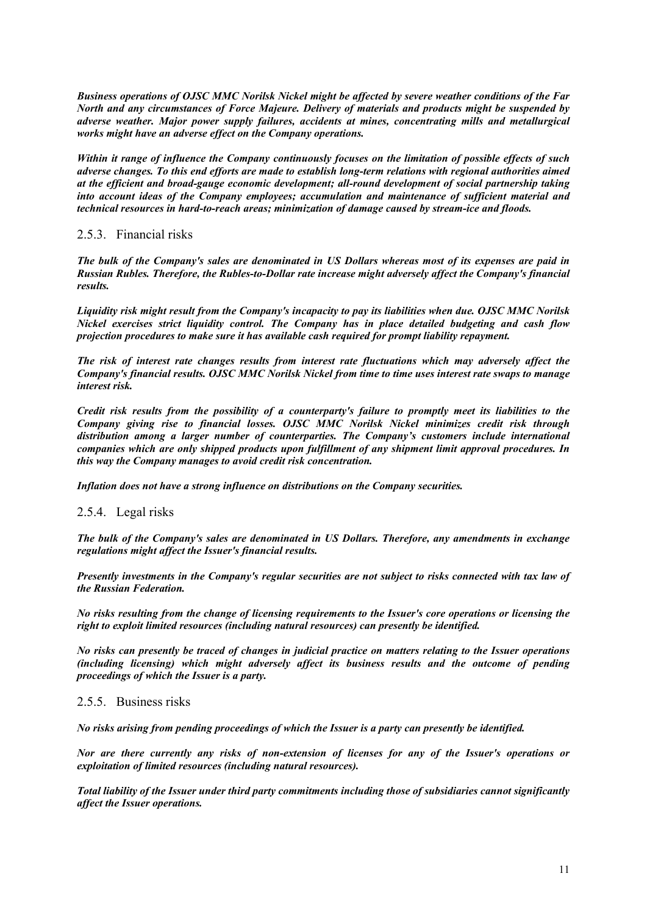***Business operations of OJSC MMC Norilsk Nickel might be affected by severe weather conditions of the Far North and any circumstances of Force Majeure. Delivery of materials and products might be suspended by adverse weather. Major power supply failures, accidents at mines, concentrating mills and metallurgical works might have an adverse effect on the Company operations.***

***Within it range of influence the Company continuously focuses on the limitation of possible effects of such adverse changes. To this end efforts are made to establish long-term relations with regional authorities aimed at the efficient and broad-gauge economic development; all-round development of social partnership taking into account ideas of the Company employees; accumulation and maintenance of sufficient material and technical resources in hard-to-reach areas; minimization of damage caused by stream-ice and floods.***

### 2.5.3. Financial risks

***The bulk of the Company's sales are denominated in US Dollars whereas most of its expenses are paid in Russian Rubles. Therefore, the Rubles-to-Dollar rate increase might adversely affect the Company's financial results.***

***Liquidity risk might result from the Company's incapacity to pay its liabilities when due. OJSC MMC Norilsk Nickel exercises strict liquidity control. The Company has in place detailed budgeting and cash flow projection procedures to make sure it has available cash required for prompt liability repayment.***

***The risk of interest rate changes results from interest rate fluctuations which may adversely affect the Company's financial results. OJSC MMC Norilsk Nickel from time to time uses interest rate swaps to manage interest risk.***

***Credit risk results from the possibility of a counterparty's failure to promptly meet its liabilities to the Company giving rise to financial losses. OJSC MMC Norilsk Nickel minimizes credit risk through distribution among a larger number of counterparties. The Company's customers include international companies which are only shipped products upon fulfillment of any shipment limit approval procedures. In this way the Company manages to avoid credit risk concentration.***

***Inflation does not have a strong influence on distributions on the Company securities.***

### 2.5.4. Legal risks

***The bulk of the Company's sales are denominated in US Dollars. Therefore, any amendments in exchange regulations might affect the Issuer's financial results.***

***Presently investments in the Company's regular securities are not subject to risks connected with tax law of the Russian Federation.***

***No risks resulting from the change of licensing requirements to the Issuer's core operations or licensing the right to exploit limited resources (including natural resources) can presently be identified.***

***No risks can presently be traced of changes in judicial practice on matters relating to the Issuer operations (including licensing) which might adversely affect its business results and the outcome of pending proceedings of which the Issuer is a party.***

### 2.5.5. Business risks

***No risks arising from pending proceedings of which the Issuer is a party can presently be identified.***

***Nor are there currently any risks of non-extension of licenses for any of the Issuer's operations or exploitation of limited resources (including natural resources).***

***Total liability of the Issuer under third party commitments including those of subsidiaries cannot significantly affect the Issuer operations.***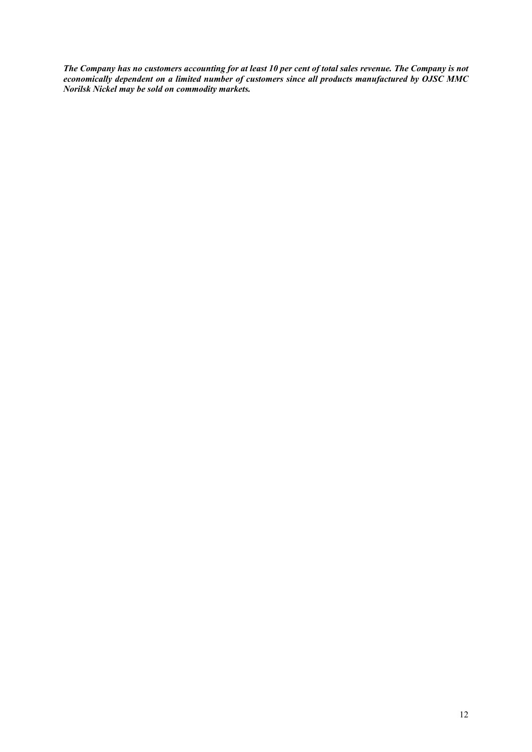***The Company has no customers accounting for at least 10 per cent of total sales revenue. The Company is not economically dependent on a limited number of customers since all products manufactured by OJSC MMC Norilsk Nickel may be sold on commodity markets.***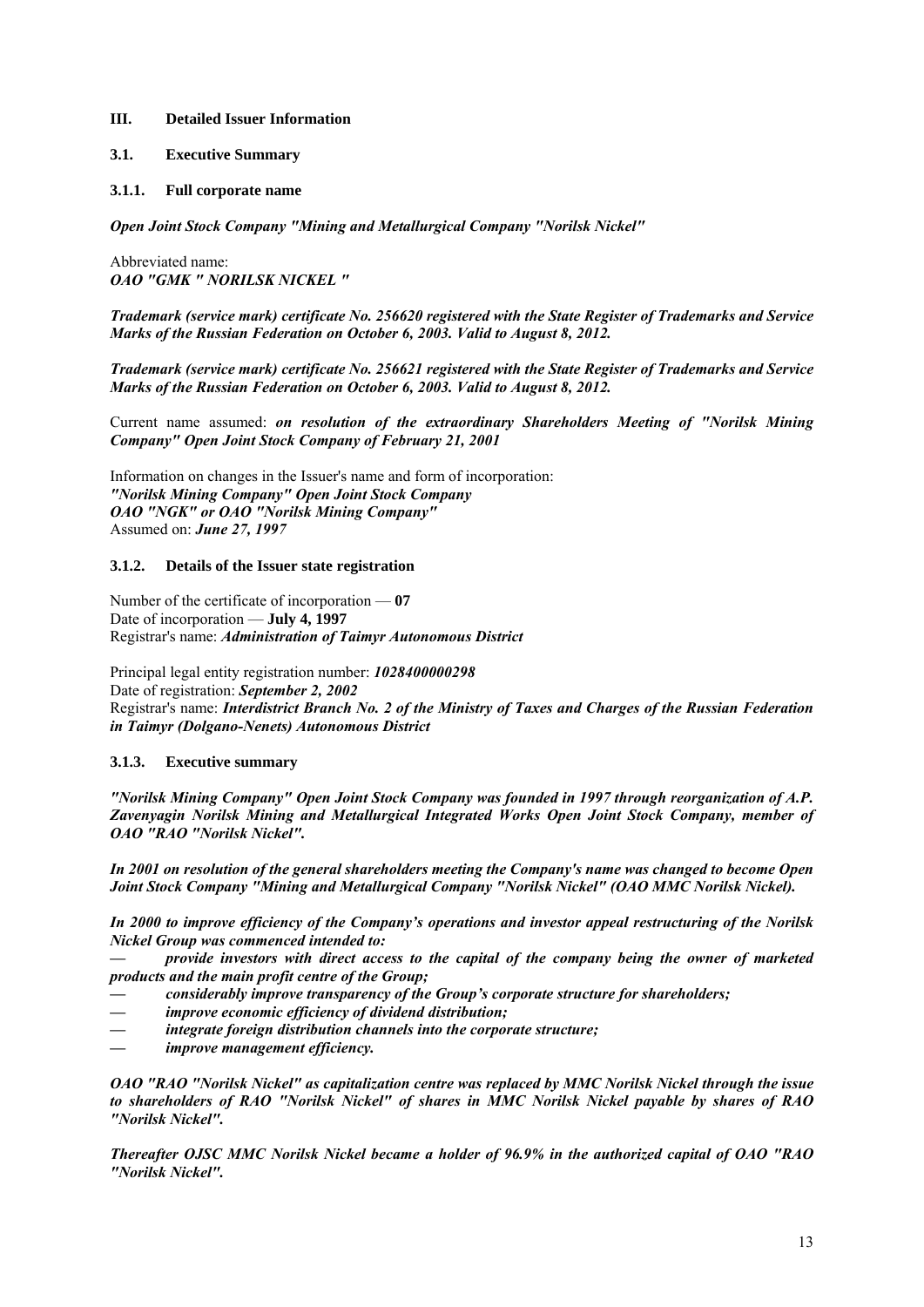## III. Detailed Issuer Information

### 3.1. Executive Summary

#### 3.1.1. Full corporate name

***Open Joint Stock Company "Mining and Metallurgical Company "Norilsk Nickel"***

Abbreviated name:
***OAO "GMK " NORILSK NICKEL "***

***Trademark (service mark) certificate No. 256620 registered with the State Register of Trademarks and Service Marks of the Russian Federation on October 6, 2003. Valid to August 8, 2012.***

***Trademark (service mark) certificate No. 256621 registered with the State Register of Trademarks and Service Marks of the Russian Federation on October 6, 2003. Valid to August 8, 2012.***

Current name assumed: ***on resolution of the extraordinary Shareholders Meeting of "Norilsk Mining Company" Open Joint Stock Company of February 21, 2001***

Information on changes in the Issuer's name and form of incorporation:
***"Norilsk Mining Company" Open Joint Stock Company***
***OAO "NGK" or OAO "Norilsk Mining Company"***
Assumed on: ***June 27, 1997***

#### 3.1.2. Details of the Issuer state registration

Number of the certificate of incorporation — **07**
Date of incorporation — **July 4, 1997**
Registrar's name: ***Administration of Taimyr Autonomous District***

Principal legal entity registration number: ***1028400000298***
Date of registration: ***September 2, 2002***
Registrar's name: ***Interdistrict Branch No. 2 of the Ministry of Taxes and Charges of the Russian Federation in Taimyr (Dolgano-Nenets) Autonomous District***

#### 3.1.3. Executive summary

***"Norilsk Mining Company" Open Joint Stock Company was founded in 1997 through reorganization of A.P. Zavenyagin Norilsk Mining and Metallurgical Integrated Works Open Joint Stock Company, member of OAO "RAO "Norilsk Nickel".***

***In 2001 on resolution of the general shareholders meeting the Company's name was changed to become Open Joint Stock Company "Mining and Metallurgical Company "Norilsk Nickel" (OAO MMC Norilsk Nickel).***

***In 2000 to improve efficiency of the Company's operations and investor appeal restructuring of the Norilsk Nickel Group was commenced intended to:***

- ***provide investors with direct access to the capital of the company being the owner of marketed products and the main profit centre of the Group;***
- ***considerably improve transparency of the Group's corporate structure for shareholders;***
- ***improve economic efficiency of dividend distribution;***
- ***integrate foreign distribution channels into the corporate structure;***
- ***improve management efficiency.***

***OAO "RAO "Norilsk Nickel" as capitalization centre was replaced by MMC Norilsk Nickel through the issue to shareholders of RAO "Norilsk Nickel" of shares in MMC Norilsk Nickel payable by shares of RAO "Norilsk Nickel".***

***Thereafter OJSC MMC Norilsk Nickel became a holder of 96.9% in the authorized capital of OAO "RAO "Norilsk Nickel".***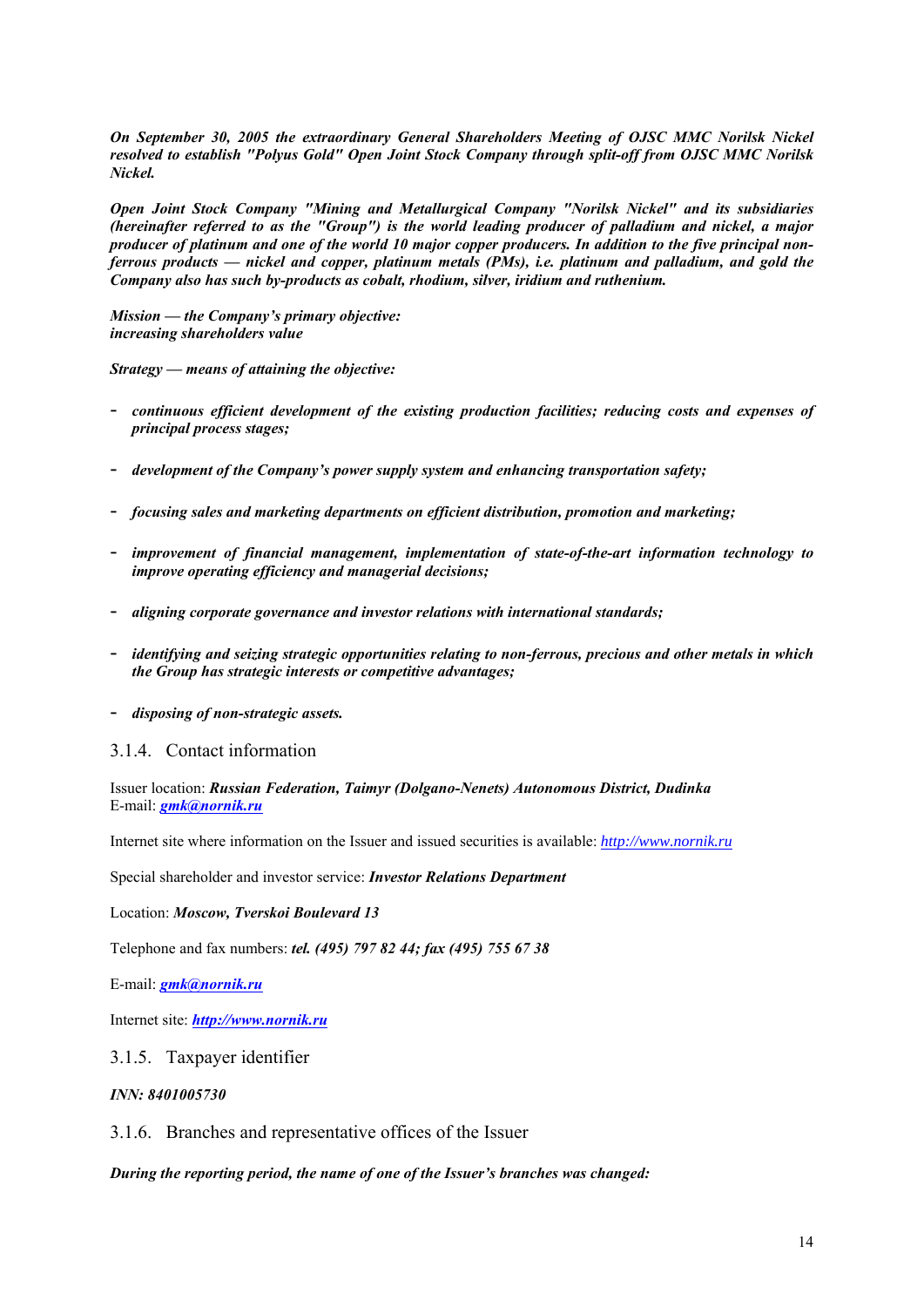***On September 30, 2005 the extraordinary General Shareholders Meeting of OJSC MMC Norilsk Nickel resolved to establish "Polyus Gold" Open Joint Stock Company through split-off from OJSC MMC Norilsk Nickel.***

***Open Joint Stock Company "Mining and Metallurgical Company "Norilsk Nickel" and its subsidiaries (hereinafter referred to as the "Group") is the world leading producer of palladium and nickel, a major producer of platinum and one of the world 10 major copper producers. In addition to the five principal non-ferrous products — nickel and copper, platinum metals (PMs), i.e. platinum and palladium, and gold the Company also has such by-products as cobalt, rhodium, silver, iridium and ruthenium.***

***Mission — the Company's primary objective:***
***increasing shareholders value***

***Strategy — means of attaining the objective:***

- ***continuous efficient development of the existing production facilities; reducing costs and expenses of principal process stages;***
- ***development of the Company's power supply system and enhancing transportation safety;***
- ***focusing sales and marketing departments on efficient distribution, promotion and marketing;***
- ***improvement of financial management, implementation of state-of-the-art information technology to improve operating efficiency and managerial decisions;***
- ***aligning corporate governance and investor relations with international standards;***
- ***identifying and seizing strategic opportunities relating to non-ferrous, precious and other metals in which the Group has strategic interests or competitive advantages;***
- ***disposing of non-strategic assets.***

### 3.1.4. Contact information

Issuer location: ***Russian Federation, Taimyr (Dolgano-Nenets) Autonomous District, Dudinka***
E-mail: ***gmk@nornik.ru***

Internet site where information on the Issuer and issued securities is available: *http://www.nornik.ru*

Special shareholder and investor service: ***Investor Relations Department***

Location: ***Moscow, Tverskoi Boulevard 13***

Telephone and fax numbers: ***tel. (495) 797 82 44; fax (495) 755 67 38***

E-mail: ***gmk@nornik.ru***

Internet site: ***http://www.nornik.ru***

### 3.1.5. Taxpayer identifier

***INN: 8401005730***

### 3.1.6. Branches and representative offices of the Issuer

***During the reporting period, the name of one of the Issuer's branches was changed:***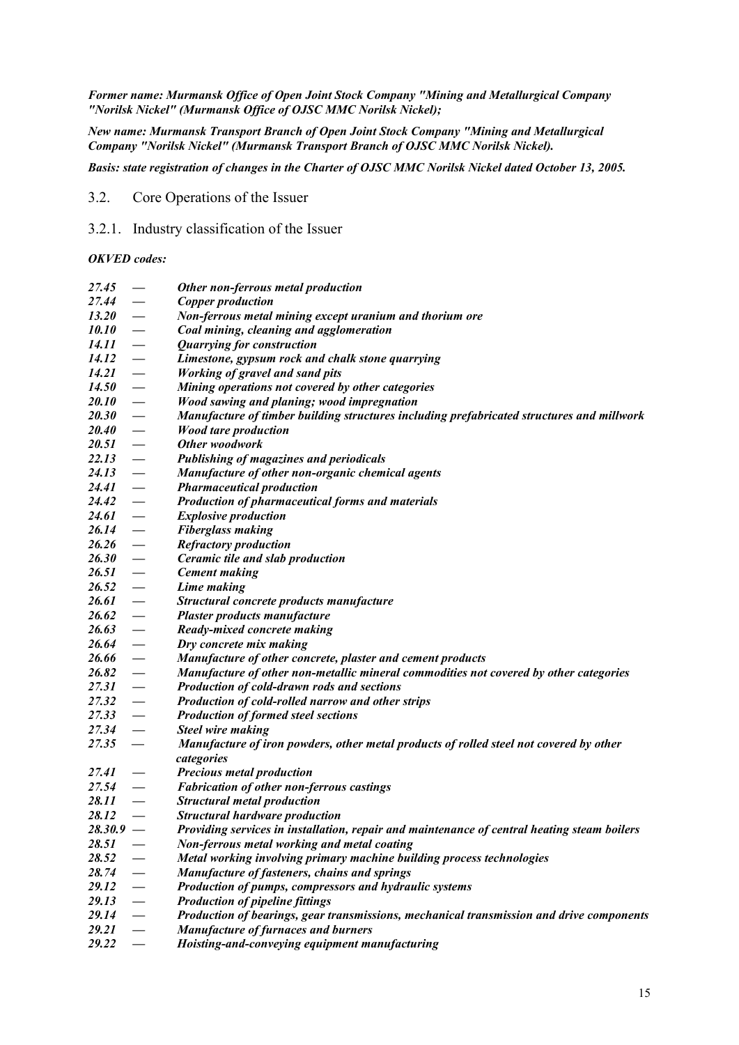*Former name: Murmansk Office of Open Joint Stock Company "Mining and Metallurgical Company "Norilsk Nickel" (Murmansk Office of OJSC MMC Norilsk Nickel);*

*New name: Murmansk Transport Branch of Open Joint Stock Company "Mining and Metallurgical Company "Norilsk Nickel" (Murmansk Transport Branch of OJSC MMC Norilsk Nickel).*

*Basis: state registration of changes in the Charter of OJSC MMC Norilsk Nickel dated October 13, 2005.*

## 3.2. Core Operations of the Issuer

### 3.2.1. Industry classification of the Issuer

*OKVED codes:*

*27.45 — Other non-ferrous metal production*
*27.44 — Copper production*
*13.20 — Non-ferrous metal mining except uranium and thorium ore*
*10.10 — Coal mining, cleaning and agglomeration*
*14.11 — Quarrying for construction*
*14.12 — Limestone, gypsum rock and chalk stone quarrying*
*14.21 — Working of gravel and sand pits*
*14.50 — Mining operations not covered by other categories*
*20.10 — Wood sawing and planing; wood impregnation*
*20.30 — Manufacture of timber building structures including prefabricated structures and millwork*
*20.40 — Wood tare production*
*20.51 — Other woodwork*
*22.13 — Publishing of magazines and periodicals*
*24.13 — Manufacture of other non-organic chemical agents*
*24.41 — Pharmaceutical production*
*24.42 — Production of pharmaceutical forms and materials*
*24.61 — Explosive production*
*26.14 — Fiberglass making*
*26.26 — Refractory production*
*26.30 — Ceramic tile and slab production*
*26.51 — Cement making*
*26.52 — Lime making*
*26.61 — Structural concrete products manufacture*
*26.62 — Plaster products manufacture*
*26.63 — Ready-mixed concrete making*
*26.64 — Dry concrete mix making*
*26.66 — Manufacture of other concrete, plaster and cement products*
*26.82 — Manufacture of other non-metallic mineral commodities not covered by other categories*
*27.31 — Production of cold-drawn rods and sections*
*27.32 — Production of cold-rolled narrow and other strips*
*27.33 — Production of formed steel sections*
*27.34 — Steel wire making*
*27.35 — Manufacture of iron powders, other metal products of rolled steel not covered by other categories*
*27.41 — Precious metal production*
*27.54 — Fabrication of other non-ferrous castings*
*28.11 — Structural metal production*
*28.12 — Structural hardware production*
*28.30.9 — Providing services in installation, repair and maintenance of central heating steam boilers*
*28.51 — Non-ferrous metal working and metal coating*
*28.52 — Metal working involving primary machine building process technologies*
*28.74 — Manufacture of fasteners, chains and springs*
*29.12 — Production of pumps, compressors and hydraulic systems*
*29.13 — Production of pipeline fittings*
*29.14 — Production of bearings, gear transmissions, mechanical transmission and drive components*
*29.21 — Manufacture of furnaces and burners*
*29.22 — Hoisting-and-conveying equipment manufacturing*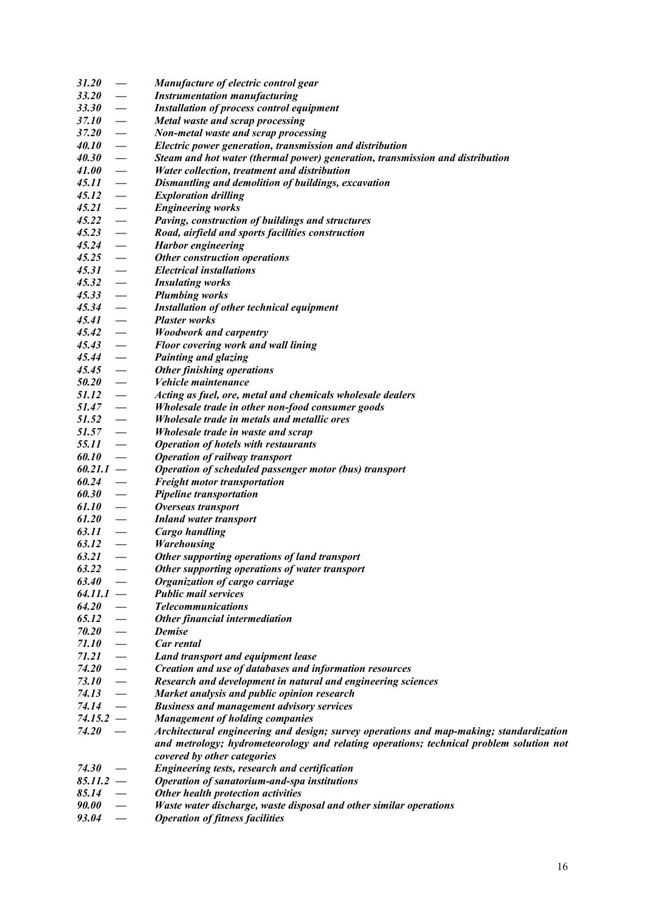*31.20 — Manufacture of electric control gear*
*33.20 — Instrumentation manufacturing*
*33.30 — Installation of process control equipment*
*37.10 — Metal waste and scrap processing*
*37.20 — Non-metal waste and scrap processing*
*40.10 — Electric power generation, transmission and distribution*
*40.30 — Steam and hot water (thermal power) generation, transmission and distribution*
*41.00 — Water collection, treatment and distribution*
*45.11 — Dismantling and demolition of buildings, excavation*
*45.12 — Exploration drilling*
*45.21 — Engineering works*
*45.22 — Paving, construction of buildings and structures*
*45.23 — Road, airfield and sports facilities construction*
*45.24 — Harbor engineering*
*45.25 — Other construction operations*
*45.31 — Electrical installations*
*45.32 — Insulating works*
*45.33 — Plumbing works*
*45.34 — Installation of other technical equipment*
*45.41 — Plaster works*
*45.42 — Woodwork and carpentry*
*45.43 — Floor covering work and wall lining*
*45.44 — Painting and glazing*
*45.45 — Other finishing operations*
*50.20 — Vehicle maintenance*
*51.12 — Acting as fuel, ore, metal and chemicals wholesale dealers*
*51.47 — Wholesale trade in other non-food consumer goods*
*51.52 — Wholesale trade in metals and metallic ores*
*51.57 — Wholesale trade in waste and scrap*
*55.11 — Operation of hotels with restaurants*
*60.10 — Operation of railway transport*
*60.21.1 — Operation of scheduled passenger motor (bus) transport*
*60.24 — Freight motor transportation*
*60.30 — Pipeline transportation*
*61.10 — Overseas transport*
*61.20 — Inland water transport*
*63.11 — Cargo handling*
*63.12 — Warehousing*
*63.21 — Other supporting operations of land transport*
*63.22 — Other supporting operations of water transport*
*63.40 — Organization of cargo carriage*
*64.11.1 — Public mail services*
*64.20 — Telecommunications*
*65.12 — Other financial intermediation*
*70.20 — Demise*
*71.10 — Car rental*
*71.21 — Land transport and equipment lease*
*74.20 — Creation and use of databases and information resources*
*73.10 — Research and development in natural and engineering sciences*
*74.13 — Market analysis and public opinion research*
*74.14 — Business and management advisory services*
*74.15.2 — Management of holding companies*
*74.20 — Architectural engineering and design; survey operations and map-making; standardization and metrology; hydrometeorology and relating operations; technical problem solution not covered by other categories*
*74.30 — Engineering tests, research and certification*
*85.11.2 — Operation of sanatorium-and-spa institutions*
*85.14 — Other health protection activities*
*90.00 — Waste water discharge, waste disposal and other similar operations*
*93.04 — Operation of fitness facilities*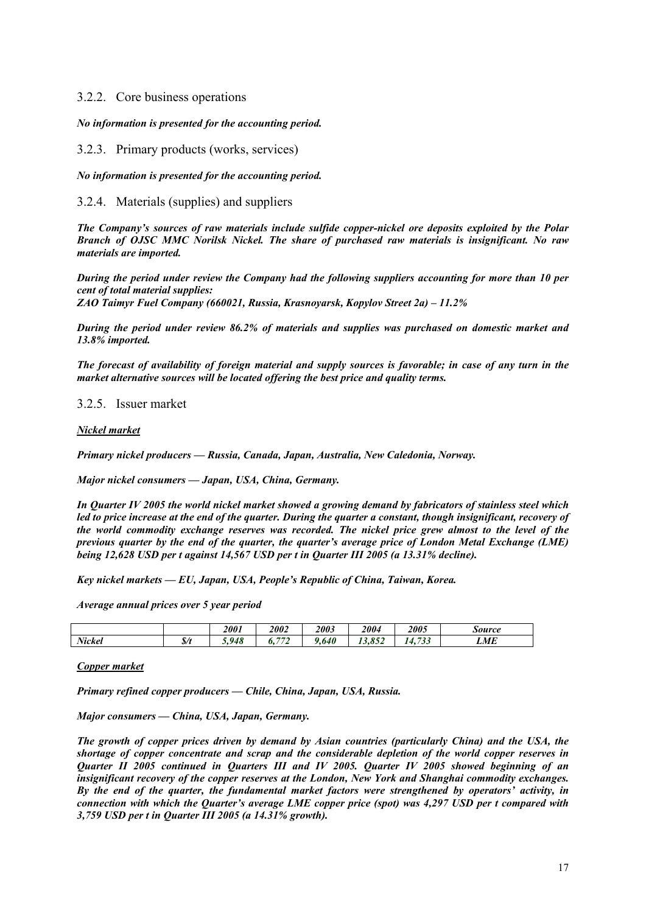### 3.2.2. Core business operations

***No information is presented for the accounting period.***

### 3.2.3. Primary products (works, services)

***No information is presented for the accounting period.***

### 3.2.4. Materials (supplies) and suppliers

***The Company's sources of raw materials include sulfide copper-nickel ore deposits exploited by the Polar Branch of OJSC MMC Norilsk Nickel. The share of purchased raw materials is insignificant. No raw materials are imported.***

***During the period under review the Company had the following suppliers accounting for more than 10 per cent of total material supplies:***
***ZAO Taimyr Fuel Company (660021, Russia, Krasnoyarsk, Kopylov Street 2a) – 11.2%***

***During the period under review 86.2% of materials and supplies was purchased on domestic market and 13.8% imported.***

***The forecast of availability of foreign material and supply sources is favorable; in case of any turn in the market alternative sources will be located offering the best price and quality terms.***

### 3.2.5. Issuer market

***<u>Nickel market</u>***

***Primary nickel producers — Russia, Canada, Japan, Australia, New Caledonia, Norway.***

***Major nickel consumers — Japan, USA, China, Germany.***

***In Quarter IV 2005 the world nickel market showed a growing demand by fabricators of stainless steel which led to price increase at the end of the quarter. During the quarter a constant, though insignificant, recovery of the world commodity exchange reserves was recorded. The nickel price grew almost to the level of the previous quarter by the end of the quarter, the quarter's average price of London Metal Exchange (LME) being 12,628 USD per t against 14,567 USD per t in Quarter III 2005 (a 13.31% decline).***

***Key nickel markets — EU, Japan, USA, People's Republic of China, Taiwan, Korea.***

***Average annual prices over 5 year period***

| | | ***2001*** | ***2002*** | ***2003*** | ***2004*** | ***2005*** | ***Source*** |
|---|---|---|---|---|---|---|---|
| ***Nickel*** | ***$/t*** | ***5,948*** | ***6,772*** | ***9,640*** | ***13,852*** | ***14,733*** | ***LME*** |

***<u>Copper market</u>***

***Primary refined copper producers — Chile, China, Japan, USA, Russia.***

***Major consumers — China, USA, Japan, Germany.***

***The growth of copper prices driven by demand by Asian countries (particularly China) and the USA, the shortage of copper concentrate and scrap and the considerable depletion of the world copper reserves in Quarter II 2005 continued in Quarters III and IV 2005. Quarter IV 2005 showed beginning of an insignificant recovery of the copper reserves at the London, New York and Shanghai commodity exchanges. By the end of the quarter, the fundamental market factors were strengthened by operators' activity, in connection with which the Quarter's average LME copper price (spot) was 4,297 USD per t compared with 3,759 USD per t in Quarter III 2005 (a 14.31% growth).***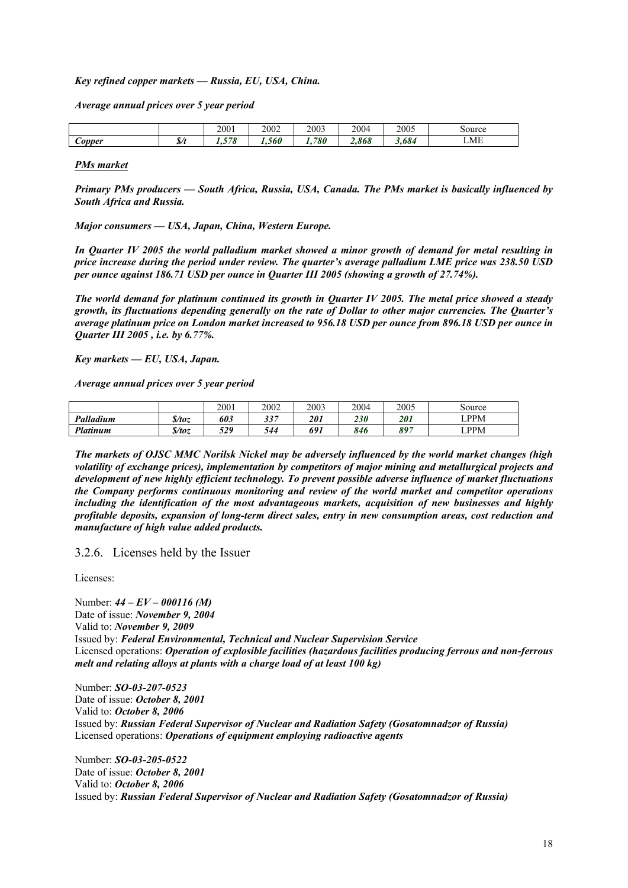***Key refined copper markets — Russia, EU, USA, China.***

***Average annual prices over 5 year period***

| | | 2001 | 2002 | 2003 | 2004 | 2005 | Source |
|---|---|---|---|---|---|---|---|
| ***Copper*** | ***$/t*** | ***1,578*** | ***1,560*** | ***1,780*** | ***2,868*** | ***3,684*** | LME |

***PMs market***

***Primary PMs producers — South Africa, Russia, USA, Canada. The PMs market is basically influenced by South Africa and Russia.***

***Major consumers — USA, Japan, China, Western Europe.***

***In Quarter IV 2005 the world palladium market showed a minor growth of demand for metal resulting in price increase during the period under review. The quarter's average palladium LME price was 238.50 USD per ounce against 186.71 USD per ounce in Quarter III 2005 (showing a growth of 27.74%).***

***The world demand for platinum continued its growth in Quarter IV 2005. The metal price showed a steady growth, its fluctuations depending generally on the rate of Dollar to other major currencies. The Quarter's average platinum price on London market increased to 956.18 USD per ounce from 896.18 USD per ounce in Quarter III 2005 , i.e. by 6.77%.***

***Key markets — EU, USA, Japan.***

***Average annual prices over 5 year period***

| | | 2001 | 2002 | 2003 | 2004 | 2005 | Source |
|---|---|---|---|---|---|---|---|
| ***Palladium*** | ***$/toz*** | ***603*** | ***337*** | ***201*** | ***230*** | ***201*** | LPPM |
| ***Platinum*** | ***$/toz*** | ***529*** | ***544*** | ***691*** | ***846*** | ***897*** | LPPM |

***The markets of OJSC MMC Norilsk Nickel may be adversely influenced by the world market changes (high volatility of exchange prices), implementation by competitors of major mining and metallurgical projects and development of new highly efficient technology. To prevent possible adverse influence of market fluctuations the Company performs continuous monitoring and review of the world market and competitor operations including the identification of the most advantageous markets, acquisition of new businesses and highly profitable deposits, expansion of long-term direct sales, entry in new consumption areas, cost reduction and manufacture of high value added products.***

### 3.2.6. Licenses held by the Issuer

Licenses:

Number: ***44 – EV – 000116 (M)***
Date of issue: ***November 9, 2004***
Valid to: ***November 9, 2009***
Issued by: ***Federal Environmental, Technical and Nuclear Supervision Service***
Licensed operations: ***Operation of explosible facilities (hazardous facilities producing ferrous and non-ferrous melt and relating alloys at plants with a charge load of at least 100 kg)***

Number: ***SO-03-207-0523***
Date of issue: ***October 8, 2001***
Valid to: ***October 8, 2006***
Issued by: ***Russian Federal Supervisor of Nuclear and Radiation Safety (Gosatomnadzor of Russia)***
Licensed operations: ***Operations of equipment employing radioactive agents***

Number: ***SO-03-205-0522***
Date of issue: ***October 8, 2001***
Valid to: ***October 8, 2006***
Issued by: ***Russian Federal Supervisor of Nuclear and Radiation Safety (Gosatomnadzor of Russia)***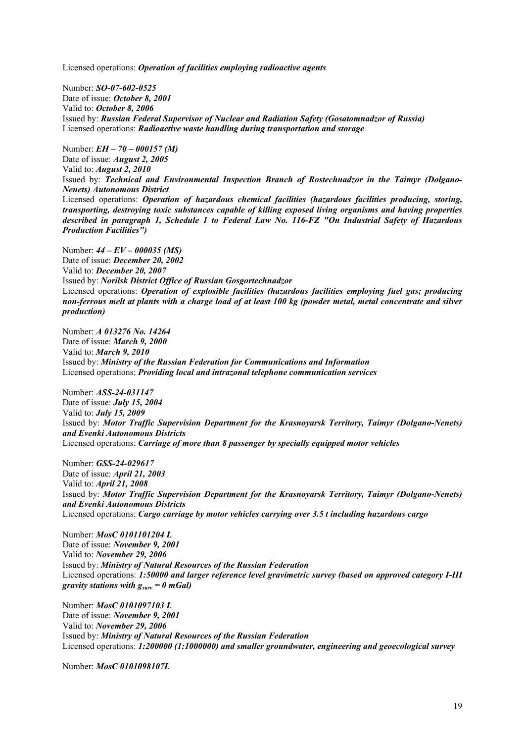Licensed operations: ***Operation of facilities employing radioactive agents***

Number: ***SO-07-602-0525***
Date of issue: ***October 8, 2001***
Valid to: ***October 8, 2006***
Issued by: ***Russian Federal Supervisor of Nuclear and Radiation Safety (Gosatomnadzor of Russia)***
Licensed operations: ***Radioactive waste handling during transportation and storage***

Number: ***EH – 70 – 000157 (M)***
Date of issue: ***August 2, 2005***
Valid to: ***August 2, 2010***
Issued by: ***Technical and Environmental Inspection Branch of Rostechnadzor in the Taimyr (Dolgano-Nenets) Autonomous District***
Licensed operations: ***Operation of hazardous chemical facilities (hazardous facilities producing, storing, transporting, destroying toxic substances capable of killing exposed living organisms and having properties described in paragraph 1, Schedule 1 to Federal Law No. 116-FZ "On Industrial Safety of Hazardous Production Facilities")***

Number: ***44 – EV – 000035 (MS)***
Date of issue: ***December 20, 2002***
Valid to: ***December 20, 2007***
Issued by: ***Norilsk District Office of Russian Gosgortechnadzor***
Licensed operations: ***Operation of explosible facilities (hazardous facilities employing fuel gas; producing non-ferrous melt at plants with a charge load of at least 100 kg (powder metal, metal concentrate and silver production)***

Number: ***A 013276 No. 14264***
Date of issue: ***March 9, 2000***
Valid to: ***March 9, 2010***
Issued by: ***Ministry of the Russian Federation for Communications and Information***
Licensed operations: ***Providing local and intrazonal telephone communication services***

Number: ***ASS-24-031147***
Date of issue: ***July 15, 2004***
Valid to: ***July 15, 2009***
Issued by: ***Motor Traffic Supervision Department for the Krasnoyarsk Territory, Taimyr (Dolgano-Nenets) and Evenki Autonomous Districts***
Licensed operations: ***Carriage of more than 8 passenger by specially equipped motor vehicles***

Number: ***GSS-24-029617***
Date of issue: ***April 21, 2003***
Valid to: ***April 21, 2008***
Issued by: ***Motor Traffic Supervision Department for the Krasnoyarsk Territory, Taimyr (Dolgano-Nenets) and Evenki Autonomous Districts***
Licensed operations: ***Cargo carriage by motor vehicles carrying over 3.5 t including hazardous cargo***

Number: ***MosC 0101101204 L***
Date of issue: ***November 9, 2001***
Valid to: ***November 29, 2006***
Issued by: ***Ministry of Natural Resources of the Russian Federation***
Licensed operations: ***1:50000 and larger reference level gravimetric survey (based on approved category I-III gravity stations with*** $g_{surv} = 0$ ***mGal)***

Number: ***MosC 0101097103 L***
Date of issue: ***November 9, 2001***
Valid to: ***November 29, 2006***
Issued by: ***Ministry of Natural Resources of the Russian Federation***
Licensed operations: ***1:200000 (1:1000000) and smaller groundwater, engineering and geoecological survey***

Number: ***MosC 0101098107L***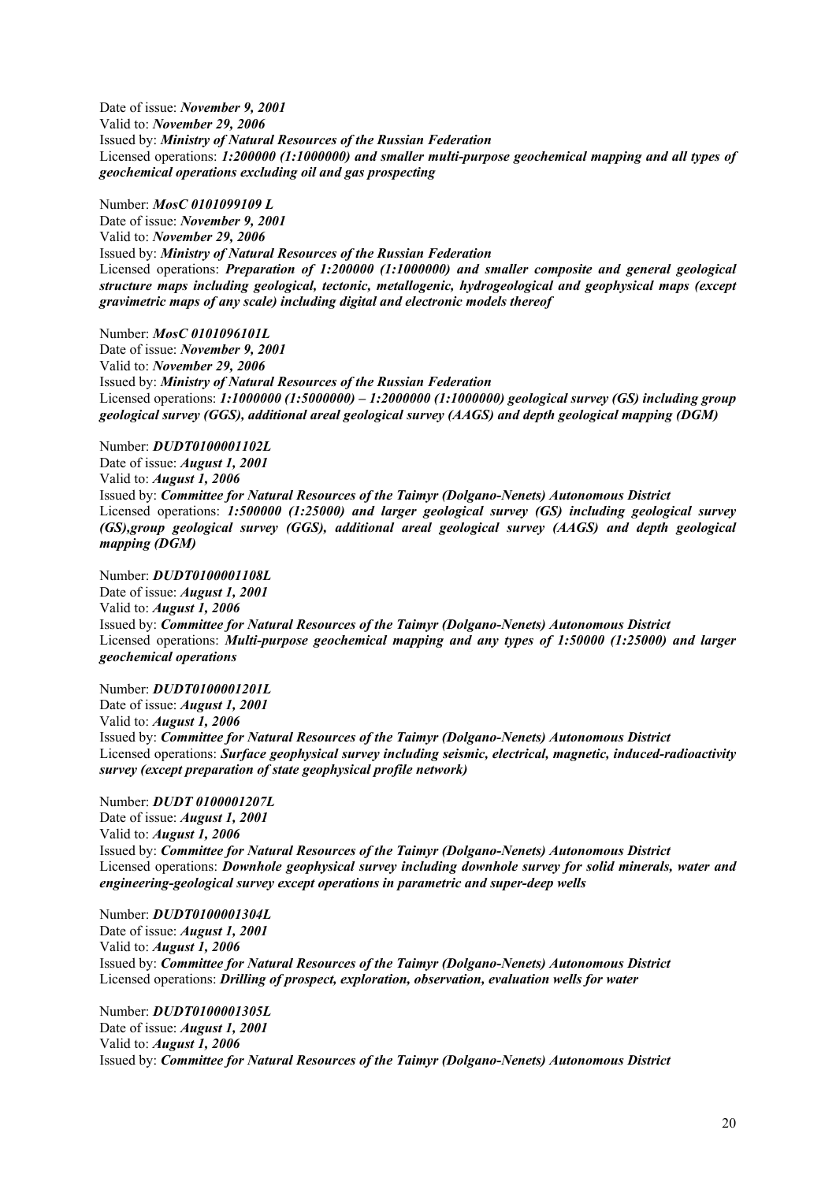Date of issue: ***November 9, 2001***
Valid to: ***November 29, 2006***
Issued by: ***Ministry of Natural Resources of the Russian Federation***
Licensed operations: ***1:200000 (1:1000000) and smaller multi-purpose geochemical mapping and all types of geochemical operations excluding oil and gas prospecting***

Number: ***MosC 0101099109 L***
Date of issue: ***November 9, 2001***
Valid to: ***November 29, 2006***
Issued by: ***Ministry of Natural Resources of the Russian Federation***
Licensed operations: ***Preparation of 1:200000 (1:1000000) and smaller composite and general geological structure maps including geological, tectonic, metallogenic, hydrogeological and geophysical maps (except gravimetric maps of any scale) including digital and electronic models thereof***

Number: ***MosC 0101096101L***
Date of issue: ***November 9, 2001***
Valid to: ***November 29, 2006***
Issued by: ***Ministry of Natural Resources of the Russian Federation***
Licensed operations: ***1:1000000 (1:5000000) – 1:2000000 (1:1000000) geological survey (GS) including group geological survey (GGS), additional areal geological survey (AAGS) and depth geological mapping (DGM)***

Number: ***DUDT0100001102L***
Date of issue: ***August 1, 2001***
Valid to: ***August 1, 2006***
Issued by: ***Committee for Natural Resources of the Taimyr (Dolgano-Nenets) Autonomous District***
Licensed operations: ***1:500000 (1:25000) and larger geological survey (GS) including geological survey (GS),group geological survey (GGS), additional areal geological survey (AAGS) and depth geological mapping (DGM)***

Number: ***DUDT0100001108L***
Date of issue: ***August 1, 2001***
Valid to: ***August 1, 2006***
Issued by: ***Committee for Natural Resources of the Taimyr (Dolgano-Nenets) Autonomous District***
Licensed operations: ***Multi-purpose geochemical mapping and any types of 1:50000 (1:25000) and larger geochemical operations***

Number: ***DUDT0100001201L***
Date of issue: ***August 1, 2001***
Valid to: ***August 1, 2006***
Issued by: ***Committee for Natural Resources of the Taimyr (Dolgano-Nenets) Autonomous District***
Licensed operations: ***Surface geophysical survey including seismic, electrical, magnetic, induced-radioactivity survey (except preparation of state geophysical profile network)***

Number: ***DUDT 0100001207L***
Date of issue: ***August 1, 2001***
Valid to: ***August 1, 2006***
Issued by: ***Committee for Natural Resources of the Taimyr (Dolgano-Nenets) Autonomous District***
Licensed operations: ***Downhole geophysical survey including downhole survey for solid minerals, water and engineering-geological survey except operations in parametric and super-deep wells***

Number: ***DUDT0100001304L***
Date of issue: ***August 1, 2001***
Valid to: ***August 1, 2006***
Issued by: ***Committee for Natural Resources of the Taimyr (Dolgano-Nenets) Autonomous District***
Licensed operations: ***Drilling of prospect, exploration, observation, evaluation wells for water***

Number: ***DUDT0100001305L***
Date of issue: ***August 1, 2001***
Valid to: ***August 1, 2006***
Issued by: ***Committee for Natural Resources of the Taimyr (Dolgano-Nenets) Autonomous District***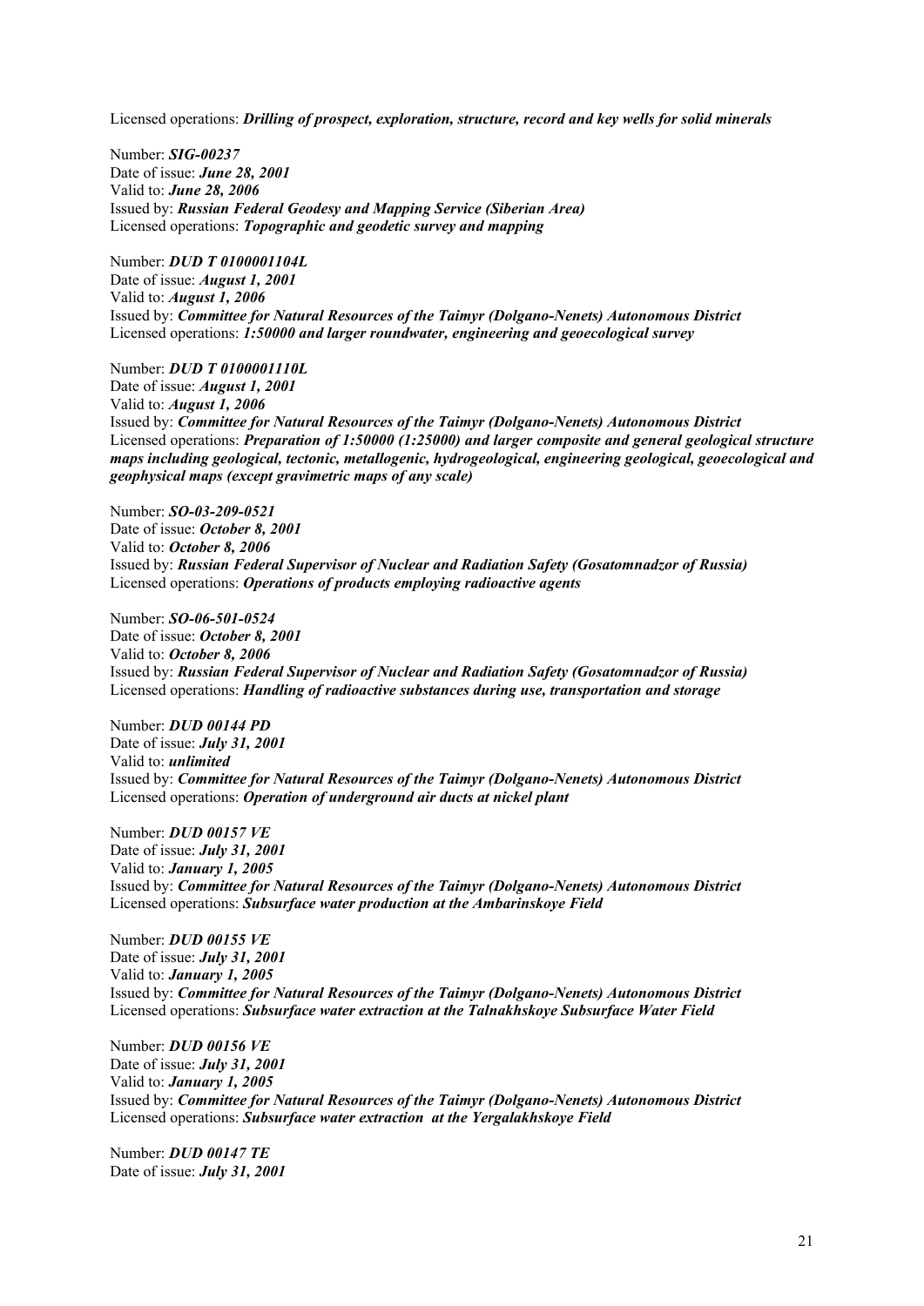Licensed operations: ***Drilling of prospect, exploration, structure, record and key wells for solid minerals***

Number: ***SIG-00237***
Date of issue: ***June 28, 2001***
Valid to: ***June 28, 2006***
Issued by: ***Russian Federal Geodesy and Mapping Service (Siberian Area)***
Licensed operations: ***Topographic and geodetic survey and mapping***

Number: ***DUD T 0100001104L***
Date of issue: ***August 1, 2001***
Valid to: ***August 1, 2006***
Issued by: ***Committee for Natural Resources of the Taimyr (Dolgano-Nenets) Autonomous District***
Licensed operations: ***1:50000 and larger roundwater, engineering and geoecological survey***

Number: ***DUD T 0100001110L***
Date of issue: ***August 1, 2001***
Valid to: ***August 1, 2006***
Issued by: ***Committee for Natural Resources of the Taimyr (Dolgano-Nenets) Autonomous District***
Licensed operations: ***Preparation of 1:50000 (1:25000) and larger composite and general geological structure maps including geological, tectonic, metallogenic, hydrogeological, engineering geological, geoecological and geophysical maps (except gravimetric maps of any scale)***

Number: ***SO-03-209-0521***
Date of issue: ***October 8, 2001***
Valid to: ***October 8, 2006***
Issued by: ***Russian Federal Supervisor of Nuclear and Radiation Safety (Gosatomnadzor of Russia)***
Licensed operations: ***Operations of products employing radioactive agents***

Number: ***SO-06-501-0524***
Date of issue: ***October 8, 2001***
Valid to: ***October 8, 2006***
Issued by: ***Russian Federal Supervisor of Nuclear and Radiation Safety (Gosatomnadzor of Russia)***
Licensed operations: ***Handling of radioactive substances during use, transportation and storage***

Number: ***DUD 00144 PD***
Date of issue: ***July 31, 2001***
Valid to: ***unlimited***
Issued by: ***Committee for Natural Resources of the Taimyr (Dolgano-Nenets) Autonomous District***
Licensed operations: ***Operation of underground air ducts at nickel plant***

Number: ***DUD 00157 VE***
Date of issue: ***July 31, 2001***
Valid to: ***January 1, 2005***
Issued by: ***Committee for Natural Resources of the Taimyr (Dolgano-Nenets) Autonomous District***
Licensed operations: ***Subsurface water production at the Ambarinskoye Field***

Number: ***DUD 00155 VE***
Date of issue: ***July 31, 2001***
Valid to: ***January 1, 2005***
Issued by: ***Committee for Natural Resources of the Taimyr (Dolgano-Nenets) Autonomous District***
Licensed operations: ***Subsurface water extraction at the Talnakhskoye Subsurface Water Field***

Number: ***DUD 00156 VE***
Date of issue: ***July 31, 2001***
Valid to: ***January 1, 2005***
Issued by: ***Committee for Natural Resources of the Taimyr (Dolgano-Nenets) Autonomous District***
Licensed operations: ***Subsurface water extraction at the Yergalakhskoye Field***

Number: ***DUD 00147 TE***
Date of issue: ***July 31, 2001***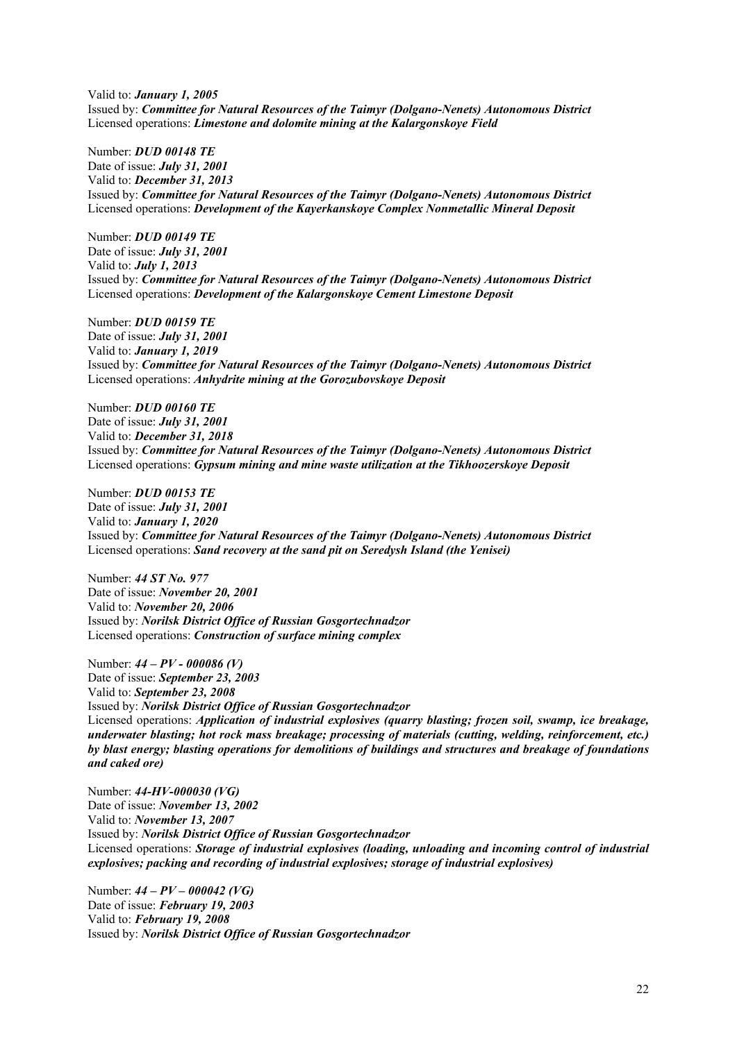Valid to: ***January 1, 2005***
Issued by: ***Committee for Natural Resources of the Taimyr (Dolgano-Nenets) Autonomous District***
Licensed operations: ***Limestone and dolomite mining at the Kalargonskoye Field***

Number: ***DUD 00148 TE***
Date of issue: ***July 31, 2001***
Valid to: ***December 31, 2013***
Issued by: ***Committee for Natural Resources of the Taimyr (Dolgano-Nenets) Autonomous District***
Licensed operations: ***Development of the Kayerkanskoye Complex Nonmetallic Mineral Deposit***

Number: ***DUD 00149 TE***
Date of issue: ***July 31, 2001***
Valid to: ***July 1, 2013***
Issued by: ***Committee for Natural Resources of the Taimyr (Dolgano-Nenets) Autonomous District***
Licensed operations: ***Development of the Kalargonskoye Cement Limestone Deposit***

Number: ***DUD 00159 TE***
Date of issue: ***July 31, 2001***
Valid to: ***January 1, 2019***
Issued by: ***Committee for Natural Resources of the Taimyr (Dolgano-Nenets) Autonomous District***
Licensed operations: ***Anhydrite mining at the Gorozubovskoye Deposit***

Number: ***DUD 00160 TE***
Date of issue: ***July 31, 2001***
Valid to: ***December 31, 2018***
Issued by: ***Committee for Natural Resources of the Taimyr (Dolgano-Nenets) Autonomous District***
Licensed operations: ***Gypsum mining and mine waste utilization at the Tikhoozerskoye Deposit***

Number: ***DUD 00153 TE***
Date of issue: ***July 31, 2001***
Valid to: ***January 1, 2020***
Issued by: ***Committee for Natural Resources of the Taimyr (Dolgano-Nenets) Autonomous District***
Licensed operations: ***Sand recovery at the sand pit on Seredysh Island (the Yenisei)***

Number: ***44 ST No. 977***
Date of issue: ***November 20, 2001***
Valid to: ***November 20, 2006***
Issued by: ***Norilsk District Office of Russian Gosgortechnadzor***
Licensed operations: ***Construction of surface mining complex***

Number: ***44 – PV - 000086 (V)***
Date of issue: ***September 23, 2003***
Valid to: ***September 23, 2008***
Issued by: ***Norilsk District Office of Russian Gosgortechnadzor***
Licensed operations: ***Application of industrial explosives (quarry blasting; frozen soil, swamp, ice breakage, underwater blasting; hot rock mass breakage; processing of materials (cutting, welding, reinforcement, etc.) by blast energy; blasting operations for demolitions of buildings and structures and breakage of foundations and caked ore)***

Number: ***44-HV-000030 (VG)***
Date of issue: ***November 13, 2002***
Valid to: ***November 13, 2007***
Issued by: ***Norilsk District Office of Russian Gosgortechnadzor***
Licensed operations: ***Storage of industrial explosives (loading, unloading and incoming control of industrial explosives; packing and recording of industrial explosives; storage of industrial explosives)***

Number: ***44 – PV – 000042 (VG)***
Date of issue: ***February 19, 2003***
Valid to: ***February 19, 2008***
Issued by: ***Norilsk District Office of Russian Gosgortechnadzor***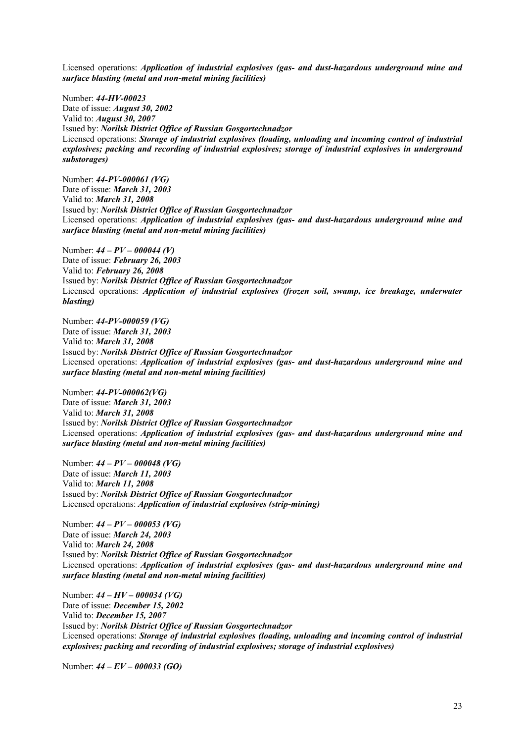Licensed operations: ***Application of industrial explosives (gas- and dust-hazardous underground mine and surface blasting (metal and non-metal mining facilities)***

Number: ***44-HV-00023***
Date of issue: ***August 30, 2002***
Valid to: ***August 30, 2007***
Issued by: ***Norilsk District Office of Russian Gosgortechnadzor***
Licensed operations: ***Storage of industrial explosives (loading, unloading and incoming control of industrial explosives; packing and recording of industrial explosives; storage of industrial explosives in underground substorages)***

Number: ***44-PV-000061 (VG)***
Date of issue: ***March 31, 2003***
Valid to: ***March 31, 2008***
Issued by: ***Norilsk District Office of Russian Gosgortechnadzor***
Licensed operations: ***Application of industrial explosives (gas- and dust-hazardous underground mine and surface blasting (metal and non-metal mining facilities)***

Number: ***44 – PV – 000044 (V)***
Date of issue: ***February 26, 2003***
Valid to: ***February 26, 2008***
Issued by: ***Norilsk District Office of Russian Gosgortechnadzor***
Licensed operations: ***Application of industrial explosives (frozen soil, swamp, ice breakage, underwater blasting)***

Number: ***44-PV-000059 (VG)***
Date of issue: ***March 31, 2003***
Valid to: ***March 31, 2008***
Issued by: ***Norilsk District Office of Russian Gosgortechnadzor***
Licensed operations: ***Application of industrial explosives (gas- and dust-hazardous underground mine and surface blasting (metal and non-metal mining facilities)***

Number: ***44-PV-000062(VG)***
Date of issue: ***March 31, 2003***
Valid to: ***March 31, 2008***
Issued by: ***Norilsk District Office of Russian Gosgortechnadzor***
Licensed operations: ***Application of industrial explosives (gas- and dust-hazardous underground mine and surface blasting (metal and non-metal mining facilities)***

Number: ***44 – PV – 000048 (VG)***
Date of issue: ***March 11, 2003***
Valid to: ***March 11, 2008***
Issued by: ***Norilsk District Office of Russian Gosgortechnadzor***
Licensed operations: ***Application of industrial explosives (strip-mining)***

Number: ***44 – PV – 000053 (VG)***
Date of issue: ***March 24, 2003***
Valid to: ***March 24, 2008***
Issued by: ***Norilsk District Office of Russian Gosgortechnadzor***
Licensed operations: ***Application of industrial explosives (gas- and dust-hazardous underground mine and surface blasting (metal and non-metal mining facilities)***

Number: ***44 – HV – 000034 (VG)***
Date of issue: ***December 15, 2002***
Valid to: ***December 15, 2007***
Issued by: ***Norilsk District Office of Russian Gosgortechnadzor***
Licensed operations: ***Storage of industrial explosives (loading, unloading and incoming control of industrial explosives; packing and recording of industrial explosives; storage of industrial explosives)***

Number: ***44 – EV – 000033 (GO)***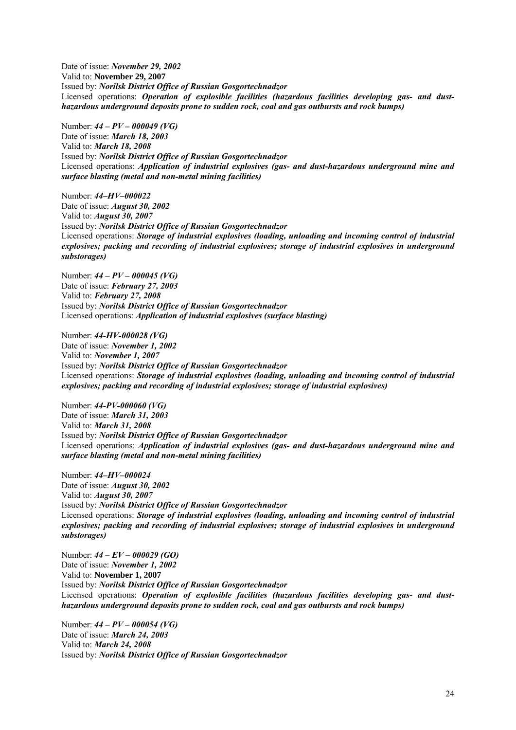Date of issue: ***November 29, 2002***
Valid to: **November 29, 2007**
Issued by: ***Norilsk District Office of Russian Gosgortechnadzor***
Licensed operations: ***Operation of explosible facilities (hazardous facilities developing gas- and dust-hazardous underground deposits prone to sudden rock, coal and gas outbursts and rock bumps)***

Number: ***44 – PV – 000049 (VG)***
Date of issue: ***March 18, 2003***
Valid to: ***March 18, 2008***
Issued by: ***Norilsk District Office of Russian Gosgortechnadzor***
Licensed operations: ***Application of industrial explosives (gas- and dust-hazardous underground mine and surface blasting (metal and non-metal mining facilities)***

Number: ***44–HV–000022***
Date of issue: ***August 30, 2002***
Valid to: ***August 30, 2007***
Issued by: ***Norilsk District Office of Russian Gosgortechnadzor***
Licensed operations: ***Storage of industrial explosives (loading, unloading and incoming control of industrial explosives; packing and recording of industrial explosives; storage of industrial explosives in underground substorages)***

Number: ***44 – PV – 000045 (VG)***
Date of issue: ***February 27, 2003***
Valid to: ***February 27, 2008***
Issued by: ***Norilsk District Office of Russian Gosgortechnadzor***
Licensed operations: ***Application of industrial explosives (surface blasting)***

Number: ***44-HV-000028 (VG)***
Date of issue: ***November 1, 2002***
Valid to: ***November 1, 2007***
Issued by: ***Norilsk District Office of Russian Gosgortechnadzor***
Licensed operations: ***Storage of industrial explosives (loading, unloading and incoming control of industrial explosives; packing and recording of industrial explosives; storage of industrial explosives)***

Number: ***44-PV-000060 (VG)***
Date of issue: ***March 31, 2003***
Valid to: ***March 31, 2008***
Issued by: ***Norilsk District Office of Russian Gosgortechnadzor***
Licensed operations: ***Application of industrial explosives (gas- and dust-hazardous underground mine and surface blasting (metal and non-metal mining facilities)***

Number: ***44–HV–000024***
Date of issue: ***August 30, 2002***
Valid to: ***August 30, 2007***
Issued by: ***Norilsk District Office of Russian Gosgortechnadzor***
Licensed operations: ***Storage of industrial explosives (loading, unloading and incoming control of industrial explosives; packing and recording of industrial explosives; storage of industrial explosives in underground substorages)***

Number: ***44 – EV – 000029 (GO)***
Date of issue: ***November 1, 2002***
Valid to: **November 1, 2007**
Issued by: ***Norilsk District Office of Russian Gosgortechnadzor***
Licensed operations: ***Operation of explosible facilities (hazardous facilities developing gas- and dust-hazardous underground deposits prone to sudden rock, coal and gas outbursts and rock bumps)***

Number: ***44 – PV – 000054 (VG)***
Date of issue: ***March 24, 2003***
Valid to: ***March 24, 2008***
Issued by: ***Norilsk District Office of Russian Gosgortechnadzor***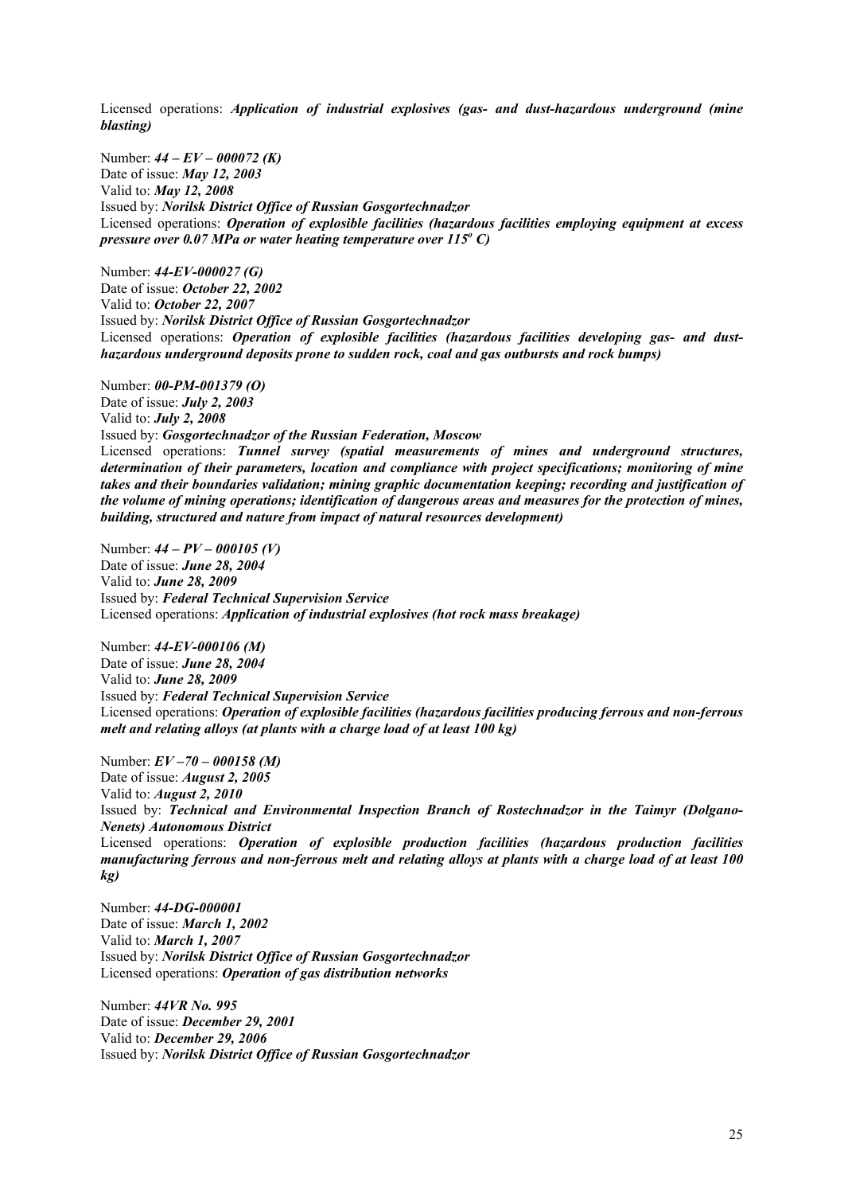Licensed operations: ***Application of industrial explosives (gas- and dust-hazardous underground (mine blasting)***

Number: ***44 – EV – 000072 (K)***
Date of issue: ***May 12, 2003***
Valid to: ***May 12, 2008***
Issued by: ***Norilsk District Office of Russian Gosgortechnadzor***
Licensed operations: ***Operation of explosible facilities (hazardous facilities employing equipment at excess pressure over 0.07 MPa or water heating temperature over 115$^{o}$ C)***

Number: ***44-EV-000027 (G)***
Date of issue: ***October 22, 2002***
Valid to: ***October 22, 2007***
Issued by: ***Norilsk District Office of Russian Gosgortechnadzor***
Licensed operations: ***Operation of explosible facilities (hazardous facilities developing gas- and dust-hazardous underground deposits prone to sudden rock, coal and gas outbursts and rock bumps)***

Number: ***00-PM-001379 (O)***
Date of issue: ***July 2, 2003***
Valid to: ***July 2, 2008***
Issued by: ***Gosgortechnadzor of the Russian Federation, Moscow***
Licensed operations: ***Tunnel survey (spatial measurements of mines and underground structures, determination of their parameters, location and compliance with project specifications; monitoring of mine takes and their boundaries validation; mining graphic documentation keeping; recording and justification of the volume of mining operations; identification of dangerous areas and measures for the protection of mines, building, structured and nature from impact of natural resources development)***

Number: ***44 – PV – 000105 (V)***
Date of issue: ***June 28, 2004***
Valid to: ***June 28, 2009***
Issued by: ***Federal Technical Supervision Service***
Licensed operations: ***Application of industrial explosives (hot rock mass breakage)***

Number: ***44-EV-000106 (M)***
Date of issue: ***June 28, 2004***
Valid to: ***June 28, 2009***
Issued by: ***Federal Technical Supervision Service***
Licensed operations: ***Operation of explosible facilities (hazardous facilities producing ferrous and non-ferrous melt and relating alloys (at plants with a charge load of at least 100 kg)***

Number: ***EV –70 – 000158 (M)***
Date of issue: ***August 2, 2005***
Valid to: ***August 2, 2010***
Issued by: ***Technical and Environmental Inspection Branch of Rostechnadzor in the Taimyr (Dolgano-Nenets) Autonomous District***
Licensed operations: ***Operation of explosible production facilities (hazardous production facilities manufacturing ferrous and non-ferrous melt and relating alloys at plants with a charge load of at least 100 kg)***

Number: ***44-DG-000001***
Date of issue: ***March 1, 2002***
Valid to: ***March 1, 2007***
Issued by: ***Norilsk District Office of Russian Gosgortechnadzor***
Licensed operations: ***Operation of gas distribution networks***

Number: ***44VR No. 995***
Date of issue: ***December 29, 2001***
Valid to: ***December 29, 2006***
Issued by: ***Norilsk District Office of Russian Gosgortechnadzor***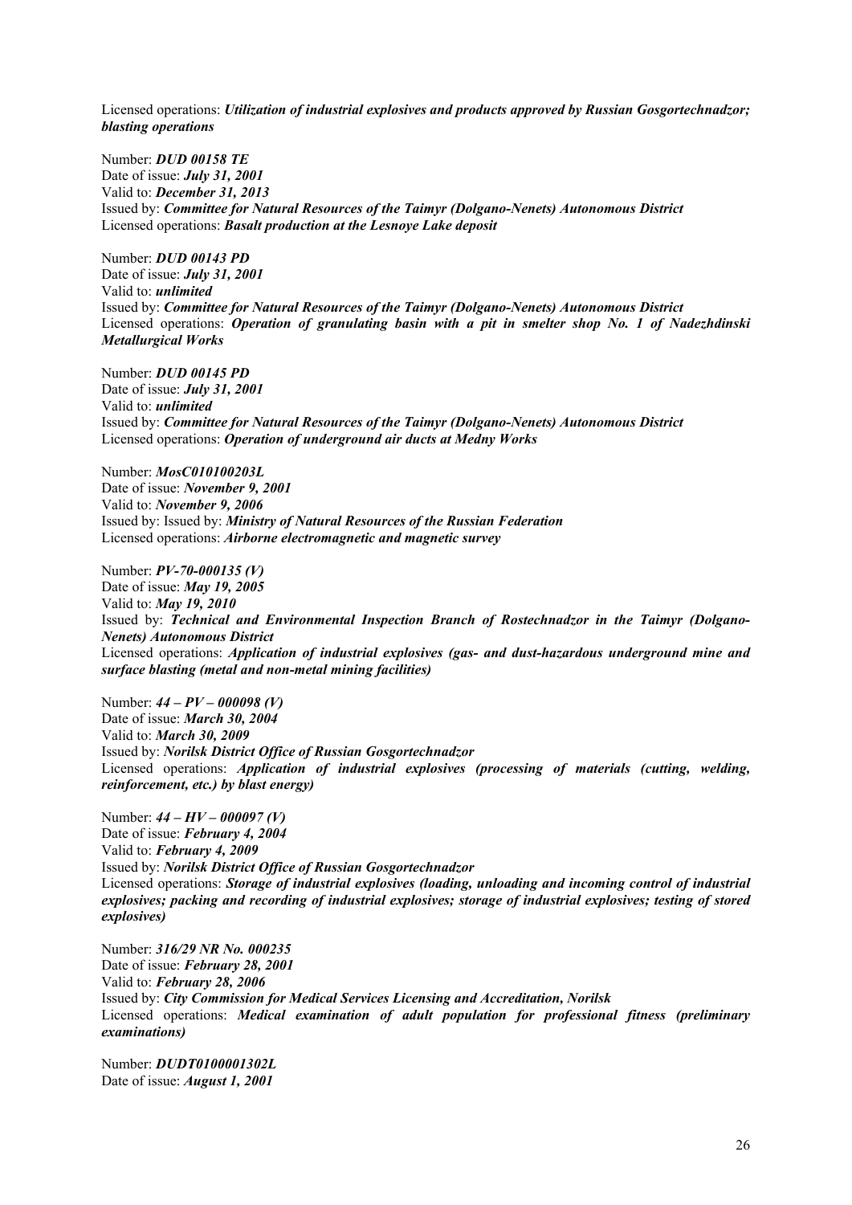Licensed operations: ***Utilization of industrial explosives and products approved by Russian Gosgortechnadzor; blasting operations***

Number: ***DUD 00158 TE***
Date of issue: ***July 31, 2001***
Valid to: ***December 31, 2013***
Issued by: ***Committee for Natural Resources of the Taimyr (Dolgano-Nenets) Autonomous District***
Licensed operations: ***Basalt production at the Lesnoye Lake deposit***

Number: ***DUD 00143 PD***
Date of issue: ***July 31, 2001***
Valid to: ***unlimited***
Issued by: ***Committee for Natural Resources of the Taimyr (Dolgano-Nenets) Autonomous District***
Licensed operations: ***Operation of granulating basin with a pit in smelter shop No. 1 of Nadezhdinski Metallurgical Works***

Number: ***DUD 00145 PD***
Date of issue: ***July 31, 2001***
Valid to: ***unlimited***
Issued by: ***Committee for Natural Resources of the Taimyr (Dolgano-Nenets) Autonomous District***
Licensed operations: ***Operation of underground air ducts at Medny Works***

Number: ***MosC010100203L***
Date of issue: ***November 9, 2001***
Valid to: ***November 9, 2006***
Issued by: Issued by: ***Ministry of Natural Resources of the Russian Federation***
Licensed operations: ***Airborne electromagnetic and magnetic survey***

Number: ***PV-70-000135 (V)***
Date of issue: ***May 19, 2005***
Valid to: ***May 19, 2010***
Issued by: ***Technical and Environmental Inspection Branch of Rostechnadzor in the Taimyr (Dolgano-Nenets) Autonomous District***
Licensed operations: ***Application of industrial explosives (gas- and dust-hazardous underground mine and surface blasting (metal and non-metal mining facilities)***

Number: ***44 – PV – 000098 (V)***
Date of issue: ***March 30, 2004***
Valid to: ***March 30, 2009***
Issued by: ***Norilsk District Office of Russian Gosgortechnadzor***
Licensed operations: ***Application of industrial explosives (processing of materials (cutting, welding, reinforcement, etc.) by blast energy)***

Number: ***44 – HV – 000097 (V)***
Date of issue: ***February 4, 2004***
Valid to: ***February 4, 2009***
Issued by: ***Norilsk District Office of Russian Gosgortechnadzor***
Licensed operations: ***Storage of industrial explosives (loading, unloading and incoming control of industrial explosives; packing and recording of industrial explosives; storage of industrial explosives; testing of stored explosives)***

Number: ***316/29 NR No. 000235***
Date of issue: ***February 28, 2001***
Valid to: ***February 28, 2006***
Issued by: ***City Commission for Medical Services Licensing and Accreditation, Norilsk***
Licensed operations: ***Medical examination of adult population for professional fitness (preliminary examinations)***

Number: ***DUDT0100001302L***
Date of issue: ***August 1, 2001***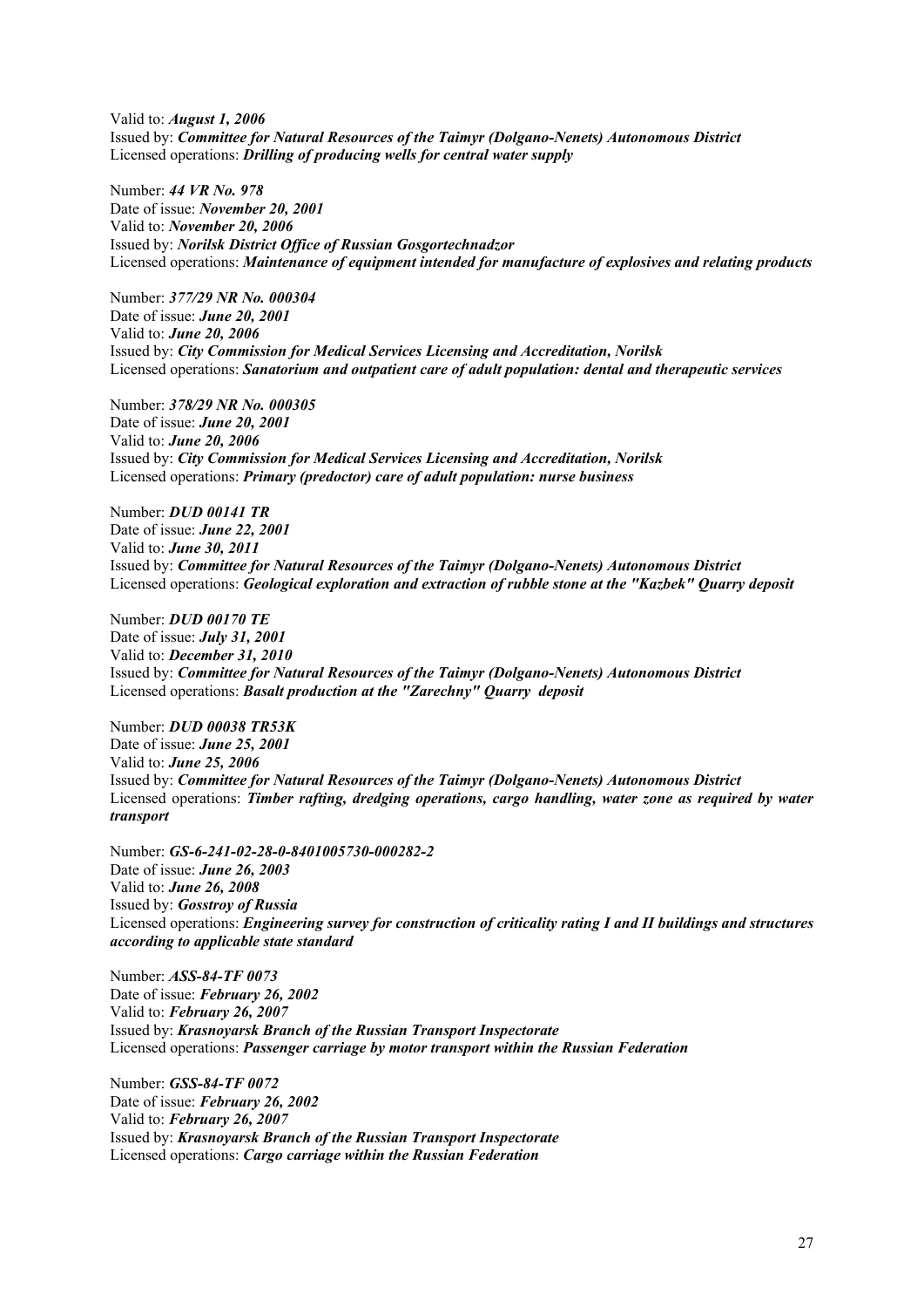Valid to: ***August 1, 2006***
Issued by: ***Committee for Natural Resources of the Taimyr (Dolgano-Nenets) Autonomous District***
Licensed operations: ***Drilling of producing wells for central water supply***

Number: ***44 VR No. 978***
Date of issue: ***November 20, 2001***
Valid to: ***November 20, 2006***
Issued by: ***Norilsk District Office of Russian Gosgortechnadzor***
Licensed operations: ***Maintenance of equipment intended for manufacture of explosives and relating products***

Number: ***377/29 NR No. 000304***
Date of issue: ***June 20, 2001***
Valid to: ***June 20, 2006***
Issued by: ***City Commission for Medical Services Licensing and Accreditation, Norilsk***
Licensed operations: ***Sanatorium and outpatient care of adult population: dental and therapeutic services***

Number: ***378/29 NR No. 000305***
Date of issue: ***June 20, 2001***
Valid to: ***June 20, 2006***
Issued by: ***City Commission for Medical Services Licensing and Accreditation, Norilsk***
Licensed operations: ***Primary (predoctor) care of adult population: nurse business***

Number: ***DUD 00141 TR***
Date of issue: ***June 22, 2001***
Valid to: ***June 30, 2011***
Issued by: ***Committee for Natural Resources of the Taimyr (Dolgano-Nenets) Autonomous District***
Licensed operations: ***Geological exploration and extraction of rubble stone at the "Kazbek" Quarry deposit***

Number: ***DUD 00170 TE***
Date of issue: ***July 31, 2001***
Valid to: ***December 31, 2010***
Issued by: ***Committee for Natural Resources of the Taimyr (Dolgano-Nenets) Autonomous District***
Licensed operations: ***Basalt production at the "Zarechny" Quarry deposit***

Number: ***DUD 00038 TR53K***
Date of issue: ***June 25, 2001***
Valid to: ***June 25, 2006***
Issued by: ***Committee for Natural Resources of the Taimyr (Dolgano-Nenets) Autonomous District***
Licensed operations: ***Timber rafting, dredging operations, cargo handling, water zone as required by water transport***

Number: ***GS-6-241-02-28-0-8401005730-000282-2***
Date of issue: ***June 26, 2003***
Valid to: ***June 26, 2008***
Issued by: ***Gosstroy of Russia***
Licensed operations: ***Engineering survey for construction of criticality rating I and II buildings and structures according to applicable state standard***

Number: ***ASS-84-TF 0073***
Date of issue: ***February 26, 2002***
Valid to: ***February 26, 2007***
Issued by: ***Krasnoyarsk Branch of the Russian Transport Inspectorate***
Licensed operations: ***Passenger carriage by motor transport within the Russian Federation***

Number: ***GSS-84-TF 0072***
Date of issue: ***February 26, 2002***
Valid to: ***February 26, 2007***
Issued by: ***Krasnoyarsk Branch of the Russian Transport Inspectorate***
Licensed operations: ***Cargo carriage within the Russian Federation***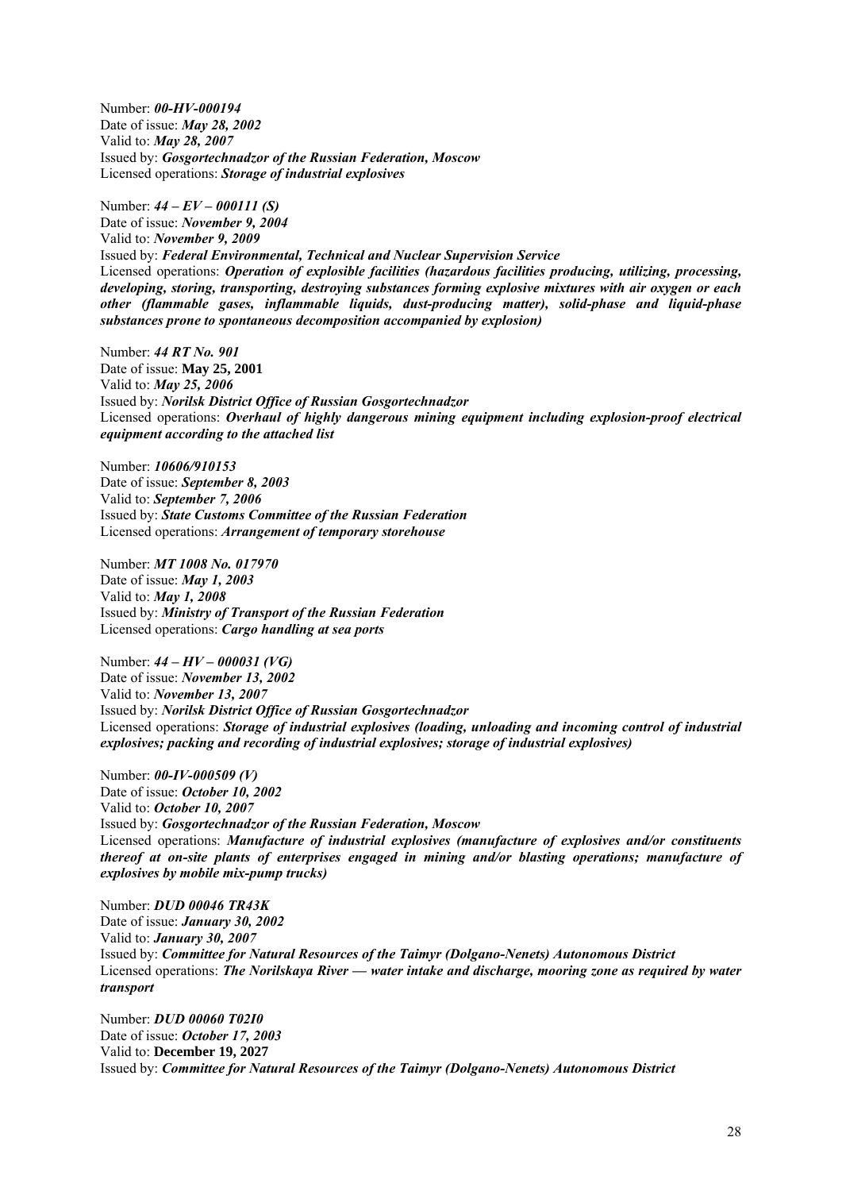Number: ***00-HV-000194***
Date of issue: ***May 28, 2002***
Valid to: ***May 28, 2007***
Issued by: ***Gosgortechnadzor of the Russian Federation, Moscow***
Licensed operations: ***Storage of industrial explosives***

Number: ***44 – EV – 000111 (S)***
Date of issue: ***November 9, 2004***
Valid to: ***November 9, 2009***
Issued by: ***Federal Environmental, Technical and Nuclear Supervision Service***
Licensed operations: ***Operation of explosible facilities (hazardous facilities producing, utilizing, processing, developing, storing, transporting, destroying substances forming explosive mixtures with air oxygen or each other (flammable gases, inflammable liquids, dust-producing matter), solid-phase and liquid-phase substances prone to spontaneous decomposition accompanied by explosion)***

Number: ***44 RT No. 901***
Date of issue: **May 25, 2001**
Valid to: ***May 25, 2006***
Issued by: ***Norilsk District Office of Russian Gosgortechnadzor***
Licensed operations: ***Overhaul of highly dangerous mining equipment including explosion-proof electrical equipment according to the attached list***

Number: ***10606/910153***
Date of issue: ***September 8, 2003***
Valid to: ***September 7, 2006***
Issued by: ***State Customs Committee of the Russian Federation***
Licensed operations: ***Arrangement of temporary storehouse***

Number: ***MT 1008 No. 017970***
Date of issue: ***May 1, 2003***
Valid to: ***May 1, 2008***
Issued by: ***Ministry of Transport of the Russian Federation***
Licensed operations: ***Cargo handling at sea ports***

Number: ***44 – HV – 000031 (VG)***
Date of issue: ***November 13, 2002***
Valid to: ***November 13, 2007***
Issued by: ***Norilsk District Office of Russian Gosgortechnadzor***
Licensed operations: ***Storage of industrial explosives (loading, unloading and incoming control of industrial explosives; packing and recording of industrial explosives; storage of industrial explosives)***

Number: ***00-IV-000509 (V)***
Date of issue: ***October 10, 2002***
Valid to: ***October 10, 2007***
Issued by: ***Gosgortechnadzor of the Russian Federation, Moscow***
Licensed operations: ***Manufacture of industrial explosives (manufacture of explosives and/or constituents thereof at on-site plants of enterprises engaged in mining and/or blasting operations; manufacture of explosives by mobile mix-pump trucks)***

Number: ***DUD 00046 TR43K***
Date of issue: ***January 30, 2002***
Valid to: ***January 30, 2007***
Issued by: ***Committee for Natural Resources of the Taimyr (Dolgano-Nenets) Autonomous District***
Licensed operations: ***The Norilskaya River — water intake and discharge, mooring zone as required by water transport***

Number: ***DUD 00060 T02I0***
Date of issue: ***October 17, 2003***
Valid to: **December 19, 2027**
Issued by: ***Committee for Natural Resources of the Taimyr (Dolgano-Nenets) Autonomous District***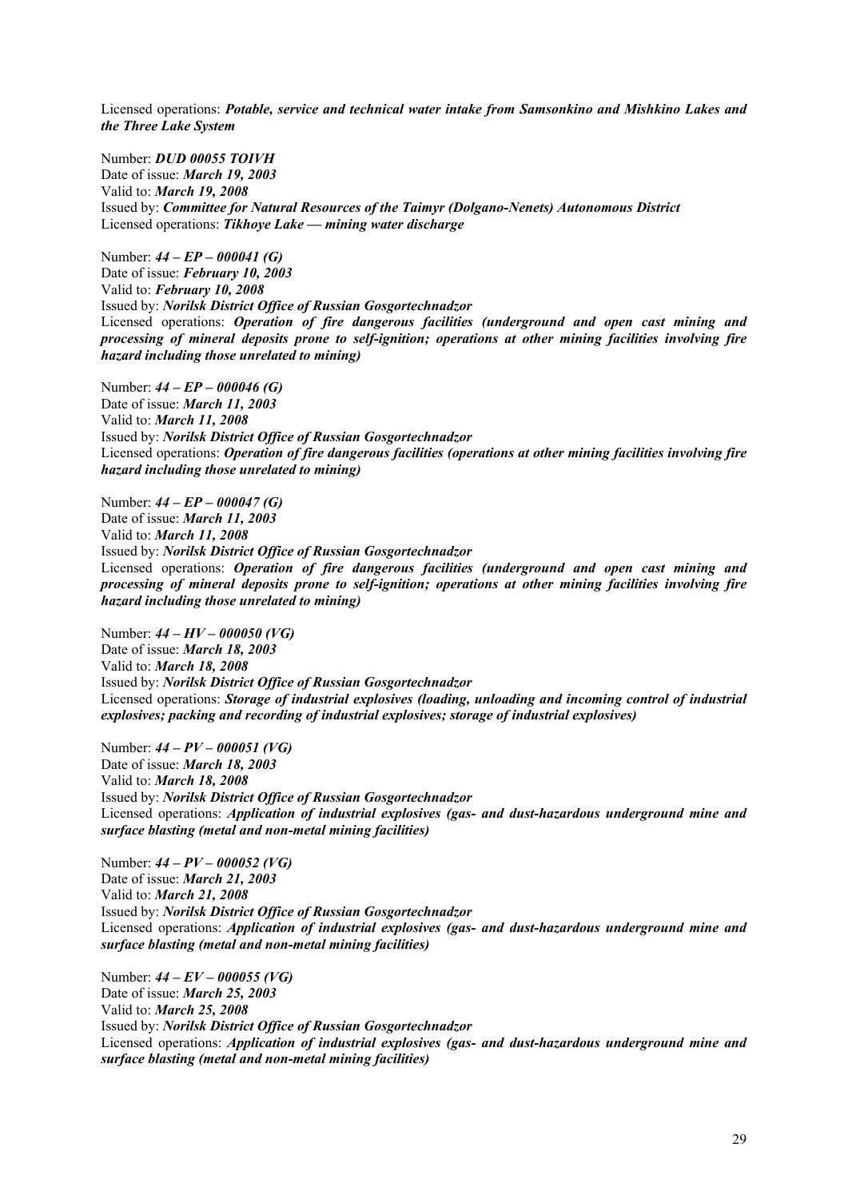Licensed operations: ***Potable, service and technical water intake from Samsonkino and Mishkino Lakes and the Three Lake System***

Number: ***DUD 00055 TOIVH***
Date of issue: ***March 19, 2003***
Valid to: ***March 19, 2008***
Issued by: ***Committee for Natural Resources of the Taimyr (Dolgano-Nenets) Autonomous District***
Licensed operations: ***Tikhoye Lake — mining water discharge***

Number: ***44 – EP – 000041 (G)***
Date of issue: ***February 10, 2003***
Valid to: ***February 10, 2008***
Issued by: ***Norilsk District Office of Russian Gosgortechnadzor***
Licensed operations: ***Operation of fire dangerous facilities (underground and open cast mining and processing of mineral deposits prone to self-ignition; operations at other mining facilities involving fire hazard including those unrelated to mining)***

Number: ***44 – EP – 000046 (G)***
Date of issue: ***March 11, 2003***
Valid to: ***March 11, 2008***
Issued by: ***Norilsk District Office of Russian Gosgortechnadzor***
Licensed operations: ***Operation of fire dangerous facilities (operations at other mining facilities involving fire hazard including those unrelated to mining)***

Number: ***44 – EP – 000047 (G)***
Date of issue: ***March 11, 2003***
Valid to: ***March 11, 2008***
Issued by: ***Norilsk District Office of Russian Gosgortechnadzor***
Licensed operations: ***Operation of fire dangerous facilities (underground and open cast mining and processing of mineral deposits prone to self-ignition; operations at other mining facilities involving fire hazard including those unrelated to mining)***

Number: ***44 – HV – 000050 (VG)***
Date of issue: ***March 18, 2003***
Valid to: ***March 18, 2008***
Issued by: ***Norilsk District Office of Russian Gosgortechnadzor***
Licensed operations: ***Storage of industrial explosives (loading, unloading and incoming control of industrial explosives; packing and recording of industrial explosives; storage of industrial explosives)***

Number: ***44 – PV – 000051 (VG)***
Date of issue: ***March 18, 2003***
Valid to: ***March 18, 2008***
Issued by: ***Norilsk District Office of Russian Gosgortechnadzor***
Licensed operations: ***Application of industrial explosives (gas- and dust-hazardous underground mine and surface blasting (metal and non-metal mining facilities)***

Number: ***44 – PV – 000052 (VG)***
Date of issue: ***March 21, 2003***
Valid to: ***March 21, 2008***
Issued by: ***Norilsk District Office of Russian Gosgortechnadzor***
Licensed operations: ***Application of industrial explosives (gas- and dust-hazardous underground mine and surface blasting (metal and non-metal mining facilities)***

Number: ***44 – EV – 000055 (VG)***
Date of issue: ***March 25, 2003***
Valid to: ***March 25, 2008***
Issued by: ***Norilsk District Office of Russian Gosgortechnadzor***
Licensed operations: ***Application of industrial explosives (gas- and dust-hazardous underground mine and surface blasting (metal and non-metal mining facilities)***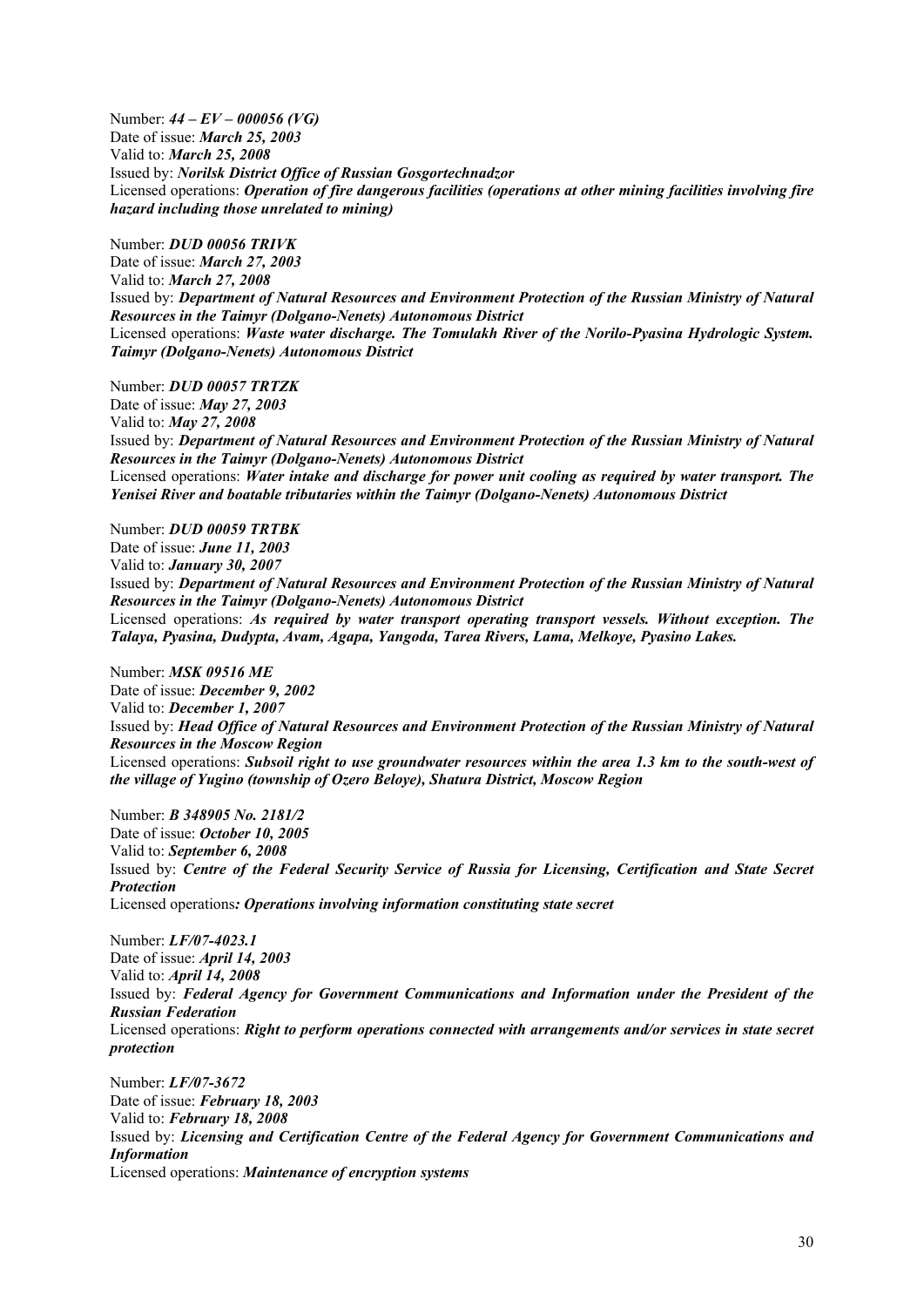Number: ***44 – EV – 000056 (VG)***
Date of issue: ***March 25, 2003***
Valid to: ***March 25, 2008***
Issued by: ***Norilsk District Office of Russian Gosgortechnadzor***
Licensed operations: ***Operation of fire dangerous facilities (operations at other mining facilities involving fire hazard including those unrelated to mining)***

Number: ***DUD 00056 TRIVK***
Date of issue: ***March 27, 2003***
Valid to: ***March 27, 2008***
Issued by: ***Department of Natural Resources and Environment Protection of the Russian Ministry of Natural Resources in the Taimyr (Dolgano-Nenets) Autonomous District***
Licensed operations: ***Waste water discharge. The Tomulakh River of the Norilo-Pyasina Hydrologic System. Taimyr (Dolgano-Nenets) Autonomous District***

Number: ***DUD 00057 TRTZK***
Date of issue: ***May 27, 2003***
Valid to: ***May 27, 2008***
Issued by: ***Department of Natural Resources and Environment Protection of the Russian Ministry of Natural Resources in the Taimyr (Dolgano-Nenets) Autonomous District***
Licensed operations: ***Water intake and discharge for power unit cooling as required by water transport. The Yenisei River and boatable tributaries within the Taimyr (Dolgano-Nenets) Autonomous District***

Number: ***DUD 00059 TRTBK***
Date of issue: ***June 11, 2003***
Valid to: ***January 30, 2007***
Issued by: ***Department of Natural Resources and Environment Protection of the Russian Ministry of Natural Resources in the Taimyr (Dolgano-Nenets) Autonomous District***
Licensed operations: ***As required by water transport operating transport vessels. Without exception. The Talaya, Pyasina, Dudypta, Avam, Agapa, Yangoda, Tarea Rivers, Lama, Melkoye, Pyasino Lakes.***

Number: ***MSK 09516 ME***
Date of issue: ***December 9, 2002***
Valid to: ***December 1, 2007***
Issued by: ***Head Office of Natural Resources and Environment Protection of the Russian Ministry of Natural Resources in the Moscow Region***
Licensed operations: ***Subsoil right to use groundwater resources within the area 1.3 km to the south-west of the village of Yugino (township of Ozero Beloye), Shatura District, Moscow Region***

Number: ***B 348905 No. 2181/2***
Date of issue: ***October 10, 2005***
Valid to: ***September 6, 2008***
Issued by: ***Centre of the Federal Security Service of Russia for Licensing, Certification and State Secret Protection***
Licensed operations***: Operations involving information constituting state secret***

Number: ***LF/07-4023.1***
Date of issue: ***April 14, 2003***
Valid to: ***April 14, 2008***
Issued by: ***Federal Agency for Government Communications and Information under the President of the Russian Federation***
Licensed operations: ***Right to perform operations connected with arrangements and/or services in state secret protection***

Number: ***LF/07-3672***
Date of issue: ***February 18, 2003***
Valid to: ***February 18, 2008***
Issued by: ***Licensing and Certification Centre of the Federal Agency for Government Communications and Information***
Licensed operations: ***Maintenance of encryption systems***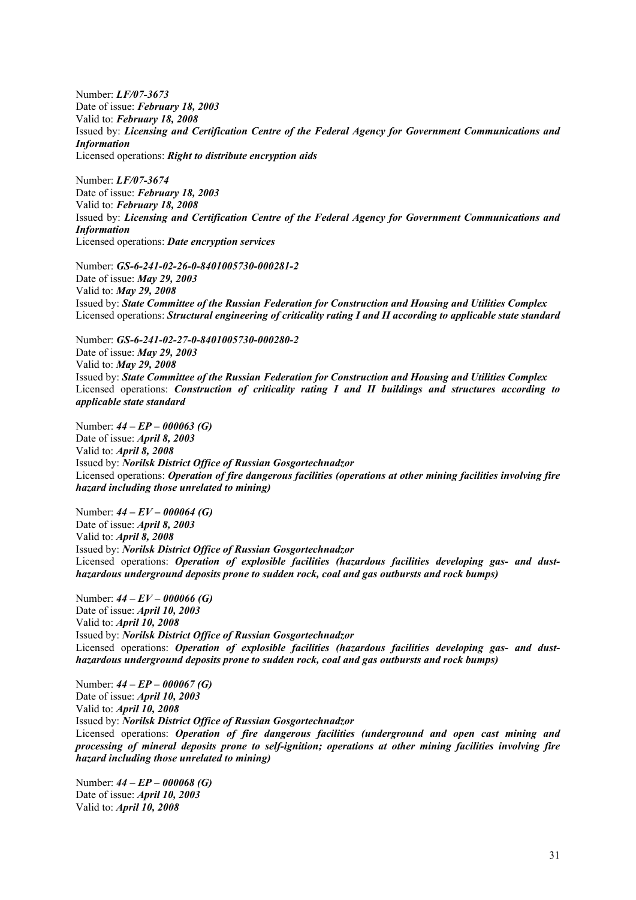Number: ***LF/07-3673***  
Date of issue: ***February 18, 2003***  
Valid to: ***February 18, 2008***  
Issued by: ***Licensing and Certification Centre of the Federal Agency for Government Communications and Information***  
Licensed operations: ***Right to distribute encryption aids***

Number: ***LF/07-3674***  
Date of issue: ***February 18, 2003***  
Valid to: ***February 18, 2008***  
Issued by: ***Licensing and Certification Centre of the Federal Agency for Government Communications and Information***  
Licensed operations: ***Date encryption services***

Number: ***GS-6-241-02-26-0-8401005730-000281-2***  
Date of issue: ***May 29, 2003***  
Valid to: ***May 29, 2008***  
Issued by: ***State Committee of the Russian Federation for Construction and Housing and Utilities Complex***  
Licensed operations: ***Structural engineering of criticality rating I and II according to applicable state standard***

Number: ***GS-6-241-02-27-0-8401005730-000280-2***  
Date of issue: ***May 29, 2003***  
Valid to: ***May 29, 2008***  
Issued by: ***State Committee of the Russian Federation for Construction and Housing and Utilities Complex***  
Licensed operations: ***Construction of criticality rating I and II buildings and structures according to applicable state standard***

Number: ***44 – EP – 000063 (G)***  
Date of issue: ***April 8, 2003***  
Valid to: ***April 8, 2008***  
Issued by: ***Norilsk District Office of Russian Gosgortechnadzor***  
Licensed operations: ***Operation of fire dangerous facilities (operations at other mining facilities involving fire hazard including those unrelated to mining)***

Number: ***44 – EV – 000064 (G)***  
Date of issue: ***April 8, 2003***  
Valid to: ***April 8, 2008***  
Issued by: ***Norilsk District Office of Russian Gosgortechnadzor***  
Licensed operations: ***Operation of explosible facilities (hazardous facilities developing gas- and dust-hazardous underground deposits prone to sudden rock, coal and gas outbursts and rock bumps)***

Number: ***44 – EV – 000066 (G)***  
Date of issue: ***April 10, 2003***  
Valid to: ***April 10, 2008***  
Issued by: ***Norilsk District Office of Russian Gosgortechnadzor***  
Licensed operations: ***Operation of explosible facilities (hazardous facilities developing gas- and dust-hazardous underground deposits prone to sudden rock, coal and gas outbursts and rock bumps)***

Number: ***44 – EP – 000067 (G)***  
Date of issue: ***April 10, 2003***  
Valid to: ***April 10, 2008***  
Issued by: ***Norilsk District Office of Russian Gosgortechnadzor***  
Licensed operations: ***Operation of fire dangerous facilities (underground and open cast mining and processing of mineral deposits prone to self-ignition; operations at other mining facilities involving fire hazard including those unrelated to mining)***

Number: ***44 – EP – 000068 (G)***  
Date of issue: ***April 10, 2003***  
Valid to: ***April 10, 2008***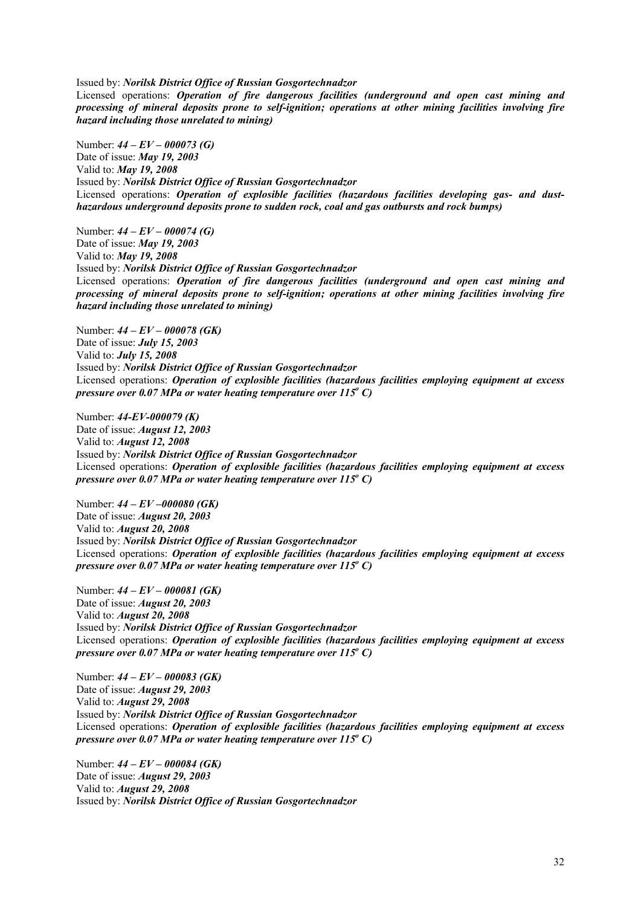Issued by: ***Norilsk District Office of Russian Gosgortechnadzor***
Licensed operations: ***Operation of fire dangerous facilities (underground and open cast mining and processing of mineral deposits prone to self-ignition; operations at other mining facilities involving fire hazard including those unrelated to mining)***

Number: ***44 – EV – 000073 (G)***
Date of issue: ***May 19, 2003***
Valid to: ***May 19, 2008***
Issued by: ***Norilsk District Office of Russian Gosgortechnadzor***
Licensed operations: ***Operation of explosible facilities (hazardous facilities developing gas- and dust-hazardous underground deposits prone to sudden rock, coal and gas outbursts and rock bumps)***

Number: ***44 – EV – 000074 (G)***
Date of issue: ***May 19, 2003***
Valid to: ***May 19, 2008***
Issued by: ***Norilsk District Office of Russian Gosgortechnadzor***
Licensed operations: ***Operation of fire dangerous facilities (underground and open cast mining and processing of mineral deposits prone to self-ignition; operations at other mining facilities involving fire hazard including those unrelated to mining)***

Number: ***44 – EV – 000078 (GK)***
Date of issue: ***July 15, 2003***
Valid to: ***July 15, 2008***
Issued by: ***Norilsk District Office of Russian Gosgortechnadzor***
Licensed operations: ***Operation of explosible facilities (hazardous facilities employing equipment at excess pressure over 0.07 MPa or water heating temperature over 115$^{o}$ C)***

Number: ***44-EV-000079 (K)***
Date of issue: ***August 12, 2003***
Valid to: ***August 12, 2008***
Issued by: ***Norilsk District Office of Russian Gosgortechnadzor***
Licensed operations: ***Operation of explosible facilities (hazardous facilities employing equipment at excess pressure over 0.07 MPa or water heating temperature over 115$^{o}$ C)***

Number: ***44 – EV –000080 (GK)***
Date of issue: ***August 20, 2003***
Valid to: ***August 20, 2008***
Issued by: ***Norilsk District Office of Russian Gosgortechnadzor***
Licensed operations: ***Operation of explosible facilities (hazardous facilities employing equipment at excess pressure over 0.07 MPa or water heating temperature over 115$^{o}$ C)***

Number: ***44 – EV – 000081 (GK)***
Date of issue: ***August 20, 2003***
Valid to: ***August 20, 2008***
Issued by: ***Norilsk District Office of Russian Gosgortechnadzor***
Licensed operations: ***Operation of explosible facilities (hazardous facilities employing equipment at excess pressure over 0.07 MPa or water heating temperature over 115$^{o}$ C)***

Number: ***44 – EV – 000083 (GK)***
Date of issue: ***August 29, 2003***
Valid to: ***August 29, 2008***
Issued by: ***Norilsk District Office of Russian Gosgortechnadzor***
Licensed operations: ***Operation of explosible facilities (hazardous facilities employing equipment at excess pressure over 0.07 MPa or water heating temperature over 115$^{o}$ C)***

Number: ***44 – EV – 000084 (GK)***
Date of issue: ***August 29, 2003***
Valid to: ***August 29, 2008***
Issued by: ***Norilsk District Office of Russian Gosgortechnadzor***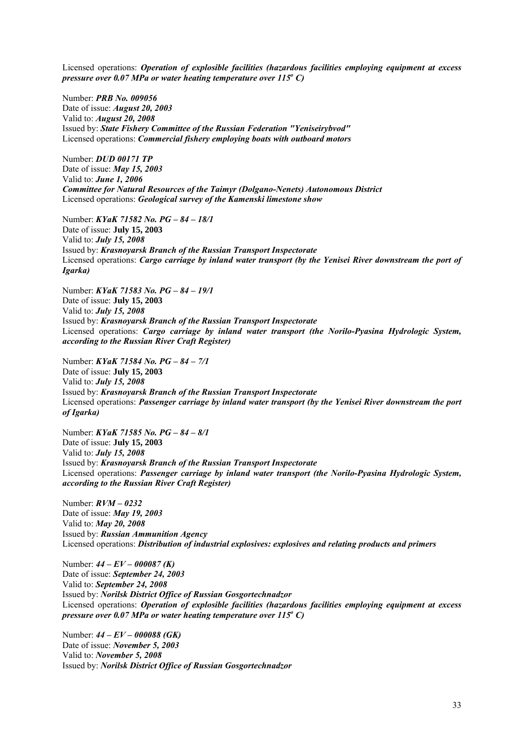Licensed operations: ***Operation of explosible facilities (hazardous facilities employing equipment at excess pressure over 0.07 MPa or water heating temperature over 115° C)***

Number: ***PRB No. 009056***
Date of issue: ***August 20, 2003***
Valid to: ***August 20, 2008***
Issued by: ***State Fishery Committee of the Russian Federation "Yeniseirybvod"***
Licensed operations: ***Commercial fishery employing boats with outboard motors***

Number: ***DUD 00171 TP***
Date of issue: ***May 15, 2003***
Valid to: ***June 1, 2006***
***Committee for Natural Resources of the Taimyr (Dolgano-Nenets) Autonomous District***
Licensed operations: ***Geological survey of the Kamenski limestone show***

Number: ***KYaK 71582 No. PG – 84 – 18/1***
Date of issue: **July 15, 2003**
Valid to: ***July 15, 2008***
Issued by: ***Krasnoyarsk Branch of the Russian Transport Inspectorate***
Licensed operations: ***Cargo carriage by inland water transport (by the Yenisei River downstream the port of Igarka)***

Number: ***KYaK 71583 No. PG – 84 – 19/1***
Date of issue: **July 15, 2003**
Valid to: ***July 15, 2008***
Issued by: ***Krasnoyarsk Branch of the Russian Transport Inspectorate***
Licensed operations: ***Cargo carriage by inland water transport (the Norilo-Pyasina Hydrologic System, according to the Russian River Craft Register)***

Number: ***KYaK 71584 No. PG – 84 – 7/1***
Date of issue: **July 15, 2003**
Valid to: ***July 15, 2008***
Issued by: ***Krasnoyarsk Branch of the Russian Transport Inspectorate***
Licensed operations: ***Passenger carriage by inland water transport (by the Yenisei River downstream the port of Igarka)***

Number: ***KYaK 71585 No. PG – 84 – 8/1***
Date of issue: **July 15, 2003**
Valid to: ***July 15, 2008***
Issued by: ***Krasnoyarsk Branch of the Russian Transport Inspectorate***
Licensed operations: ***Passenger carriage by inland water transport (the Norilo-Pyasina Hydrologic System, according to the Russian River Craft Register)***

Number: ***RVM – 0232***
Date of issue: ***May 19, 2003***
Valid to: ***May 20, 2008***
Issued by: ***Russian Ammunition Agency***
Licensed operations: ***Distribution of industrial explosives: explosives and relating products and primers***

Number: ***44 – EV – 000087 (K)***
Date of issue: ***September 24, 2003***
Valid to: ***September 24, 2008***
Issued by: ***Norilsk District Office of Russian Gosgortechnadzor***
Licensed operations: ***Operation of explosible facilities (hazardous facilities employing equipment at excess pressure over 0.07 MPa or water heating temperature over 115° C)***

Number: ***44 – EV – 000088 (GK)***
Date of issue: ***November 5, 2003***
Valid to: ***November 5, 2008***
Issued by: ***Norilsk District Office of Russian Gosgortechnadzor***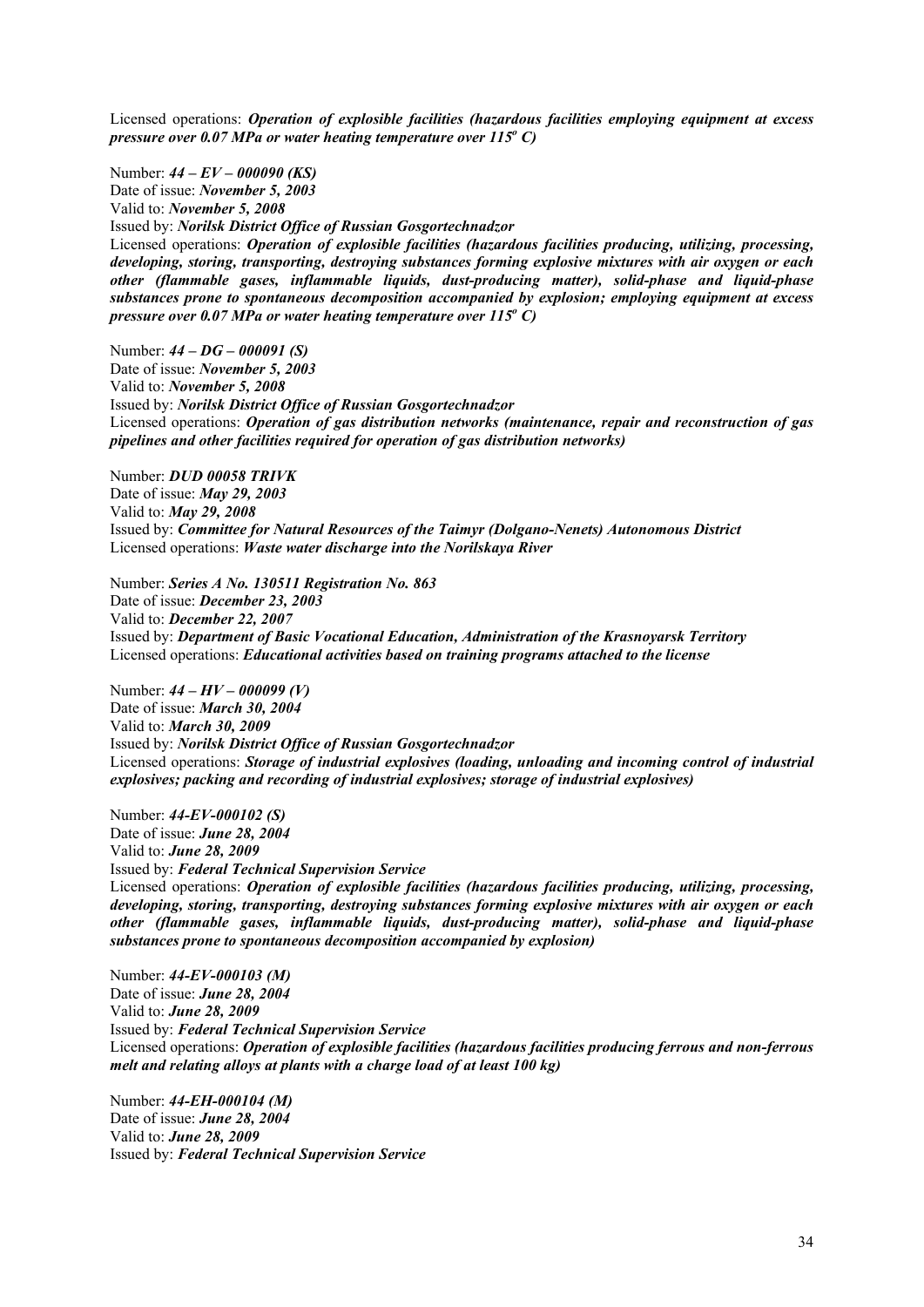Licensed operations: ***Operation of explosible facilities (hazardous facilities employing equipment at excess pressure over 0.07 MPa or water heating temperature over 115º C)***

Number: ***44 – EV – 000090 (KS)***
Date of issue: ***November 5, 2003***
Valid to: ***November 5, 2008***
Issued by: ***Norilsk District Office of Russian Gosgortechnadzor***
Licensed operations: ***Operation of explosible facilities (hazardous facilities producing, utilizing, processing, developing, storing, transporting, destroying substances forming explosive mixtures with air oxygen or each other (flammable gases, inflammable liquids, dust-producing matter), solid-phase and liquid-phase substances prone to spontaneous decomposition accompanied by explosion; employing equipment at excess pressure over 0.07 MPa or water heating temperature over 115º C)***

Number: ***44 – DG – 000091 (S)***
Date of issue: ***November 5, 2003***
Valid to: ***November 5, 2008***
Issued by: ***Norilsk District Office of Russian Gosgortechnadzor***
Licensed operations: ***Operation of gas distribution networks (maintenance, repair and reconstruction of gas pipelines and other facilities required for operation of gas distribution networks)***

Number: ***DUD 00058 TRIVK***
Date of issue: ***May 29, 2003***
Valid to: ***May 29, 2008***
Issued by: ***Committee for Natural Resources of the Taimyr (Dolgano-Nenets) Autonomous District***
Licensed operations: ***Waste water discharge into the Norilskaya River***

Number: ***Series A No. 130511 Registration No. 863***
Date of issue: ***December 23, 2003***
Valid to: ***December 22, 2007***
Issued by: ***Department of Basic Vocational Education, Administration of the Krasnoyarsk Territory***
Licensed operations: ***Educational activities based on training programs attached to the license***

Number: ***44 – HV – 000099 (V)***
Date of issue: ***March 30, 2004***
Valid to: ***March 30, 2009***
Issued by: ***Norilsk District Office of Russian Gosgortechnadzor***
Licensed operations: ***Storage of industrial explosives (loading, unloading and incoming control of industrial explosives; packing and recording of industrial explosives; storage of industrial explosives)***

Number: ***44-EV-000102 (S)***
Date of issue: ***June 28, 2004***
Valid to: ***June 28, 2009***
Issued by: ***Federal Technical Supervision Service***
Licensed operations: ***Operation of explosible facilities (hazardous facilities producing, utilizing, processing, developing, storing, transporting, destroying substances forming explosive mixtures with air oxygen or each other (flammable gases, inflammable liquids, dust-producing matter), solid-phase and liquid-phase substances prone to spontaneous decomposition accompanied by explosion)***

Number: ***44-EV-000103 (M)***
Date of issue: ***June 28, 2004***
Valid to: ***June 28, 2009***
Issued by: ***Federal Technical Supervision Service***
Licensed operations: ***Operation of explosible facilities (hazardous facilities producing ferrous and non-ferrous melt and relating alloys at plants with a charge load of at least 100 kg)***

Number: ***44-EH-000104 (M)***
Date of issue: ***June 28, 2004***
Valid to: ***June 28, 2009***
Issued by: ***Federal Technical Supervision Service***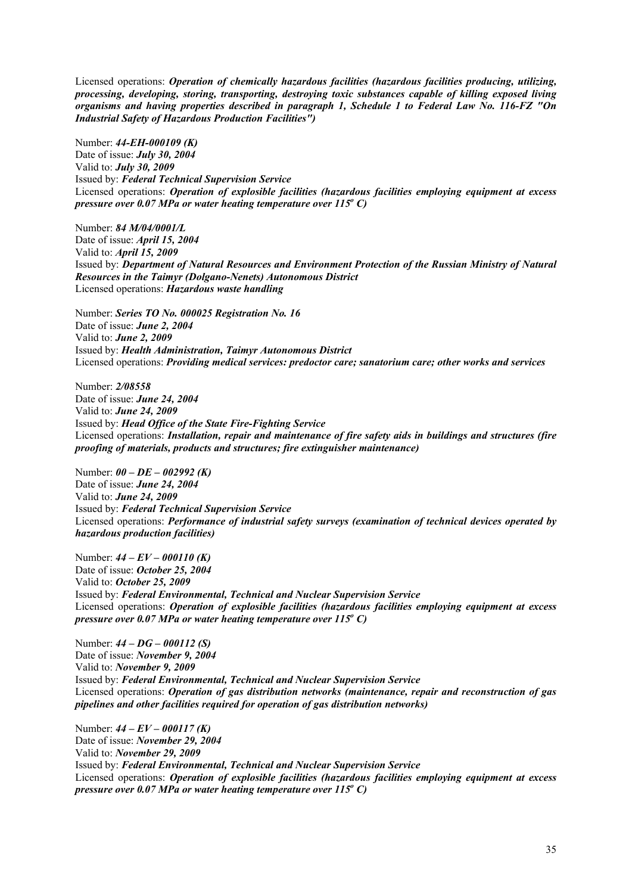Licensed operations: ***Operation of chemically hazardous facilities (hazardous facilities producing, utilizing, processing, developing, storing, transporting, destroying toxic substances capable of killing exposed living organisms and having properties described in paragraph 1, Schedule 1 to Federal Law No. 116-FZ "On Industrial Safety of Hazardous Production Facilities")***

Number: ***44-EH-000109 (K)***
Date of issue: ***July 30, 2004***
Valid to: ***July 30, 2009***
Issued by: ***Federal Technical Supervision Service***
Licensed operations: ***Operation of explosible facilities (hazardous facilities employing equipment at excess pressure over 0.07 MPa or water heating temperature over 115º C)***

Number: ***84 M/04/0001/L***
Date of issue: ***April 15, 2004***
Valid to: ***April 15, 2009***
Issued by: ***Department of Natural Resources and Environment Protection of the Russian Ministry of Natural Resources in the Taimyr (Dolgano-Nenets) Autonomous District***
Licensed operations: ***Hazardous waste handling***

Number: ***Series TO No. 000025 Registration No. 16***
Date of issue: ***June 2, 2004***
Valid to: ***June 2, 2009***
Issued by: ***Health Administration, Taimyr Autonomous District***
Licensed operations: ***Providing medical services: predoctor care; sanatorium care; other works and services***

Number: ***2/08558***
Date of issue: ***June 24, 2004***
Valid to: ***June 24, 2009***
Issued by: ***Head Office of the State Fire-Fighting Service***
Licensed operations: ***Installation, repair and maintenance of fire safety aids in buildings and structures (fire proofing of materials, products and structures; fire extinguisher maintenance)***

Number: ***00 – DE – 002992 (K)***
Date of issue: ***June 24, 2004***
Valid to: ***June 24, 2009***
Issued by: ***Federal Technical Supervision Service***
Licensed operations: ***Performance of industrial safety surveys (examination of technical devices operated by hazardous production facilities)***

Number: ***44 – EV – 000110 (K)***
Date of issue: ***October 25, 2004***
Valid to: ***October 25, 2009***
Issued by: ***Federal Environmental, Technical and Nuclear Supervision Service***
Licensed operations: ***Operation of explosible facilities (hazardous facilities employing equipment at excess pressure over 0.07 MPa or water heating temperature over 115º C)***

Number: ***44 – DG – 000112 (S)***
Date of issue: ***November 9, 2004***
Valid to: ***November 9, 2009***
Issued by: ***Federal Environmental, Technical and Nuclear Supervision Service***
Licensed operations: ***Operation of gas distribution networks (maintenance, repair and reconstruction of gas pipelines and other facilities required for operation of gas distribution networks)***

Number: ***44 – EV – 000117 (K)***
Date of issue: ***November 29, 2004***
Valid to: ***November 29, 2009***
Issued by: ***Federal Environmental, Technical and Nuclear Supervision Service***
Licensed operations: ***Operation of explosible facilities (hazardous facilities employing equipment at excess pressure over 0.07 MPa or water heating temperature over 115º C)***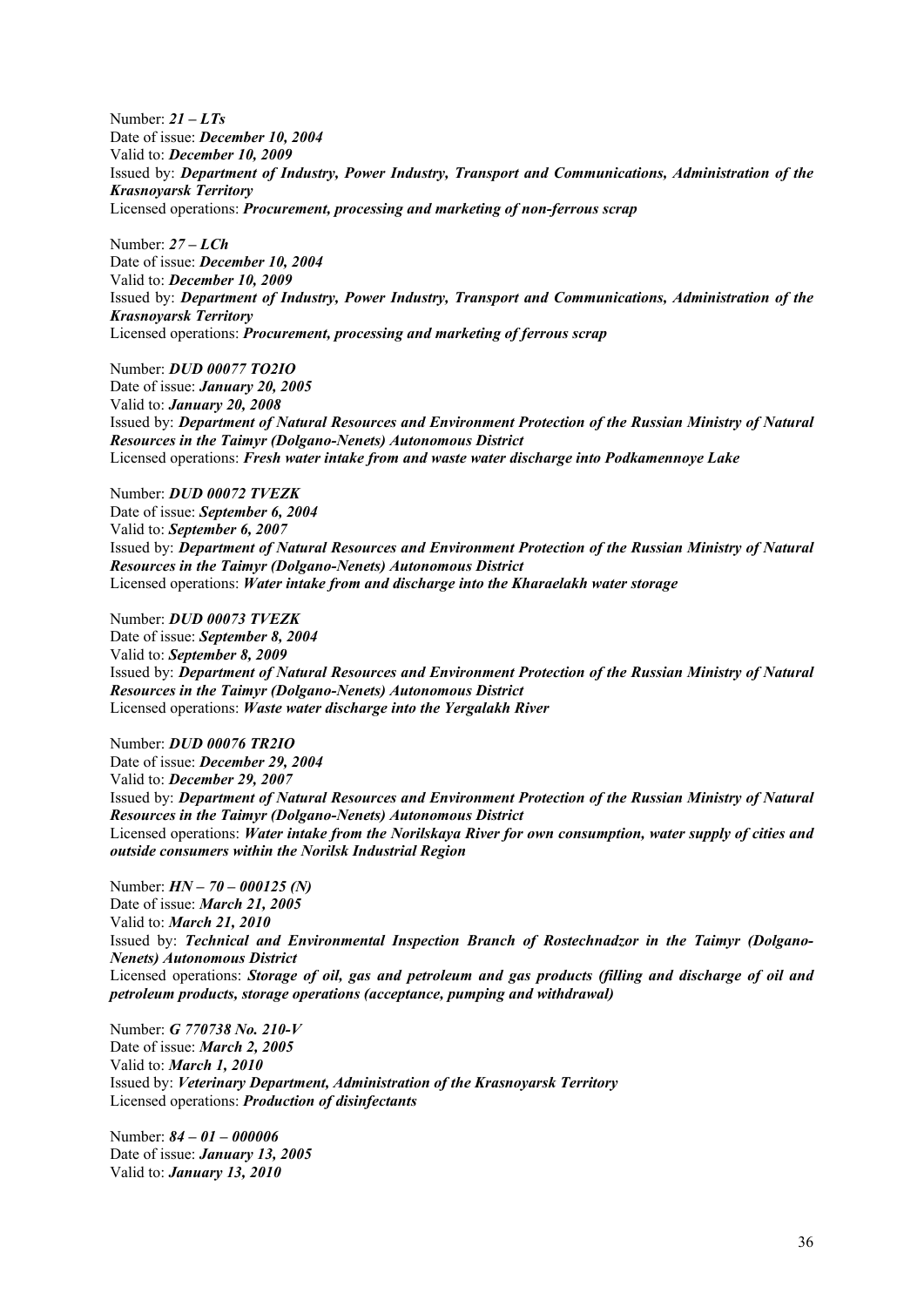Number: ***21 – LTs***
Date of issue: ***December 10, 2004***
Valid to: ***December 10, 2009***
Issued by: ***Department of Industry, Power Industry, Transport and Communications, Administration of the Krasnoyarsk Territory***
Licensed operations: ***Procurement, processing and marketing of non-ferrous scrap***

Number: ***27 – LCh***
Date of issue: ***December 10, 2004***
Valid to: ***December 10, 2009***
Issued by: ***Department of Industry, Power Industry, Transport and Communications, Administration of the Krasnoyarsk Territory***
Licensed operations: ***Procurement, processing and marketing of ferrous scrap***

Number: ***DUD 00077 TO2IO***
Date of issue: ***January 20, 2005***
Valid to: ***January 20, 2008***
Issued by: ***Department of Natural Resources and Environment Protection of the Russian Ministry of Natural Resources in the Taimyr (Dolgano-Nenets) Autonomous District***
Licensed operations: ***Fresh water intake from and waste water discharge into Podkamennoye Lake***

Number: ***DUD 00072 TVEZK***
Date of issue: ***September 6, 2004***
Valid to: ***September 6, 2007***
Issued by: ***Department of Natural Resources and Environment Protection of the Russian Ministry of Natural Resources in the Taimyr (Dolgano-Nenets) Autonomous District***
Licensed operations: ***Water intake from and discharge into the Kharaelakh water storage***

Number: ***DUD 00073 TVEZK***
Date of issue: ***September 8, 2004***
Valid to: ***September 8, 2009***
Issued by: ***Department of Natural Resources and Environment Protection of the Russian Ministry of Natural Resources in the Taimyr (Dolgano-Nenets) Autonomous District***
Licensed operations: ***Waste water discharge into the Yergalakh River***

Number: ***DUD 00076 TR2IO***
Date of issue: ***December 29, 2004***
Valid to: ***December 29, 2007***
Issued by: ***Department of Natural Resources and Environment Protection of the Russian Ministry of Natural Resources in the Taimyr (Dolgano-Nenets) Autonomous District***
Licensed operations: ***Water intake from the Norilskaya River for own consumption, water supply of cities and outside consumers within the Norilsk Industrial Region***

Number: ***HN – 70 – 000125 (N)***
Date of issue: ***March 21, 2005***
Valid to: ***March 21, 2010***
Issued by: ***Technical and Environmental Inspection Branch of Rostechnadzor in the Taimyr (Dolgano-Nenets) Autonomous District***
Licensed operations: ***Storage of oil, gas and petroleum and gas products (filling and discharge of oil and petroleum products, storage operations (acceptance, pumping and withdrawal)***

Number: ***G 770738 No. 210-V***
Date of issue: ***March 2, 2005***
Valid to: ***March 1, 2010***
Issued by: ***Veterinary Department, Administration of the Krasnoyarsk Territory***
Licensed operations: ***Production of disinfectants***

Number: ***84 – 01 – 000006***
Date of issue: ***January 13, 2005***
Valid to: ***January 13, 2010***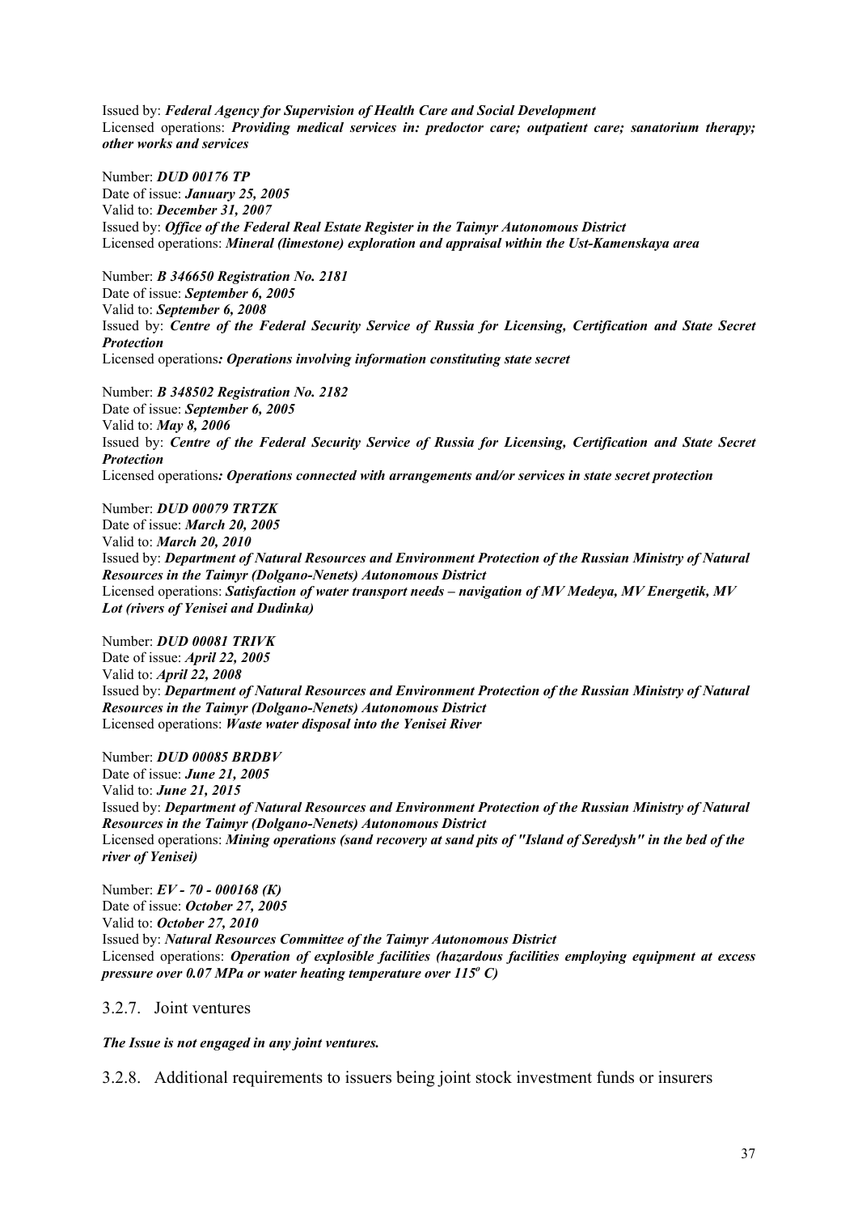Issued by: ***Federal Agency for Supervision of Health Care and Social Development***
Licensed operations: ***Providing medical services in: predoctor care; outpatient care; sanatorium therapy; other works and services***

Number: ***DUD 00176 TP***
Date of issue: ***January 25, 2005***
Valid to: ***December 31, 2007***
Issued by: ***Office of the Federal Real Estate Register in the Taimyr Autonomous District***
Licensed operations: ***Mineral (limestone) exploration and appraisal within the Ust-Kamenskaya area***

Number: ***B 346650 Registration No. 2181***
Date of issue: ***September 6, 2005***
Valid to: ***September 6, 2008***
Issued by: ***Centre of the Federal Security Service of Russia for Licensing, Certification and State Secret Protection***
Licensed operations***: Operations involving information constituting state secret***

Number: ***B 348502 Registration No. 2182***
Date of issue: ***September 6, 2005***
Valid to: ***May 8, 2006***
Issued by: ***Centre of the Federal Security Service of Russia for Licensing, Certification and State Secret Protection***
Licensed operations***: Operations connected with arrangements and/or services in state secret protection***

Number: ***DUD 00079 TRTZK***
Date of issue: ***March 20, 2005***
Valid to: ***March 20, 2010***
Issued by: ***Department of Natural Resources and Environment Protection of the Russian Ministry of Natural Resources in the Taimyr (Dolgano-Nenets) Autonomous District***
Licensed operations: ***Satisfaction of water transport needs – navigation of MV Medeya, MV Energetik, MV Lot (rivers of Yenisei and Dudinka)***

Number: ***DUD 00081 TRIVK***
Date of issue: ***April 22, 2005***
Valid to: ***April 22, 2008***
Issued by: ***Department of Natural Resources and Environment Protection of the Russian Ministry of Natural Resources in the Taimyr (Dolgano-Nenets) Autonomous District***
Licensed operations: ***Waste water disposal into the Yenisei River***

Number: ***DUD 00085 BRDBV***
Date of issue: ***June 21, 2005***
Valid to: ***June 21, 2015***
Issued by: ***Department of Natural Resources and Environment Protection of the Russian Ministry of Natural Resources in the Taimyr (Dolgano-Nenets) Autonomous District***
Licensed operations: ***Mining operations (sand recovery at sand pits of "Island of Seredysh" in the bed of the river of Yenisei)***

Number: ***EV - 70 - 000168 (K)***
Date of issue: ***October 27, 2005***
Valid to: ***October 27, 2010***
Issued by: ***Natural Resources Committee of the Taimyr Autonomous District***
Licensed operations: ***Operation of explosible facilities (hazardous facilities employing equipment at excess pressure over 0.07 MPa or water heating temperature over 115$^o$ C)***

### 3.2.7. Joint ventures

***The Issue is not engaged in any joint ventures.***

### 3.2.8. Additional requirements to issuers being joint stock investment funds or insurers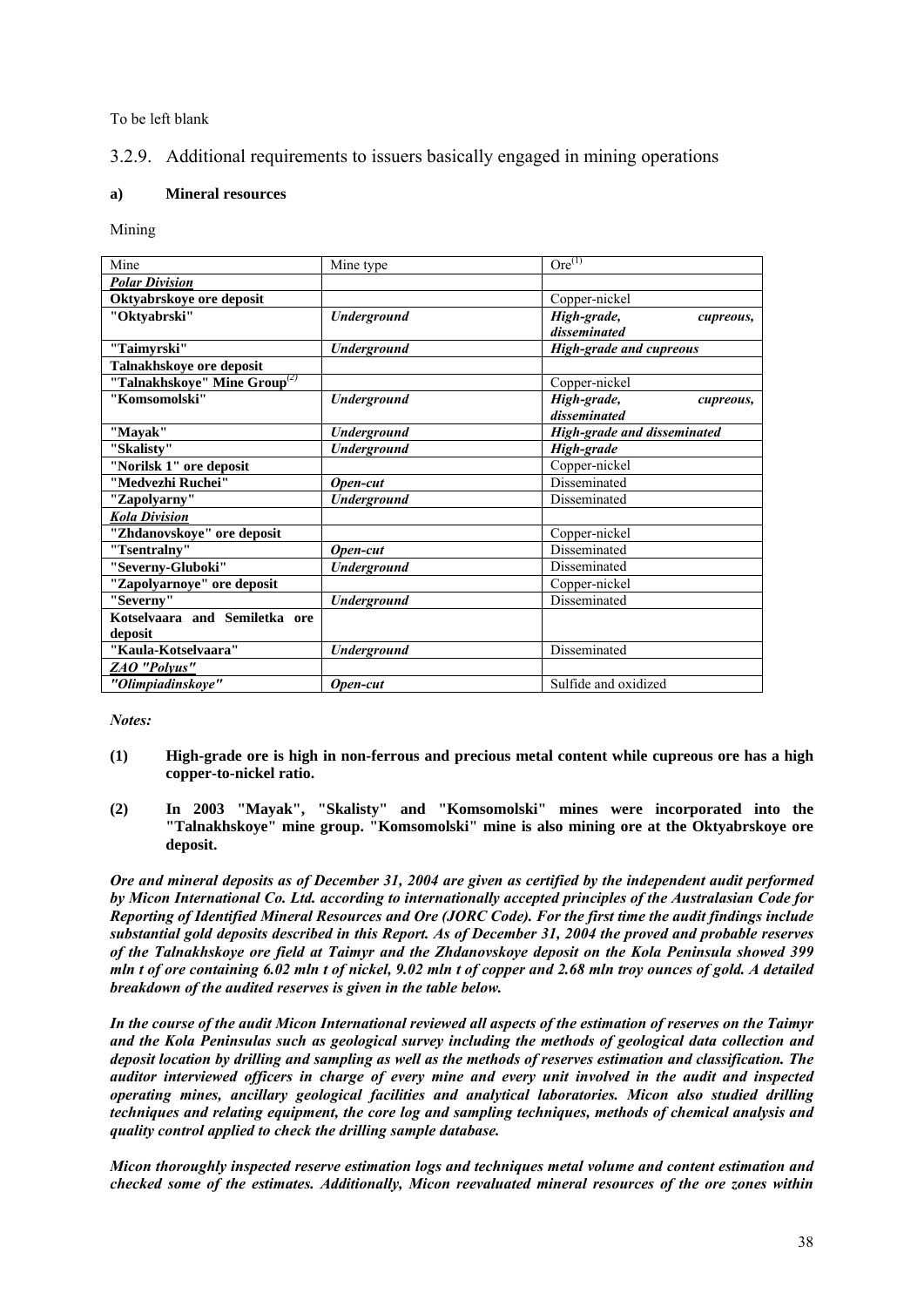To be left blank

## 3.2.9. Additional requirements to issuers basically engaged in mining operations

### a) Mineral resources

Mining

| Mine | Mine type | Ore[1] |
|---|---|---|
| ***Polar Division*** | | |
| **Oktyabrskoye ore deposit** | | Copper-nickel |
| **"Oktyabrski"** | ***Underground*** | ***High-grade, cupreous, disseminated*** |
| **"Taimyrski"** | ***Underground*** | ***High-grade and cupreous*** |
| **Talnakhskoye ore deposit** | | |
| **"Talnakhskoye" Mine Group**[2] | | Copper-nickel |
| **"Komsomolski"** | ***Underground*** | ***High-grade, cupreous, disseminated*** |
| **"Mayak"** | ***Underground*** | ***High-grade and disseminated*** |
| **"Skalisty"** | ***Underground*** | ***High-grade*** |
| **"Norilsk 1" ore deposit** | | Copper-nickel |
| **"Medvezhi Ruchei"** | ***Open-cut*** | Disseminated |
| **"Zapolyarny"** | ***Underground*** | Disseminated |
| ***Kola Division*** | | |
| **"Zhdanovskoye" ore deposit** | | Copper-nickel |
| **"Tsentralny"** | ***Open-cut*** | Disseminated |
| **"Severny-Gluboki"** | ***Underground*** | Disseminated |
| **"Zapolyarnoye" ore deposit** | | Copper-nickel |
| **"Severny"** | ***Underground*** | Disseminated |
| **Kotselvaara and Semiletka ore deposit** | | |
| **"Kaula-Kotselvaara"** | ***Underground*** | Disseminated |
| ***ZAO "Polyus"*** | | |
| ***"Olimpiadinskoye"*** | ***Open-cut*** | Sulfide and oxidized |

***Notes:***

**(1) High-grade ore is high in non-ferrous and precious metal content while cupreous ore has a high copper-to-nickel ratio.**

**(2) In 2003 "Mayak", "Skalisty" and "Komsomolski" mines were incorporated into the "Talnakhskoye" mine group. "Komsomolski" mine is also mining ore at the Oktyabrskoye ore deposit.**

***Ore and mineral deposits as of December 31, 2004 are given as certified by the independent audit performed by Micon International Co. Ltd. according to internationally accepted principles of the Australasian Code for Reporting of Identified Mineral Resources and Ore (JORC Code). For the first time the audit findings include substantial gold deposits described in this Report. As of December 31, 2004 the proved and probable reserves of the Talnakhskoye ore field at Taimyr and the Zhdanovskoye deposit on the Kola Peninsula showed 399 mln t of ore containing 6.02 mln t of nickel, 9.02 mln t of copper and 2.68 mln troy ounces of gold. A detailed breakdown of the audited reserves is given in the table below.***

***In the course of the audit Micon International reviewed all aspects of the estimation of reserves on the Taimyr and the Kola Peninsulas such as geological survey including the methods of geological data collection and deposit location by drilling and sampling as well as the methods of reserves estimation and classification. The auditor interviewed officers in charge of every mine and every unit involved in the audit and inspected operating mines, ancillary geological facilities and analytical laboratories. Micon also studied drilling techniques and relating equipment, the core log and sampling techniques, methods of chemical analysis and quality control applied to check the drilling sample database.***

***Micon thoroughly inspected reserve estimation logs and techniques metal volume and content estimation and checked some of the estimates. Additionally, Micon reevaluated mineral resources of the ore zones within***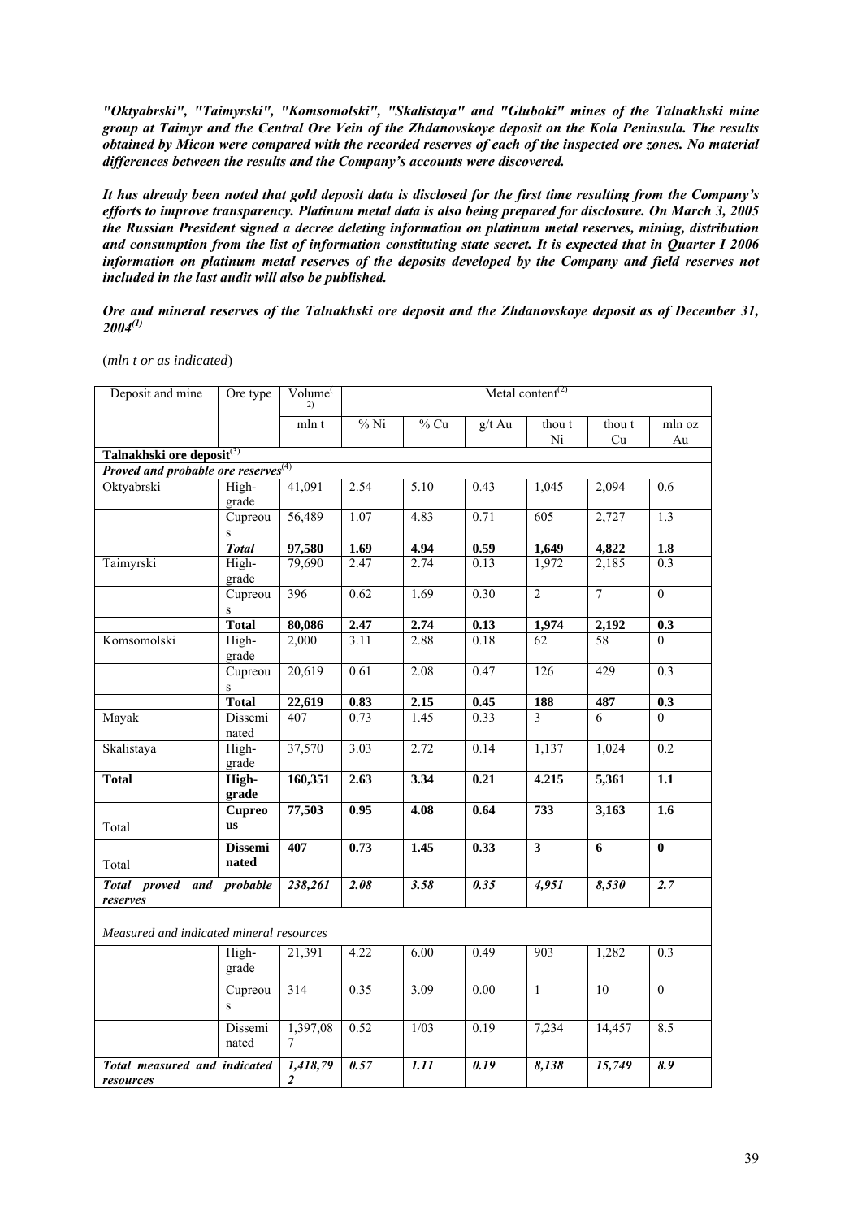*"Oktyabrski", "Taimyrski", "Komsomolski", "Skalistaya" and "Gluboki" mines of the Talnakhski mine group at Taimyr and the Central Ore Vein of the Zhdanovskoye deposit on the Kola Peninsula. The results obtained by Micon were compared with the recorded reserves of each of the inspected ore zones. No material differences between the results and the Company's accounts were discovered.*

*It has already been noted that gold deposit data is disclosed for the first time resulting from the Company's efforts to improve transparency. Platinum metal data is also being prepared for disclosure. On March 3, 2005 the Russian President signed a decree deleting information on platinum metal reserves, mining, distribution and consumption from the list of information constituting state secret. It is expected that in Quarter I 2006 information on platinum metal reserves of the deposits developed by the Company and field reserves not included in the last audit will also be published.*

*Ore and mineral reserves of the Talnakhski ore deposit and the Zhdanovskoye deposit as of December 31, 2004[(1)]*

(*mln t or as indicated*)

| Deposit and mine | Ore type | Volume[(2)] | Metal content[(2)] | | | | | |
|---|---|---|---|---|---|---|---|---|
| | | mln t | % Ni | % Cu | g/t Au | thou t Ni | thou t Cu | mln oz Au |
| **Talnakhski ore deposit**[(3)] | | | | | | | | |
| ***Proved and probable ore reserves***[(4)] | | | | | | | | |
| Oktyabrski | High-grade | 41,091 | 2.54 | 5.10 | 0.43 | 1,045 | 2,094 | 0.6 |
| | Cupreous | 56,489 | 1.07 | 4.83 | 0.71 | 605 | 2,727 | 1.3 |
| | ***Total*** | **97,580** | **1.69** | **4.94** | **0.59** | **1,649** | **4,822** | **1.8** |
| Taimyrski | High-grade | 79,690 | 2.47 | 2.74 | 0.13 | 1,972 | 2,185 | 0.3 |
| | Cupreous | 396 | 0.62 | 1.69 | 0.30 | 2 | 7 | 0 |
| | **Total** | **80,086** | **2.47** | **2.74** | **0.13** | **1,974** | **2,192** | **0.3** |
| Komsomolski | High-grade | 2,000 | 3.11 | 2.88 | 0.18 | 62 | 58 | 0 |
| | Cupreous | 20,619 | 0.61 | 2.08 | 0.47 | 126 | 429 | 0.3 |
| | **Total** | **22,619** | **0.83** | **2.15** | **0.45** | **188** | **487** | **0.3** |
| Mayak | Disseminated | 407 | 0.73 | 1.45 | 0.33 | 3 | 6 | 0 |
| Skalistaya | High-grade | 37,570 | 3.03 | 2.72 | 0.14 | 1,137 | 1,024 | 0.2 |
| **Total** | **High-grade** | **160,351** | **2.63** | **3.34** | **0.21** | **4.215** | **5,361** | **1.1** |
| Total | **Cupreous** | **77,503** | **0.95** | **4.08** | **0.64** | **733** | **3,163** | **1.6** |
| Total | **Disseminated** | **407** | **0.73** | **1.45** | **0.33** | **3** | **6** | **0** |
| ***Total proved and probable reserves*** | | ***238,261*** | ***2.08*** | ***3.58*** | ***0.35*** | ***4,951*** | ***8,530*** | ***2.7*** |
| *Measured and indicated mineral resources* | | | | | | | | |
| | High-grade | 21,391 | 4.22 | 6.00 | 0.49 | 903 | 1,282 | 0.3 |
| | Cupreous | 314 | 0.35 | 3.09 | 0.00 | 1 | 10 | 0 |
| | Disseminated | 1,397,087 | 0.52 | 1/03 | 0.19 | 7,234 | 14,457 | 8.5 |
| ***Total measured and indicated resources*** | | ***1,418,792*** | ***0.57*** | ***1.11*** | ***0.19*** | ***8,138*** | ***15,749*** | ***8.9*** |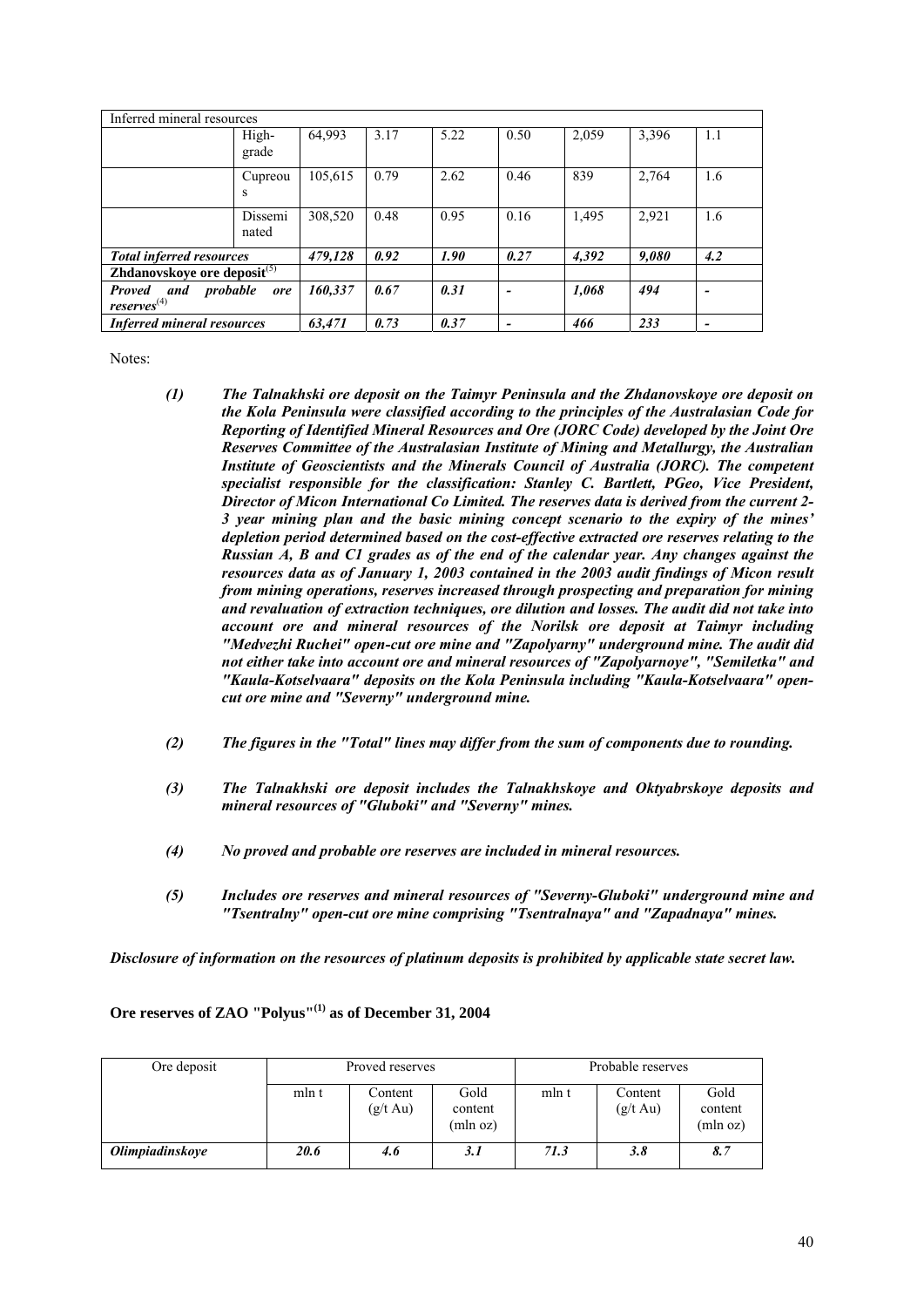| Inferred mineral resources | | | | | | | | |
|---|---|---|---|---|---|---|---|---|
| | High-grade | 64,993 | 3.17 | 5.22 | 0.50 | 2,059 | 3,396 | 1.1 |
| | Cupreous | 105,615 | 0.79 | 2.62 | 0.46 | 839 | 2,764 | 1.6 |
| | Disseminated | 308,520 | 0.48 | 0.95 | 0.16 | 1,495 | 2,921 | 1.6 |
| ***Total inferred resources*** | | ***479,128*** | ***0.92*** | ***1.90*** | ***0.27*** | ***4,392*** | ***9,080*** | ***4.2*** |
| **Zhdanovskoye ore deposit**[5] | | | | | | | | |
| ***Proved and probable ore reserves***[4] | | ***160,337*** | ***0.67*** | ***0.31*** | ***-*** | ***1,068*** | ***494*** | ***-*** |
| ***Inferred mineral resources*** | | ***63,471*** | ***0.73*** | ***0.37*** | ***-*** | ***466*** | ***233*** | ***-*** |

Notes:

***(1)*** ***The Talnakhski ore deposit on the Taimyr Peninsula and the Zhdanovskoye ore deposit on the Kola Peninsula were classified according to the principles of the Australasian Code for Reporting of Identified Mineral Resources and Ore (JORC Code) developed by the Joint Ore Reserves Committee of the Australasian Institute of Mining and Metallurgy, the Australian Institute of Geoscientists and the Minerals Council of Australia (JORC). The competent specialist responsible for the classification: Stanley C. Bartlett, PGeo, Vice President, Director of Micon International Co Limited. The reserves data is derived from the current 2-3 year mining plan and the basic mining concept scenario to the expiry of the mines' depletion period determined based on the cost-effective extracted ore reserves relating to the Russian A, B and C1 grades as of the end of the calendar year. Any changes against the resources data as of January 1, 2003 contained in the 2003 audit findings of Micon result from mining operations, reserves increased through prospecting and preparation for mining and revaluation of extraction techniques, ore dilution and losses. The audit did not take into account ore and mineral resources of the Norilsk ore deposit at Taimyr including "Medvezhi Ruchei" open-cut ore mine and "Zapolyarny" underground mine. The audit did not either take into account ore and mineral resources of "Zapolyarnoye", "Semiletka" and "Kaula-Kotselvaara" deposits on the Kola Peninsula including "Kaula-Kotselvaara" open-cut ore mine and "Severny" underground mine.***

***(2)*** ***The figures in the "Total" lines may differ from the sum of components due to rounding.***

***(3)*** ***The Talnakhski ore deposit includes the Talnakhskoye and Oktyabrskoye deposits and mineral resources of "Gluboki" and "Severny" mines.***

***(4)*** ***No proved and probable ore reserves are included in mineral resources.***

***(5)*** ***Includes ore reserves and mineral resources of "Severny-Gluboki" underground mine and "Tsentralny" open-cut ore mine comprising "Tsentralnaya" and "Zapadnaya" mines.***

***Disclosure of information on the resources of platinum deposits is prohibited by applicable state secret law.***

**Ore reserves of ZAO "Polyus"[1] as of December 31, 2004**

| Ore deposit | Proved reserves | | | Probable reserves | | |
|---|---|---|---|---|---|---|
| | mln t | Content (g/t Au) | Gold content (mln oz) | mln t | Content (g/t Au) | Gold content (mln oz) |
| ***Olimpiadinskoye*** | ***20.6*** | ***4.6*** | ***3.1*** | ***71.3*** | ***3.8*** | ***8.7*** |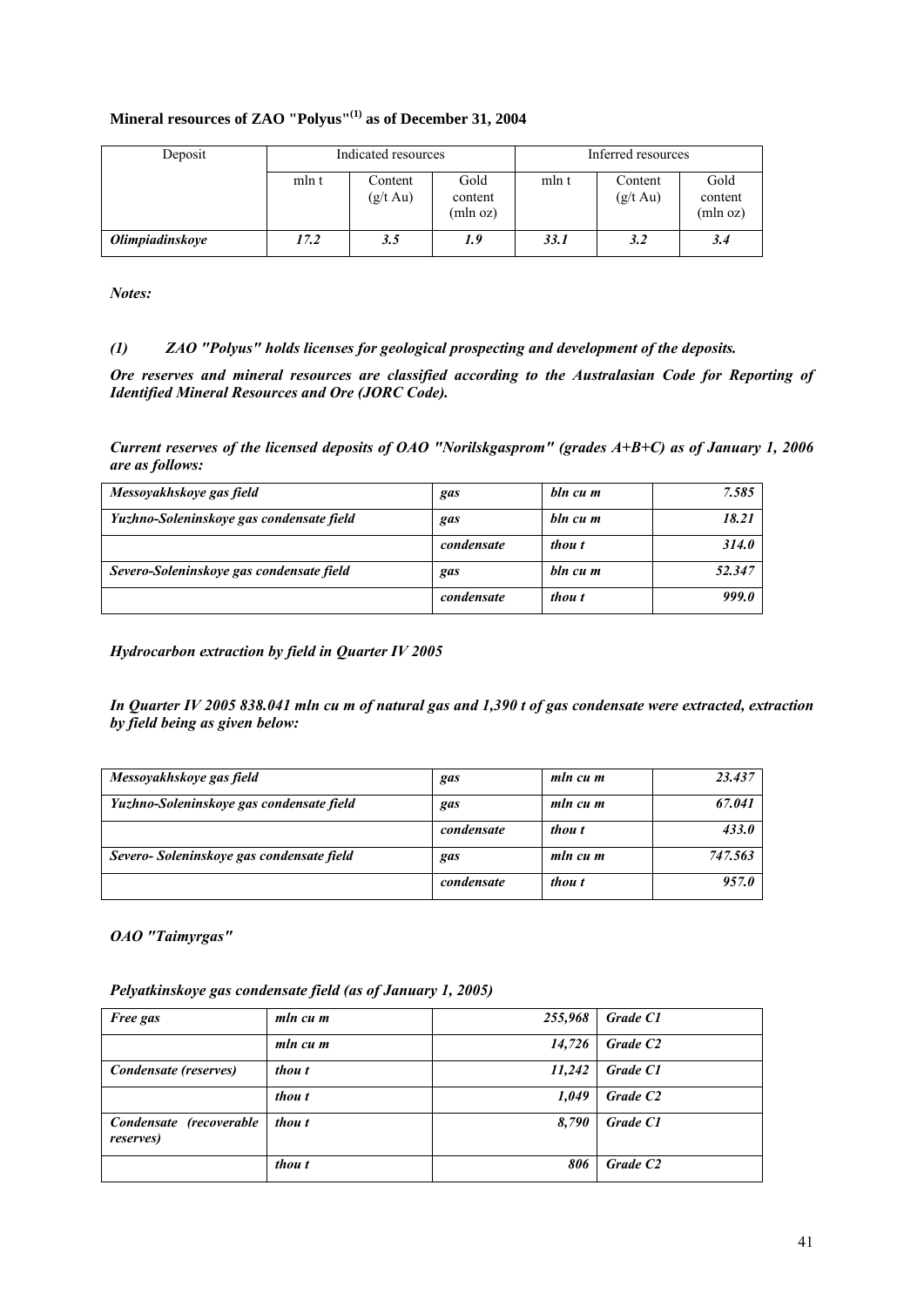**Mineral resources of ZAO "Polyus"[(1)] as of December 31, 2004**

| Deposit | Indicated resources | | | Inferred resources | | |
|---|---|---|---|---|---|---|
| | mln t | Content (g/t Au) | Gold content (mln oz) | mln t | Content (g/t Au) | Gold content (mln oz) |
| ***Olimpiadinskoye*** | ***17.2*** | ***3.5*** | ***1.9*** | ***33.1*** | ***3.2*** | ***3.4*** |

***Notes:***

***(1) ZAO "Polyus" holds licenses for geological prospecting and development of the deposits.***

***Ore reserves and mineral resources are classified according to the Australasian Code for Reporting of Identified Mineral Resources and Ore (JORC Code).***

***Current reserves of the licensed deposits of OAO "Norilskgasprom" (grades A+B+C) as of January 1, 2006 are as follows:***

| | | | |
|---|---|---|---|
| ***Messoyakhskoye gas field*** | ***gas*** | ***bln cu m*** | ***7.585*** |
| ***Yuzhno-Soleninskoye gas condensate field*** | ***gas*** | ***bln cu m*** | ***18.21*** |
| | ***condensate*** | ***thou t*** | ***314.0*** |
| ***Severo-Soleninskoye gas condensate field*** | ***gas*** | ***bln cu m*** | ***52.347*** |
| | ***condensate*** | ***thou t*** | ***999.0*** |

***Hydrocarbon extraction by field in Quarter IV 2005***

***In Quarter IV 2005 838.041 mln cu m of natural gas and 1,390 t of gas condensate were extracted, extraction by field being as given below:***

| | | | |
|---|---|---|---|
| ***Messoyakhskoye gas field*** | ***gas*** | ***mln cu m*** | ***23.437*** |
| ***Yuzhno-Soleninskoye gas condensate field*** | ***gas*** | ***mln cu m*** | ***67.041*** |
| | ***condensate*** | ***thou t*** | ***433.0*** |
| ***Severo- Soleninskoye gas condensate field*** | ***gas*** | ***mln cu m*** | ***747.563*** |
| | ***condensate*** | ***thou t*** | ***957.0*** |

***OAO "Taimyrgas"***

***Pelyatkinskoye gas condensate field (as of January 1, 2005)***

| | | | |
|---|---|---|---|
| ***Free gas*** | ***mln cu m*** | ***255,968*** | ***Grade C1*** |
| | ***mln cu m*** | ***14,726*** | ***Grade C2*** |
| ***Condensate (reserves)*** | ***thou t*** | ***11,242*** | ***Grade C1*** |
| | ***thou t*** | ***1,049*** | ***Grade C2*** |
| ***Condensate (recoverable reserves)*** | ***thou t*** | ***8,790*** | ***Grade C1*** |
| | ***thou t*** | ***806*** | ***Grade C2*** |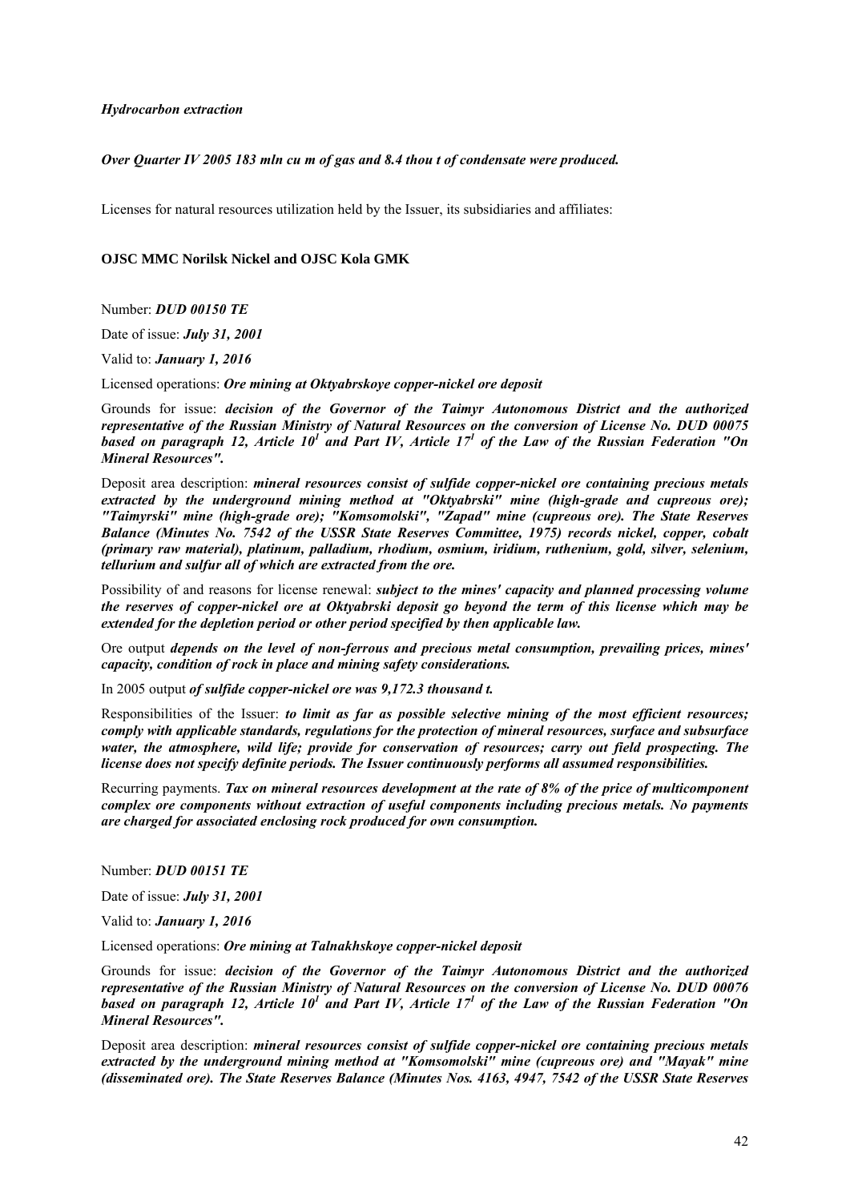***Hydrocarbon extraction***

***Over Quarter IV 2005 183 mln cu m of gas and 8.4 thou t of condensate were produced.***

Licenses for natural resources utilization held by the Issuer, its subsidiaries and affiliates:

**OJSC MMC Norilsk Nickel and OJSC Kola GMK**

Number: ***DUD 00150 TE***

Date of issue: ***July 31, 2001***

Valid to: ***January 1, 2016***

Licensed operations: ***Ore mining at Oktyabrskoye copper-nickel ore deposit***

Grounds for issue: ***decision of the Governor of the Taimyr Autonomous District and the authorized representative of the Russian Ministry of Natural Resources on the conversion of License No. DUD 00075 based on paragraph 12, Article $10^1$ and Part IV, Article $17^1$ of the Law of the Russian Federation "On Mineral Resources".***

Deposit area description: ***mineral resources consist of sulfide copper-nickel ore containing precious metals extracted by the underground mining method at "Oktyabrski" mine (high-grade and cupreous ore); "Taimyrski" mine (high-grade ore); "Komsomolski", "Zapad" mine (cupreous ore). The State Reserves Balance (Minutes No. 7542 of the USSR State Reserves Committee, 1975) records nickel, copper, cobalt (primary raw material), platinum, palladium, rhodium, osmium, iridium, ruthenium, gold, silver, selenium, tellurium and sulfur all of which are extracted from the ore.***

Possibility of and reasons for license renewal: ***subject to the mines' capacity and planned processing volume the reserves of copper-nickel ore at Oktyabrski deposit go beyond the term of this license which may be extended for the depletion period or other period specified by then applicable law.***

Ore output ***depends on the level of non-ferrous and precious metal consumption, prevailing prices, mines' capacity, condition of rock in place and mining safety considerations.***

In 2005 output ***of sulfide copper-nickel ore was 9,172.3 thousand t.***

Responsibilities of the Issuer: ***to limit as far as possible selective mining of the most efficient resources; comply with applicable standards, regulations for the protection of mineral resources, surface and subsurface water, the atmosphere, wild life; provide for conservation of resources; carry out field prospecting. The license does not specify definite periods. The Issuer continuously performs all assumed responsibilities.***

Recurring payments. ***Tax on mineral resources development at the rate of 8% of the price of multicomponent complex ore components without extraction of useful components including precious metals. No payments are charged for associated enclosing rock produced for own consumption.***

Number: ***DUD 00151 TE***

Date of issue: ***July 31, 2001***

Valid to: ***January 1, 2016***

Licensed operations: ***Ore mining at Talnakhskoye copper-nickel deposit***

Grounds for issue: ***decision of the Governor of the Taimyr Autonomous District and the authorized representative of the Russian Ministry of Natural Resources on the conversion of License No. DUD 00076 based on paragraph 12, Article $10^1$ and Part IV, Article $17^1$ of the Law of the Russian Federation "On Mineral Resources".***

Deposit area description: ***mineral resources consist of sulfide copper-nickel ore containing precious metals extracted by the underground mining method at "Komsomolski" mine (cupreous ore) and "Mayak" mine (disseminated ore). The State Reserves Balance (Minutes Nos. 4163, 4947, 7542 of the USSR State Reserves***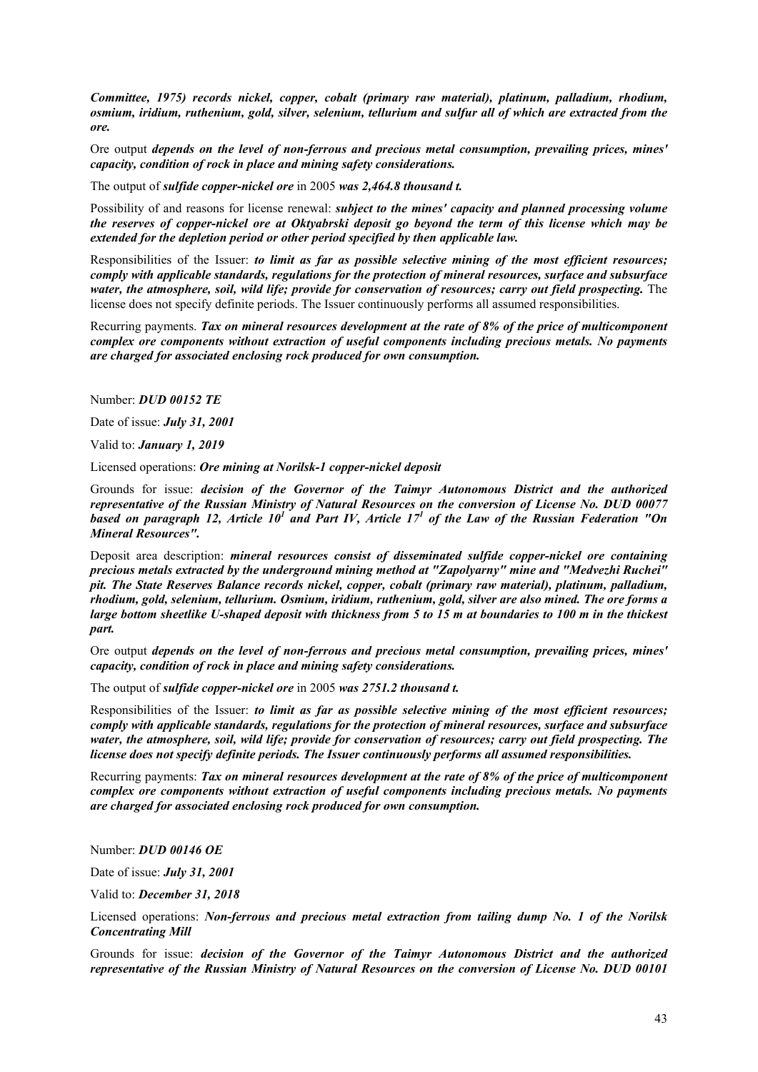***Committee, 1975) records nickel, copper, cobalt (primary raw material), platinum, palladium, rhodium, osmium, iridium, ruthenium, gold, silver, selenium, tellurium and sulfur all of which are extracted from the ore.***

Ore output ***depends on the level of non-ferrous and precious metal consumption, prevailing prices, mines' capacity, condition of rock in place and mining safety considerations.***

The output of ***sulfide copper-nickel ore*** in 2005 ***was 2,464.8 thousand t.***

Possibility of and reasons for license renewal: ***subject to the mines' capacity and planned processing volume the reserves of copper-nickel ore at Oktyabrski deposit go beyond the term of this license which may be extended for the depletion period or other period specified by then applicable law.***

Responsibilities of the Issuer: ***to limit as far as possible selective mining of the most efficient resources; comply with applicable standards, regulations for the protection of mineral resources, surface and subsurface water, the atmosphere, soil, wild life; provide for conservation of resources; carry out field prospecting.*** The license does not specify definite periods. The Issuer continuously performs all assumed responsibilities.

Recurring payments. ***Tax on mineral resources development at the rate of 8% of the price of multicomponent complex ore components without extraction of useful components including precious metals. No payments are charged for associated enclosing rock produced for own consumption.***

Number: ***DUD 00152 TE***

Date of issue: ***July 31, 2001***

Valid to: ***January 1, 2019***

Licensed operations: ***Ore mining at Norilsk-1 copper-nickel deposit***

Grounds for issue: ***decision of the Governor of the Taimyr Autonomous District and the authorized representative of the Russian Ministry of Natural Resources on the conversion of License No. DUD 00077 based on paragraph 12, Article 10[1] and Part IV, Article 17[1] of the Law of the Russian Federation "On Mineral Resources".***

Deposit area description: ***mineral resources consist of disseminated sulfide copper-nickel ore containing precious metals extracted by the underground mining method at "Zapolyarny" mine and "Medvezhi Ruchei" pit. The State Reserves Balance records nickel, copper, cobalt (primary raw material), platinum, palladium, rhodium, gold, selenium, tellurium. Osmium, iridium, ruthenium, gold, silver are also mined. The ore forms a large bottom sheetlike U-shaped deposit with thickness from 5 to 15 m at boundaries to 100 m in the thickest part.***

Ore output ***depends on the level of non-ferrous and precious metal consumption, prevailing prices, mines' capacity, condition of rock in place and mining safety considerations.***

The output of ***sulfide copper-nickel ore*** in 2005 ***was 2751.2 thousand t.***

Responsibilities of the Issuer: ***to limit as far as possible selective mining of the most efficient resources; comply with applicable standards, regulations for the protection of mineral resources, surface and subsurface water, the atmosphere, soil, wild life; provide for conservation of resources; carry out field prospecting. The license does not specify definite periods. The Issuer continuously performs all assumed responsibilities.***

Recurring payments: ***Tax on mineral resources development at the rate of 8% of the price of multicomponent complex ore components without extraction of useful components including precious metals. No payments are charged for associated enclosing rock produced for own consumption.***

Number: ***DUD 00146 OE***

Date of issue: ***July 31, 2001***

Valid to: ***December 31, 2018***

Licensed operations: ***Non-ferrous and precious metal extraction from tailing dump No. 1 of the Norilsk Concentrating Mill***

Grounds for issue: ***decision of the Governor of the Taimyr Autonomous District and the authorized representative of the Russian Ministry of Natural Resources on the conversion of License No. DUD 00101***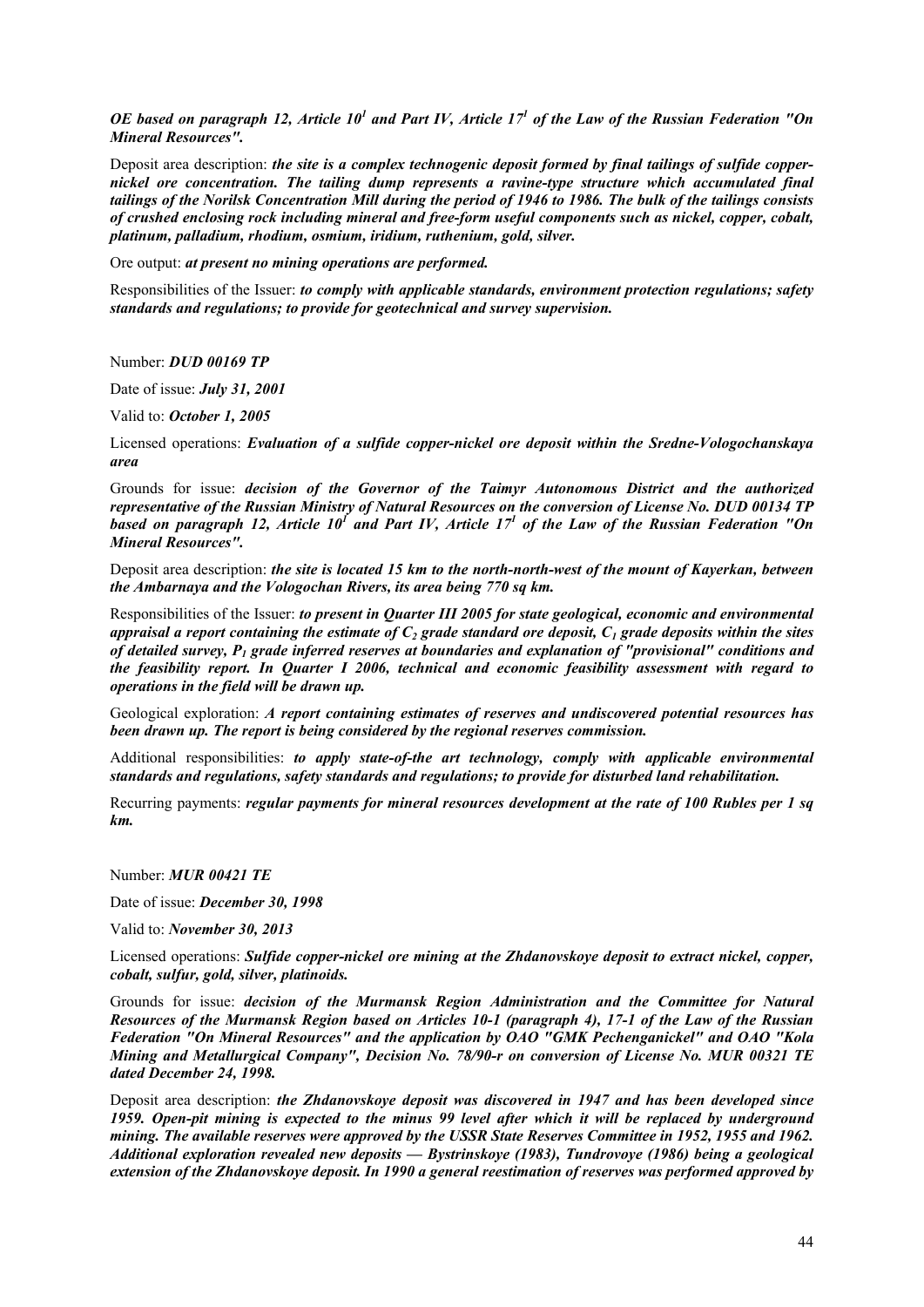***OE based on paragraph 12, Article $10^1$ and Part IV, Article $17^1$ of the Law of the Russian Federation "On Mineral Resources".***

Deposit area description: ***the site is a complex technogenic deposit formed by final tailings of sulfide copper-nickel ore concentration. The tailing dump represents a ravine-type structure which accumulated final tailings of the Norilsk Concentration Mill during the period of 1946 to 1986. The bulk of the tailings consists of crushed enclosing rock including mineral and free-form useful components such as nickel, copper, cobalt, platinum, palladium, rhodium, osmium, iridium, ruthenium, gold, silver.***

Ore output: ***at present no mining operations are performed.***

Responsibilities of the Issuer: ***to comply with applicable standards, environment protection regulations; safety standards and regulations; to provide for geotechnical and survey supervision.***

Number: ***DUD 00169 TP***

Date of issue: ***July 31, 2001***

Valid to: ***October 1, 2005***

Licensed operations: ***Evaluation of a sulfide copper-nickel ore deposit within the Sredne-Vologochanskaya area***

Grounds for issue: ***decision of the Governor of the Taimyr Autonomous District and the authorized representative of the Russian Ministry of Natural Resources on the conversion of License No. DUD 00134 TP based on paragraph 12, Article $10^1$ and Part IV, Article $17^1$ of the Law of the Russian Federation "On Mineral Resources".***

Deposit area description: ***the site is located 15 km to the north-north-west of the mount of Kayerkan, between the Ambarnaya and the Vologochan Rivers, its area being 770 sq km.***

Responsibilities of the Issuer: ***to present in Quarter III 2005 for state geological, economic and environmental appraisal a report containing the estimate of $C_2$ grade standard ore deposit, $C_1$ grade deposits within the sites of detailed survey, $P_1$ grade inferred reserves at boundaries and explanation of "provisional" conditions and the feasibility report. In Quarter I 2006, technical and economic feasibility assessment with regard to operations in the field will be drawn up.***

Geological exploration: ***A report containing estimates of reserves and undiscovered potential resources has been drawn up. The report is being considered by the regional reserves commission.***

Additional responsibilities: ***to apply state-of-the art technology, comply with applicable environmental standards and regulations, safety standards and regulations; to provide for disturbed land rehabilitation.***

Recurring payments: ***regular payments for mineral resources development at the rate of 100 Rubles per 1 sq km.***

Number: ***MUR 00421 TE***

Date of issue: ***December 30, 1998***

Valid to: ***November 30, 2013***

Licensed operations: ***Sulfide copper-nickel ore mining at the Zhdanovskoye deposit to extract nickel, copper, cobalt, sulfur, gold, silver, platinoids.***

Grounds for issue: ***decision of the Murmansk Region Administration and the Committee for Natural Resources of the Murmansk Region based on Articles 10-1 (paragraph 4), 17-1 of the Law of the Russian Federation "On Mineral Resources" and the application by OAO "GMK Pechenganickel" and OAO "Kola Mining and Metallurgical Company", Decision No. 78/90-r on conversion of License No. MUR 00321 TE dated December 24, 1998.***

Deposit area description: ***the Zhdanovskoye deposit was discovered in 1947 and has been developed since 1959. Open-pit mining is expected to the minus 99 level after which it will be replaced by underground mining. The available reserves were approved by the USSR State Reserves Committee in 1952, 1955 and 1962. Additional exploration revealed new deposits — Bystrinskoye (1983), Tundrovoye (1986) being a geological extension of the Zhdanovskoye deposit. In 1990 a general reestimation of reserves was performed approved by***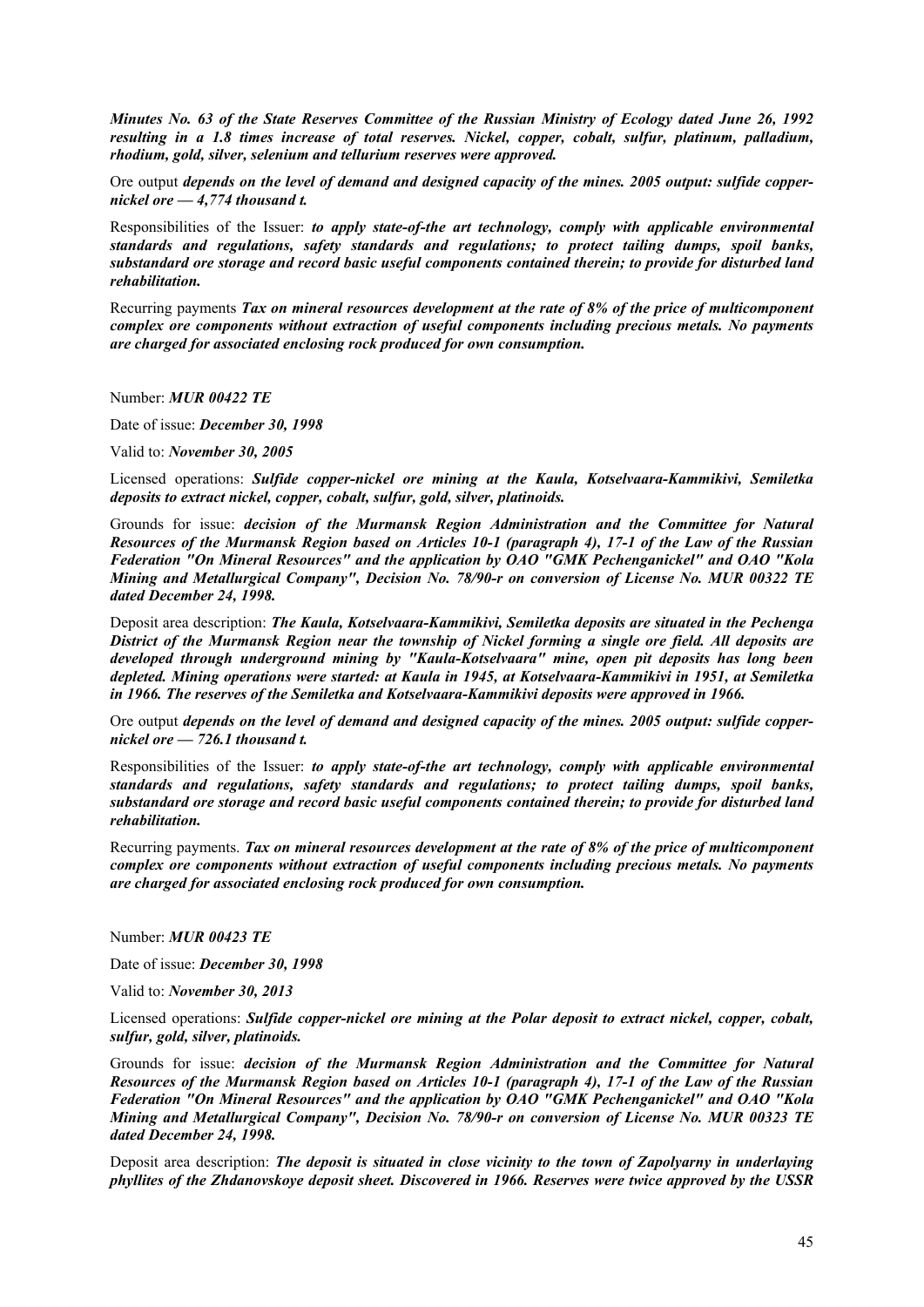***Minutes No. 63 of the State Reserves Committee of the Russian Ministry of Ecology dated June 26, 1992 resulting in a 1.8 times increase of total reserves. Nickel, copper, cobalt, sulfur, platinum, palladium, rhodium, gold, silver, selenium and tellurium reserves were approved.***

Ore output ***depends on the level of demand and designed capacity of the mines. 2005 output: sulfide copper-nickel ore — 4,774 thousand t.***

Responsibilities of the Issuer: ***to apply state-of-the art technology, comply with applicable environmental standards and regulations, safety standards and regulations; to protect tailing dumps, spoil banks, substandard ore storage and record basic useful components contained therein; to provide for disturbed land rehabilitation.***

Recurring payments ***Tax on mineral resources development at the rate of 8% of the price of multicomponent complex ore components without extraction of useful components including precious metals. No payments are charged for associated enclosing rock produced for own consumption.***

Number: ***MUR 00422 TE***

Date of issue: ***December 30, 1998***

Valid to: ***November 30, 2005***

Licensed operations: ***Sulfide copper-nickel ore mining at the Kaula, Kotselvaara-Kammikivi, Semiletka deposits to extract nickel, copper, cobalt, sulfur, gold, silver, platinoids.***

Grounds for issue: ***decision of the Murmansk Region Administration and the Committee for Natural Resources of the Murmansk Region based on Articles 10-1 (paragraph 4), 17-1 of the Law of the Russian Federation "On Mineral Resources" and the application by OAO "GMK Pechenganickel" and OAO "Kola Mining and Metallurgical Company", Decision No. 78/90-r on conversion of License No. MUR 00322 TE dated December 24, 1998.***

Deposit area description: ***The Kaula, Kotselvaara-Kammikivi, Semiletka deposits are situated in the Pechenga District of the Murmansk Region near the township of Nickel forming a single ore field. All deposits are developed through underground mining by "Kaula-Kotselvaara" mine, open pit deposits has long been depleted. Mining operations were started: at Kaula in 1945, at Kotselvaara-Kammikivi in 1951, at Semiletka in 1966. The reserves of the Semiletka and Kotselvaara-Kammikivi deposits were approved in 1966.***

Ore output ***depends on the level of demand and designed capacity of the mines. 2005 output: sulfide copper-nickel ore — 726.1 thousand t.***

Responsibilities of the Issuer: ***to apply state-of-the art technology, comply with applicable environmental standards and regulations, safety standards and regulations; to protect tailing dumps, spoil banks, substandard ore storage and record basic useful components contained therein; to provide for disturbed land rehabilitation.***

Recurring payments. ***Tax on mineral resources development at the rate of 8% of the price of multicomponent complex ore components without extraction of useful components including precious metals. No payments are charged for associated enclosing rock produced for own consumption.***

Number: ***MUR 00423 TE***

Date of issue: ***December 30, 1998***

Valid to: ***November 30, 2013***

Licensed operations: ***Sulfide copper-nickel ore mining at the Polar deposit to extract nickel, copper, cobalt, sulfur, gold, silver, platinoids.***

Grounds for issue: ***decision of the Murmansk Region Administration and the Committee for Natural Resources of the Murmansk Region based on Articles 10-1 (paragraph 4), 17-1 of the Law of the Russian Federation "On Mineral Resources" and the application by OAO "GMK Pechenganickel" and OAO "Kola Mining and Metallurgical Company", Decision No. 78/90-r on conversion of License No. MUR 00323 TE dated December 24, 1998.***

Deposit area description: ***The deposit is situated in close vicinity to the town of Zapolyarny in underlaying phyllites of the Zhdanovskoye deposit sheet. Discovered in 1966. Reserves were twice approved by the USSR***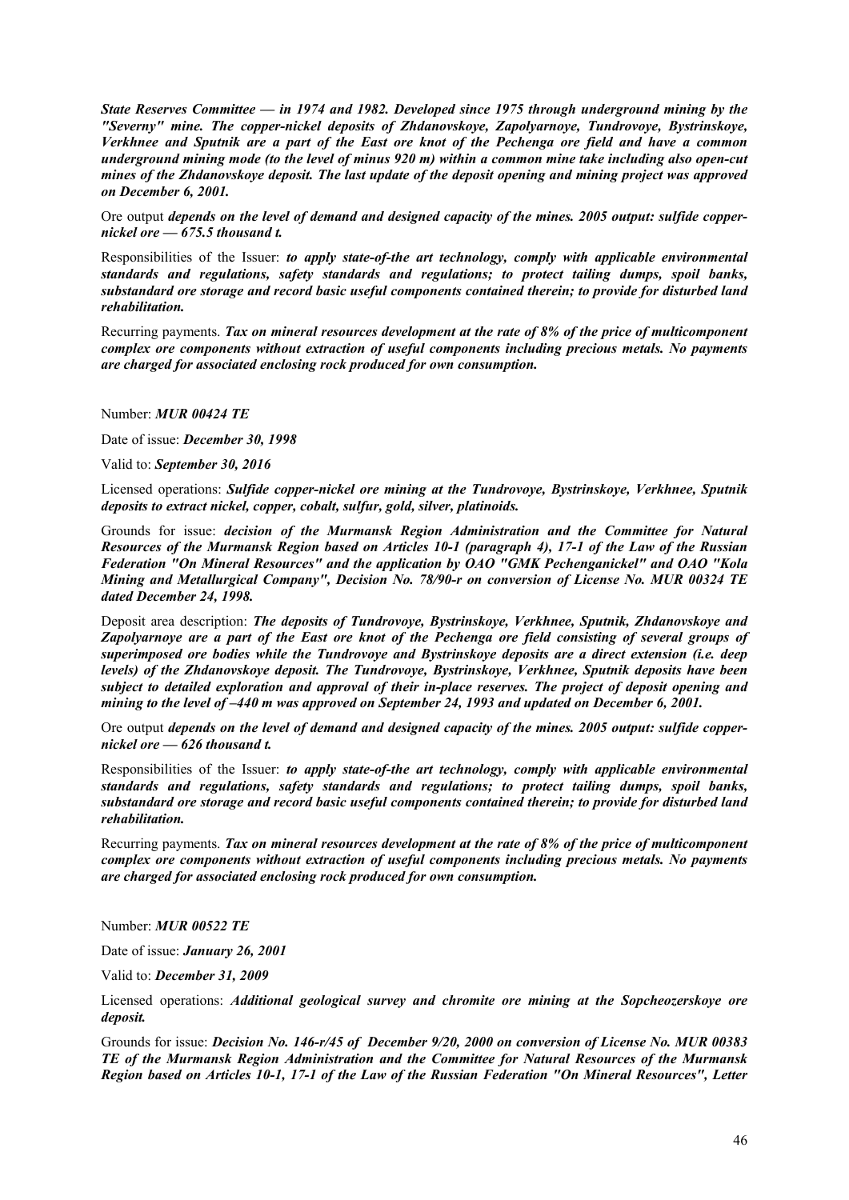***State Reserves Committee — in 1974 and 1982. Developed since 1975 through underground mining by the "Severny" mine. The copper-nickel deposits of Zhdanovskoye, Zapolyarnoye, Tundrovoye, Bystrinskoye, Verkhnee and Sputnik are a part of the East ore knot of the Pechenga ore field and have a common underground mining mode (to the level of minus 920 m) within a common mine take including also open-cut mines of the Zhdanovskoye deposit. The last update of the deposit opening and mining project was approved on December 6, 2001.***

Ore output ***depends on the level of demand and designed capacity of the mines. 2005 output: sulfide copper-nickel ore — 675.5 thousand t.***

Responsibilities of the Issuer: ***to apply state-of-the art technology, comply with applicable environmental standards and regulations, safety standards and regulations; to protect tailing dumps, spoil banks, substandard ore storage and record basic useful components contained therein; to provide for disturbed land rehabilitation.***

Recurring payments. ***Tax on mineral resources development at the rate of 8% of the price of multicomponent complex ore components without extraction of useful components including precious metals. No payments are charged for associated enclosing rock produced for own consumption.***

Number: ***MUR 00424 TE***

Date of issue: ***December 30, 1998***

Valid to: ***September 30, 2016***

Licensed operations: ***Sulfide copper-nickel ore mining at the Tundrovoye, Bystrinskoye, Verkhnee, Sputnik deposits to extract nickel, copper, cobalt, sulfur, gold, silver, platinoids.***

Grounds for issue: ***decision of the Murmansk Region Administration and the Committee for Natural Resources of the Murmansk Region based on Articles 10-1 (paragraph 4), 17-1 of the Law of the Russian Federation "On Mineral Resources" and the application by OAO "GMK Pechenganickel" and OAO "Kola Mining and Metallurgical Company", Decision No. 78/90-r on conversion of License No. MUR 00324 TE dated December 24, 1998.***

Deposit area description: ***The deposits of Tundrovoye, Bystrinskoye, Verkhnee, Sputnik, Zhdanovskoye and Zapolyarnoye are a part of the East ore knot of the Pechenga ore field consisting of several groups of superimposed ore bodies while the Tundrovoye and Bystrinskoye deposits are a direct extension (i.e. deep levels) of the Zhdanovskoye deposit. The Tundrovoye, Bystrinskoye, Verkhnee, Sputnik deposits have been subject to detailed exploration and approval of their in-place reserves. The project of deposit opening and mining to the level of –440 m was approved on September 24, 1993 and updated on December 6, 2001.***

Ore output ***depends on the level of demand and designed capacity of the mines. 2005 output: sulfide copper-nickel ore — 626 thousand t.***

Responsibilities of the Issuer: ***to apply state-of-the art technology, comply with applicable environmental standards and regulations, safety standards and regulations; to protect tailing dumps, spoil banks, substandard ore storage and record basic useful components contained therein; to provide for disturbed land rehabilitation.***

Recurring payments. ***Tax on mineral resources development at the rate of 8% of the price of multicomponent complex ore components without extraction of useful components including precious metals. No payments are charged for associated enclosing rock produced for own consumption.***

Number: ***MUR 00522 TE***

Date of issue: ***January 26, 2001***

Valid to: ***December 31, 2009***

Licensed operations: ***Additional geological survey and chromite ore mining at the Sopcheozerskoye ore deposit.***

Grounds for issue: ***Decision No. 146-r/45 of December 9/20, 2000 on conversion of License No. MUR 00383 TE of the Murmansk Region Administration and the Committee for Natural Resources of the Murmansk Region based on Articles 10-1, 17-1 of the Law of the Russian Federation "On Mineral Resources", Letter***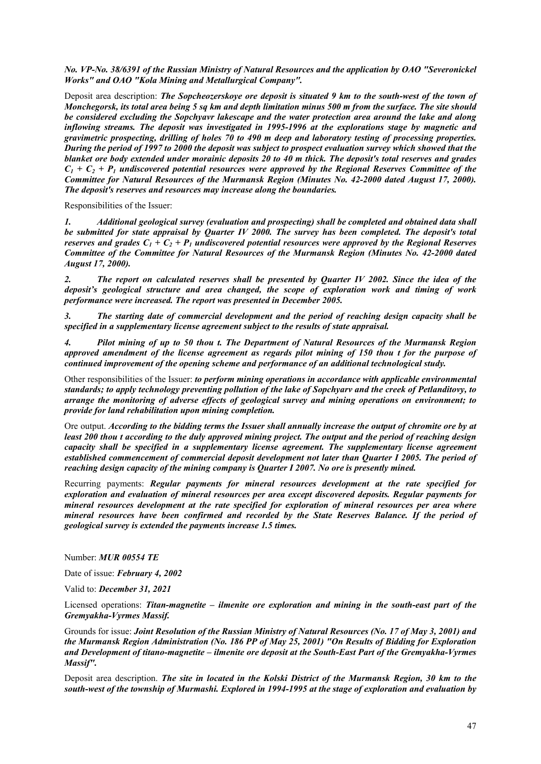***No. VP-No. 38/6391 of the Russian Ministry of Natural Resources and the application by OAO "Severonickel Works" and OAO "Kola Mining and Metallurgical Company".***

Deposit area description: ***The Sopcheozerskoye ore deposit is situated 9 km to the south-west of the town of Monchegorsk, its total area being 5 sq km and depth limitation minus 500 m from the surface. The site should be considered excluding the Sopchyavr lakescape and the water protection area around the lake and along inflowing streams. The deposit was investigated in 1995-1996 at the explorations stage by magnetic and gravimetric prospecting, drilling of holes 70 to 490 m deep and laboratory testing of processing properties. During the period of 1997 to 2000 the deposit was subject to prospect evaluation survey which showed that the blanket ore body extended under morainic deposits 20 to 40 m thick. The deposit's total reserves and grades $C_1 + C_2 + P_1$ undiscovered potential resources were approved by the Regional Reserves Committee of the Committee for Natural Resources of the Murmansk Region (Minutes No. 42-2000 dated August 17, 2000). The deposit's reserves and resources may increase along the boundaries.***

Responsibilities of the Issuer:

1. ***Additional geological survey (evaluation and prospecting) shall be completed and obtained data shall be submitted for state appraisal by Quarter IV 2000. The survey has been completed. The deposit's total reserves and grades $C_1 + C_2 + P_1$ undiscovered potential resources were approved by the Regional Reserves Committee of the Committee for Natural Resources of the Murmansk Region (Minutes No. 42-2000 dated August 17, 2000).***
2. ***The report on calculated reserves shall be presented by Quarter IV 2002. Since the idea of the deposit's geological structure and area changed, the scope of exploration work and timing of work performance were increased. The report was presented in December 2005.***
3. ***The starting date of commercial development and the period of reaching design capacity shall be specified in a supplementary license agreement subject to the results of state appraisal.***
4. ***Pilot mining of up to 50 thou t. The Department of Natural Resources of the Murmansk Region approved amendment of the license agreement as regards pilot mining of 150 thou t for the purpose of continued improvement of the opening scheme and performance of an additional technological study.***

Other responsibilities of the Issuer: ***to perform mining operations in accordance with applicable environmental standards; to apply technology preventing pollution of the lake of Sopchyarv and the creek of Petlanditovy, to arrange the monitoring of adverse effects of geological survey and mining operations on environment; to provide for land rehabilitation upon mining completion.***

Ore output. ***According to the bidding terms the Issuer shall annually increase the output of chromite ore by at least 200 thou t according to the duly approved mining project. The output and the period of reaching design capacity shall be specified in a supplementary license agreement. The supplementary license agreement established commencement of commercial deposit development not later than Quarter I 2005. The period of reaching design capacity of the mining company is Quarter I 2007. No ore is presently mined.***

Recurring payments: ***Regular payments for mineral resources development at the rate specified for exploration and evaluation of mineral resources per area except discovered deposits. Regular payments for mineral resources development at the rate specified for exploration of mineral resources per area where mineral resources have been confirmed and recorded by the State Reserves Balance. If the period of geological survey is extended the payments increase 1.5 times.***

Number: ***MUR 00554 TE***

Date of issue: ***February 4, 2002***

Valid to: ***December 31, 2021***

Licensed operations: ***Titan-magnetite – ilmenite ore exploration and mining in the south-east part of the Gremyakha-Vyrmes Massif.***

Grounds for issue: ***Joint Resolution of the Russian Ministry of Natural Resources (No. 17 of May 3, 2001) and the Murmansk Region Administration (No. 186 PP of May 25, 2001) "On Results of Bidding for Exploration and Development of titano-magnetite – ilmenite ore deposit at the South-East Part of the Gremyakha-Vyrmes Massif".***

Deposit area description. ***The site in located in the Kolski District of the Murmansk Region, 30 km to the south-west of the township of Murmashi. Explored in 1994-1995 at the stage of exploration and evaluation by***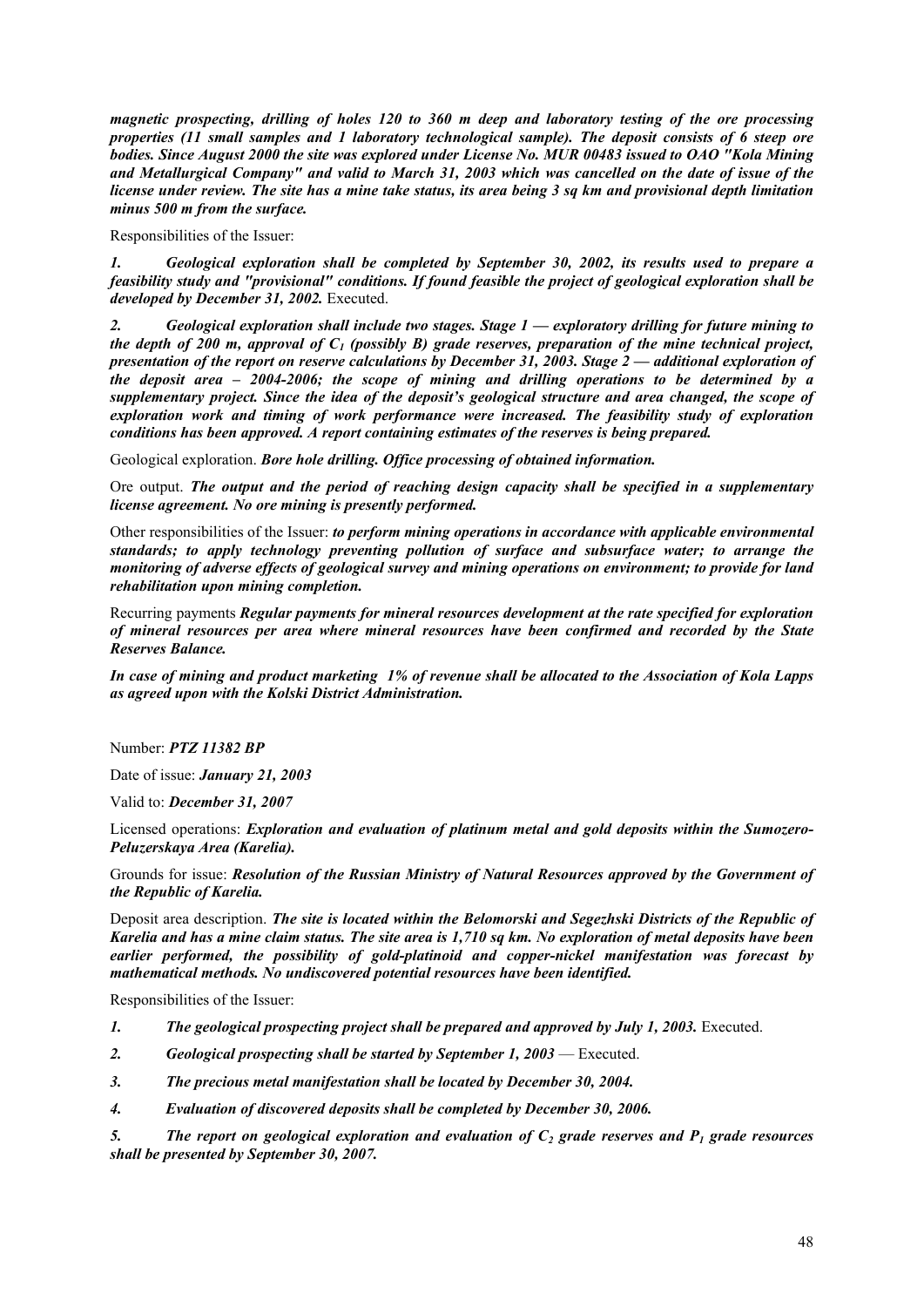***magnetic prospecting, drilling of holes 120 to 360 m deep and laboratory testing of the ore processing properties (11 small samples and 1 laboratory technological sample). The deposit consists of 6 steep ore bodies. Since August 2000 the site was explored under License No. MUR 00483 issued to OAO "Kola Mining and Metallurgical Company" and valid to March 31, 2003 which was cancelled on the date of issue of the license under review. The site has a mine take status, its area being 3 sq km and provisional depth limitation minus 500 m from the surface.***

Responsibilities of the Issuer:

***1. Geological exploration shall be completed by September 30, 2002, its results used to prepare a feasibility study and "provisional" conditions. If found feasible the project of geological exploration shall be developed by December 31, 2002.*** Executed.

***2. Geological exploration shall include two stages. Stage 1 — exploratory drilling for future mining to the depth of 200 m, approval of $C_1$ (possibly B) grade reserves, preparation of the mine technical project, presentation of the report on reserve calculations by December 31, 2003. Stage 2 — additional exploration of the deposit area – 2004-2006; the scope of mining and drilling operations to be determined by a supplementary project. Since the idea of the deposit's geological structure and area changed, the scope of exploration work and timing of work performance were increased. The feasibility study of exploration conditions has been approved. A report containing estimates of the reserves is being prepared.***

Geological exploration. ***Bore hole drilling. Office processing of obtained information.***

Ore output. ***The output and the period of reaching design capacity shall be specified in a supplementary license agreement. No ore mining is presently performed.***

Other responsibilities of the Issuer: ***to perform mining operations in accordance with applicable environmental standards; to apply technology preventing pollution of surface and subsurface water; to arrange the monitoring of adverse effects of geological survey and mining operations on environment; to provide for land rehabilitation upon mining completion.***

Recurring payments ***Regular payments for mineral resources development at the rate specified for exploration of mineral resources per area where mineral resources have been confirmed and recorded by the State Reserves Balance.***

***In case of mining and product marketing 1% of revenue shall be allocated to the Association of Kola Lapps as agreed upon with the Kolski District Administration.***

Number: ***PTZ 11382 BP***

Date of issue: ***January 21, 2003***

Valid to: ***December 31, 2007***

Licensed operations: ***Exploration and evaluation of platinum metal and gold deposits within the Sumozero-Peluzerskaya Area (Karelia).***

Grounds for issue: ***Resolution of the Russian Ministry of Natural Resources approved by the Government of the Republic of Karelia.***

Deposit area description. ***The site is located within the Belomorski and Segezhski Districts of the Republic of Karelia and has a mine claim status. The site area is 1,710 sq km. No exploration of metal deposits have been earlier performed, the possibility of gold-platinoid and copper-nickel manifestation was forecast by mathematical methods. No undiscovered potential resources have been identified.***

Responsibilities of the Issuer:

***1. The geological prospecting project shall be prepared and approved by July 1, 2003.*** Executed.

***2. Geological prospecting shall be started by September 1, 2003*** — Executed.

***3. The precious metal manifestation shall be located by December 30, 2004.***

***4. Evaluation of discovered deposits shall be completed by December 30, 2006.***

***5. The report on geological exploration and evaluation of $C_2$ grade reserves and $P_1$ grade resources shall be presented by September 30, 2007.***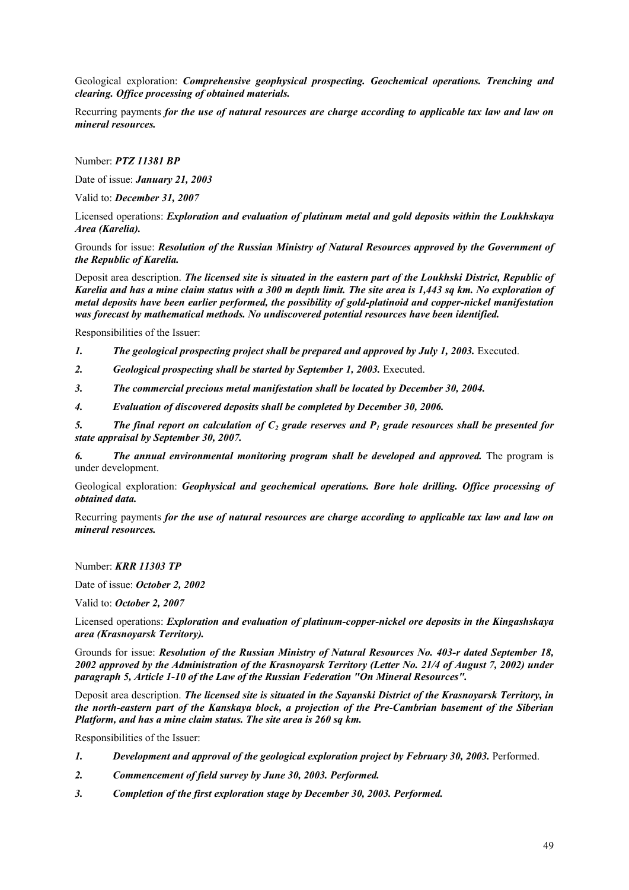Geological exploration: ***Comprehensive geophysical prospecting. Geochemical operations. Trenching and clearing. Office processing of obtained materials.***

Recurring payments ***for the use of natural resources are charge according to applicable tax law and law on mineral resources.***

Number: ***PTZ 11381 BP***

Date of issue: ***January 21, 2003***

Valid to: ***December 31, 2007***

Licensed operations: ***Exploration and evaluation of platinum metal and gold deposits within the Loukhskaya Area (Karelia).***

Grounds for issue: ***Resolution of the Russian Ministry of Natural Resources approved by the Government of the Republic of Karelia.***

Deposit area description. ***The licensed site is situated in the eastern part of the Loukhski District, Republic of Karelia and has a mine claim status with a 300 m depth limit. The site area is 1,443 sq km. No exploration of metal deposits have been earlier performed, the possibility of gold-platinoid and copper-nickel manifestation was forecast by mathematical methods. No undiscovered potential resources have been identified.***

Responsibilities of the Issuer:

1. ***The geological prospecting project shall be prepared and approved by July 1, 2003.*** Executed.
2. ***Geological prospecting shall be started by September 1, 2003.*** Executed.
3. ***The commercial precious metal manifestation shall be located by December 30, 2004.***
4. ***Evaluation of discovered deposits shall be completed by December 30, 2006.***
5. ***The final report on calculation of $C_2$ grade reserves and $P_1$ grade resources shall be presented for state appraisal by September 30, 2007.***
6. ***The annual environmental monitoring program shall be developed and approved.*** The program is under development.

Geological exploration: ***Geophysical and geochemical operations. Bore hole drilling. Office processing of obtained data.***

Recurring payments ***for the use of natural resources are charge according to applicable tax law and law on mineral resources.***

Number: ***KRR 11303 TP***

Date of issue: ***October 2, 2002***

Valid to: ***October 2, 2007***

Licensed operations: ***Exploration and evaluation of platinum-copper-nickel ore deposits in the Kingashskaya area (Krasnoyarsk Territory).***

Grounds for issue: ***Resolution of the Russian Ministry of Natural Resources No. 403-r dated September 18, 2002 approved by the Administration of the Krasnoyarsk Territory (Letter No. 21/4 of August 7, 2002) under paragraph 5, Article 1-10 of the Law of the Russian Federation "On Mineral Resources".***

Deposit area description. ***The licensed site is situated in the Sayanski District of the Krasnoyarsk Territory, in the north-eastern part of the Kanskaya block, a projection of the Pre-Cambrian basement of the Siberian Platform, and has a mine claim status. The site area is 260 sq km.***

Responsibilities of the Issuer:

1. ***Development and approval of the geological exploration project by February 30, 2003.*** Performed.
2. ***Commencement of field survey by June 30, 2003. Performed.***
3. ***Completion of the first exploration stage by December 30, 2003. Performed.***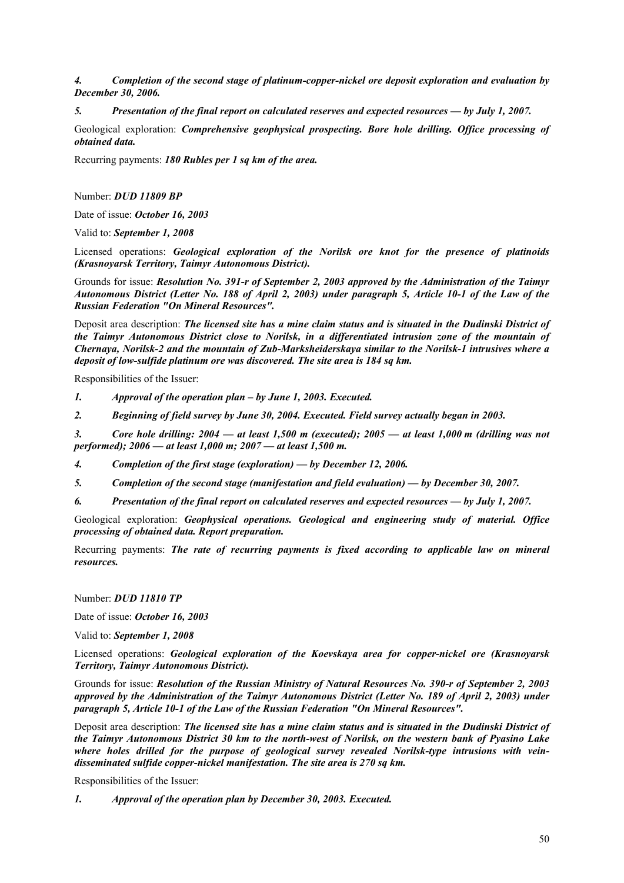*4. Completion of the second stage of platinum-copper-nickel ore deposit exploration and evaluation by December 30, 2006.*

*5. Presentation of the final report on calculated reserves and expected resources — by July 1, 2007.*

Geological exploration: ***Comprehensive geophysical prospecting. Bore hole drilling. Office processing of obtained data.***

Recurring payments: ***180 Rubles per 1 sq km of the area.***

Number: ***DUD 11809 BP***

Date of issue: ***October 16, 2003***

Valid to: ***September 1, 2008***

Licensed operations: ***Geological exploration of the Norilsk ore knot for the presence of platinoids (Krasnoyarsk Territory, Taimyr Autonomous District).***

Grounds for issue: ***Resolution No. 391-r of September 2, 2003 approved by the Administration of the Taimyr Autonomous District (Letter No. 188 of April 2, 2003) under paragraph 5, Article 10-1 of the Law of the Russian Federation "On Mineral Resources".***

Deposit area description: ***The licensed site has a mine claim status and is situated in the Dudinski District of the Taimyr Autonomous District close to Norilsk, in a differentiated intrusion zone of the mountain of Chernaya, Norilsk-2 and the mountain of Zub-Marksheiderskaya similar to the Norilsk-1 intrusives where a deposit of low-sulfide platinum ore was discovered. The site area is 184 sq km.***

Responsibilities of the Issuer:

*1. Approval of the operation plan – by June 1, 2003. Executed.*

*2. Beginning of field survey by June 30, 2004. Executed. Field survey actually began in 2003.*

*3. Core hole drilling: 2004 — at least 1,500 m (executed); 2005 — at least 1,000 m (drilling was not performed); 2006 — at least 1,000 m; 2007 — at least 1,500 m.*

*4. Completion of the first stage (exploration) — by December 12, 2006.*

*5. Completion of the second stage (manifestation and field evaluation) — by December 30, 2007.*

*6. Presentation of the final report on calculated reserves and expected resources — by July 1, 2007.*

Geological exploration: ***Geophysical operations. Geological and engineering study of material. Office processing of obtained data. Report preparation.***

Recurring payments: ***The rate of recurring payments is fixed according to applicable law on mineral resources.***

Number: ***DUD 11810 TP***

Date of issue: ***October 16, 2003***

Valid to: ***September 1, 2008***

Licensed operations: ***Geological exploration of the Koevskaya area for copper-nickel ore (Krasnoyarsk Territory, Taimyr Autonomous District).***

Grounds for issue: ***Resolution of the Russian Ministry of Natural Resources No. 390-r of September 2, 2003 approved by the Administration of the Taimyr Autonomous District (Letter No. 189 of April 2, 2003) under paragraph 5, Article 10-1 of the Law of the Russian Federation "On Mineral Resources".***

Deposit area description: ***The licensed site has a mine claim status and is situated in the Dudinski District of the Taimyr Autonomous District 30 km to the north-west of Norilsk, on the western bank of Pyasino Lake where holes drilled for the purpose of geological survey revealed Norilsk-type intrusions with vein-disseminated sulfide copper-nickel manifestation. The site area is 270 sq km.***

Responsibilities of the Issuer:

*1. Approval of the operation plan by December 30, 2003. Executed.*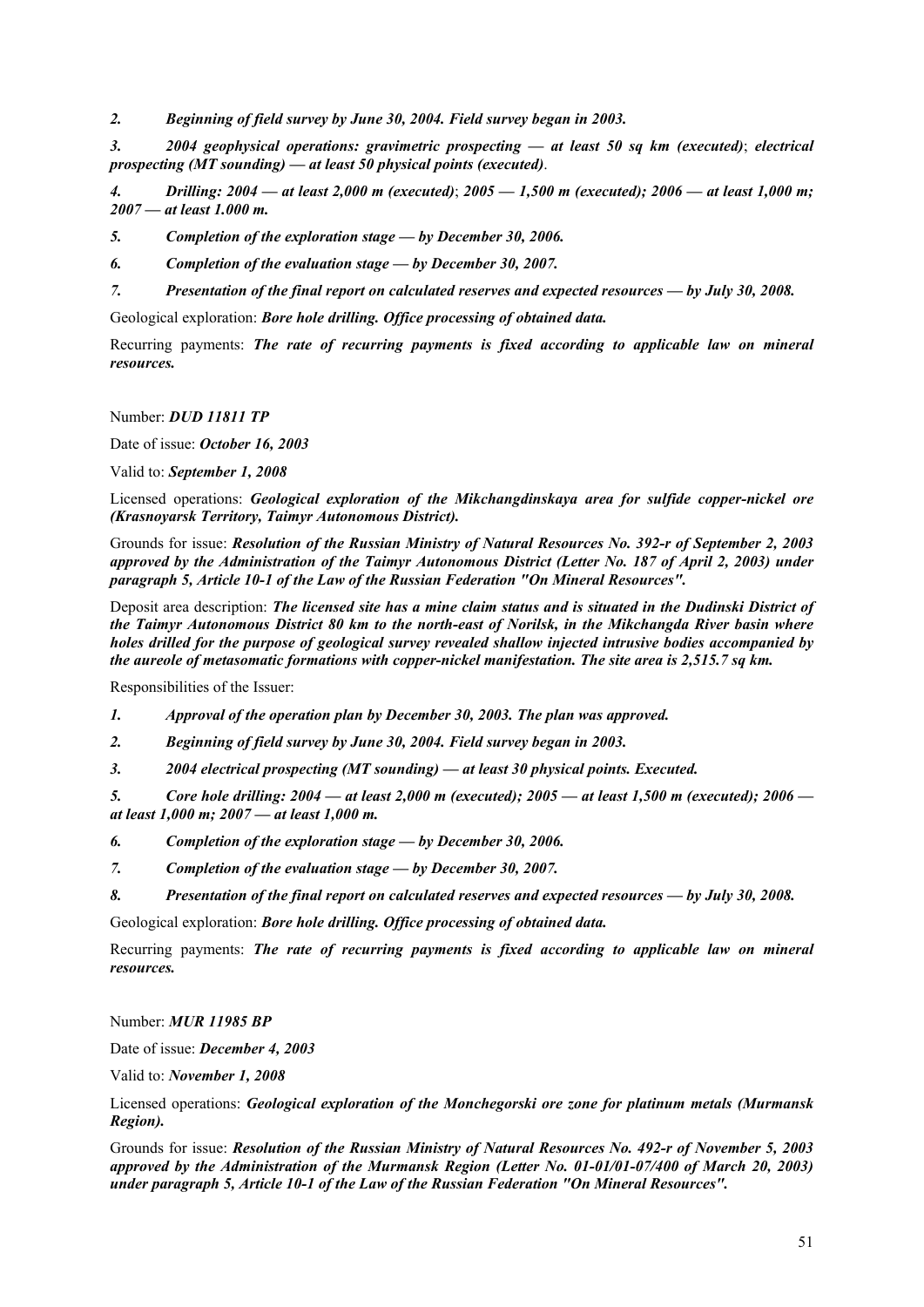*2. Beginning of field survey by June 30, 2004. Field survey began in 2003.*

*3. 2004 geophysical operations: gravimetric prospecting — at least 50 sq km (executed)*; *electrical prospecting (MT sounding) — at least 50 physical points (executed)*.

*4. Drilling: 2004 — at least 2,000 m (executed)*; *2005 — 1,500 m (executed); 2006 — at least 1,000 m; 2007 — at least 1.000 m.*

*5. Completion of the exploration stage — by December 30, 2006.*

*6. Completion of the evaluation stage — by December 30, 2007.*

*7. Presentation of the final report on calculated reserves and expected resources — by July 30, 2008.*

Geological exploration: ***Bore hole drilling. Office processing of obtained data.***

Recurring payments: ***The rate of recurring payments is fixed according to applicable law on mineral resources.***

Number: ***DUD 11811 TP***

Date of issue: ***October 16, 2003***

Valid to: ***September 1, 2008***

Licensed operations: ***Geological exploration of the Mikchangdinskaya area for sulfide copper-nickel ore (Krasnoyarsk Territory, Taimyr Autonomous District).***

Grounds for issue: ***Resolution of the Russian Ministry of Natural Resources No. 392-r of September 2, 2003 approved by the Administration of the Taimyr Autonomous District (Letter No. 187 of April 2, 2003) under paragraph 5, Article 10-1 of the Law of the Russian Federation "On Mineral Resources".***

Deposit area description: ***The licensed site has a mine claim status and is situated in the Dudinski District of the Taimyr Autonomous District 80 km to the north-east of Norilsk, in the Mikchangda River basin where holes drilled for the purpose of geological survey revealed shallow injected intrusive bodies accompanied by the aureole of metasomatic formations with copper-nickel manifestation. The site area is 2,515.7 sq km.***

Responsibilities of the Issuer:

*1. Approval of the operation plan by December 30, 2003. The plan was approved.*

*2. Beginning of field survey by June 30, 2004. Field survey began in 2003.*

*3. 2004 electrical prospecting (MT sounding) — at least 30 physical points. Executed.*

*5. Core hole drilling: 2004 — at least 2,000 m (executed); 2005 — at least 1,500 m (executed); 2006 — at least 1,000 m; 2007 — at least 1,000 m.*

*6. Completion of the exploration stage — by December 30, 2006.*

*7. Completion of the evaluation stage — by December 30, 2007.*

*8. Presentation of the final report on calculated reserves and expected resources — by July 30, 2008.*

Geological exploration: ***Bore hole drilling. Office processing of obtained data.***

Recurring payments: ***The rate of recurring payments is fixed according to applicable law on mineral resources.***

Number: ***MUR 11985 BP***

Date of issue: ***December 4, 2003***

Valid to: ***November 1, 2008***

Licensed operations: ***Geological exploration of the Monchegorski ore zone for platinum metals (Murmansk Region).***

Grounds for issue: ***Resolution of the Russian Ministry of Natural Resources No. 492-r of November 5, 2003 approved by the Administration of the Murmansk Region (Letter No. 01-01/01-07/400 of March 20, 2003) under paragraph 5, Article 10-1 of the Law of the Russian Federation "On Mineral Resources".***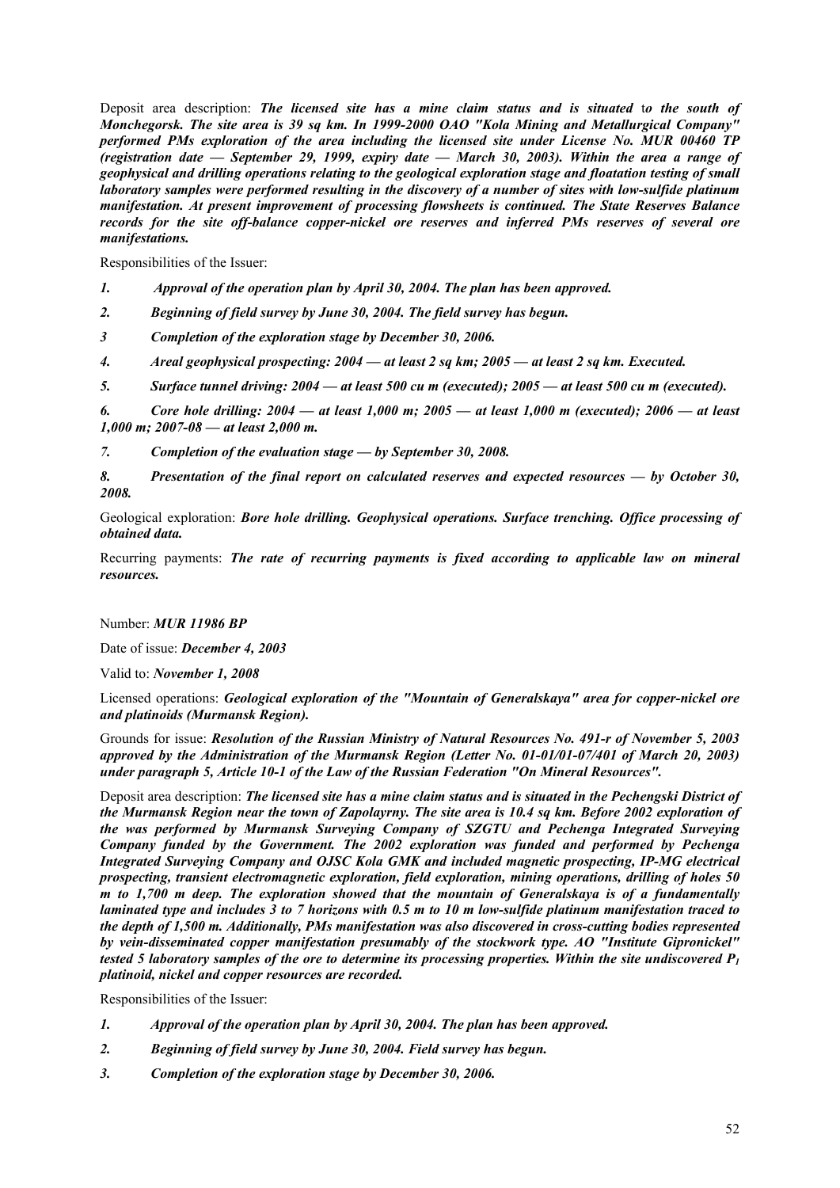Deposit area description: ***The licensed site has a mine claim status and is situated to the south of Monchegorsk. The site area is 39 sq km. In 1999-2000 OAO "Kola Mining and Metallurgical Company" performed PMs exploration of the area including the licensed site under License No. MUR 00460 TP (registration date — September 29, 1999, expiry date — March 30, 2003). Within the area a range of geophysical and drilling operations relating to the geological exploration stage and floatation testing of small laboratory samples were performed resulting in the discovery of a number of sites with low-sulfide platinum manifestation. At present improvement of processing flowsheets is continued. The State Reserves Balance records for the site off-balance copper-nickel ore reserves and inferred PMs reserves of several ore manifestations.***

Responsibilities of the Issuer:

*1. Approval of the operation plan by April 30, 2004. The plan has been approved.*

*2. Beginning of field survey by June 30, 2004. The field survey has begun.*

*3 Completion of the exploration stage by December 30, 2006.*

*4. Areal geophysical prospecting: 2004 — at least 2 sq km; 2005 — at least 2 sq km. Executed.*

*5. Surface tunnel driving: 2004 — at least 500 cu m (executed); 2005 — at least 500 cu m (executed).*

*6. Core hole drilling: 2004 — at least 1,000 m; 2005 — at least 1,000 m (executed); 2006 — at least 1,000 m; 2007-08 — at least 2,000 m.*

*7. Completion of the evaluation stage — by September 30, 2008.*

*8. Presentation of the final report on calculated reserves and expected resources — by October 30, 2008.*

Geological exploration: ***Bore hole drilling. Geophysical operations. Surface trenching. Office processing of obtained data.***

Recurring payments: ***The rate of recurring payments is fixed according to applicable law on mineral resources.***

Number: ***MUR 11986 BP***

Date of issue: ***December 4, 2003***

Valid to: ***November 1, 2008***

Licensed operations: ***Geological exploration of the "Mountain of Generalskaya" area for copper-nickel ore and platinoids (Murmansk Region).***

Grounds for issue: ***Resolution of the Russian Ministry of Natural Resources No. 491-r of November 5, 2003 approved by the Administration of the Murmansk Region (Letter No. 01-01/01-07/401 of March 20, 2003) under paragraph 5, Article 10-1 of the Law of the Russian Federation "On Mineral Resources".***

Deposit area description: ***The licensed site has a mine claim status and is situated in the Pechengski District of the Murmansk Region near the town of Zapolayrny. The site area is 10.4 sq km. Before 2002 exploration of the was performed by Murmansk Surveying Company of SZGTU and Pechenga Integrated Surveying Company funded by the Government. The 2002 exploration was funded and performed by Pechenga Integrated Surveying Company and OJSC Kola GMK and included magnetic prospecting, IP-MG electrical prospecting, transient electromagnetic exploration, field exploration, mining operations, drilling of holes 50 m to 1,700 m deep. The exploration showed that the mountain of Generalskaya is of a fundamentally laminated type and includes 3 to 7 horizons with 0.5 m to 10 m low-sulfide platinum manifestation traced to the depth of 1,500 m. Additionally, PMs manifestation was also discovered in cross-cutting bodies represented by vein-disseminated copper manifestation presumably of the stockwork type. AO "Institute Gipronickel" tested 5 laboratory samples of the ore to determine its processing properties. Within the site undiscovered $P_1$ platinoid, nickel and copper resources are recorded.***

Responsibilities of the Issuer:

*1. Approval of the operation plan by April 30, 2004. The plan has been approved.*

*2. Beginning of field survey by June 30, 2004. Field survey has begun.*

*3. Completion of the exploration stage by December 30, 2006.*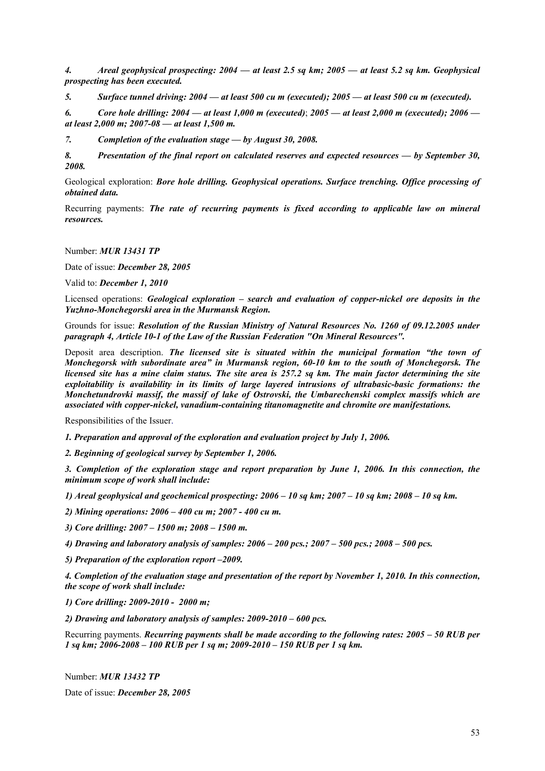*4. Areal geophysical prospecting: 2004 — at least 2.5 sq km; 2005 — at least 5.2 sq km. Geophysical prospecting has been executed.*

*5. Surface tunnel driving: 2004 — at least 500 cu m (executed); 2005 — at least 500 cu m (executed).*

*6. Core hole drilling: 2004 — at least 1,000 m (executed)*; *2005 — at least 2,000 m (executed); 2006 — at least 2,000 m; 2007-08 — at least 1,500 m.*

*7. Completion of the evaluation stage — by August 30, 2008.*

*8. Presentation of the final report on calculated reserves and expected resources — by September 30, 2008.*

Geological exploration: ***Bore hole drilling. Geophysical operations. Surface trenching. Office processing of obtained data.***

Recurring payments: ***The rate of recurring payments is fixed according to applicable law on mineral resources.***

Number: ***MUR 13431 TP***

Date of issue: ***December 28, 2005***

Valid to: ***December 1, 2010***

Licensed operations: ***Geological exploration – search and evaluation of copper-nickel ore deposits in the Yuzhno-Monchegorski area in the Murmansk Region.***

Grounds for issue: ***Resolution of the Russian Ministry of Natural Resources No. 1260 of 09.12.2005 under paragraph 4, Article 10-1 of the Law of the Russian Federation "On Mineral Resources".***

Deposit area description. ***The licensed site is situated within the municipal formation "the town of Monchegorsk with subordinate area" in Murmansk region, 60-10 km to the south of Monchegorsk. The licensed site has a mine claim status. The site area is 257.2 sq km. The main factor determining the site exploitability is availability in its limits of large layered intrusions of ultrabasic-basic formations: the Monchetundrovki massif, the massif of lake of Ostrovski, the Umbarechenski complex massifs which are associated with copper-nickel, vanadium-containing titanomagnetite and chromite ore manifestations.***

Responsibilities of the Issuer.

***1. Preparation and approval of the exploration and evaluation project by July 1, 2006.***

***2. Beginning of geological survey by September 1, 2006.***

***3. Completion of the exploration stage and report preparation by June 1, 2006. In this connection, the minimum scope of work shall include:***

***1) Areal geophysical and geochemical prospecting: 2006 – 10 sq km; 2007 – 10 sq km; 2008 – 10 sq km.***

***2) Mining operations: 2006 – 400 cu m; 2007 - 400 cu m.***

***3) Core drilling: 2007 – 1500 m; 2008 – 1500 m.***

***4) Drawing and laboratory analysis of samples: 2006 – 200 pcs.; 2007 – 500 pcs.; 2008 – 500 pcs.***

***5) Preparation of the exploration report –2009.***

***4. Completion of the evaluation stage and presentation of the report by November 1, 2010. In this connection, the scope of work shall include:***

***1) Core drilling: 2009-2010 - 2000 m;***

***2) Drawing and laboratory analysis of samples: 2009-2010 – 600 pcs.***

Recurring payments. ***Recurring payments shall be made according to the following rates: 2005 – 50 RUB per 1 sq km; 2006-2008 – 100 RUB per 1 sq m; 2009-2010 – 150 RUB per 1 sq km.***

Number: ***MUR 13432 TP***

Date of issue: ***December 28, 2005***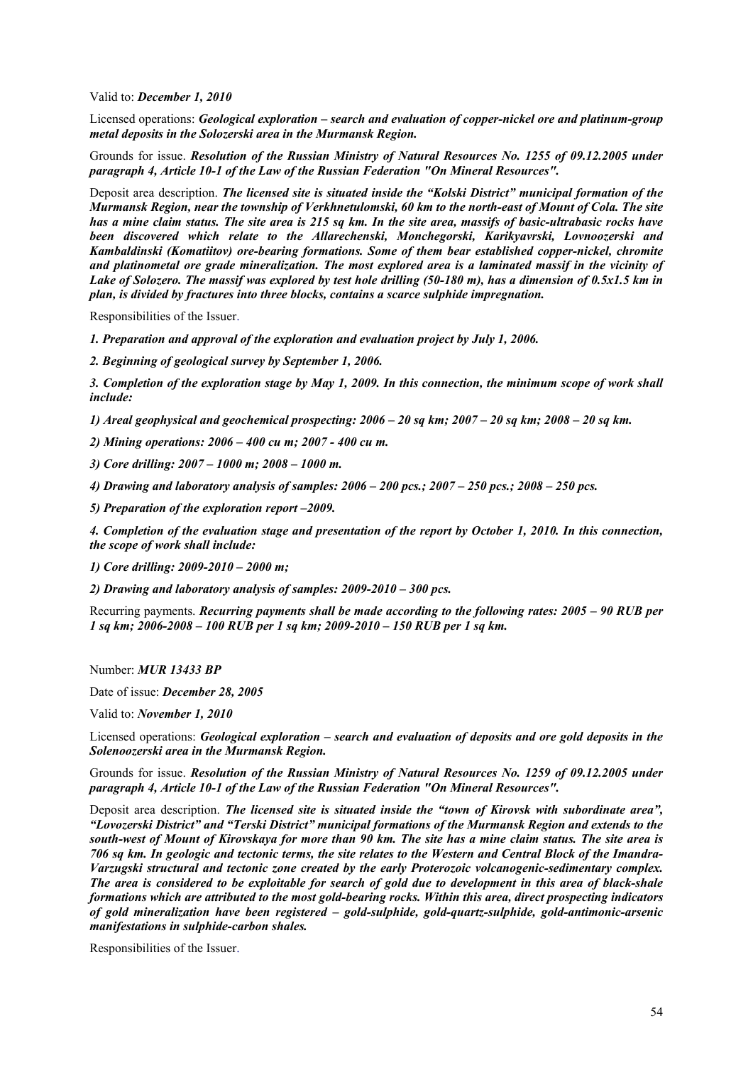Valid to: ***December 1, 2010***

Licensed operations: ***Geological exploration – search and evaluation of copper-nickel ore and platinum-group metal deposits in the Solozerski area in the Murmansk Region.***

Grounds for issue. ***Resolution of the Russian Ministry of Natural Resources No. 1255 of 09.12.2005 under paragraph 4, Article 10-1 of the Law of the Russian Federation "On Mineral Resources".***

Deposit area description. ***The licensed site is situated inside the "Kolski District" municipal formation of the Murmansk Region, near the township of Verkhnetulomski, 60 km to the north-east of Mount of Cola. The site has a mine claim status. The site area is 215 sq km. In the site area, massifs of basic-ultrabasic rocks have been discovered which relate to the Allarechenski, Monchegorski, Karikyavrski, Lovnoozerski and Kambaldinski (Komatiitov) ore-bearing formations. Some of them bear established copper-nickel, chromite and platinometal ore grade mineralization. The most explored area is a laminated massif in the vicinity of Lake of Solozero. The massif was explored by test hole drilling (50-180 m), has a dimension of 0.5x1.5 km in plan, is divided by fractures into three blocks, contains a scarce sulphide impregnation.***

Responsibilities of the Issuer.

***1. Preparation and approval of the exploration and evaluation project by July 1, 2006.***

***2. Beginning of geological survey by September 1, 2006.***

***3. Completion of the exploration stage by May 1, 2009. In this connection, the minimum scope of work shall include:***

***1) Areal geophysical and geochemical prospecting: 2006 – 20 sq km; 2007 – 20 sq km; 2008 – 20 sq km.***

***2) Mining operations: 2006 – 400 cu m; 2007 - 400 cu m.***

***3) Core drilling: 2007 – 1000 m; 2008 – 1000 m.***

***4) Drawing and laboratory analysis of samples: 2006 – 200 pcs.; 2007 – 250 pcs.; 2008 – 250 pcs.***

***5) Preparation of the exploration report –2009.***

***4. Completion of the evaluation stage and presentation of the report by October 1, 2010. In this connection, the scope of work shall include:***

***1) Core drilling: 2009-2010 – 2000 m;***

***2) Drawing and laboratory analysis of samples: 2009-2010 – 300 pcs.***

Recurring payments. ***Recurring payments shall be made according to the following rates: 2005 – 90 RUB per 1 sq km; 2006-2008 – 100 RUB per 1 sq km; 2009-2010 – 150 RUB per 1 sq km.***

Number: ***MUR 13433 BP***

Date of issue: ***December 28, 2005***

Valid to: ***November 1, 2010***

Licensed operations: ***Geological exploration – search and evaluation of deposits and ore gold deposits in the Solenoozerski area in the Murmansk Region.***

Grounds for issue. ***Resolution of the Russian Ministry of Natural Resources No. 1259 of 09.12.2005 under paragraph 4, Article 10-1 of the Law of the Russian Federation "On Mineral Resources".***

Deposit area description. ***The licensed site is situated inside the "town of Kirovsk with subordinate area", "Lovozerski District" and "Terski District" municipal formations of the Murmansk Region and extends to the south-west of Mount of Kirovskaya for more than 90 km. The site has a mine claim status. The site area is 706 sq km. In geologic and tectonic terms, the site relates to the Western and Central Block of the Imandra-Varzugski structural and tectonic zone created by the early Proterozoic volcanogenic-sedimentary complex. The area is considered to be exploitable for search of gold due to development in this area of black-shale formations which are attributed to the most gold-bearing rocks. Within this area, direct prospecting indicators of gold mineralization have been registered – gold-sulphide, gold-quartz-sulphide, gold-antimonic-arsenic manifestations in sulphide-carbon shales.***

Responsibilities of the Issuer.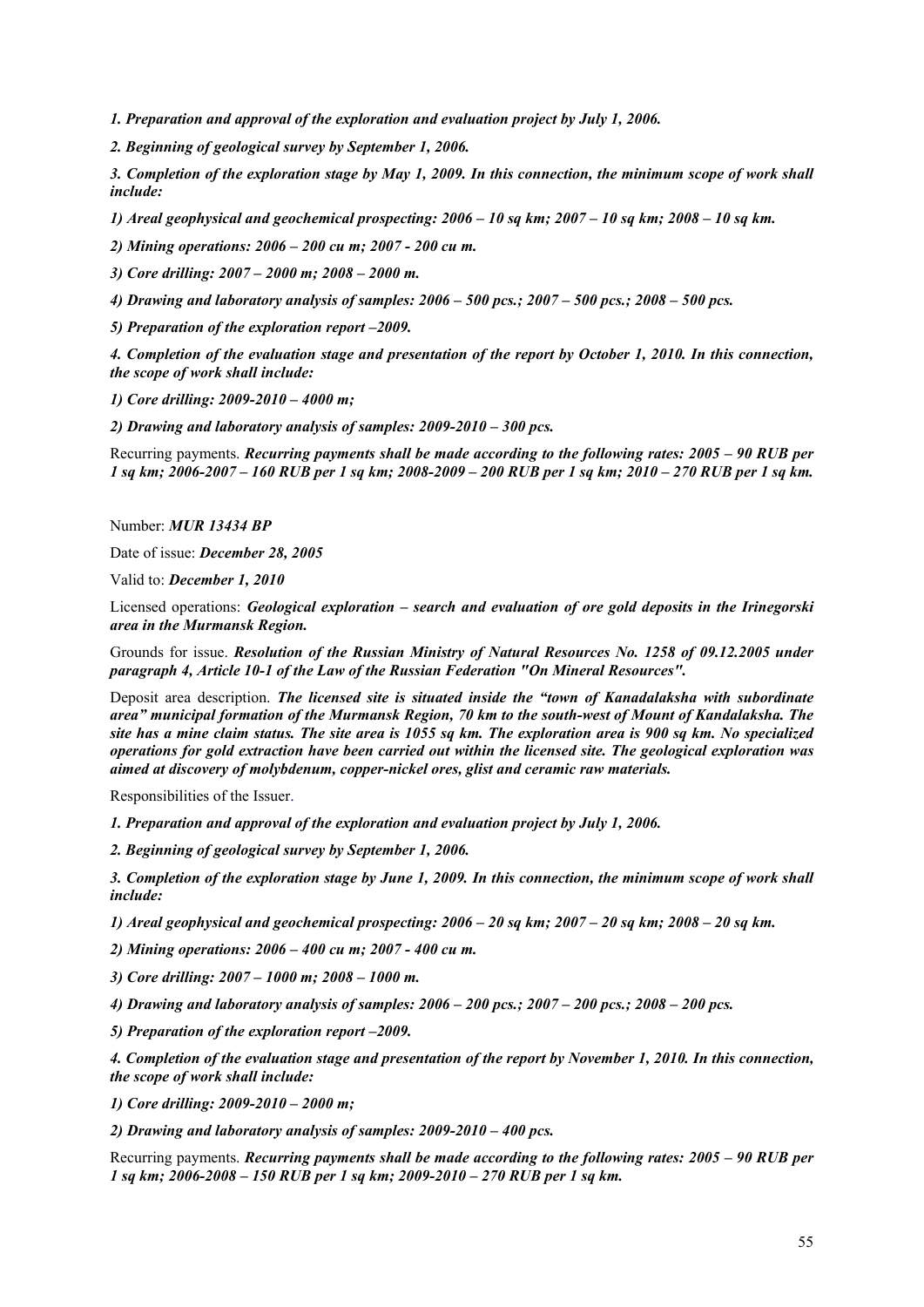***1. Preparation and approval of the exploration and evaluation project by July 1, 2006.***

***2. Beginning of geological survey by September 1, 2006.***

***3. Completion of the exploration stage by May 1, 2009. In this connection, the minimum scope of work shall include:***

***1) Areal geophysical and geochemical prospecting: 2006 – 10 sq km; 2007 – 10 sq km; 2008 – 10 sq km.***

***2) Mining operations: 2006 – 200 cu m; 2007 - 200 cu m.***

***3) Core drilling: 2007 – 2000 m; 2008 – 2000 m.***

***4) Drawing and laboratory analysis of samples: 2006 – 500 pcs.; 2007 – 500 pcs.; 2008 – 500 pcs.***

***5) Preparation of the exploration report –2009.***

***4. Completion of the evaluation stage and presentation of the report by October 1, 2010. In this connection, the scope of work shall include:***

***1) Core drilling: 2009-2010 – 4000 m;***

***2) Drawing and laboratory analysis of samples: 2009-2010 – 300 pcs.***

Recurring payments. ***Recurring payments shall be made according to the following rates: 2005 – 90 RUB per 1 sq km; 2006-2007 – 160 RUB per 1 sq km; 2008-2009 – 200 RUB per 1 sq km; 2010 – 270 RUB per 1 sq km.***

Number: ***MUR 13434 BP***

Date of issue: ***December 28, 2005***

Valid to: ***December 1, 2010***

Licensed operations: ***Geological exploration – search and evaluation of ore gold deposits in the Irinegorski area in the Murmansk Region.***

Grounds for issue. ***Resolution of the Russian Ministry of Natural Resources No. 1258 of 09.12.2005 under paragraph 4, Article 10-1 of the Law of the Russian Federation "On Mineral Resources".***

Deposit area description. ***The licensed site is situated inside the "town of Kanadalaksha with subordinate area" municipal formation of the Murmansk Region, 70 km to the south-west of Mount of Kandalaksha. The site has a mine claim status. The site area is 1055 sq km. The exploration area is 900 sq km. No specialized operations for gold extraction have been carried out within the licensed site. The geological exploration was aimed at discovery of molybdenum, copper-nickel ores, glist and ceramic raw materials.***

Responsibilities of the Issuer.

***1. Preparation and approval of the exploration and evaluation project by July 1, 2006.***

***2. Beginning of geological survey by September 1, 2006.***

***3. Completion of the exploration stage by June 1, 2009. In this connection, the minimum scope of work shall include:***

***1) Areal geophysical and geochemical prospecting: 2006 – 20 sq km; 2007 – 20 sq km; 2008 – 20 sq km.***

***2) Mining operations: 2006 – 400 cu m; 2007 - 400 cu m.***

***3) Core drilling: 2007 – 1000 m; 2008 – 1000 m.***

***4) Drawing and laboratory analysis of samples: 2006 – 200 pcs.; 2007 – 200 pcs.; 2008 – 200 pcs.***

***5) Preparation of the exploration report –2009.***

***4. Completion of the evaluation stage and presentation of the report by November 1, 2010. In this connection, the scope of work shall include:***

***1) Core drilling: 2009-2010 – 2000 m;***

***2) Drawing and laboratory analysis of samples: 2009-2010 – 400 pcs.***

Recurring payments. ***Recurring payments shall be made according to the following rates: 2005 – 90 RUB per 1 sq km; 2006-2008 – 150 RUB per 1 sq km; 2009-2010 – 270 RUB per 1 sq km.***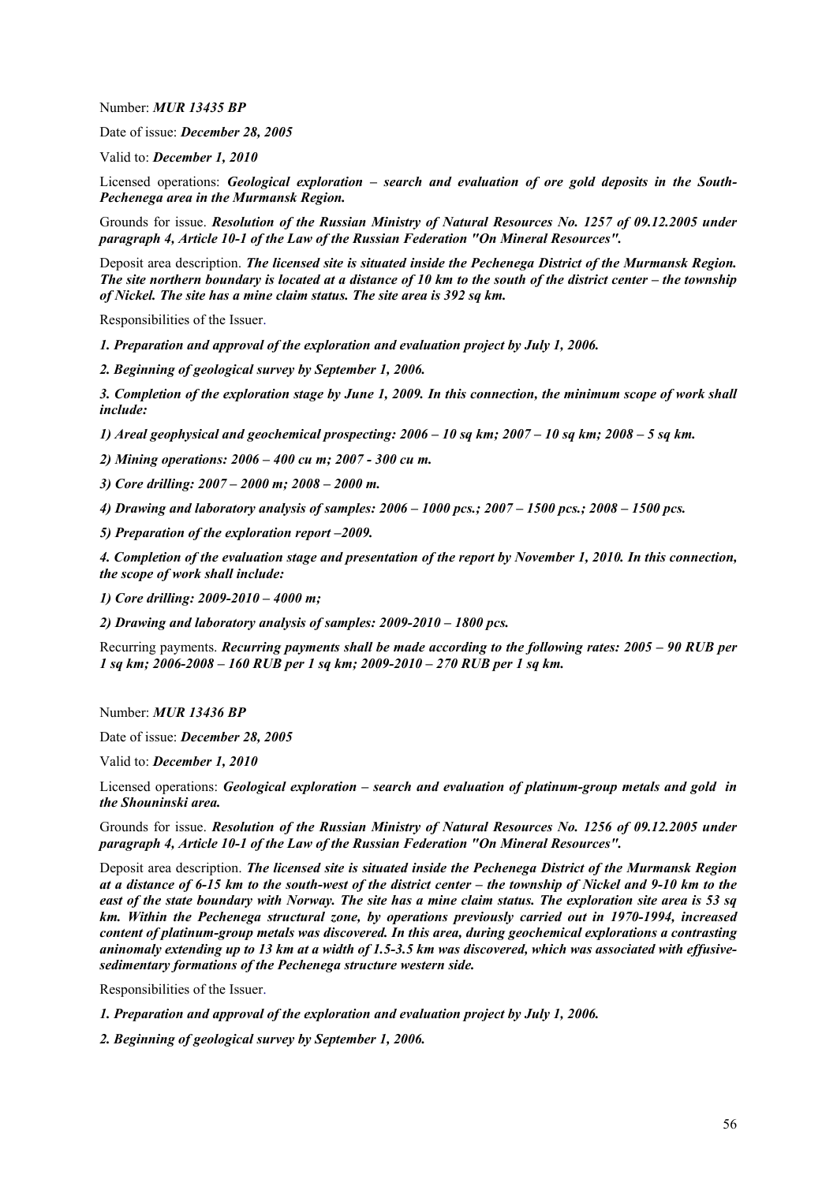Number: ***MUR 13435 BP***

Date of issue: ***December 28, 2005***

Valid to: ***December 1, 2010***

Licensed operations: ***Geological exploration – search and evaluation of ore gold deposits in the South-Pechenega area in the Murmansk Region.***

Grounds for issue. ***Resolution of the Russian Ministry of Natural Resources No. 1257 of 09.12.2005 under paragraph 4, Article 10-1 of the Law of the Russian Federation "On Mineral Resources".***

Deposit area description. ***The licensed site is situated inside the Pechenega District of the Murmansk Region. The site northern boundary is located at a distance of 10 km to the south of the district center – the township of Nickel. The site has a mine claim status. The site area is 392 sq km.***

Responsibilities of the Issuer.

***1. Preparation and approval of the exploration and evaluation project by July 1, 2006.***

***2. Beginning of geological survey by September 1, 2006.***

***3. Completion of the exploration stage by June 1, 2009. In this connection, the minimum scope of work shall include:***

***1) Areal geophysical and geochemical prospecting: 2006 – 10 sq km; 2007 – 10 sq km; 2008 – 5 sq km.***

***2) Mining operations: 2006 – 400 cu m; 2007 - 300 cu m.***

***3) Core drilling: 2007 – 2000 m; 2008 – 2000 m.***

***4) Drawing and laboratory analysis of samples: 2006 – 1000 pcs.; 2007 – 1500 pcs.; 2008 – 1500 pcs.***

***5) Preparation of the exploration report –2009.***

***4. Completion of the evaluation stage and presentation of the report by November 1, 2010. In this connection, the scope of work shall include:***

***1) Core drilling: 2009-2010 – 4000 m;***

***2) Drawing and laboratory analysis of samples: 2009-2010 – 1800 pcs.***

Recurring payments. ***Recurring payments shall be made according to the following rates: 2005 – 90 RUB per 1 sq km; 2006-2008 – 160 RUB per 1 sq km; 2009-2010 – 270 RUB per 1 sq km.***

Number: ***MUR 13436 BP***

Date of issue: ***December 28, 2005***

Valid to: ***December 1, 2010***

Licensed operations: ***Geological exploration – search and evaluation of platinum-group metals and gold in the Shouninski area.***

Grounds for issue. ***Resolution of the Russian Ministry of Natural Resources No. 1256 of 09.12.2005 under paragraph 4, Article 10-1 of the Law of the Russian Federation "On Mineral Resources".***

Deposit area description. ***The licensed site is situated inside the Pechenega District of the Murmansk Region at a distance of 6-15 km to the south-west of the district center – the township of Nickel and 9-10 km to the east of the state boundary with Norway. The site has a mine claim status. The exploration site area is 53 sq km. Within the Pechenega structural zone, by operations previously carried out in 1970-1994, increased content of platinum-group metals was discovered. In this area, during geochemical explorations a contrasting aninomaly extending up to 13 km at a width of 1.5-3.5 km was discovered, which was associated with effusive-sedimentary formations of the Pechenega structure western side.***

Responsibilities of the Issuer.

***1. Preparation and approval of the exploration and evaluation project by July 1, 2006.***

***2. Beginning of geological survey by September 1, 2006.***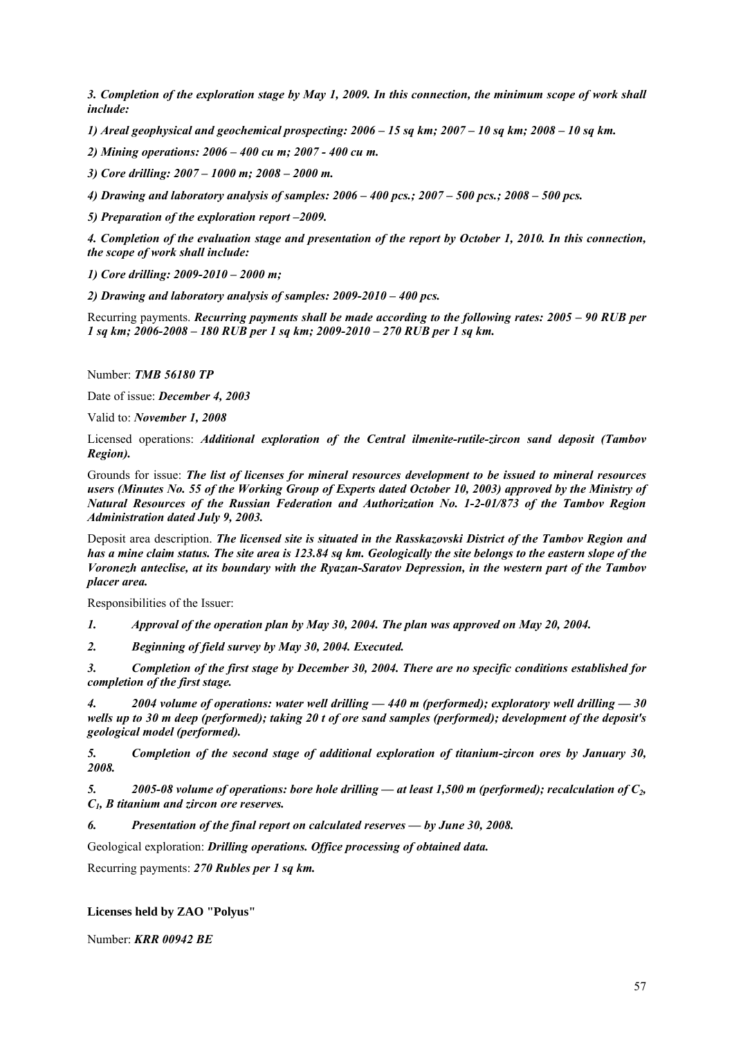***3. Completion of the exploration stage by May 1, 2009. In this connection, the minimum scope of work shall include:***

***1) Areal geophysical and geochemical prospecting: 2006 – 15 sq km; 2007 – 10 sq km; 2008 – 10 sq km.***

***2) Mining operations: 2006 – 400 cu m; 2007 - 400 cu m.***

***3) Core drilling: 2007 – 1000 m; 2008 – 2000 m.***

***4) Drawing and laboratory analysis of samples: 2006 – 400 pcs.; 2007 – 500 pcs.; 2008 – 500 pcs.***

***5) Preparation of the exploration report –2009.***

***4. Completion of the evaluation stage and presentation of the report by October 1, 2010. In this connection, the scope of work shall include:***

***1) Core drilling: 2009-2010 – 2000 m;***

***2) Drawing and laboratory analysis of samples: 2009-2010 – 400 pcs.***

Recurring payments. ***Recurring payments shall be made according to the following rates: 2005 – 90 RUB per 1 sq km; 2006-2008 – 180 RUB per 1 sq km; 2009-2010 – 270 RUB per 1 sq km.***

Number: ***TMB 56180 TP***

Date of issue: ***December 4, 2003***

Valid to: ***November 1, 2008***

Licensed operations: ***Additional exploration of the Central ilmenite-rutile-zircon sand deposit (Tambov Region).***

Grounds for issue: ***The list of licenses for mineral resources development to be issued to mineral resources users (Minutes No. 55 of the Working Group of Experts dated October 10, 2003) approved by the Ministry of Natural Resources of the Russian Federation and Authorization No. 1-2-01/873 of the Tambov Region Administration dated July 9, 2003.***

Deposit area description. ***The licensed site is situated in the Rasskazovski District of the Tambov Region and has a mine claim status. The site area is 123.84 sq km. Geologically the site belongs to the eastern slope of the Voronezh anteclise, at its boundary with the Ryazan-Saratov Depression, in the western part of the Tambov placer area.***

Responsibilities of the Issuer:

***1. Approval of the operation plan by May 30, 2004. The plan was approved on May 20, 2004.***

***2. Beginning of field survey by May 30, 2004. Executed.***

***3. Completion of the first stage by December 30, 2004. There are no specific conditions established for completion of the first stage.***

***4. 2004 volume of operations: water well drilling — 440 m (performed); exploratory well drilling — 30 wells up to 30 m deep (performed); taking 20 t of ore sand samples (performed); development of the deposit's geological model (performed).***

***5. Completion of the second stage of additional exploration of titanium-zircon ores by January 30, 2008.***

***5. 2005-08 volume of operations: bore hole drilling — at least 1,500 m (performed); recalculation of $C_2$, $C_1$, B titanium and zircon ore reserves.***

***6. Presentation of the final report on calculated reserves — by June 30, 2008.***

Geological exploration: ***Drilling operations. Office processing of obtained data.***

Recurring payments: ***270 Rubles per 1 sq km.***

**Licenses held by ZAO "Polyus"**

Number: ***KRR 00942 BE***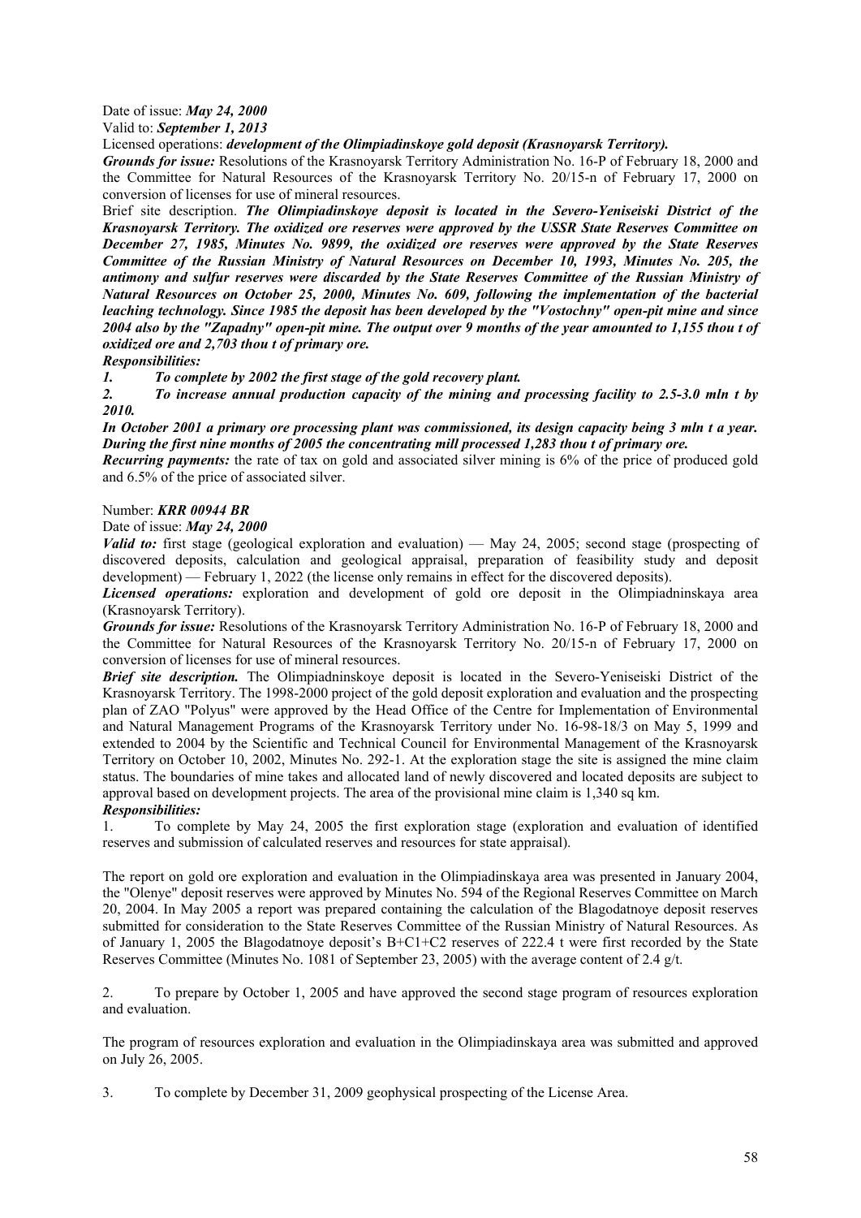Date of issue: ***May 24, 2000***
Valid to: ***September 1, 2013***
Licensed operations: ***development of the Olimpiadinskoye gold deposit (Krasnoyarsk Territory).***
***Grounds for issue:*** Resolutions of the Krasnoyarsk Territory Administration No. 16-P of February 18, 2000 and the Committee for Natural Resources of the Krasnoyarsk Territory No. 20/15-n of February 17, 2000 on conversion of licenses for use of mineral resources.
Brief site description. ***The Olimpiadinskoye deposit is located in the Severo-Yeniseiski District of the Krasnoyarsk Territory. The oxidized ore reserves were approved by the USSR State Reserves Committee on December 27, 1985, Minutes No. 9899, the oxidized ore reserves were approved by the State Reserves Committee of the Russian Ministry of Natural Resources on December 10, 1993, Minutes No. 205, the antimony and sulfur reserves were discarded by the State Reserves Committee of the Russian Ministry of Natural Resources on October 25, 2000, Minutes No. 609, following the implementation of the bacterial leaching technology. Since 1985 the deposit has been developed by the "Vostochny" open-pit mine and since 2004 also by the "Zapadny" open-pit mine. The output over 9 months of the year amounted to 1,155 thou t of oxidized ore and 2,703 thou t of primary ore.***
***Responsibilities:***

***1. To complete by 2002 the first stage of the gold recovery plant.***

***2. To increase annual production capacity of the mining and processing facility to 2.5-3.0 mln t by 2010.***

***In October 2001 a primary ore processing plant was commissioned, its design capacity being 3 mln t a year. During the first nine months of 2005 the concentrating mill processed 1,283 thou t of primary ore.***
***Recurring payments:*** the rate of tax on gold and associated silver mining is 6% of the price of produced gold and 6.5% of the price of associated silver.

Number: ***KRR 00944 BR***
Date of issue: ***May 24, 2000***
***Valid to:*** first stage (geological exploration and evaluation) — May 24, 2005; second stage (prospecting of discovered deposits, calculation and geological appraisal, preparation of feasibility study and deposit development) — February 1, 2022 (the license only remains in effect for the discovered deposits).
***Licensed operations:*** exploration and development of gold ore deposit in the Olimpiadninskaya area (Krasnoyarsk Territory).
***Grounds for issue:*** Resolutions of the Krasnoyarsk Territory Administration No. 16-P of February 18, 2000 and the Committee for Natural Resources of the Krasnoyarsk Territory No. 20/15-n of February 17, 2000 on conversion of licenses for use of mineral resources.
***Brief site description.*** The Olimpiadninskoye deposit is located in the Severo-Yeniseiski District of the Krasnoyarsk Territory. The 1998-2000 project of the gold deposit exploration and evaluation and the prospecting plan of ZAO "Polyus" were approved by the Head Office of the Centre for Implementation of Environmental and Natural Management Programs of the Krasnoyarsk Territory under No. 16-98-18/3 on May 5, 1999 and extended to 2004 by the Scientific and Technical Council for Environmental Management of the Krasnoyarsk Territory on October 10, 2002, Minutes No. 292-1. At the exploration stage the site is assigned the mine claim status. The boundaries of mine takes and allocated land of newly discovered and located deposits are subject to approval based on development projects. The area of the provisional mine claim is 1,340 sq km.
***Responsibilities:***

1. To complete by May 24, 2005 the first exploration stage (exploration and evaluation of identified reserves and submission of calculated reserves and resources for state appraisal).

The report on gold ore exploration and evaluation in the Olimpiadinskaya area was presented in January 2004, the "Olenye" deposit reserves were approved by Minutes No. 594 of the Regional Reserves Committee on March 20, 2004. In May 2005 a report was prepared containing the calculation of the Blagodatnoye deposit reserves submitted for consideration to the State Reserves Committee of the Russian Ministry of Natural Resources. As of January 1, 2005 the Blagodatnoye deposit's B+C1+C2 reserves of 222.4 t were first recorded by the State Reserves Committee (Minutes No. 1081 of September 23, 2005) with the average content of 2.4 g/t.

2. To prepare by October 1, 2005 and have approved the second stage program of resources exploration and evaluation.

The program of resources exploration and evaluation in the Olimpiadinskaya area was submitted and approved on July 26, 2005.

3. To complete by December 31, 2009 geophysical prospecting of the License Area.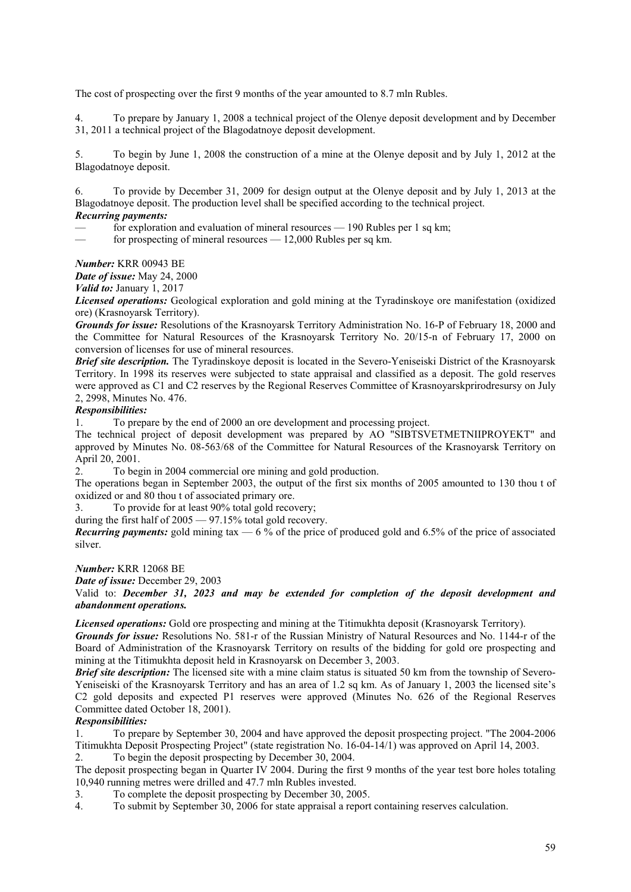The cost of prospecting over the first 9 months of the year amounted to 8.7 mln Rubles.

4. To prepare by January 1, 2008 a technical project of the Olenye deposit development and by December 31, 2011 a technical project of the Blagodatnoye deposit development.

5. To begin by June 1, 2008 the construction of a mine at the Olenye deposit and by July 1, 2012 at the Blagodatnoye deposit.

6. To provide by December 31, 2009 for design output at the Olenye deposit and by July 1, 2013 at the Blagodatnoye deposit. The production level shall be specified according to the technical project.

***Recurring payments:***

— for exploration and evaluation of mineral resources — 190 Rubles per 1 sq km;

— for prospecting of mineral resources — 12,000 Rubles per sq km.

***Number:*** KRR 00943 BE

***Date of issue:*** May 24, 2000

***Valid to:*** January 1, 2017

***Licensed operations:*** Geological exploration and gold mining at the Tyradinskoye ore manifestation (oxidized ore) (Krasnoyarsk Territory).

***Grounds for issue:*** Resolutions of the Krasnoyarsk Territory Administration No. 16-P of February 18, 2000 and the Committee for Natural Resources of the Krasnoyarsk Territory No. 20/15-n of February 17, 2000 on conversion of licenses for use of mineral resources.

***Brief site description.*** The Tyradinskoye deposit is located in the Severo-Yeniseiski District of the Krasnoyarsk Territory. In 1998 its reserves were subjected to state appraisal and classified as a deposit. The gold reserves were approved as C1 and C2 reserves by the Regional Reserves Committee of Krasnoyarskprirodresursy on July 2, 2998, Minutes No. 476.

***Responsibilities:***

1. To prepare by the end of 2000 an ore development and processing project.

The technical project of deposit development was prepared by AO "SIBTSVETMETNIIPROYEKT" and approved by Minutes No. 08-563/68 of the Committee for Natural Resources of the Krasnoyarsk Territory on April 20, 2001.

2. To begin in 2004 commercial ore mining and gold production.

The operations began in September 2003, the output of the first six months of 2005 amounted to 130 thou t of oxidized or and 80 thou t of associated primary ore.

3. To provide for at least 90% total gold recovery;

during the first half of 2005 — 97.15% total gold recovery.

***Recurring payments:*** gold mining tax — 6 % of the price of produced gold and 6.5% of the price of associated silver.

***Number:*** KRR 12068 BE

***Date of issue:*** December 29, 2003

Valid to: ***December 31, 2023 and may be extended for completion of the deposit development and abandonment operations.***

***Licensed operations:*** Gold ore prospecting and mining at the Titimukhta deposit (Krasnoyarsk Territory).

***Grounds for issue:*** Resolutions No. 581-r of the Russian Ministry of Natural Resources and No. 1144-r of the Board of Administration of the Krasnoyarsk Territory on results of the bidding for gold ore prospecting and mining at the Titimukhta deposit held in Krasnoyarsk on December 3, 2003.

***Brief site description:*** The licensed site with a mine claim status is situated 50 km from the township of Severo-Yeniseiski of the Krasnoyarsk Territory and has an area of 1.2 sq km. As of January 1, 2003 the licensed site's C2 gold deposits and expected P1 reserves were approved (Minutes No. 626 of the Regional Reserves Committee dated October 18, 2001).

***Responsibilities:***

1. To prepare by September 30, 2004 and have approved the deposit prospecting project. "The 2004-2006 Titimukhta Deposit Prospecting Project" (state registration No. 16-04-14/1) was approved on April 14, 2003.

2. To begin the deposit prospecting by December 30, 2004.

The deposit prospecting began in Quarter IV 2004. During the first 9 months of the year test bore holes totaling 10,940 running metres were drilled and 47.7 mln Rubles invested.

3. To complete the deposit prospecting by December 30, 2005.

4. To submit by September 30, 2006 for state appraisal a report containing reserves calculation.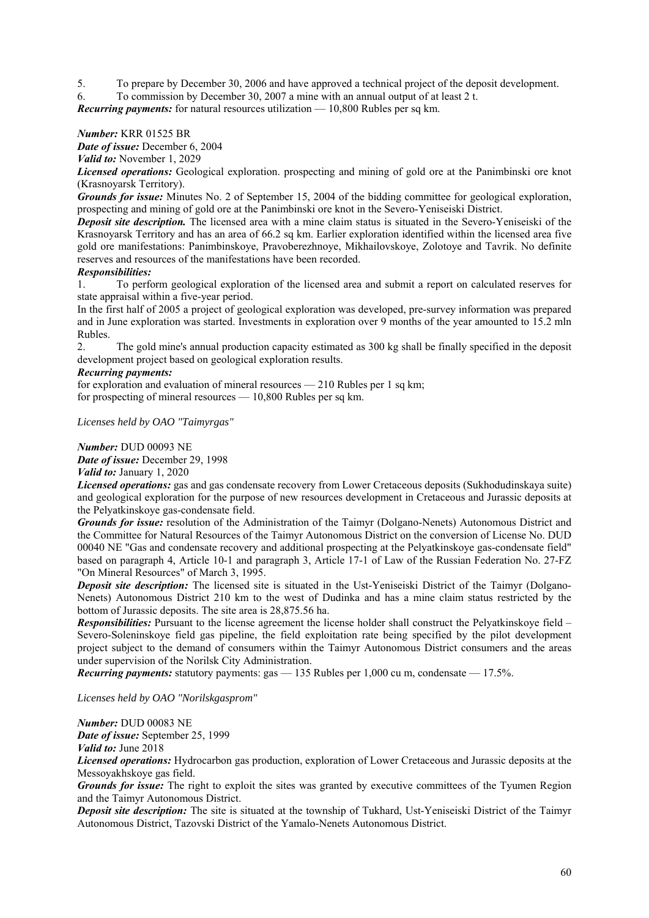5. To prepare by December 30, 2006 and have approved a technical project of the deposit development.
6. To commission by December 30, 2007 a mine with an annual output of at least 2 t.

***Recurring payments:*** for natural resources utilization — 10,800 Rubles per sq km.

***Number:*** KRR 01525 BR

***Date of issue:*** December 6, 2004

***Valid to:*** November 1, 2029

***Licensed operations:*** Geological exploration. prospecting and mining of gold ore at the Panimbinski ore knot (Krasnoyarsk Territory).

***Grounds for issue:*** Minutes No. 2 of September 15, 2004 of the bidding committee for geological exploration, prospecting and mining of gold ore at the Panimbinski ore knot in the Severo-Yeniseiski District.

***Deposit site description.*** The licensed area with a mine claim status is situated in the Severo-Yeniseiski of the Krasnoyarsk Territory and has an area of 66.2 sq km. Earlier exploration identified within the licensed area five gold ore manifestations: Panimbinskoye, Pravoberezhnoye, Mikhailovskoye, Zolotoye and Tavrik. No definite reserves and resources of the manifestations have been recorded.

***Responsibilities:***

1. To perform geological exploration of the licensed area and submit a report on calculated reserves for state appraisal within a five-year period.

In the first half of 2005 a project of geological exploration was developed, pre-survey information was prepared and in June exploration was started. Investments in exploration over 9 months of the year amounted to 15.2 mln Rubles.

2. The gold mine's annual production capacity estimated as 300 kg shall be finally specified in the deposit development project based on geological exploration results.

***Recurring payments:***

for exploration and evaluation of mineral resources — 210 Rubles per 1 sq km;
for prospecting of mineral resources — 10,800 Rubles per sq km.

*Licenses held by OAO "Taimyrgas"*

***Number:*** DUD 00093 NE

***Date of issue:*** December 29, 1998

***Valid to:*** January 1, 2020

***Licensed operations:*** gas and gas condensate recovery from Lower Cretaceous deposits (Sukhodudinskaya suite) and geological exploration for the purpose of new resources development in Cretaceous and Jurassic deposits at the Pelyatkinskoye gas-condensate field.

***Grounds for issue:*** resolution of the Administration of the Taimyr (Dolgano-Nenets) Autonomous District and the Committee for Natural Resources of the Taimyr Autonomous District on the conversion of License No. DUD 00040 NE "Gas and condensate recovery and additional prospecting at the Pelyatkinskoye gas-condensate field" based on paragraph 4, Article 10-1 and paragraph 3, Article 17-1 of Law of the Russian Federation No. 27-FZ "On Mineral Resources" of March 3, 1995.

***Deposit site description:*** The licensed site is situated in the Ust-Yeniseiski District of the Taimyr (Dolgano-Nenets) Autonomous District 210 km to the west of Dudinka and has a mine claim status restricted by the bottom of Jurassic deposits. The site area is 28,875.56 ha.

***Responsibilities:*** Pursuant to the license agreement the license holder shall construct the Pelyatkinskoye field – Severo-Soleninskoye field gas pipeline, the field exploitation rate being specified by the pilot development project subject to the demand of consumers within the Taimyr Autonomous District consumers and the areas under supervision of the Norilsk City Administration.

***Recurring payments:*** statutory payments: gas — 135 Rubles per 1,000 cu m, condensate — 17.5%.

*Licenses held by OAO "Norilskgasprom"*

***Number:*** DUD 00083 NE

***Date of issue:*** September 25, 1999

***Valid to:*** June 2018

***Licensed operations:*** Hydrocarbon gas production, exploration of Lower Cretaceous and Jurassic deposits at the Messoyakhskoye gas field.

***Grounds for issue:*** The right to exploit the sites was granted by executive committees of the Tyumen Region and the Taimyr Autonomous District.

***Deposit site description:*** The site is situated at the township of Tukhard, Ust-Yeniseiski District of the Taimyr Autonomous District, Tazovski District of the Yamalo-Nenets Autonomous District.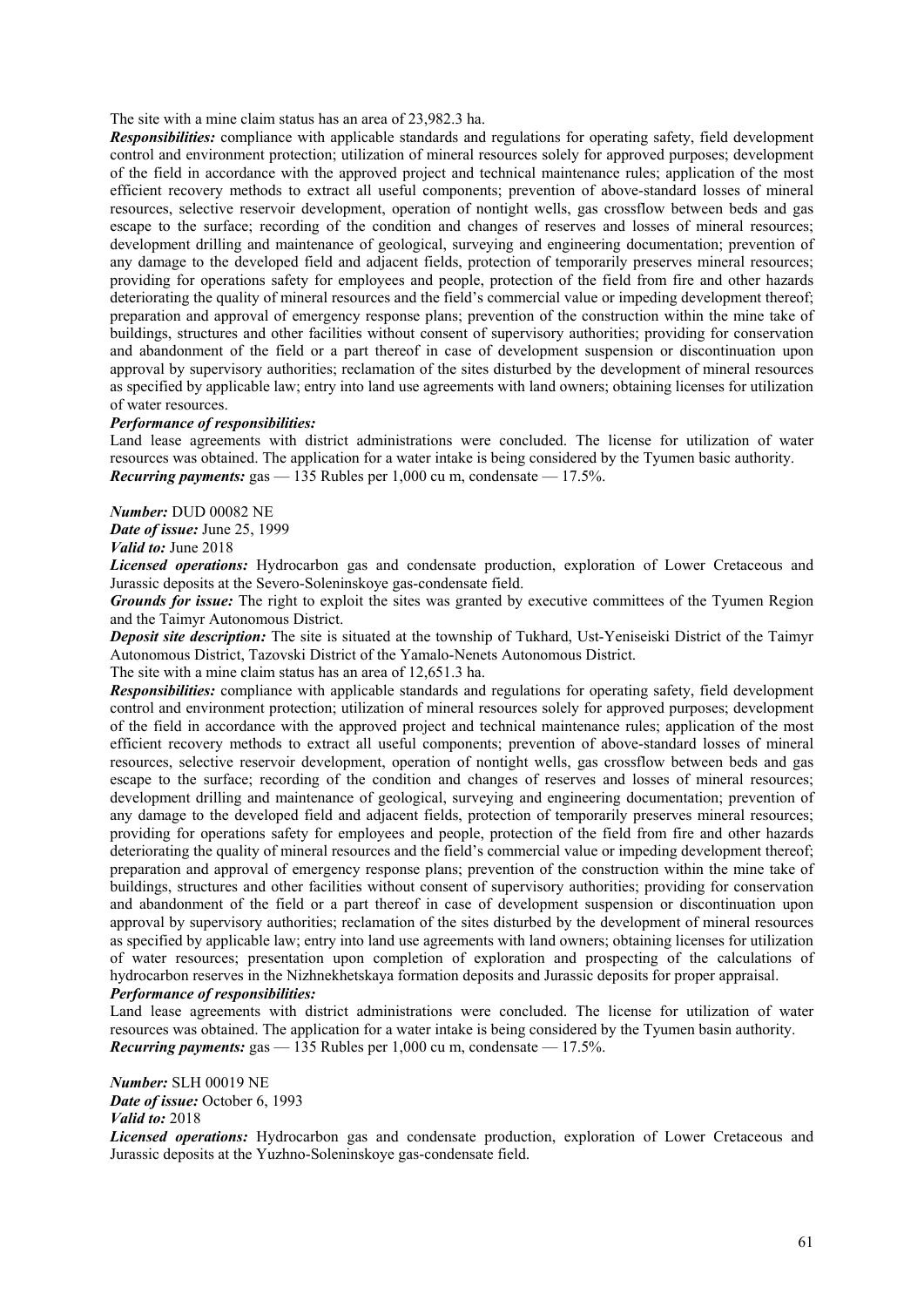The site with a mine claim status has an area of 23,982.3 ha.

***Responsibilities:*** compliance with applicable standards and regulations for operating safety, field development control and environment protection; utilization of mineral resources solely for approved purposes; development of the field in accordance with the approved project and technical maintenance rules; application of the most efficient recovery methods to extract all useful components; prevention of above-standard losses of mineral resources, selective reservoir development, operation of nontight wells, gas crossflow between beds and gas escape to the surface; recording of the condition and changes of reserves and losses of mineral resources; development drilling and maintenance of geological, surveying and engineering documentation; prevention of any damage to the developed field and adjacent fields, protection of temporarily preserves mineral resources; providing for operations safety for employees and people, protection of the field from fire and other hazards deteriorating the quality of mineral resources and the field's commercial value or impeding development thereof; preparation and approval of emergency response plans; prevention of the construction within the mine take of buildings, structures and other facilities without consent of supervisory authorities; providing for conservation and abandonment of the field or a part thereof in case of development suspension or discontinuation upon approval by supervisory authorities; reclamation of the sites disturbed by the development of mineral resources as specified by applicable law; entry into land use agreements with land owners; obtaining licenses for utilization of water resources.

***Performance of responsibilities:***

Land lease agreements with district administrations were concluded. The license for utilization of water resources was obtained. The application for a water intake is being considered by the Tyumen basic authority.

***Recurring payments:*** gas — 135 Rubles per 1,000 cu m, condensate — 17.5%.

***Number:*** DUD 00082 NE

***Date of issue:*** June 25, 1999

***Valid to:*** June 2018

***Licensed operations:*** Hydrocarbon gas and condensate production, exploration of Lower Cretaceous and Jurassic deposits at the Severo-Soleninskoye gas-condensate field.

***Grounds for issue:*** The right to exploit the sites was granted by executive committees of the Tyumen Region and the Taimyr Autonomous District.

***Deposit site description:*** The site is situated at the township of Tukhard, Ust-Yeniseiski District of the Taimyr Autonomous District, Tazovski District of the Yamalo-Nenets Autonomous District.

The site with a mine claim status has an area of 12,651.3 ha.

***Responsibilities:*** compliance with applicable standards and regulations for operating safety, field development control and environment protection; utilization of mineral resources solely for approved purposes; development of the field in accordance with the approved project and technical maintenance rules; application of the most efficient recovery methods to extract all useful components; prevention of above-standard losses of mineral resources, selective reservoir development, operation of nontight wells, gas crossflow between beds and gas escape to the surface; recording of the condition and changes of reserves and losses of mineral resources; development drilling and maintenance of geological, surveying and engineering documentation; prevention of any damage to the developed field and adjacent fields, protection of temporarily preserves mineral resources; providing for operations safety for employees and people, protection of the field from fire and other hazards deteriorating the quality of mineral resources and the field's commercial value or impeding development thereof; preparation and approval of emergency response plans; prevention of the construction within the mine take of buildings, structures and other facilities without consent of supervisory authorities; providing for conservation and abandonment of the field or a part thereof in case of development suspension or discontinuation upon approval by supervisory authorities; reclamation of the sites disturbed by the development of mineral resources as specified by applicable law; entry into land use agreements with land owners; obtaining licenses for utilization of water resources; presentation upon completion of exploration and prospecting of the calculations of hydrocarbon reserves in the Nizhnekhetskaya formation deposits and Jurassic deposits for proper appraisal.

***Performance of responsibilities:***

Land lease agreements with district administrations were concluded. The license for utilization of water resources was obtained. The application for a water intake is being considered by the Tyumen basin authority.

***Recurring payments:*** gas — 135 Rubles per 1,000 cu m, condensate — 17.5%.

***Number:*** SLH 00019 NE

***Date of issue:*** October 6, 1993

***Valid to:*** 2018

***Licensed operations:*** Hydrocarbon gas and condensate production, exploration of Lower Cretaceous and Jurassic deposits at the Yuzhno-Soleninskoye gas-condensate field.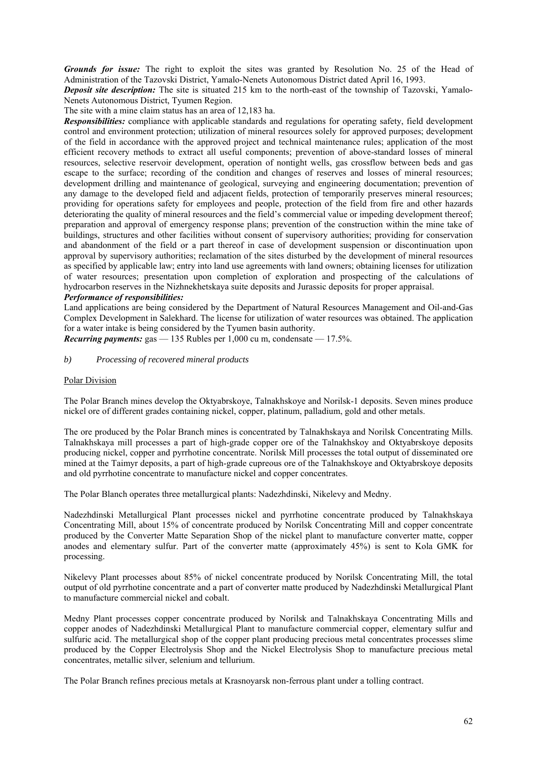***Grounds for issue:*** The right to exploit the sites was granted by Resolution No. 25 of the Head of Administration of the Tazovski District, Yamalo-Nenets Autonomous District dated April 16, 1993.

***Deposit site description:*** The site is situated 215 km to the north-east of the township of Tazovski, Yamalo-Nenets Autonomous District, Tyumen Region.

The site with a mine claim status has an area of 12,183 ha.

***Responsibilities:*** compliance with applicable standards and regulations for operating safety, field development control and environment protection; utilization of mineral resources solely for approved purposes; development of the field in accordance with the approved project and technical maintenance rules; application of the most efficient recovery methods to extract all useful components; prevention of above-standard losses of mineral resources, selective reservoir development, operation of nontight wells, gas crossflow between beds and gas escape to the surface; recording of the condition and changes of reserves and losses of mineral resources; development drilling and maintenance of geological, surveying and engineering documentation; prevention of any damage to the developed field and adjacent fields, protection of temporarily preserves mineral resources; providing for operations safety for employees and people, protection of the field from fire and other hazards deteriorating the quality of mineral resources and the field's commercial value or impeding development thereof; preparation and approval of emergency response plans; prevention of the construction within the mine take of buildings, structures and other facilities without consent of supervisory authorities; providing for conservation and abandonment of the field or a part thereof in case of development suspension or discontinuation upon approval by supervisory authorities; reclamation of the sites disturbed by the development of mineral resources as specified by applicable law; entry into land use agreements with land owners; obtaining licenses for utilization of water resources; presentation upon completion of exploration and prospecting of the calculations of hydrocarbon reserves in the Nizhnekhetskaya suite deposits and Jurassic deposits for proper appraisal.

***Performance of responsibilities:***

Land applications are being considered by the Department of Natural Resources Management and Oil-and-Gas Complex Development in Salekhard. The license for utilization of water resources was obtained. The application for a water intake is being considered by the Tyumen basin authority.

***Recurring payments:*** gas — 135 Rubles per 1,000 cu m, condensate — 17.5%.

*b) Processing of recovered mineral products*

Polar Division

The Polar Branch mines develop the Oktyabrskoye, Talnakhskoye and Norilsk-1 deposits. Seven mines produce nickel ore of different grades containing nickel, copper, platinum, palladium, gold and other metals.

The ore produced by the Polar Branch mines is concentrated by Talnakhskaya and Norilsk Concentrating Mills. Talnakhskaya mill processes a part of high-grade copper ore of the Talnakhskoy and Oktyabrskoye deposits producing nickel, copper and pyrrhotine concentrate. Norilsk Mill processes the total output of disseminated ore mined at the Taimyr deposits, a part of high-grade cupreous ore of the Talnakhskoye and Oktyabrskoye deposits and old pyrrhotine concentrate to manufacture nickel and copper concentrates.

The Polar Blanch operates three metallurgical plants: Nadezhdinski, Nikelevy and Medny.

Nadezhdinski Metallurgical Plant processes nickel and pyrrhotine concentrate produced by Talnakhskaya Concentrating Mill, about 15% of concentrate produced by Norilsk Concentrating Mill and copper concentrate produced by the Converter Matte Separation Shop of the nickel plant to manufacture converter matte, copper anodes and elementary sulfur. Part of the converter matte (approximately 45%) is sent to Kola GMK for processing.

Nikelevy Plant processes about 85% of nickel concentrate produced by Norilsk Concentrating Mill, the total output of old pyrrhotine concentrate and a part of converter matte produced by Nadezhdinski Metallurgical Plant to manufacture commercial nickel and cobalt.

Medny Plant processes copper concentrate produced by Norilsk and Talnakhskaya Concentrating Mills and copper anodes of Nadezhdinski Metallurgical Plant to manufacture commercial copper, elementary sulfur and sulfuric acid. The metallurgical shop of the copper plant producing precious metal concentrates processes slime produced by the Copper Electrolysis Shop and the Nickel Electrolysis Shop to manufacture precious metal concentrates, metallic silver, selenium and tellurium.

The Polar Branch refines precious metals at Krasnoyarsk non-ferrous plant under a tolling contract.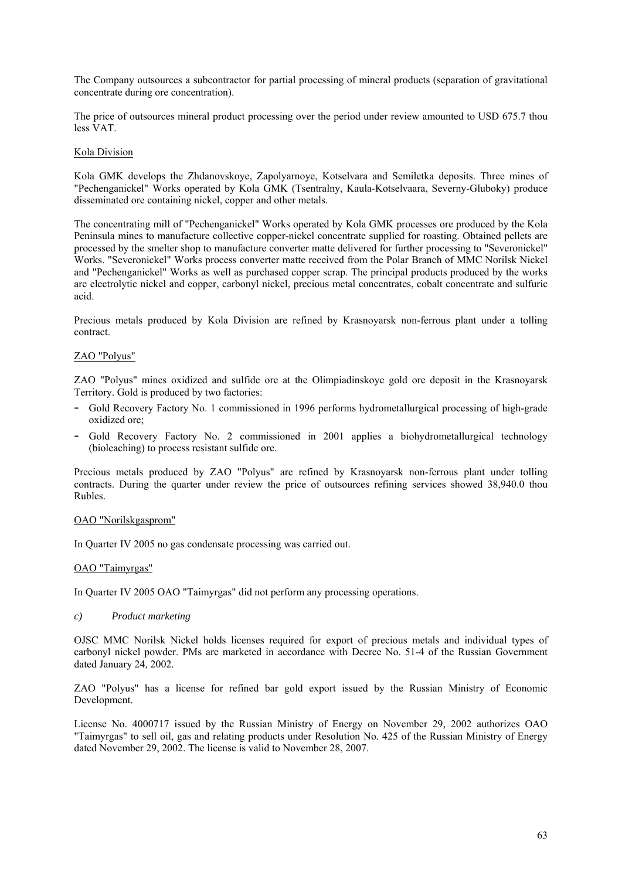The Company outsources a subcontractor for partial processing of mineral products (separation of gravitational concentrate during ore concentration).

The price of outsources mineral product processing over the period under review amounted to USD 675.7 thou less VAT.

Kola Division

Kola GMK develops the Zhdanovskoye, Zapolyarnoye, Kotselvara and Semiletka deposits. Three mines of "Pechenganickel" Works operated by Kola GMK (Tsentralny, Kaula-Kotselvaara, Severny-Gluboky) produce disseminated ore containing nickel, copper and other metals.

The concentrating mill of "Pechenganickel" Works operated by Kola GMK processes ore produced by the Kola Peninsula mines to manufacture collective copper-nickel concentrate supplied for roasting. Obtained pellets are processed by the smelter shop to manufacture converter matte delivered for further processing to "Severonickel" Works. "Severonickel" Works process converter matte received from the Polar Branch of MMC Norilsk Nickel and "Pechenganickel" Works as well as purchased copper scrap. The principal products produced by the works are electrolytic nickel and copper, carbonyl nickel, precious metal concentrates, cobalt concentrate and sulfuric acid.

Precious metals produced by Kola Division are refined by Krasnoyarsk non-ferrous plant under a tolling contract.

ZAO "Polyus"

ZAO "Polyus" mines oxidized and sulfide ore at the Olimpiadinskoye gold ore deposit in the Krasnoyarsk Territory. Gold is produced by two factories:

- Gold Recovery Factory No. 1 commissioned in 1996 performs hydrometallurgical processing of high-grade oxidized ore;
- Gold Recovery Factory No. 2 commissioned in 2001 applies a biohydrometallurgical technology (bioleaching) to process resistant sulfide ore.

Precious metals produced by ZAO "Polyus" are refined by Krasnoyarsk non-ferrous plant under tolling contracts. During the quarter under review the price of outsources refining services showed 38,940.0 thou Rubles.

OAO "Norilskgasprom"

In Quarter IV 2005 no gas condensate processing was carried out.

OAO "Taimyrgas"

In Quarter IV 2005 OAO "Taimyrgas" did not perform any processing operations.

*c) Product marketing*

OJSC MMC Norilsk Nickel holds licenses required for export of precious metals and individual types of carbonyl nickel powder. PMs are marketed in accordance with Decree No. 51-4 of the Russian Government dated January 24, 2002.

ZAO "Polyus" has a license for refined bar gold export issued by the Russian Ministry of Economic Development.

License No. 4000717 issued by the Russian Ministry of Energy on November 29, 2002 authorizes OAO "Taimyrgas" to sell oil, gas and relating products under Resolution No. 425 of the Russian Ministry of Energy dated November 29, 2002. The license is valid to November 28, 2007.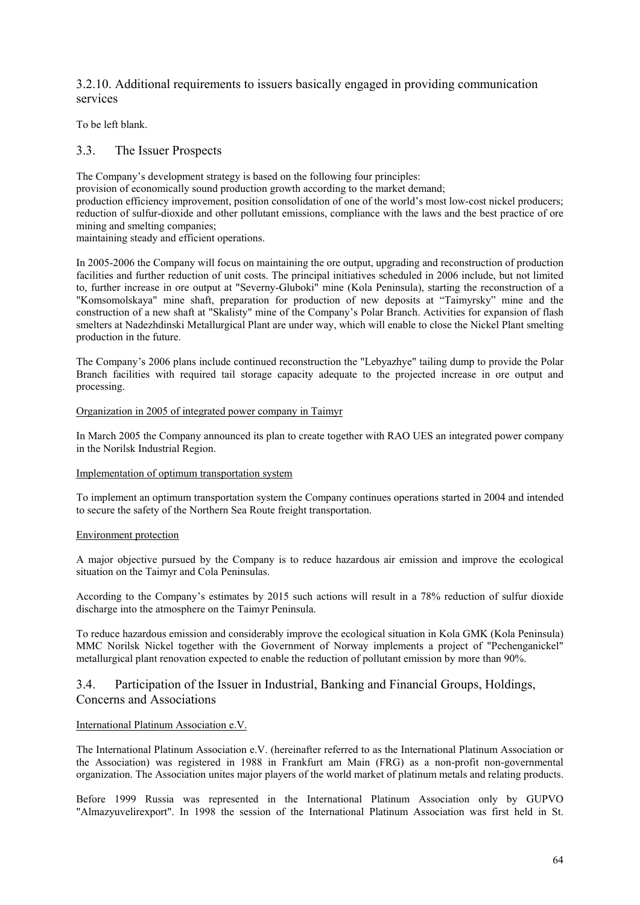## 3.2.10. Additional requirements to issuers basically engaged in providing communication services

To be left blank.

## 3.3. The Issuer Prospects

The Company's development strategy is based on the following four principles:
provision of economically sound production growth according to the market demand;
production efficiency improvement, position consolidation of one of the world's most low-cost nickel producers;
reduction of sulfur-dioxide and other pollutant emissions, compliance with the laws and the best practice of ore mining and smelting companies;
maintaining steady and efficient operations.

In 2005-2006 the Company will focus on maintaining the ore output, upgrading and reconstruction of production facilities and further reduction of unit costs. The principal initiatives scheduled in 2006 include, but not limited to, further increase in ore output at "Severny-Gluboki" mine (Kola Peninsula), starting the reconstruction of a "Komsomolskaya" mine shaft, preparation for production of new deposits at "Taimyrsky" mine and the construction of a new shaft at "Skalisty" mine of the Company's Polar Branch. Activities for expansion of flash smelters at Nadezhdinski Metallurgical Plant are under way, which will enable to close the Nickel Plant smelting production in the future.

The Company's 2006 plans include continued reconstruction the "Lebyazhye" tailing dump to provide the Polar Branch facilities with required tail storage capacity adequate to the projected increase in ore output and processing.

Organization in 2005 of integrated power company in Taimyr

In March 2005 the Company announced its plan to create together with RAO UES an integrated power company in the Norilsk Industrial Region.

Implementation of optimum transportation system

To implement an optimum transportation system the Company continues operations started in 2004 and intended to secure the safety of the Northern Sea Route freight transportation.

Environment protection

A major objective pursued by the Company is to reduce hazardous air emission and improve the ecological situation on the Taimyr and Cola Peninsulas.

According to the Company's estimates by 2015 such actions will result in a 78% reduction of sulfur dioxide discharge into the atmosphere on the Taimyr Peninsula.

To reduce hazardous emission and considerably improve the ecological situation in Kola GMK (Kola Peninsula) MMC Norilsk Nickel together with the Government of Norway implements a project of "Pechenganickel" metallurgical plant renovation expected to enable the reduction of pollutant emission by more than 90%.

## 3.4. Participation of the Issuer in Industrial, Banking and Financial Groups, Holdings, Concerns and Associations

International Platinum Association e.V.

The International Platinum Association e.V. (hereinafter referred to as the International Platinum Association or the Association) was registered in 1988 in Frankfurt am Main (FRG) as a non-profit non-governmental organization. The Association unites major players of the world market of platinum metals and relating products.

Before 1999 Russia was represented in the International Platinum Association only by GUPVO "Almazyuvelirexport". In 1998 the session of the International Platinum Association was first held in St.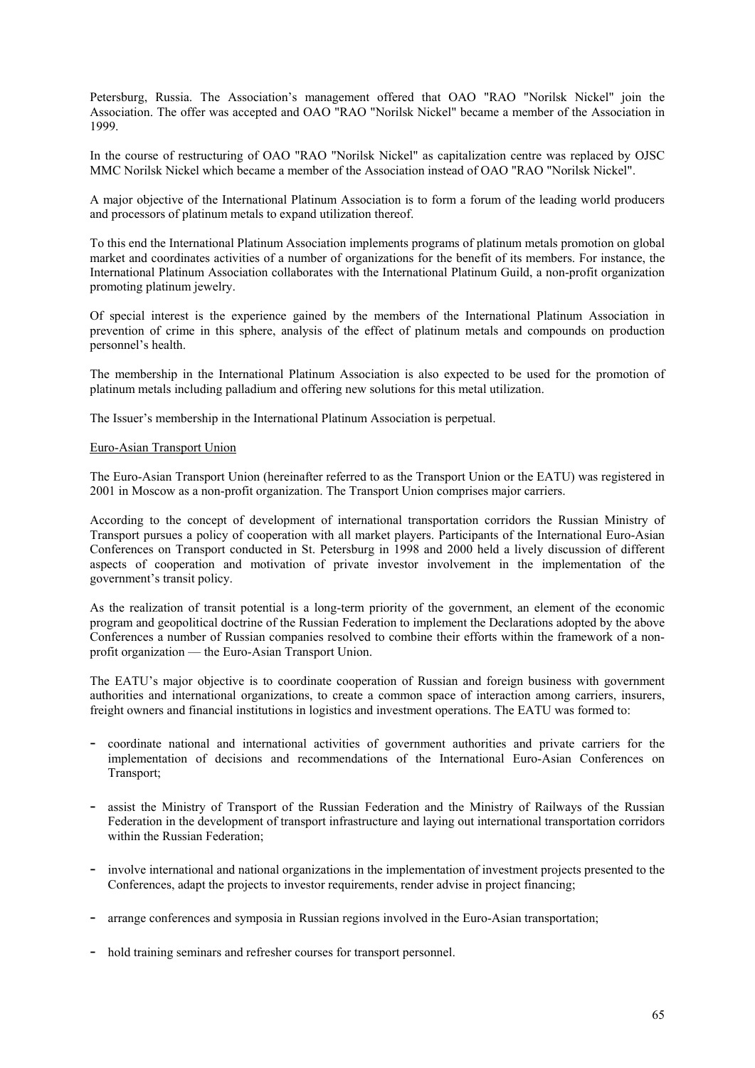Petersburg, Russia. The Association's management offered that OAO "RAO "Norilsk Nickel" join the Association. The offer was accepted and OAO "RAO "Norilsk Nickel" became a member of the Association in 1999.

In the course of restructuring of OAO "RAO "Norilsk Nickel" as capitalization centre was replaced by OJSC MMC Norilsk Nickel which became a member of the Association instead of OAO "RAO "Norilsk Nickel".

A major objective of the International Platinum Association is to form a forum of the leading world producers and processors of platinum metals to expand utilization thereof.

To this end the International Platinum Association implements programs of platinum metals promotion on global market and coordinates activities of a number of organizations for the benefit of its members. For instance, the International Platinum Association collaborates with the International Platinum Guild, a non-profit organization promoting platinum jewelry.

Of special interest is the experience gained by the members of the International Platinum Association in prevention of crime in this sphere, analysis of the effect of platinum metals and compounds on production personnel's health.

The membership in the International Platinum Association is also expected to be used for the promotion of platinum metals including palladium and offering new solutions for this metal utilization.

The Issuer's membership in the International Platinum Association is perpetual.

Euro-Asian Transport Union

The Euro-Asian Transport Union (hereinafter referred to as the Transport Union or the EATU) was registered in 2001 in Moscow as a non-profit organization. The Transport Union comprises major carriers.

According to the concept of development of international transportation corridors the Russian Ministry of Transport pursues a policy of cooperation with all market players. Participants of the International Euro-Asian Conferences on Transport conducted in St. Petersburg in 1998 and 2000 held a lively discussion of different aspects of cooperation and motivation of private investor involvement in the implementation of the government's transit policy.

As the realization of transit potential is a long-term priority of the government, an element of the economic program and geopolitical doctrine of the Russian Federation to implement the Declarations adopted by the above Conferences a number of Russian companies resolved to combine their efforts within the framework of a non-profit organization — the Euro-Asian Transport Union.

The EATU's major objective is to coordinate cooperation of Russian and foreign business with government authorities and international organizations, to create a common space of interaction among carriers, insurers, freight owners and financial institutions in logistics and investment operations. The EATU was formed to:

- coordinate national and international activities of government authorities and private carriers for the implementation of decisions and recommendations of the International Euro-Asian Conferences on Transport;
- assist the Ministry of Transport of the Russian Federation and the Ministry of Railways of the Russian Federation in the development of transport infrastructure and laying out international transportation corridors within the Russian Federation;
- involve international and national organizations in the implementation of investment projects presented to the Conferences, adapt the projects to investor requirements, render advise in project financing;
- arrange conferences and symposia in Russian regions involved in the Euro-Asian transportation;
- hold training seminars and refresher courses for transport personnel.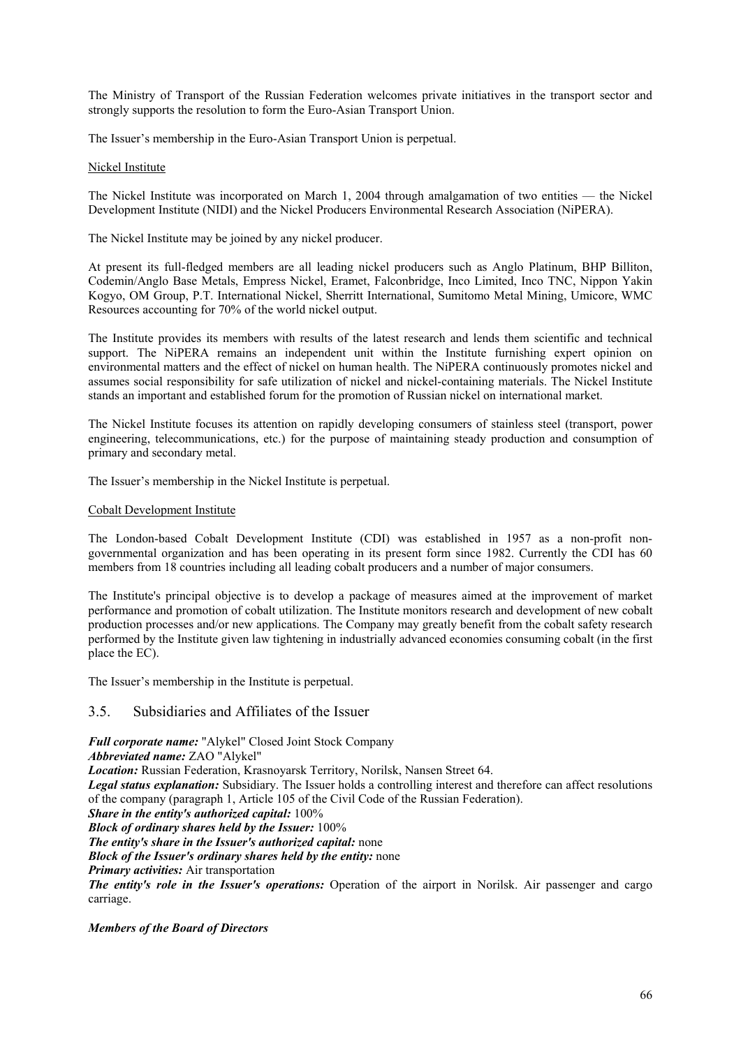The Ministry of Transport of the Russian Federation welcomes private initiatives in the transport sector and strongly supports the resolution to form the Euro-Asian Transport Union.

The Issuer's membership in the Euro-Asian Transport Union is perpetual.

Nickel Institute

The Nickel Institute was incorporated on March 1, 2004 through amalgamation of two entities — the Nickel Development Institute (NIDI) and the Nickel Producers Environmental Research Association (NiPERA).

The Nickel Institute may be joined by any nickel producer.

At present its full-fledged members are all leading nickel producers such as Anglo Platinum, BHP Billiton, Codemin/Anglo Base Metals, Empress Nickel, Eramet, Falconbridge, Inco Limited, Inco TNC, Nippon Yakin Kogyo, OM Group, P.T. International Nickel, Sherritt International, Sumitomo Metal Mining, Umicore, WMC Resources accounting for 70% of the world nickel output.

The Institute provides its members with results of the latest research and lends them scientific and technical support. The NiPERA remains an independent unit within the Institute furnishing expert opinion on environmental matters and the effect of nickel on human health. The NiPERA continuously promotes nickel and assumes social responsibility for safe utilization of nickel and nickel-containing materials. The Nickel Institute stands an important and established forum for the promotion of Russian nickel on international market.

The Nickel Institute focuses its attention on rapidly developing consumers of stainless steel (transport, power engineering, telecommunications, etc.) for the purpose of maintaining steady production and consumption of primary and secondary metal.

The Issuer's membership in the Nickel Institute is perpetual.

Cobalt Development Institute

The London-based Cobalt Development Institute (CDI) was established in 1957 as a non-profit non-governmental organization and has been operating in its present form since 1982. Currently the CDI has 60 members from 18 countries including all leading cobalt producers and a number of major consumers.

The Institute's principal objective is to develop a package of measures aimed at the improvement of market performance and promotion of cobalt utilization. The Institute monitors research and development of new cobalt production processes and/or new applications. The Company may greatly benefit from the cobalt safety research performed by the Institute given law tightening in industrially advanced economies consuming cobalt (in the first place the EC).

The Issuer's membership in the Institute is perpetual.

## 3.5. Subsidiaries and Affiliates of the Issuer

***Full corporate name:*** "Alykel" Closed Joint Stock Company
***Abbreviated name:*** ZAO "Alykel"
***Location:*** Russian Federation, Krasnoyarsk Territory, Norilsk, Nansen Street 64.
***Legal status explanation:*** Subsidiary. The Issuer holds a controlling interest and therefore can affect resolutions of the company (paragraph 1, Article 105 of the Civil Code of the Russian Federation).
***Share in the entity's authorized capital:*** 100%
***Block of ordinary shares held by the Issuer:*** 100%
***The entity's share in the Issuer's authorized capital:*** none
***Block of the Issuer's ordinary shares held by the entity:*** none
***Primary activities:*** Air transportation
***The entity's role in the Issuer's operations:*** Operation of the airport in Norilsk. Air passenger and cargo carriage.

***Members of the Board of Directors***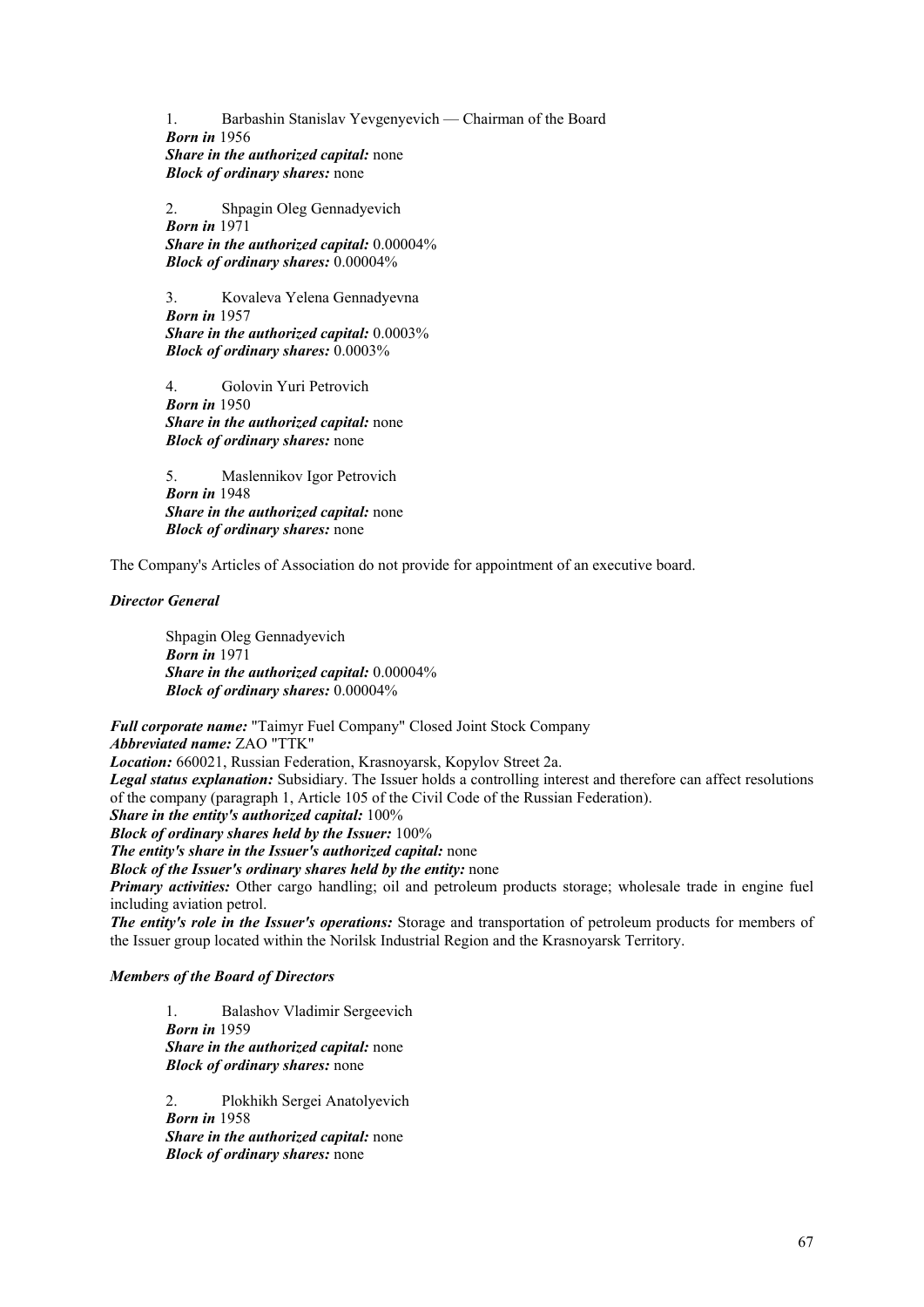1. Barbashin Stanislav Yevgenyevich — Chairman of the Board
   ***Born in*** 1956
   ***Share in the authorized capital:*** none
   ***Block of ordinary shares:*** none

2. Shpagin Oleg Gennadyevich
   ***Born in*** 1971
   ***Share in the authorized capital:*** 0.00004%
   ***Block of ordinary shares:*** 0.00004%

3. Kovaleva Yelena Gennadyevna
   ***Born in*** 1957
   ***Share in the authorized capital:*** 0.0003%
   ***Block of ordinary shares:*** 0.0003%

4. Golovin Yuri Petrovich
   ***Born in*** 1950
   ***Share in the authorized capital:*** none
   ***Block of ordinary shares:*** none

5. Maslennikov Igor Petrovich
   ***Born in*** 1948
   ***Share in the authorized capital:*** none
   ***Block of ordinary shares:*** none

The Company's Articles of Association do not provide for appointment of an executive board.

***Director General***

Shpagin Oleg Gennadyevich
***Born in*** 1971
***Share in the authorized capital:*** 0.00004%
***Block of ordinary shares:*** 0.00004%

***Full corporate name:*** "Taimyr Fuel Company" Closed Joint Stock Company
***Abbreviated name:*** ZAO "TTK"
***Location:*** 660021, Russian Federation, Krasnoyarsk, Kopylov Street 2a.
***Legal status explanation:*** Subsidiary. The Issuer holds a controlling interest and therefore can affect resolutions of the company (paragraph 1, Article 105 of the Civil Code of the Russian Federation).
***Share in the entity's authorized capital:*** 100%
***Block of ordinary shares held by the Issuer:*** 100%
***The entity's share in the Issuer's authorized capital:*** none
***Block of the Issuer's ordinary shares held by the entity:*** none
***Primary activities:*** Other cargo handling; oil and petroleum products storage; wholesale trade in engine fuel including aviation petrol.
***The entity's role in the Issuer's operations:*** Storage and transportation of petroleum products for members of the Issuer group located within the Norilsk Industrial Region and the Krasnoyarsk Territory.

***Members of the Board of Directors***

1. Balashov Vladimir Sergeevich
   ***Born in*** 1959
   ***Share in the authorized capital:*** none
   ***Block of ordinary shares:*** none

2. Plokhikh Sergei Anatolyevich
   ***Born in*** 1958
   ***Share in the authorized capital:*** none
   ***Block of ordinary shares:*** none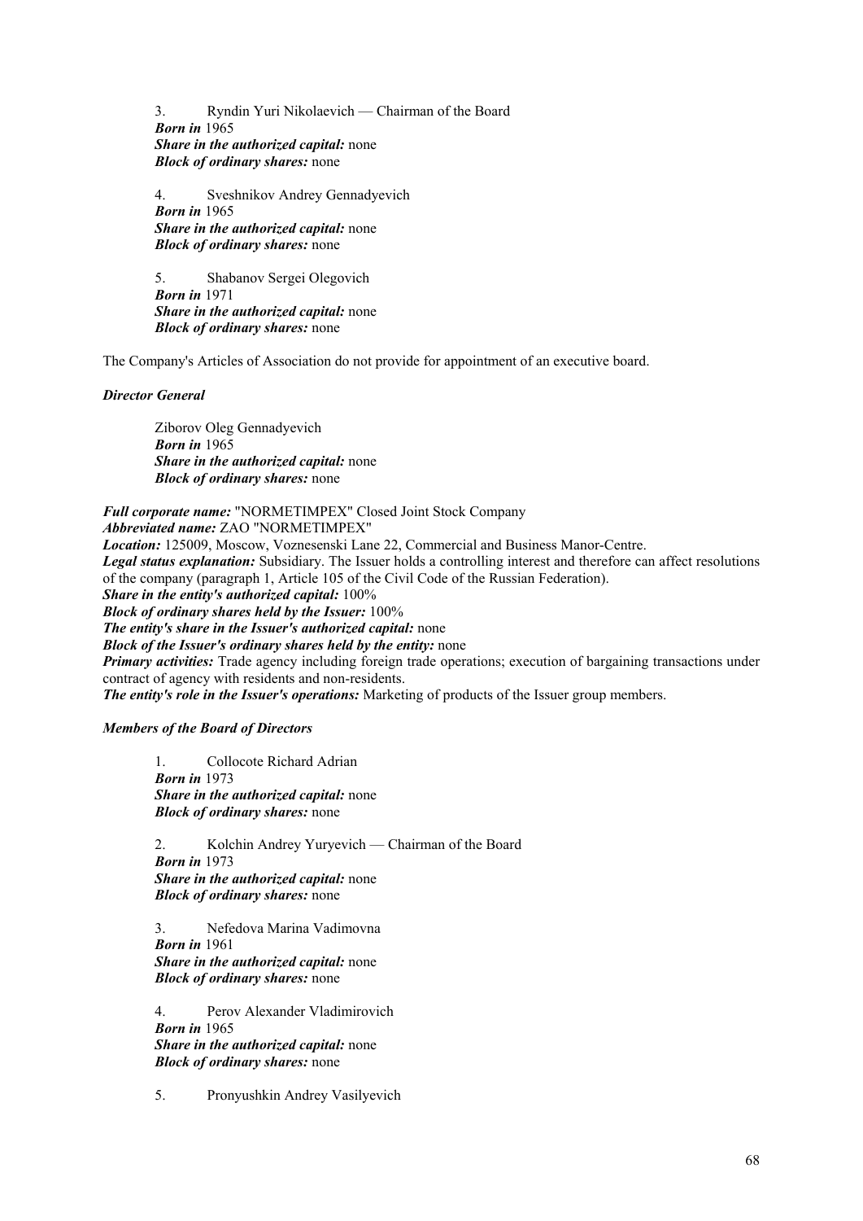3. Ryndin Yuri Nikolaevich — Chairman of the Board
*Born in* 1965
*Share in the authorized capital:* none
*Block of ordinary shares:* none

4. Sveshnikov Andrey Gennadyevich
*Born in* 1965
*Share in the authorized capital:* none
*Block of ordinary shares:* none

5. Shabanov Sergei Olegovich
*Born in* 1971
*Share in the authorized capital:* none
*Block of ordinary shares:* none

The Company's Articles of Association do not provide for appointment of an executive board.

***Director General***

Ziborov Oleg Gennadyevich
*Born in* 1965
*Share in the authorized capital:* none
*Block of ordinary shares:* none

***Full corporate name:*** "NORMETIMPEX" Closed Joint Stock Company
***Abbreviated name:*** ZAO "NORMETIMPEX"
***Location:*** 125009, Moscow, Voznesenski Lane 22, Commercial and Business Manor-Centre.
***Legal status explanation:*** Subsidiary. The Issuer holds a controlling interest and therefore can affect resolutions of the company (paragraph 1, Article 105 of the Civil Code of the Russian Federation).
***Share in the entity's authorized capital:*** 100%
***Block of ordinary shares held by the Issuer:*** 100%
***The entity's share in the Issuer's authorized capital:*** none
***Block of the Issuer's ordinary shares held by the entity:*** none
***Primary activities:*** Trade agency including foreign trade operations; execution of bargaining transactions under contract of agency with residents and non-residents.
***The entity's role in the Issuer's operations:*** Marketing of products of the Issuer group members.

***Members of the Board of Directors***

1. Collocote Richard Adrian
*Born in* 1973
*Share in the authorized capital:* none
*Block of ordinary shares:* none

2. Kolchin Andrey Yuryevich — Chairman of the Board
*Born in* 1973
*Share in the authorized capital:* none
*Block of ordinary shares:* none

3. Nefedova Marina Vadimovna
*Born in* 1961
*Share in the authorized capital:* none
*Block of ordinary shares:* none

4. Perov Alexander Vladimirovich
*Born in* 1965
*Share in the authorized capital:* none
*Block of ordinary shares:* none

5. Pronyushkin Andrey Vasilyevich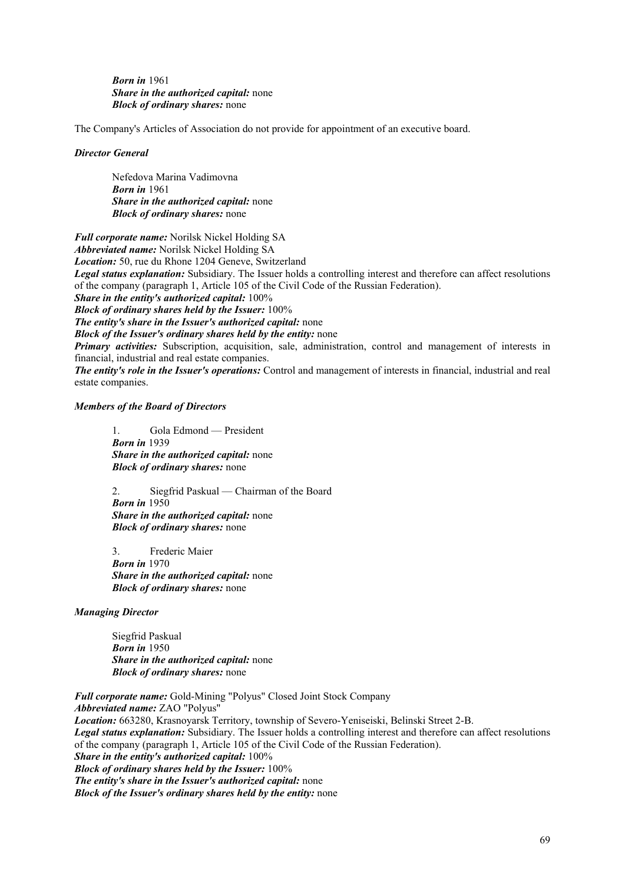*Born in* 1961
*Share in the authorized capital:* none
*Block of ordinary shares:* none

The Company's Articles of Association do not provide for appointment of an executive board.

*Director General*

Nefedova Marina Vadimovna
*Born in* 1961
*Share in the authorized capital:* none
*Block of ordinary shares:* none

*Full corporate name:* Norilsk Nickel Holding SA
*Abbreviated name:* Norilsk Nickel Holding SA
*Location:* 50, rue du Rhone 1204 Geneve, Switzerland
*Legal status explanation:* Subsidiary. The Issuer holds a controlling interest and therefore can affect resolutions of the company (paragraph 1, Article 105 of the Civil Code of the Russian Federation).
*Share in the entity's authorized capital:* 100%
*Block of ordinary shares held by the Issuer:* 100%
*The entity's share in the Issuer's authorized capital:* none
*Block of the Issuer's ordinary shares held by the entity:* none
*Primary activities:* Subscription, acquisition, sale, administration, control and management of interests in financial, industrial and real estate companies.
*The entity's role in the Issuer's operations:* Control and management of interests in financial, industrial and real estate companies.

*Members of the Board of Directors*

1. Gola Edmond — President
*Born in* 1939
*Share in the authorized capital:* none
*Block of ordinary shares:* none

2. Siegfrid Paskual — Chairman of the Board
*Born in* 1950
*Share in the authorized capital:* none
*Block of ordinary shares:* none

3. Frederic Maier
*Born in* 1970
*Share in the authorized capital:* none
*Block of ordinary shares:* none

*Managing Director*

Siegfrid Paskual
*Born in* 1950
*Share in the authorized capital:* none
*Block of ordinary shares:* none

*Full corporate name:* Gold-Mining "Polyus" Closed Joint Stock Company
*Abbreviated name:* ZAO "Polyus"
*Location:* 663280, Krasnoyarsk Territory, township of Severo-Yeniseiski, Belinski Street 2-B.
*Legal status explanation:* Subsidiary. The Issuer holds a controlling interest and therefore can affect resolutions of the company (paragraph 1, Article 105 of the Civil Code of the Russian Federation).
*Share in the entity's authorized capital:* 100%
*Block of ordinary shares held by the Issuer:* 100%
*The entity's share in the Issuer's authorized capital:* none
*Block of the Issuer's ordinary shares held by the entity:* none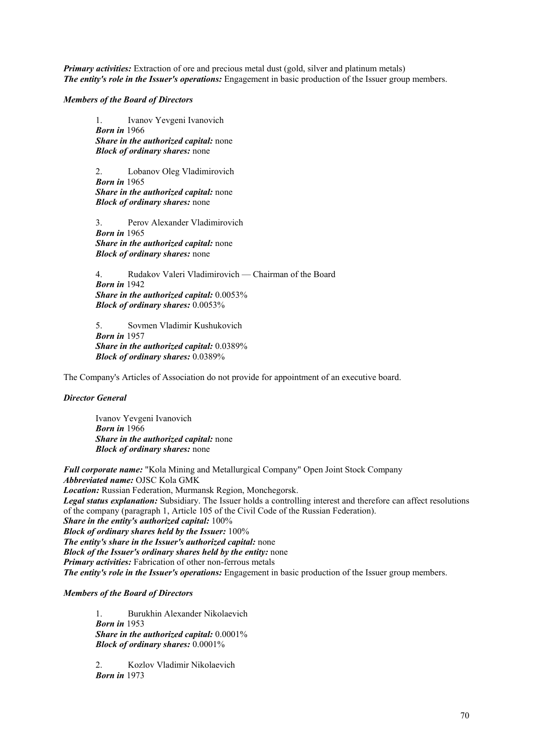***Primary activities:*** Extraction of ore and precious metal dust (gold, silver and platinum metals)
***The entity's role in the Issuer's operations:*** Engagement in basic production of the Issuer group members.

***Members of the Board of Directors***

1. Ivanov Yevgeni Ivanovich
***Born in*** 1966
***Share in the authorized capital:*** none
***Block of ordinary shares:*** none

2. Lobanov Oleg Vladimirovich
***Born in*** 1965
***Share in the authorized capital:*** none
***Block of ordinary shares:*** none

3. Perov Alexander Vladimirovich
***Born in*** 1965
***Share in the authorized capital:*** none
***Block of ordinary shares:*** none

4. Rudakov Valeri Vladimirovich — Chairman of the Board
***Born in*** 1942
***Share in the authorized capital:*** 0.0053%
***Block of ordinary shares:*** 0.0053%

5. Sovmen Vladimir Kushukovich
***Born in*** 1957
***Share in the authorized capital:*** 0.0389%
***Block of ordinary shares:*** 0.0389%

The Company's Articles of Association do not provide for appointment of an executive board.

***Director General***

Ivanov Yevgeni Ivanovich
***Born in*** 1966
***Share in the authorized capital:*** none
***Block of ordinary shares:*** none

***Full corporate name:*** "Kola Mining and Metallurgical Company" Open Joint Stock Company
***Abbreviated name:*** OJSC Kola GMK
***Location:*** Russian Federation, Murmansk Region, Monchegorsk.
***Legal status explanation:*** Subsidiary. The Issuer holds a controlling interest and therefore can affect resolutions of the company (paragraph 1, Article 105 of the Civil Code of the Russian Federation).
***Share in the entity's authorized capital:*** 100%
***Block of ordinary shares held by the Issuer:*** 100%
***The entity's share in the Issuer's authorized capital:*** none
***Block of the Issuer's ordinary shares held by the entity:*** none
***Primary activities:*** Fabrication of other non-ferrous metals
***The entity's role in the Issuer's operations:*** Engagement in basic production of the Issuer group members.

***Members of the Board of Directors***

1. Burukhin Alexander Nikolaevich
***Born in*** 1953
***Share in the authorized capital:*** 0.0001%
***Block of ordinary shares:*** 0.0001%

2. Kozlov Vladimir Nikolaevich
***Born in*** 1973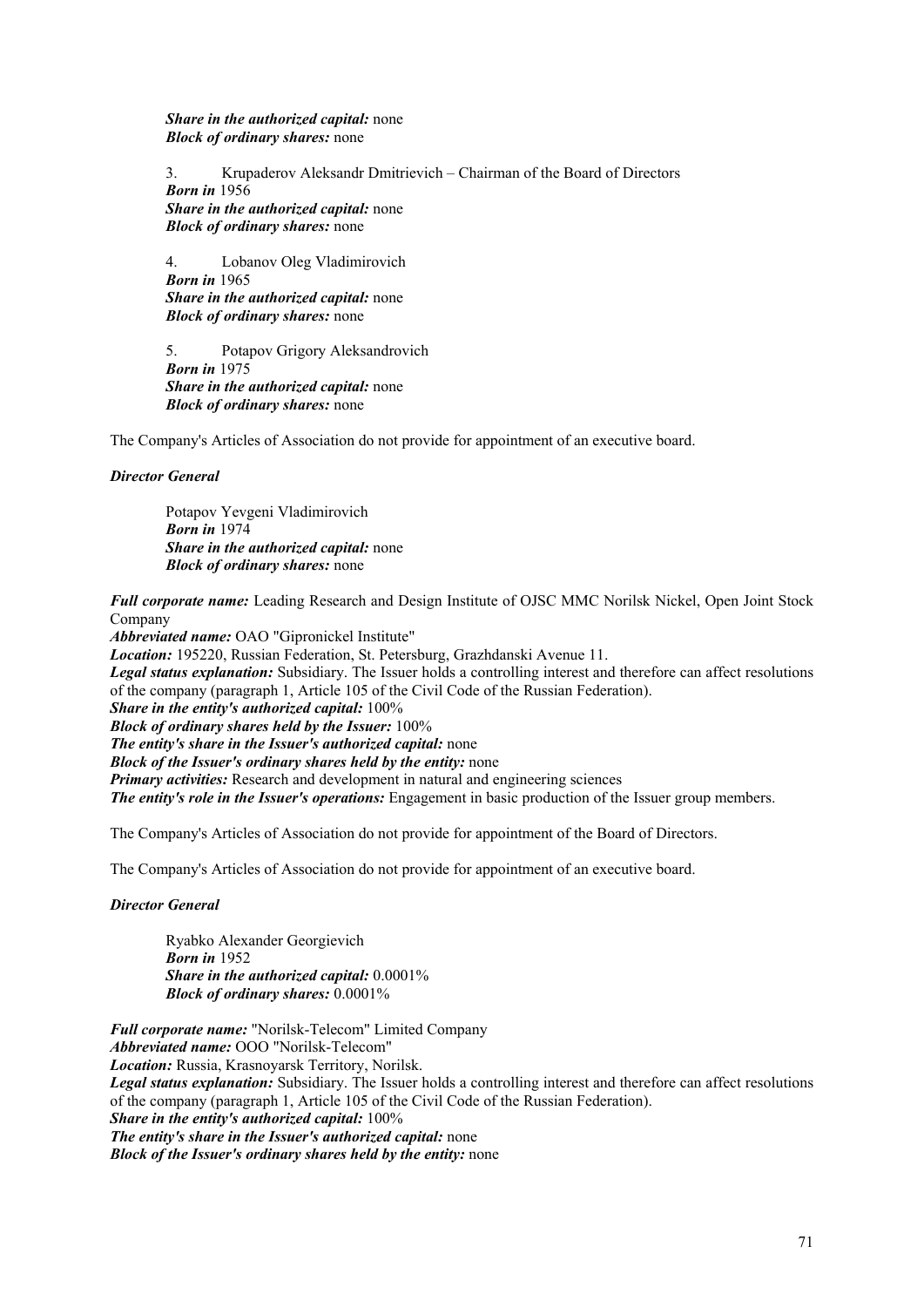***Share in the authorized capital:*** none
***Block of ordinary shares:*** none

3. Krupaderov Aleksandr Dmitrievich – Chairman of the Board of Directors
***Born in*** 1956
***Share in the authorized capital:*** none
***Block of ordinary shares:*** none

4. Lobanov Oleg Vladimirovich
***Born in*** 1965
***Share in the authorized capital:*** none
***Block of ordinary shares:*** none

5. Potapov Grigory Aleksandrovich
***Born in*** 1975
***Share in the authorized capital:*** none
***Block of ordinary shares:*** none

The Company's Articles of Association do not provide for appointment of an executive board.

***Director General***

Potapov Yevgeni Vladimirovich
***Born in*** 1974
***Share in the authorized capital:*** none
***Block of ordinary shares:*** none

***Full corporate name:*** Leading Research and Design Institute of OJSC MMC Norilsk Nickel, Open Joint Stock Company
***Abbreviated name:*** OAO "Gipronickel Institute"
***Location:*** 195220, Russian Federation, St. Petersburg, Grazhdanski Avenue 11.
***Legal status explanation:*** Subsidiary. The Issuer holds a controlling interest and therefore can affect resolutions of the company (paragraph 1, Article 105 of the Civil Code of the Russian Federation).
***Share in the entity's authorized capital:*** 100%
***Block of ordinary shares held by the Issuer:*** 100%
***The entity's share in the Issuer's authorized capital:*** none
***Block of the Issuer's ordinary shares held by the entity:*** none
***Primary activities:*** Research and development in natural and engineering sciences
***The entity's role in the Issuer's operations:*** Engagement in basic production of the Issuer group members.

The Company's Articles of Association do not provide for appointment of the Board of Directors.

The Company's Articles of Association do not provide for appointment of an executive board.

***Director General***

Ryabko Alexander Georgievich
***Born in*** 1952
***Share in the authorized capital:*** 0.0001%
***Block of ordinary shares:*** 0.0001%

***Full corporate name:*** "Norilsk-Telecom" Limited Company
***Abbreviated name:*** OOO "Norilsk-Telecom"
***Location:*** Russia, Krasnoyarsk Territory, Norilsk.
***Legal status explanation:*** Subsidiary. The Issuer holds a controlling interest and therefore can affect resolutions of the company (paragraph 1, Article 105 of the Civil Code of the Russian Federation).
***Share in the entity's authorized capital:*** 100%
***The entity's share in the Issuer's authorized capital:*** none
***Block of the Issuer's ordinary shares held by the entity:*** none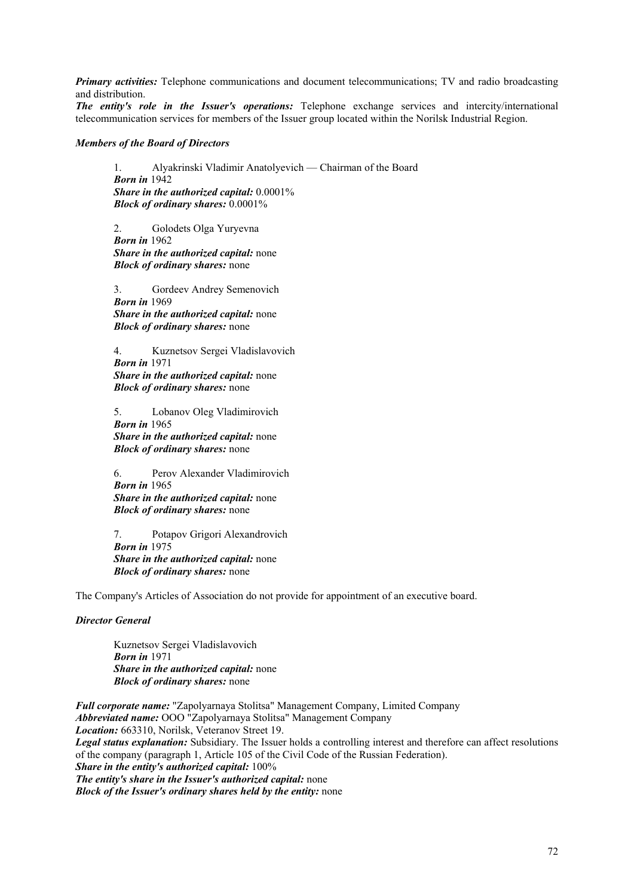***Primary activities:*** Telephone communications and document telecommunications; TV and radio broadcasting and distribution.
***The entity's role in the Issuer's operations:*** Telephone exchange services and intercity/international telecommunication services for members of the Issuer group located within the Norilsk Industrial Region.

***Members of the Board of Directors***

1. Alyakrinski Vladimir Anatolyevich — Chairman of the Board
***Born in*** 1942
***Share in the authorized capital:*** 0.0001%
***Block of ordinary shares:*** 0.0001%

2. Golodets Olga Yuryevna
***Born in*** 1962
***Share in the authorized capital:*** none
***Block of ordinary shares:*** none

3. Gordeev Andrey Semenovich
***Born in*** 1969
***Share in the authorized capital:*** none
***Block of ordinary shares:*** none

4. Kuznetsov Sergei Vladislavovich
***Born in*** 1971
***Share in the authorized capital:*** none
***Block of ordinary shares:*** none

5. Lobanov Oleg Vladimirovich
***Born in*** 1965
***Share in the authorized capital:*** none
***Block of ordinary shares:*** none

6. Perov Alexander Vladimirovich
***Born in*** 1965
***Share in the authorized capital:*** none
***Block of ordinary shares:*** none

7. Potapov Grigori Alexandrovich
***Born in*** 1975
***Share in the authorized capital:*** none
***Block of ordinary shares:*** none

The Company's Articles of Association do not provide for appointment of an executive board.

***Director General***

Kuznetsov Sergei Vladislavovich
***Born in*** 1971
***Share in the authorized capital:*** none
***Block of ordinary shares:*** none

***Full corporate name:*** "Zapolyarnaya Stolitsa" Management Company, Limited Company
***Abbreviated name:*** OOO "Zapolyarnaya Stolitsa" Management Company
***Location:*** 663310, Norilsk, Veteranov Street 19.
***Legal status explanation:*** Subsidiary. The Issuer holds a controlling interest and therefore can affect resolutions of the company (paragraph 1, Article 105 of the Civil Code of the Russian Federation).
***Share in the entity's authorized capital:*** 100%
***The entity's share in the Issuer's authorized capital:*** none
***Block of the Issuer's ordinary shares held by the entity:*** none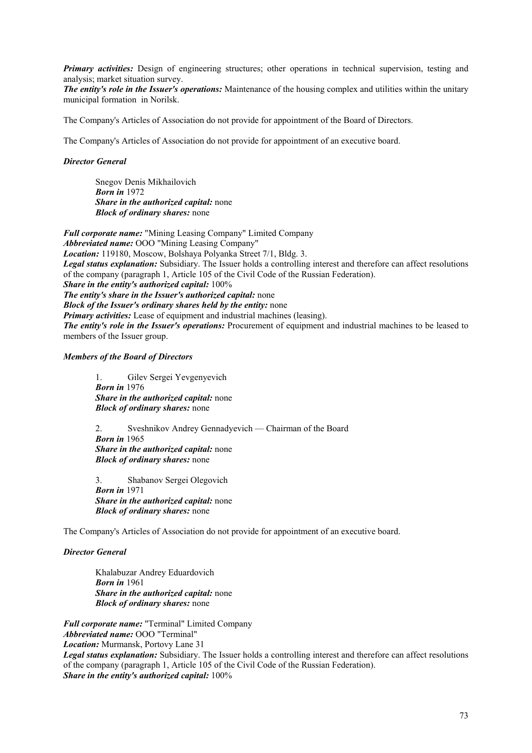***Primary activities:*** Design of engineering structures; other operations in technical supervision, testing and analysis; market situation survey.
***The entity's role in the Issuer's operations:*** Maintenance of the housing complex and utilities within the unitary municipal formation in Norilsk.

The Company's Articles of Association do not provide for appointment of the Board of Directors.

The Company's Articles of Association do not provide for appointment of an executive board.

***Director General***

Snegov Denis Mikhailovich
***Born in*** 1972
***Share in the authorized capital:*** none
***Block of ordinary shares:*** none

***Full corporate name:*** "Mining Leasing Company" Limited Company
***Abbreviated name:*** OOO "Mining Leasing Company"
***Location:*** 119180, Moscow, Bolshaya Polyanka Street 7/1, Bldg. 3.
***Legal status explanation:*** Subsidiary. The Issuer holds a controlling interest and therefore can affect resolutions of the company (paragraph 1, Article 105 of the Civil Code of the Russian Federation).
***Share in the entity's authorized capital:*** 100%
***The entity's share in the Issuer's authorized capital:*** none
***Block of the Issuer's ordinary shares held by the entity:*** none
***Primary activities:*** Lease of equipment and industrial machines (leasing).
***The entity's role in the Issuer's operations:*** Procurement of equipment and industrial machines to be leased to members of the Issuer group.

***Members of the Board of Directors***

1. Gilev Sergei Yevgenyevich
***Born in*** 1976
***Share in the authorized capital:*** none
***Block of ordinary shares:*** none

2. Sveshnikov Andrey Gennadyevich — Chairman of the Board
***Born in*** 1965
***Share in the authorized capital:*** none
***Block of ordinary shares:*** none

3. Shabanov Sergei Olegovich
***Born in*** 1971
***Share in the authorized capital:*** none
***Block of ordinary shares:*** none

The Company's Articles of Association do not provide for appointment of an executive board.

***Director General***

Khalabuzar Andrey Eduardovich
***Born in*** 1961
***Share in the authorized capital:*** none
***Block of ordinary shares:*** none

***Full corporate name:*** "Terminal" Limited Company
***Abbreviated name:*** OOO "Terminal"
***Location:*** Murmansk, Portovy Lane 31
***Legal status explanation:*** Subsidiary. The Issuer holds a controlling interest and therefore can affect resolutions of the company (paragraph 1, Article 105 of the Civil Code of the Russian Federation).
***Share in the entity's authorized capital:*** 100%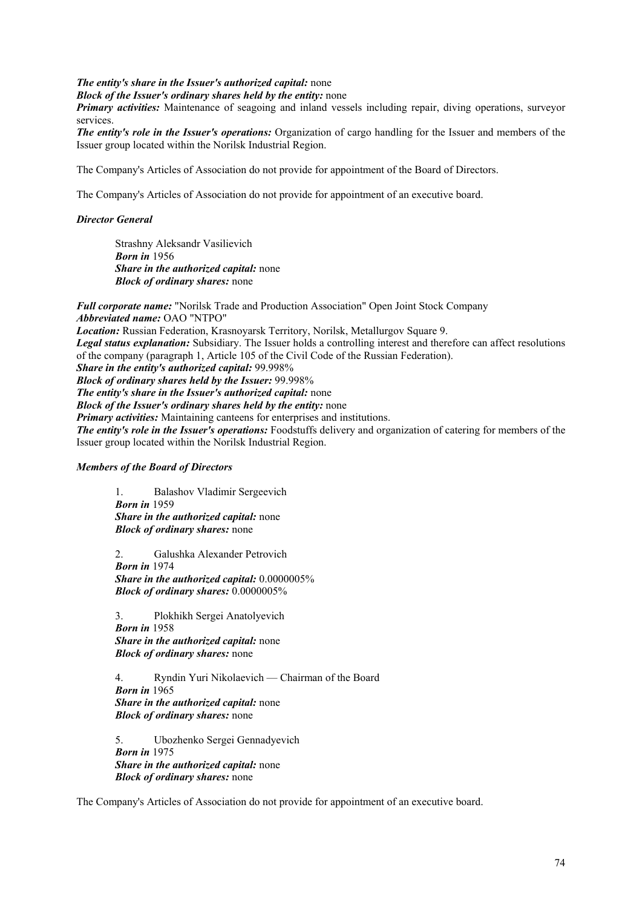***The entity's share in the Issuer's authorized capital:*** none
***Block of the Issuer's ordinary shares held by the entity:*** none
***Primary activities:*** Maintenance of seagoing and inland vessels including repair, diving operations, surveyor services.
***The entity's role in the Issuer's operations:*** Organization of cargo handling for the Issuer and members of the Issuer group located within the Norilsk Industrial Region.

The Company's Articles of Association do not provide for appointment of the Board of Directors.

The Company's Articles of Association do not provide for appointment of an executive board.

***Director General***

Strashny Aleksandr Vasilievich
***Born in*** 1956
***Share in the authorized capital:*** none
***Block of ordinary shares:*** none

***Full corporate name:*** "Norilsk Trade and Production Association" Open Joint Stock Company
***Abbreviated name:*** OAO "NTPO"
***Location:*** Russian Federation, Krasnoyarsk Territory, Norilsk, Metallurgov Square 9.
***Legal status explanation:*** Subsidiary. The Issuer holds a controlling interest and therefore can affect resolutions of the company (paragraph 1, Article 105 of the Civil Code of the Russian Federation).
***Share in the entity's authorized capital:*** 99.998%
***Block of ordinary shares held by the Issuer:*** 99.998%
***The entity's share in the Issuer's authorized capital:*** none
***Block of the Issuer's ordinary shares held by the entity:*** none
***Primary activities:*** Maintaining canteens for enterprises and institutions.
***The entity's role in the Issuer's operations:*** Foodstuffs delivery and organization of catering for members of the Issuer group located within the Norilsk Industrial Region.

***Members of the Board of Directors***

1. Balashov Vladimir Sergeevich
***Born in*** 1959
***Share in the authorized capital:*** none
***Block of ordinary shares:*** none

2. Galushka Alexander Petrovich
***Born in*** 1974
***Share in the authorized capital:*** 0.0000005%
***Block of ordinary shares:*** 0.0000005%

3. Plokhikh Sergei Anatolyevich
***Born in*** 1958
***Share in the authorized capital:*** none
***Block of ordinary shares:*** none

4. Ryndin Yuri Nikolaevich — Chairman of the Board
***Born in*** 1965
***Share in the authorized capital:*** none
***Block of ordinary shares:*** none

5. Ubozhenko Sergei Gennadyevich
***Born in*** 1975
***Share in the authorized capital:*** none
***Block of ordinary shares:*** none

The Company's Articles of Association do not provide for appointment of an executive board.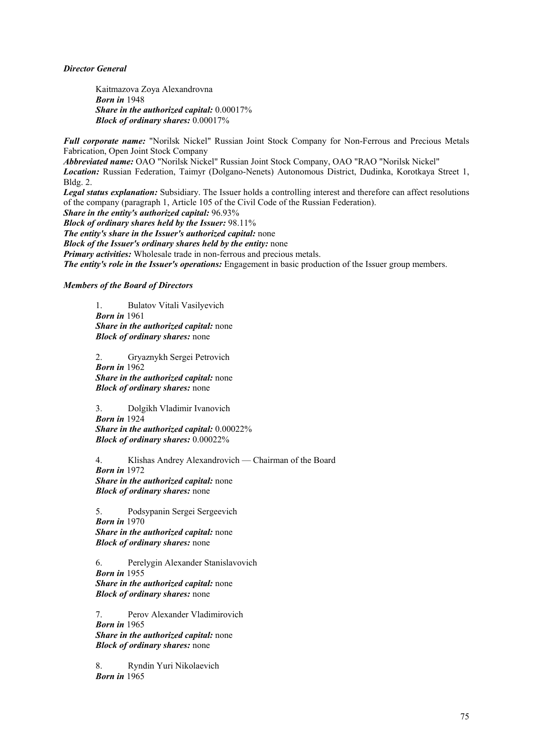***Director General***

Kaitmazova Zoya Alexandrovna
***Born in*** 1948
***Share in the authorized capital:*** 0.00017%
***Block of ordinary shares:*** 0.00017%

***Full corporate name:*** "Norilsk Nickel" Russian Joint Stock Company for Non-Ferrous and Precious Metals Fabrication, Open Joint Stock Company
***Abbreviated name:*** OAO "Norilsk Nickel" Russian Joint Stock Company, OAO "RAO "Norilsk Nickel"
***Location:*** Russian Federation, Taimyr (Dolgano-Nenets) Autonomous District, Dudinka, Korotkaya Street 1, Bldg. 2.
***Legal status explanation:*** Subsidiary. The Issuer holds a controlling interest and therefore can affect resolutions of the company (paragraph 1, Article 105 of the Civil Code of the Russian Federation).
***Share in the entity's authorized capital:*** 96.93%
***Block of ordinary shares held by the Issuer:*** 98.11%
***The entity's share in the Issuer's authorized capital:*** none
***Block of the Issuer's ordinary shares held by the entity:*** none
***Primary activities:*** Wholesale trade in non-ferrous and precious metals.
***The entity's role in the Issuer's operations:*** Engagement in basic production of the Issuer group members.

***Members of the Board of Directors***

1. Bulatov Vitali Vasilyevich
***Born in*** 1961
***Share in the authorized capital:*** none
***Block of ordinary shares:*** none

2. Gryaznykh Sergei Petrovich
***Born in*** 1962
***Share in the authorized capital:*** none
***Block of ordinary shares:*** none

3. Dolgikh Vladimir Ivanovich
***Born in*** 1924
***Share in the authorized capital:*** 0.00022%
***Block of ordinary shares:*** 0.00022%

4. Klishas Andrey Alexandrovich — Chairman of the Board
***Born in*** 1972
***Share in the authorized capital:*** none
***Block of ordinary shares:*** none

5. Podsypanin Sergei Sergeevich
***Born in*** 1970
***Share in the authorized capital:*** none
***Block of ordinary shares:*** none

6. Perelygin Alexander Stanislavovich
***Born in*** 1955
***Share in the authorized capital:*** none
***Block of ordinary shares:*** none

7. Perov Alexander Vladimirovich
***Born in*** 1965
***Share in the authorized capital:*** none
***Block of ordinary shares:*** none

8. Ryndin Yuri Nikolaevich
***Born in*** 1965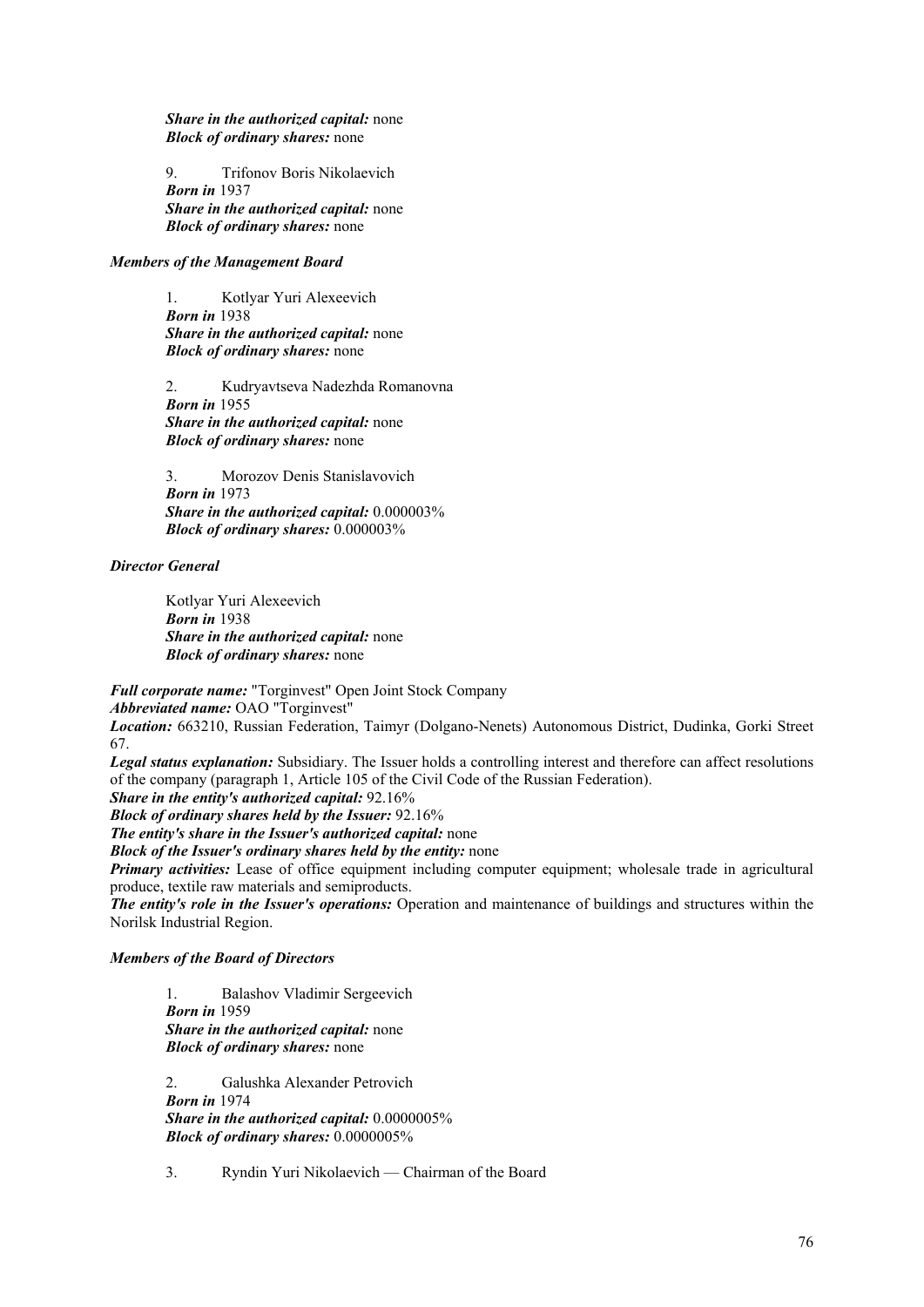***Share in the authorized capital:*** none
***Block of ordinary shares:*** none

9. Trifonov Boris Nikolaevich
***Born in*** 1937
***Share in the authorized capital:*** none
***Block of ordinary shares:*** none

***Members of the Management Board***

1. Kotlyar Yuri Alexeevich
***Born in*** 1938
***Share in the authorized capital:*** none
***Block of ordinary shares:*** none

2. Kudryavtseva Nadezhda Romanovna
***Born in*** 1955
***Share in the authorized capital:*** none
***Block of ordinary shares:*** none

3. Morozov Denis Stanislavovich
***Born in*** 1973
***Share in the authorized capital:*** 0.000003%
***Block of ordinary shares:*** 0.000003%

***Director General***

Kotlyar Yuri Alexeevich
***Born in*** 1938
***Share in the authorized capital:*** none
***Block of ordinary shares:*** none

***Full corporate name:*** "Torginvest" Open Joint Stock Company
***Abbreviated name:*** OAO "Torginvest"
***Location:*** 663210, Russian Federation, Taimyr (Dolgano-Nenets) Autonomous District, Dudinka, Gorki Street 67.
***Legal status explanation:*** Subsidiary. The Issuer holds a controlling interest and therefore can affect resolutions of the company (paragraph 1, Article 105 of the Civil Code of the Russian Federation).
***Share in the entity's authorized capital:*** 92.16%
***Block of ordinary shares held by the Issuer:*** 92.16%
***The entity's share in the Issuer's authorized capital:*** none
***Block of the Issuer's ordinary shares held by the entity:*** none
***Primary activities:*** Lease of office equipment including computer equipment; wholesale trade in agricultural produce, textile raw materials and semiproducts.
***The entity's role in the Issuer's operations:*** Operation and maintenance of buildings and structures within the Norilsk Industrial Region.

***Members of the Board of Directors***

1. Balashov Vladimir Sergeevich
***Born in*** 1959
***Share in the authorized capital:*** none
***Block of ordinary shares:*** none

2. Galushka Alexander Petrovich
***Born in*** 1974
***Share in the authorized capital:*** 0.0000005%
***Block of ordinary shares:*** 0.0000005%

3. Ryndin Yuri Nikolaevich — Chairman of the Board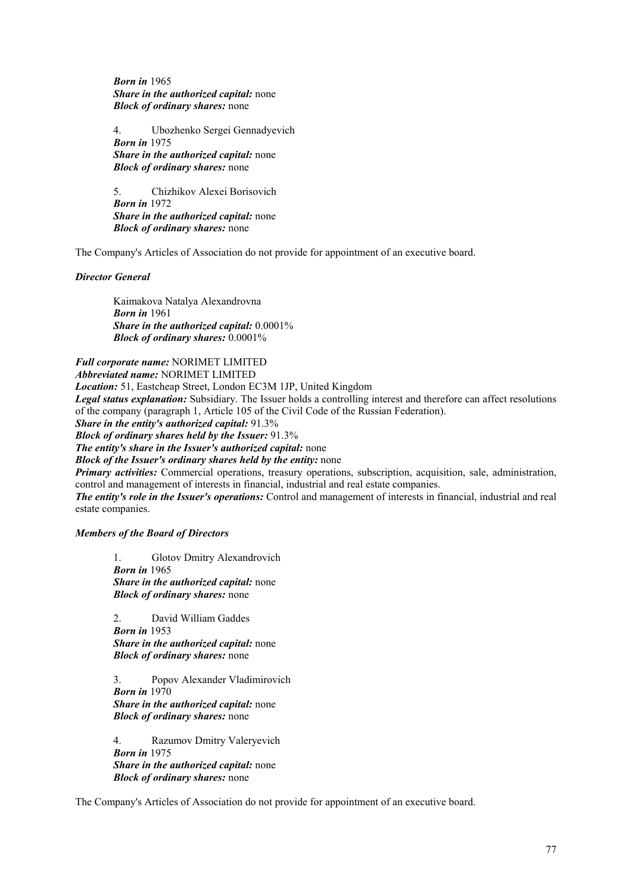*Born in* 1965
*Share in the authorized capital:* none
*Block of ordinary shares:* none

4. Ubozhenko Sergei Gennadyevich
*Born in* 1975
*Share in the authorized capital:* none
*Block of ordinary shares:* none

5. Chizhikov Alexei Borisovich
*Born in* 1972
*Share in the authorized capital:* none
*Block of ordinary shares:* none

The Company's Articles of Association do not provide for appointment of an executive board.

***Director General***

Kaimakova Natalya Alexandrovna
*Born in* 1961
*Share in the authorized capital:* 0.0001%
*Block of ordinary shares:* 0.0001%

***Full corporate name:*** NORIMET LIMITED
***Abbreviated name:*** NORIMET LIMITED
***Location:*** 51, Eastcheap Street, London EC3M 1JP, United Kingdom
***Legal status explanation:*** Subsidiary. The Issuer holds a controlling interest and therefore can affect resolutions of the company (paragraph 1, Article 105 of the Civil Code of the Russian Federation).
***Share in the entity's authorized capital:*** 91.3%
***Block of ordinary shares held by the Issuer:*** 91.3%
***The entity's share in the Issuer's authorized capital:*** none
***Block of the Issuer's ordinary shares held by the entity:*** none
***Primary activities:*** Commercial operations, treasury operations, subscription, acquisition, sale, administration, control and management of interests in financial, industrial and real estate companies.
***The entity's role in the Issuer's operations:*** Control and management of interests in financial, industrial and real estate companies.

***Members of the Board of Directors***

1. Glotov Dmitry Alexandrovich
*Born in* 1965
*Share in the authorized capital:* none
*Block of ordinary shares:* none

2. David William Gaddes
*Born in* 1953
*Share in the authorized capital:* none
*Block of ordinary shares:* none

3. Popov Alexander Vladimirovich
*Born in* 1970
*Share in the authorized capital:* none
*Block of ordinary shares:* none

4. Razumov Dmitry Valeryevich
*Born in* 1975
*Share in the authorized capital:* none
*Block of ordinary shares:* none

The Company's Articles of Association do not provide for appointment of an executive board.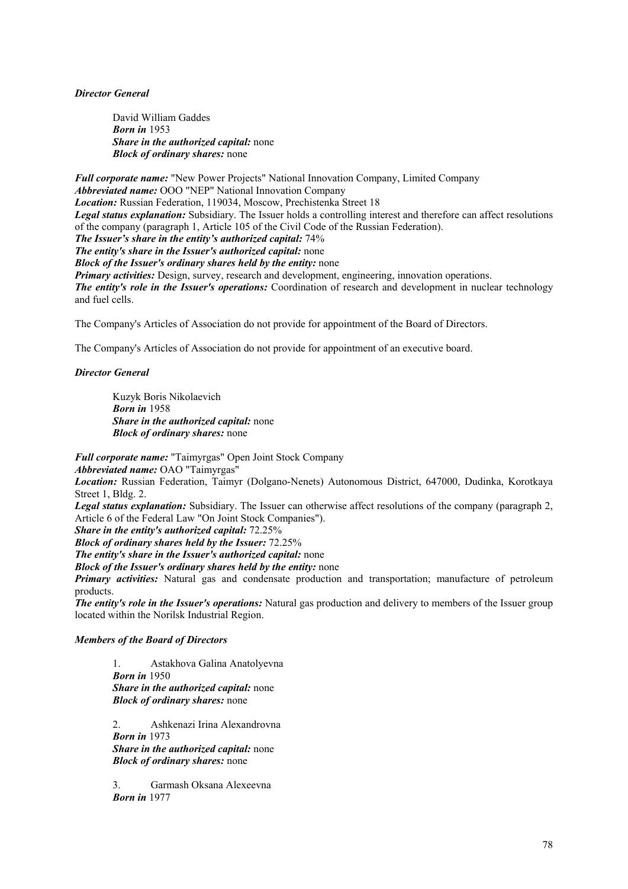***Director General***

> David William Gaddes
> ***Born in*** 1953
> ***Share in the authorized capital:*** none
> ***Block of ordinary shares:*** none

***Full corporate name:*** "New Power Projects" National Innovation Company, Limited Company
***Abbreviated name:*** OOO "NEP" National Innovation Company
***Location:*** Russian Federation, 119034, Moscow, Prechistenka Street 18
***Legal status explanation:*** Subsidiary. The Issuer holds a controlling interest and therefore can affect resolutions of the company (paragraph 1, Article 105 of the Civil Code of the Russian Federation).
***The Issuer's share in the entity's authorized capital:*** 74%
***The entity's share in the Issuer's authorized capital:*** none
***Block of the Issuer's ordinary shares held by the entity:*** none
***Primary activities:*** Design, survey, research and development, engineering, innovation operations.
***The entity's role in the Issuer's operations:*** Coordination of research and development in nuclear technology and fuel cells.

The Company's Articles of Association do not provide for appointment of the Board of Directors.

The Company's Articles of Association do not provide for appointment of an executive board.

***Director General***

> Kuzyk Boris Nikolaevich
> ***Born in*** 1958
> ***Share in the authorized capital:*** none
> ***Block of ordinary shares:*** none

***Full corporate name:*** "Taimyrgas" Open Joint Stock Company
***Abbreviated name:*** OAO "Taimyrgas"
***Location:*** Russian Federation, Taimyr (Dolgano-Nenets) Autonomous District, 647000, Dudinka, Korotkaya Street 1, Bldg. 2.
***Legal status explanation:*** Subsidiary. The Issuer can otherwise affect resolutions of the company (paragraph 2, Article 6 of the Federal Law "On Joint Stock Companies").
***Share in the entity's authorized capital:*** 72.25%
***Block of ordinary shares held by the Issuer:*** 72.25%
***The entity's share in the Issuer's authorized capital:*** none
***Block of the Issuer's ordinary shares held by the entity:*** none
***Primary activities:*** Natural gas and condensate production and transportation; manufacture of petroleum products.
***The entity's role in the Issuer's operations:*** Natural gas production and delivery to members of the Issuer group located within the Norilsk Industrial Region.

***Members of the Board of Directors***

> 1. Astakhova Galina Anatolyevna
> ***Born in*** 1950
> ***Share in the authorized capital:*** none
> ***Block of ordinary shares:*** none
>
> 2. Ashkenazi Irina Alexandrovna
> ***Born in*** 1973
> ***Share in the authorized capital:*** none
> ***Block of ordinary shares:*** none
>
> 3. Garmash Oksana Alexeevna
> ***Born in*** 1977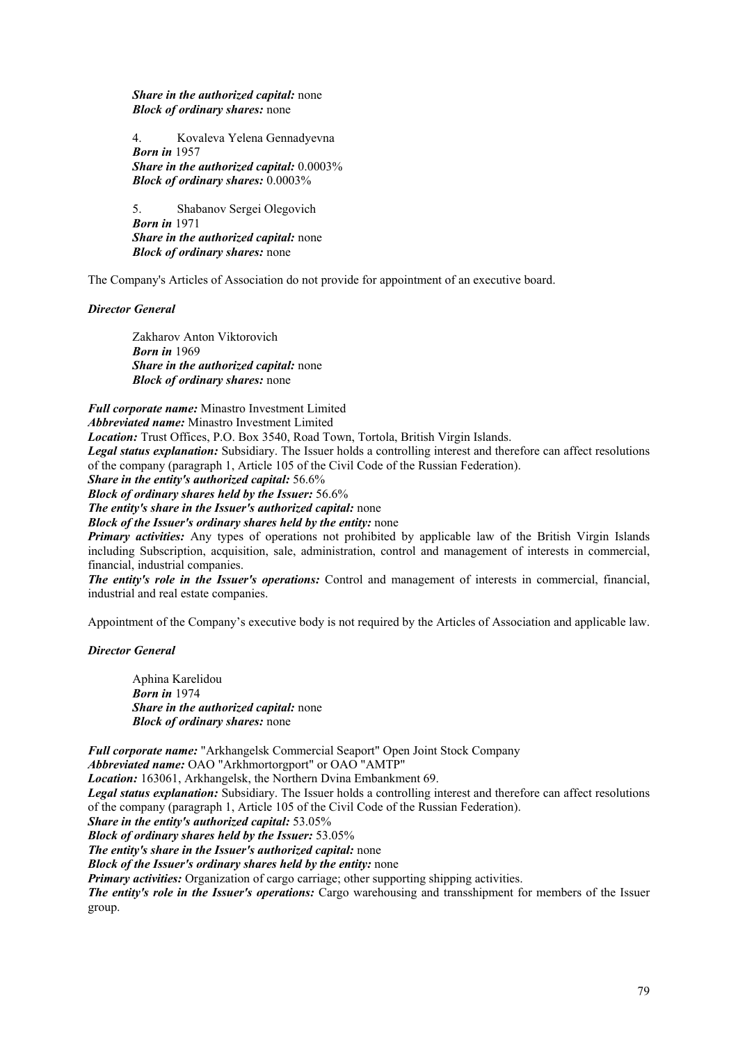***Share in the authorized capital:*** none
***Block of ordinary shares:*** none

4. Kovaleva Yelena Gennadyevna
***Born in*** 1957
***Share in the authorized capital:*** 0.0003%
***Block of ordinary shares:*** 0.0003%

5. Shabanov Sergei Olegovich
***Born in*** 1971
***Share in the authorized capital:*** none
***Block of ordinary shares:*** none

The Company's Articles of Association do not provide for appointment of an executive board.

***Director General***

Zakharov Anton Viktorovich
***Born in*** 1969
***Share in the authorized capital:*** none
***Block of ordinary shares:*** none

***Full corporate name:*** Minastro Investment Limited
***Abbreviated name:*** Minastro Investment Limited
***Location:*** Trust Offices, P.O. Box 3540, Road Town, Tortola, British Virgin Islands.
***Legal status explanation:*** Subsidiary. The Issuer holds a controlling interest and therefore can affect resolutions of the company (paragraph 1, Article 105 of the Civil Code of the Russian Federation).
***Share in the entity's authorized capital:*** 56.6%
***Block of ordinary shares held by the Issuer:*** 56.6%
***The entity's share in the Issuer's authorized capital:*** none
***Block of the Issuer's ordinary shares held by the entity:*** none
***Primary activities:*** Any types of operations not prohibited by applicable law of the British Virgin Islands including Subscription, acquisition, sale, administration, control and management of interests in commercial, financial, industrial companies.
***The entity's role in the Issuer's operations:*** Control and management of interests in commercial, financial, industrial and real estate companies.

Appointment of the Company's executive body is not required by the Articles of Association and applicable law.

***Director General***

Aphina Karelidou
***Born in*** 1974
***Share in the authorized capital:*** none
***Block of ordinary shares:*** none

***Full corporate name:*** "Arkhangelsk Commercial Seaport" Open Joint Stock Company
***Abbreviated name:*** OAO "Arkhmortorgport" or OAO "AMTP"
***Location:*** 163061, Arkhangelsk, the Northern Dvina Embankment 69.
***Legal status explanation:*** Subsidiary. The Issuer holds a controlling interest and therefore can affect resolutions of the company (paragraph 1, Article 105 of the Civil Code of the Russian Federation).
***Share in the entity's authorized capital:*** 53.05%
***Block of ordinary shares held by the Issuer:*** 53.05%
***The entity's share in the Issuer's authorized capital:*** none
***Block of the Issuer's ordinary shares held by the entity:*** none
***Primary activities:*** Organization of cargo carriage; other supporting shipping activities.
***The entity's role in the Issuer's operations:*** Cargo warehousing and transshipment for members of the Issuer group.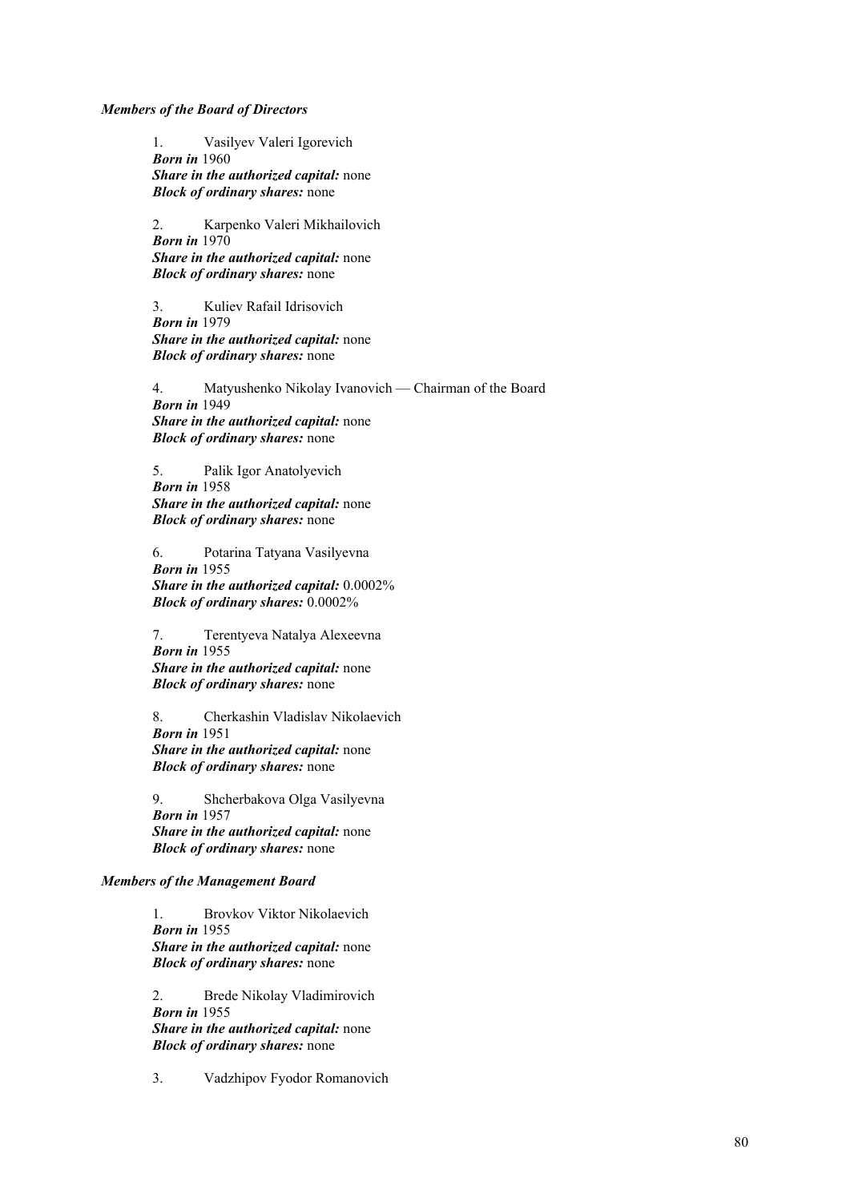***Members of the Board of Directors***

1. Vasilyev Valeri Igorevich
***Born in*** 1960
***Share in the authorized capital:*** none
***Block of ordinary shares:*** none

2. Karpenko Valeri Mikhailovich
***Born in*** 1970
***Share in the authorized capital:*** none
***Block of ordinary shares:*** none

3. Kuliev Rafail Idrisovich
***Born in*** 1979
***Share in the authorized capital:*** none
***Block of ordinary shares:*** none

4. Matyushenko Nikolay Ivanovich — Chairman of the Board
***Born in*** 1949
***Share in the authorized capital:*** none
***Block of ordinary shares:*** none

5. Palik Igor Anatolyevich
***Born in*** 1958
***Share in the authorized capital:*** none
***Block of ordinary shares:*** none

6. Potarina Tatyana Vasilyevna
***Born in*** 1955
***Share in the authorized capital:*** 0.0002%
***Block of ordinary shares:*** 0.0002%

7. Terentyeva Natalya Alexeevna
***Born in*** 1955
***Share in the authorized capital:*** none
***Block of ordinary shares:*** none

8. Cherkashin Vladislav Nikolaevich
***Born in*** 1951
***Share in the authorized capital:*** none
***Block of ordinary shares:*** none

9. Shcherbakova Olga Vasilyevna
***Born in*** 1957
***Share in the authorized capital:*** none
***Block of ordinary shares:*** none

***Members of the Management Board***

1. Brovkov Viktor Nikolaevich
***Born in*** 1955
***Share in the authorized capital:*** none
***Block of ordinary shares:*** none

2. Brede Nikolay Vladimirovich
***Born in*** 1955
***Share in the authorized capital:*** none
***Block of ordinary shares:*** none

3. Vadzhipov Fyodor Romanovich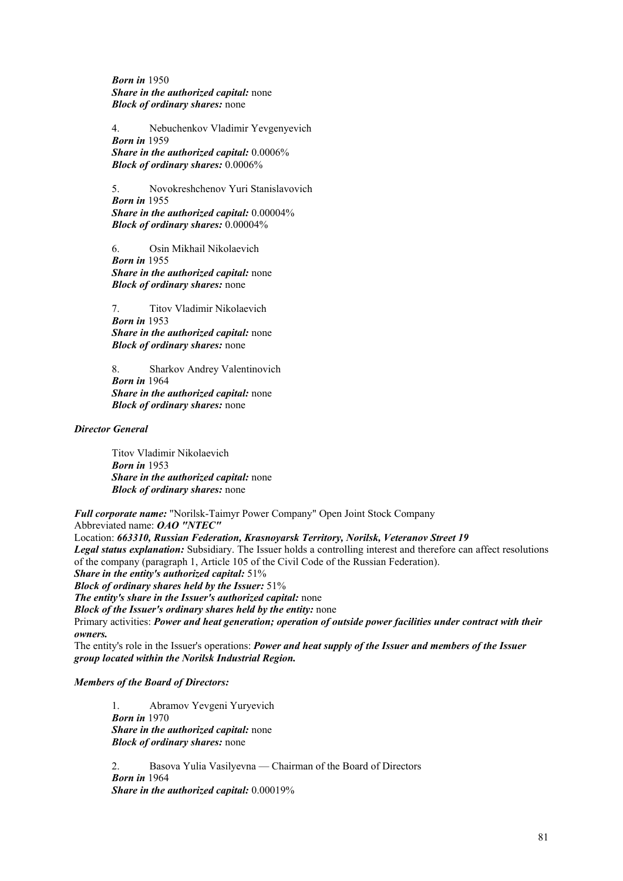***Born in*** 1950
***Share in the authorized capital:*** none
***Block of ordinary shares:*** none

4. Nebuchenkov Vladimir Yevgenyevich
***Born in*** 1959
***Share in the authorized capital:*** 0.0006%
***Block of ordinary shares:*** 0.0006%

5. Novokreshchenov Yuri Stanislavovich
***Born in*** 1955
***Share in the authorized capital:*** 0.00004%
***Block of ordinary shares:*** 0.00004%

6. Osin Mikhail Nikolaevich
***Born in*** 1955
***Share in the authorized capital:*** none
***Block of ordinary shares:*** none

7. Titov Vladimir Nikolaevich
***Born in*** 1953
***Share in the authorized capital:*** none
***Block of ordinary shares:*** none

8. Sharkov Andrey Valentinovich
***Born in*** 1964
***Share in the authorized capital:*** none
***Block of ordinary shares:*** none

***Director General***

Titov Vladimir Nikolaevich
***Born in*** 1953
***Share in the authorized capital:*** none
***Block of ordinary shares:*** none

***Full corporate name:*** "Norilsk-Taimyr Power Company" Open Joint Stock Company
Abbreviated name: ***OAO "NTEC"***
Location: ***663310, Russian Federation, Krasnoyarsk Territory, Norilsk, Veteranov Street 19***
***Legal status explanation:*** Subsidiary. The Issuer holds a controlling interest and therefore can affect resolutions of the company (paragraph 1, Article 105 of the Civil Code of the Russian Federation).
***Share in the entity's authorized capital:*** 51%
***Block of ordinary shares held by the Issuer:*** 51%
***The entity's share in the Issuer's authorized capital:*** none
***Block of the Issuer's ordinary shares held by the entity:*** none
Primary activities: ***Power and heat generation; operation of outside power facilities under contract with their owners.***
The entity's role in the Issuer's operations: ***Power and heat supply of the Issuer and members of the Issuer group located within the Norilsk Industrial Region.***

***Members of the Board of Directors:***

1. Abramov Yevgeni Yuryevich
***Born in*** 1970
***Share in the authorized capital:*** none
***Block of ordinary shares:*** none

2. Basova Yulia Vasilyevna — Chairman of the Board of Directors
***Born in*** 1964
***Share in the authorized capital:*** 0.00019%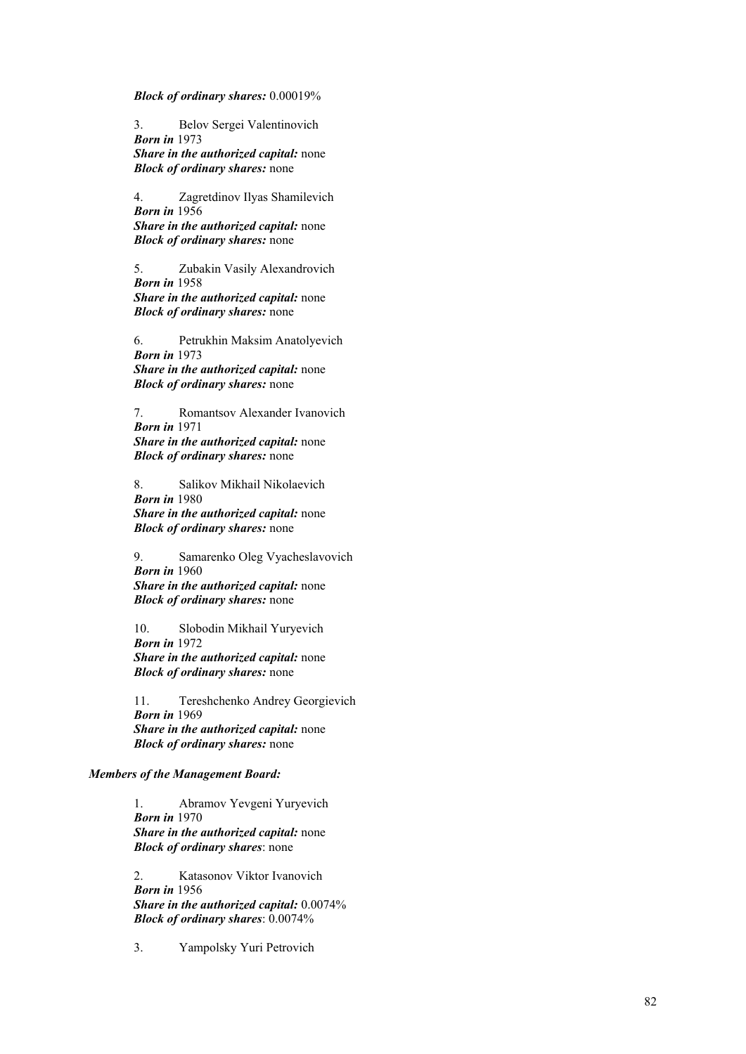***Block of ordinary shares:*** 0.00019%

3. Belov Sergei Valentinovich
***Born in*** 1973
***Share in the authorized capital:*** none
***Block of ordinary shares:*** none

4. Zagretdinov Ilyas Shamilevich
***Born in*** 1956
***Share in the authorized capital:*** none
***Block of ordinary shares:*** none

5. Zubakin Vasily Alexandrovich
***Born in*** 1958
***Share in the authorized capital:*** none
***Block of ordinary shares:*** none

6. Petrukhin Maksim Anatolyevich
***Born in*** 1973
***Share in the authorized capital:*** none
***Block of ordinary shares:*** none

7. Romantsov Alexander Ivanovich
***Born in*** 1971
***Share in the authorized capital:*** none
***Block of ordinary shares:*** none

8. Salikov Mikhail Nikolaevich
***Born in*** 1980
***Share in the authorized capital:*** none
***Block of ordinary shares:*** none

9. Samarenko Oleg Vyacheslavovich
***Born in*** 1960
***Share in the authorized capital:*** none
***Block of ordinary shares:*** none

10. Slobodin Mikhail Yuryevich
***Born in*** 1972
***Share in the authorized capital:*** none
***Block of ordinary shares:*** none

11. Tereshchenko Andrey Georgievich
***Born in*** 1969
***Share in the authorized capital:*** none
***Block of ordinary shares:*** none

***Members of the Management Board:***

1. Abramov Yevgeni Yuryevich
***Born in*** 1970
***Share in the authorized capital:*** none
***Block of ordinary shares***: none

2. Katasonov Viktor Ivanovich
***Born in*** 1956
***Share in the authorized capital:*** 0.0074%
***Block of ordinary shares***: 0.0074%

3. Yampolsky Yuri Petrovich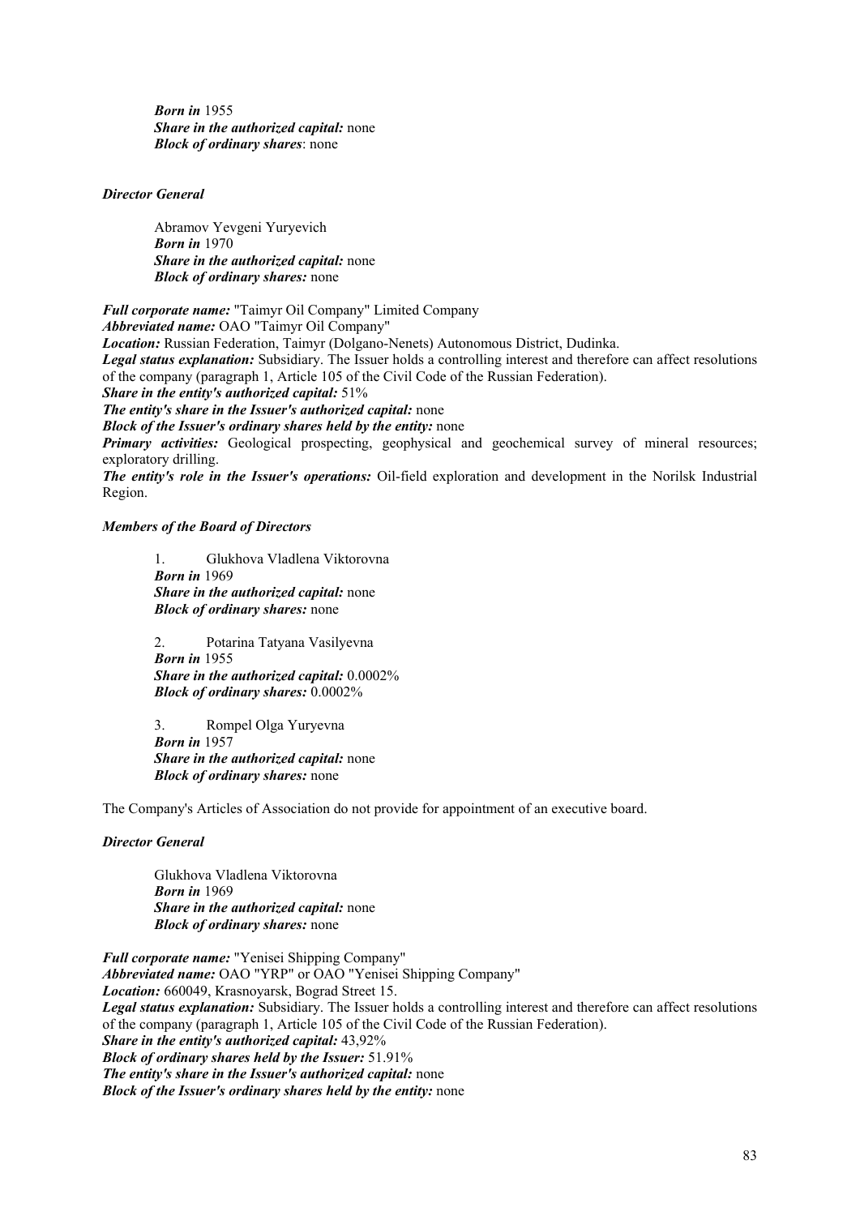***Born in*** 1955
***Share in the authorized capital:*** none
***Block of ordinary shares***: none

***Director General***

Abramov Yevgeni Yuryevich
***Born in*** 1970
***Share in the authorized capital:*** none
***Block of ordinary shares:*** none

***Full corporate name:*** "Taimyr Oil Company" Limited Company
***Abbreviated name:*** OAO "Taimyr Oil Company"
***Location:*** Russian Federation, Taimyr (Dolgano-Nenets) Autonomous District, Dudinka.
***Legal status explanation:*** Subsidiary. The Issuer holds a controlling interest and therefore can affect resolutions of the company (paragraph 1, Article 105 of the Civil Code of the Russian Federation).
***Share in the entity's authorized capital:*** 51%
***The entity's share in the Issuer's authorized capital:*** none
***Block of the Issuer's ordinary shares held by the entity:*** none
***Primary activities:*** Geological prospecting, geophysical and geochemical survey of mineral resources; exploratory drilling.
***The entity's role in the Issuer's operations:*** Oil-field exploration and development in the Norilsk Industrial Region.

***Members of the Board of Directors***

1. Glukhova Vladlena Viktorovna
***Born in*** 1969
***Share in the authorized capital:*** none
***Block of ordinary shares:*** none

2. Potarina Tatyana Vasilyevna
***Born in*** 1955
***Share in the authorized capital:*** 0.0002%
***Block of ordinary shares:*** 0.0002%

3. Rompel Olga Yuryevna
***Born in*** 1957
***Share in the authorized capital:*** none
***Block of ordinary shares:*** none

The Company's Articles of Association do not provide for appointment of an executive board.

***Director General***

Glukhova Vladlena Viktorovna
***Born in*** 1969
***Share in the authorized capital:*** none
***Block of ordinary shares:*** none

***Full corporate name:*** "Yenisei Shipping Company"
***Abbreviated name:*** OAO "YRP" or OAO "Yenisei Shipping Company"
***Location:*** 660049, Krasnoyarsk, Bograd Street 15.
***Legal status explanation:*** Subsidiary. The Issuer holds a controlling interest and therefore can affect resolutions of the company (paragraph 1, Article 105 of the Civil Code of the Russian Federation).
***Share in the entity's authorized capital:*** 43,92%
***Block of ordinary shares held by the Issuer:*** 51.91%
***The entity's share in the Issuer's authorized capital:*** none
***Block of the Issuer's ordinary shares held by the entity:*** none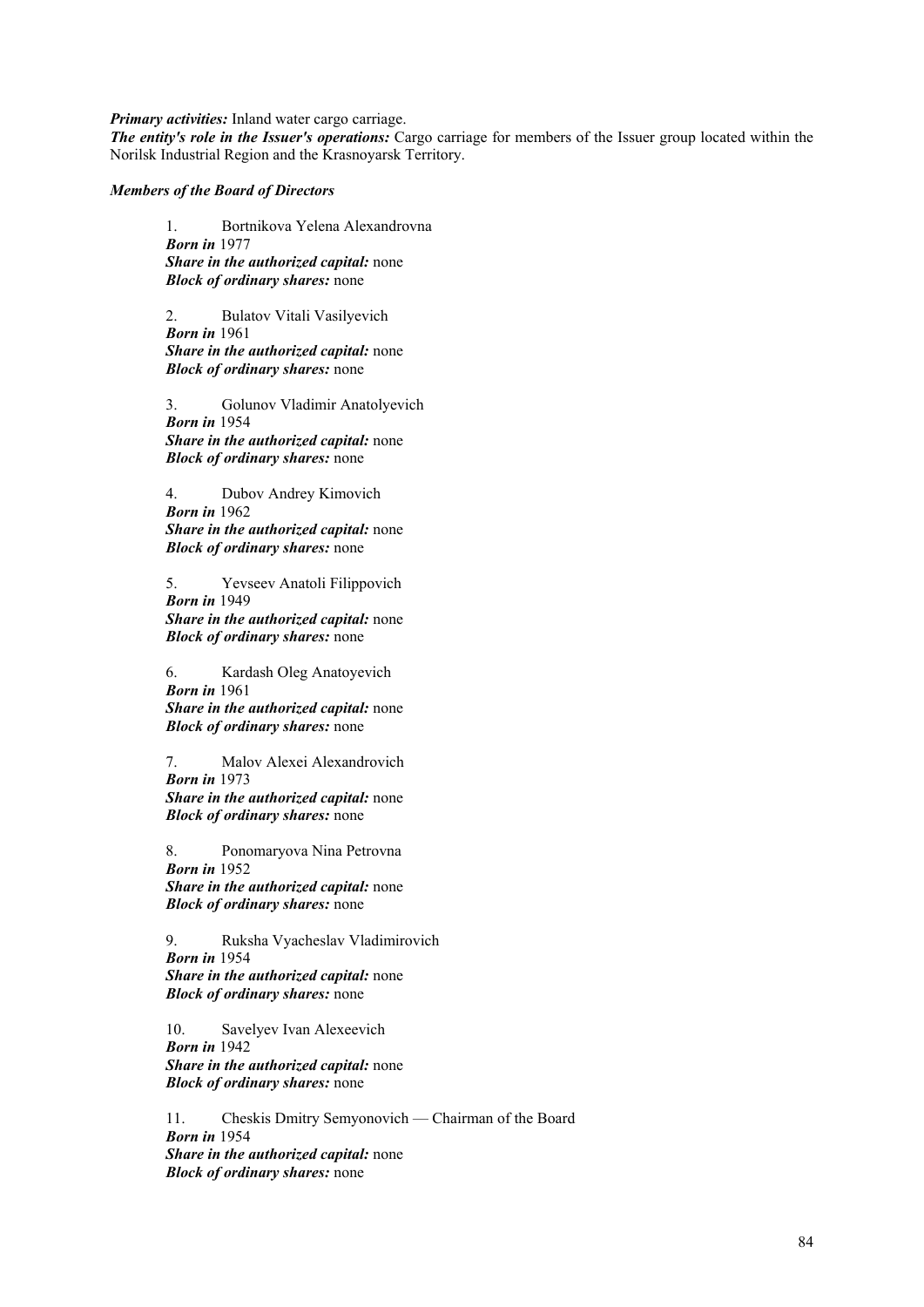***Primary activities:*** Inland water cargo carriage.
***The entity's role in the Issuer's operations:*** Cargo carriage for members of the Issuer group located within the Norilsk Industrial Region and the Krasnoyarsk Territory.

***Members of the Board of Directors***

1. Bortnikova Yelena Alexandrovna
***Born in*** 1977
***Share in the authorized capital:*** none
***Block of ordinary shares:*** none

2. Bulatov Vitali Vasilyevich
***Born in*** 1961
***Share in the authorized capital:*** none
***Block of ordinary shares:*** none

3. Golunov Vladimir Anatolyevich
***Born in*** 1954
***Share in the authorized capital:*** none
***Block of ordinary shares:*** none

4. Dubov Andrey Kimovich
***Born in*** 1962
***Share in the authorized capital:*** none
***Block of ordinary shares:*** none

5. Yevseev Anatoli Filippovich
***Born in*** 1949
***Share in the authorized capital:*** none
***Block of ordinary shares:*** none

6. Kardash Oleg Anatoyevich
***Born in*** 1961
***Share in the authorized capital:*** none
***Block of ordinary shares:*** none

7. Malov Alexei Alexandrovich
***Born in*** 1973
***Share in the authorized capital:*** none
***Block of ordinary shares:*** none

8. Ponomaryova Nina Petrovna
***Born in*** 1952
***Share in the authorized capital:*** none
***Block of ordinary shares:*** none

9. Ruksha Vyacheslav Vladimirovich
***Born in*** 1954
***Share in the authorized capital:*** none
***Block of ordinary shares:*** none

10. Savelyev Ivan Alexeevich
***Born in*** 1942
***Share in the authorized capital:*** none
***Block of ordinary shares:*** none

11. Cheskis Dmitry Semyonovich — Chairman of the Board
***Born in*** 1954
***Share in the authorized capital:*** none
***Block of ordinary shares:*** none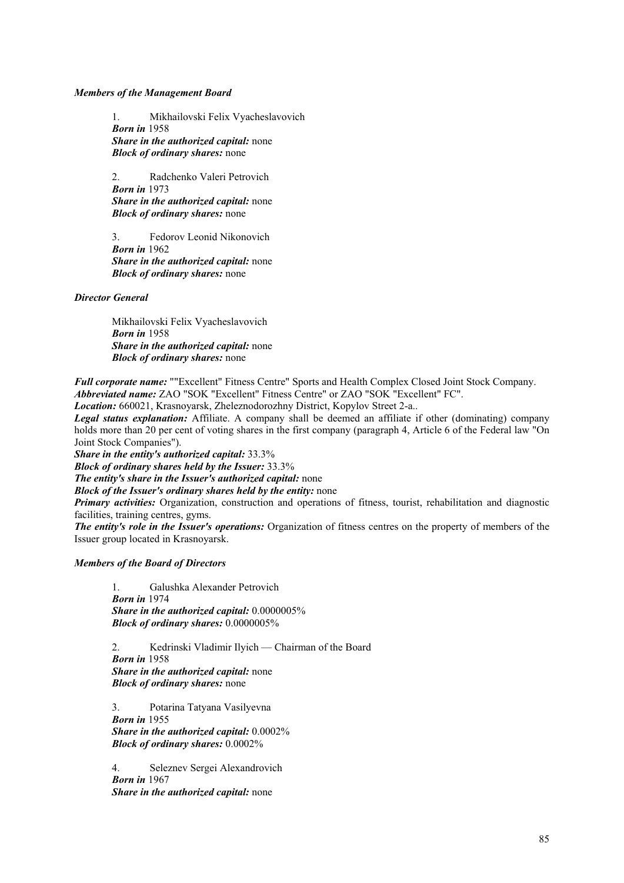***Members of the Management Board***

1. Mikhailovski Felix Vyacheslavovich
***Born in*** 1958
***Share in the authorized capital:*** none
***Block of ordinary shares:*** none

2. Radchenko Valeri Petrovich
***Born in*** 1973
***Share in the authorized capital:*** none
***Block of ordinary shares:*** none

3. Fedorov Leonid Nikonovich
***Born in*** 1962
***Share in the authorized capital:*** none
***Block of ordinary shares:*** none

***Director General***

Mikhailovski Felix Vyacheslavovich
***Born in*** 1958
***Share in the authorized capital:*** none
***Block of ordinary shares:*** none

***Full corporate name:*** ""Excellent" Fitness Centre" Sports and Health Complex Closed Joint Stock Company.
***Abbreviated name:*** ZAO "SOK "Excellent" Fitness Centre" or ZAO "SOK "Excellent" FC".
***Location:*** 660021, Krasnoyarsk, Zheleznodorozhny District, Kopylov Street 2-a..
***Legal status explanation:*** Affiliate. A company shall be deemed an affiliate if other (dominating) company holds more than 20 per cent of voting shares in the first company (paragraph 4, Article 6 of the Federal law "On Joint Stock Companies").
***Share in the entity's authorized capital:*** 33.3%
***Block of ordinary shares held by the Issuer:*** 33.3%
***The entity's share in the Issuer's authorized capital:*** none
***Block of the Issuer's ordinary shares held by the entity:*** none
***Primary activities:*** Organization, construction and operations of fitness, tourist, rehabilitation and diagnostic facilities, training centres, gyms.
***The entity's role in the Issuer's operations:*** Organization of fitness centres on the property of members of the Issuer group located in Krasnoyarsk.

***Members of the Board of Directors***

1. Galushka Alexander Petrovich
***Born in*** 1974
***Share in the authorized capital:*** 0.0000005%
***Block of ordinary shares:*** 0.0000005%

2. Kedrinski Vladimir Ilyich — Chairman of the Board
***Born in*** 1958
***Share in the authorized capital:*** none
***Block of ordinary shares:*** none

3. Potarina Tatyana Vasilyevna
***Born in*** 1955
***Share in the authorized capital:*** 0.0002%
***Block of ordinary shares:*** 0.0002%

4. Seleznev Sergei Alexandrovich
***Born in*** 1967
***Share in the authorized capital:*** none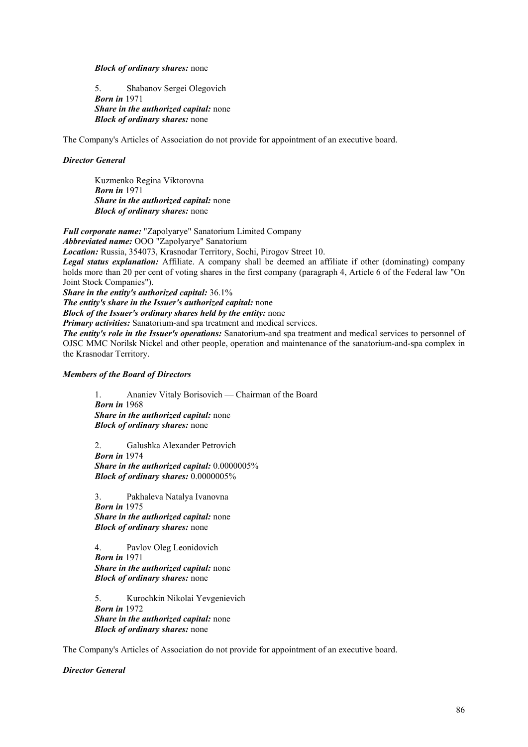***Block of ordinary shares:*** none

5. Shabanov Sergei Olegovich
***Born in*** 1971
***Share in the authorized capital:*** none
***Block of ordinary shares:*** none

The Company's Articles of Association do not provide for appointment of an executive board.

***Director General***

Kuzmenko Regina Viktorovna
***Born in*** 1971
***Share in the authorized capital:*** none
***Block of ordinary shares:*** none

***Full corporate name:*** "Zapolyarye" Sanatorium Limited Company
***Abbreviated name:*** OOO "Zapolyarye" Sanatorium
***Location:*** Russia, 354073, Krasnodar Territory, Sochi, Pirogov Street 10.
***Legal status explanation:*** Affiliate. A company shall be deemed an affiliate if other (dominating) company holds more than 20 per cent of voting shares in the first company (paragraph 4, Article 6 of the Federal law "On Joint Stock Companies").
***Share in the entity's authorized capital:*** 36.1%
***The entity's share in the Issuer's authorized capital:*** none
***Block of the Issuer's ordinary shares held by the entity:*** none
***Primary activities:*** Sanatorium-and spa treatment and medical services.
***The entity's role in the Issuer's operations:*** Sanatorium-and spa treatment and medical services to personnel of OJSC MMC Norilsk Nickel and other people, operation and maintenance of the sanatorium-and-spa complex in the Krasnodar Territory.

***Members of the Board of Directors***

1. Ananiev Vitaly Borisovich — Chairman of the Board
***Born in*** 1968
***Share in the authorized capital:*** none
***Block of ordinary shares:*** none

2. Galushka Alexander Petrovich
***Born in*** 1974
***Share in the authorized capital:*** 0.0000005%
***Block of ordinary shares:*** 0.0000005%

3. Pakhaleva Natalya Ivanovna
***Born in*** 1975
***Share in the authorized capital:*** none
***Block of ordinary shares:*** none

4. Pavlov Oleg Leonidovich
***Born in*** 1971
***Share in the authorized capital:*** none
***Block of ordinary shares:*** none

5. Kurochkin Nikolai Yevgenievich
***Born in*** 1972
***Share in the authorized capital:*** none
***Block of ordinary shares:*** none

The Company's Articles of Association do not provide for appointment of an executive board.

***Director General***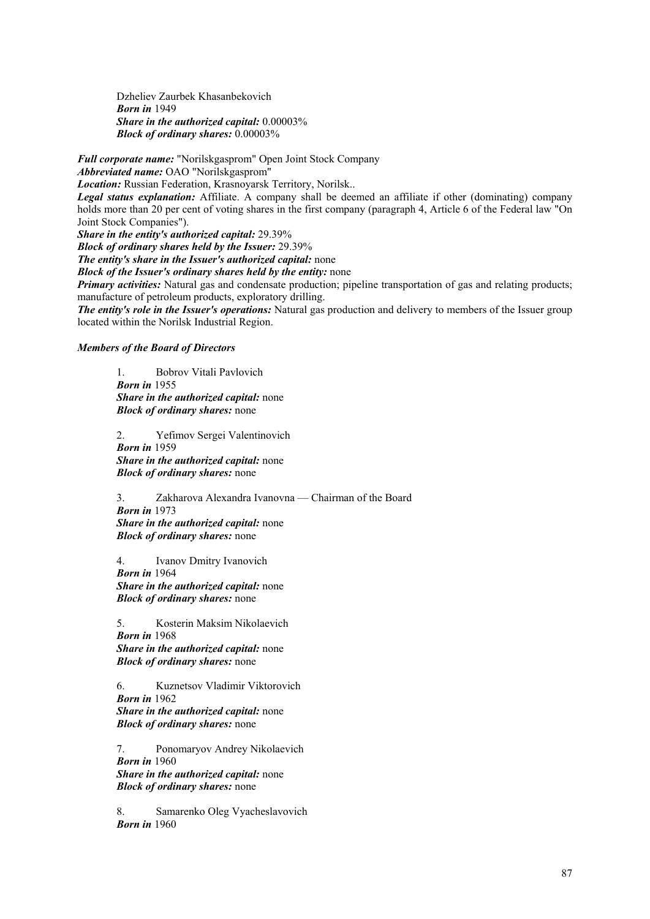Dzheliev Zaurbek Khasanbekovich
***Born in*** 1949
***Share in the authorized capital:*** 0.00003%
***Block of ordinary shares:*** 0.00003%

***Full corporate name:*** "Norilskgasprom" Open Joint Stock Company
***Abbreviated name:*** OAO "Norilskgasprom"
***Location:*** Russian Federation, Krasnoyarsk Territory, Norilsk..
***Legal status explanation:*** Affiliate. A company shall be deemed an affiliate if other (dominating) company holds more than 20 per cent of voting shares in the first company (paragraph 4, Article 6 of the Federal law "On Joint Stock Companies").
***Share in the entity's authorized capital:*** 29.39%
***Block of ordinary shares held by the Issuer:*** 29.39%
***The entity's share in the Issuer's authorized capital:*** none
***Block of the Issuer's ordinary shares held by the entity:*** none
***Primary activities:*** Natural gas and condensate production; pipeline transportation of gas and relating products; manufacture of petroleum products, exploratory drilling.
***The entity's role in the Issuer's operations:*** Natural gas production and delivery to members of the Issuer group located within the Norilsk Industrial Region.

***Members of the Board of Directors***

1. Bobrov Vitali Pavlovich
***Born in*** 1955
***Share in the authorized capital:*** none
***Block of ordinary shares:*** none

2. Yefimov Sergei Valentinovich
***Born in*** 1959
***Share in the authorized capital:*** none
***Block of ordinary shares:*** none

3. Zakharova Alexandra Ivanovna — Chairman of the Board
***Born in*** 1973
***Share in the authorized capital:*** none
***Block of ordinary shares:*** none

4. Ivanov Dmitry Ivanovich
***Born in*** 1964
***Share in the authorized capital:*** none
***Block of ordinary shares:*** none

5. Kosterin Maksim Nikolaevich
***Born in*** 1968
***Share in the authorized capital:*** none
***Block of ordinary shares:*** none

6. Kuznetsov Vladimir Viktorovich
***Born in*** 1962
***Share in the authorized capital:*** none
***Block of ordinary shares:*** none

7. Ponomaryov Andrey Nikolaevich
***Born in*** 1960
***Share in the authorized capital:*** none
***Block of ordinary shares:*** none

8. Samarenko Oleg Vyacheslavovich
***Born in*** 1960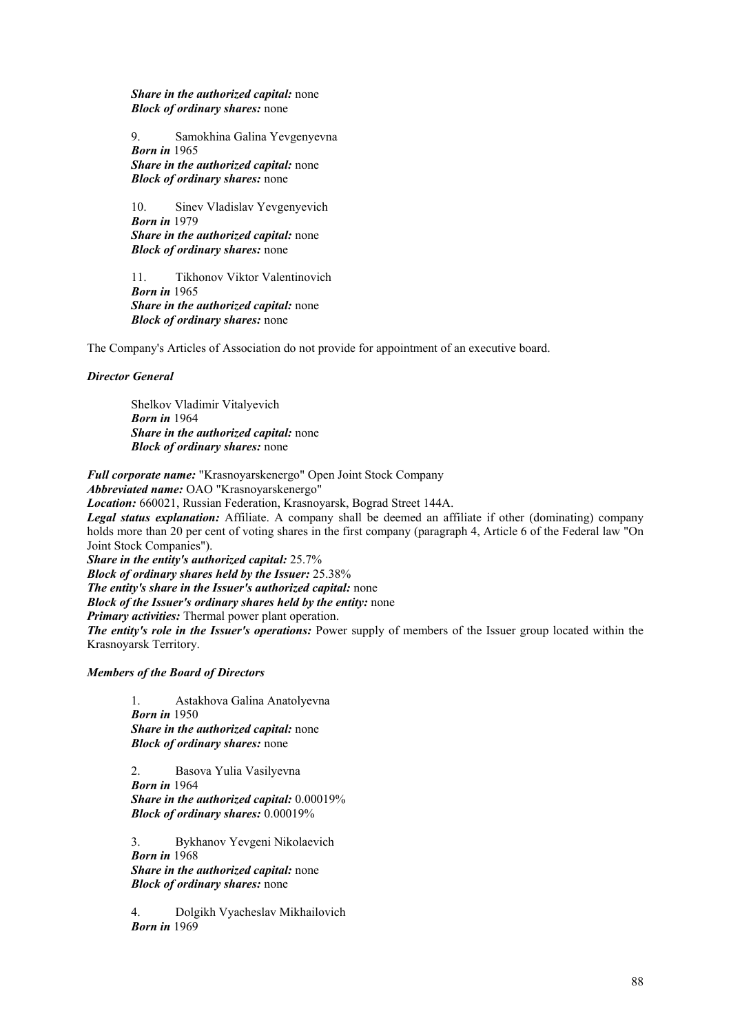*Share in the authorized capital:* none
*Block of ordinary shares:* none

9. Samokhina Galina Yevgenyevna
*Born in* 1965
*Share in the authorized capital:* none
*Block of ordinary shares:* none

10. Sinev Vladislav Yevgenyevich
*Born in* 1979
*Share in the authorized capital:* none
*Block of ordinary shares:* none

11. Tikhonov Viktor Valentinovich
*Born in* 1965
*Share in the authorized capital:* none
*Block of ordinary shares:* none

The Company's Articles of Association do not provide for appointment of an executive board.

***Director General***

Shelkov Vladimir Vitalyevich
*Born in* 1964
*Share in the authorized capital:* none
*Block of ordinary shares:* none

*Full corporate name:* "Krasnoyarskenergo" Open Joint Stock Company
*Abbreviated name:* OAO "Krasnoyarskenergo"
*Location:* 660021, Russian Federation, Krasnoyarsk, Bograd Street 144A.
*Legal status explanation:* Affiliate. A company shall be deemed an affiliate if other (dominating) company holds more than 20 per cent of voting shares in the first company (paragraph 4, Article 6 of the Federal law "On Joint Stock Companies").
*Share in the entity's authorized capital:* 25.7%
*Block of ordinary shares held by the Issuer:* 25.38%
*The entity's share in the Issuer's authorized capital:* none
*Block of the Issuer's ordinary shares held by the entity:* none
*Primary activities:* Thermal power plant operation.
*The entity's role in the Issuer's operations:* Power supply of members of the Issuer group located within the Krasnoyarsk Territory.

***Members of the Board of Directors***

1. Astakhova Galina Anatolyevna
*Born in* 1950
*Share in the authorized capital:* none
*Block of ordinary shares:* none

2. Basova Yulia Vasilyevna
*Born in* 1964
*Share in the authorized capital:* 0.00019%
*Block of ordinary shares:* 0.00019%

3. Bykhanov Yevgeni Nikolaevich
*Born in* 1968
*Share in the authorized capital:* none
*Block of ordinary shares:* none

4. Dolgikh Vyacheslav Mikhailovich
*Born in* 1969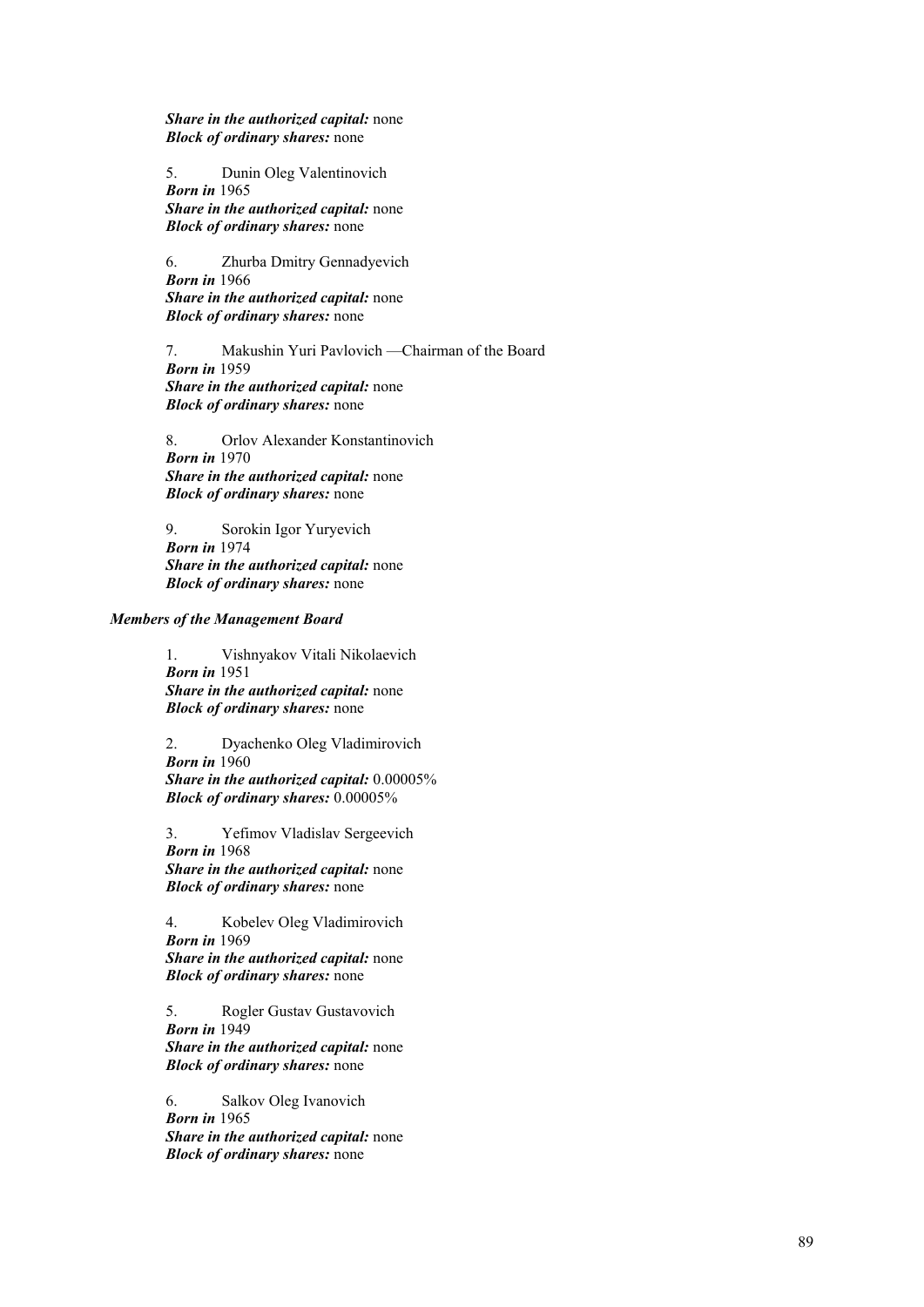***Share in the authorized capital:*** none
***Block of ordinary shares:*** none

5. Dunin Oleg Valentinovich
***Born in*** 1965
***Share in the authorized capital:*** none
***Block of ordinary shares:*** none

6. Zhurba Dmitry Gennadyevich
***Born in*** 1966
***Share in the authorized capital:*** none
***Block of ordinary shares:*** none

7. Makushin Yuri Pavlovich —Chairman of the Board
***Born in*** 1959
***Share in the authorized capital:*** none
***Block of ordinary shares:*** none

8. Orlov Alexander Konstantinovich
***Born in*** 1970
***Share in the authorized capital:*** none
***Block of ordinary shares:*** none

9. Sorokin Igor Yuryevich
***Born in*** 1974
***Share in the authorized capital:*** none
***Block of ordinary shares:*** none

***Members of the Management Board***

1. Vishnyakov Vitali Nikolaevich
***Born in*** 1951
***Share in the authorized capital:*** none
***Block of ordinary shares:*** none

2. Dyachenko Oleg Vladimirovich
***Born in*** 1960
***Share in the authorized capital:*** 0.00005%
***Block of ordinary shares:*** 0.00005%

3. Yefimov Vladislav Sergeevich
***Born in*** 1968
***Share in the authorized capital:*** none
***Block of ordinary shares:*** none

4. Kobelev Oleg Vladimirovich
***Born in*** 1969
***Share in the authorized capital:*** none
***Block of ordinary shares:*** none

5. Rogler Gustav Gustavovich
***Born in*** 1949
***Share in the authorized capital:*** none
***Block of ordinary shares:*** none

6. Salkov Oleg Ivanovich
***Born in*** 1965
***Share in the authorized capital:*** none
***Block of ordinary shares:*** none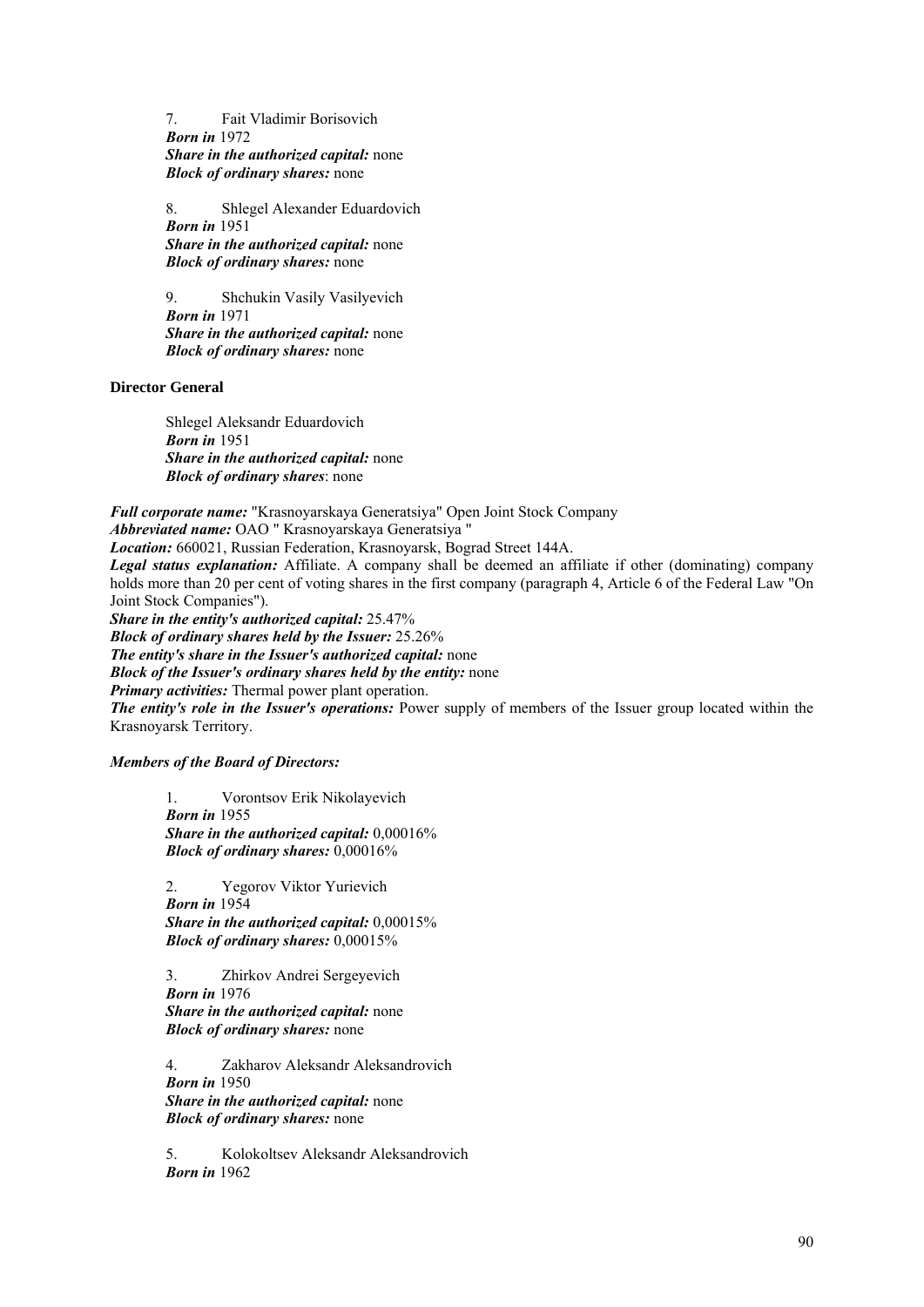7. Fait Vladimir Borisovich
*Born in* 1972
*Share in the authorized capital:* none
*Block of ordinary shares:* none

8. Shlegel Alexander Eduardovich
*Born in* 1951
*Share in the authorized capital:* none
*Block of ordinary shares:* none

9. Shchukin Vasily Vasilyevich
*Born in* 1971
*Share in the authorized capital:* none
*Block of ordinary shares:* none

**Director General**

Shlegel Aleksandr Eduardovich
*Born in* 1951
*Share in the authorized capital:* none
*Block of ordinary shares*: none

***Full corporate name:*** "Krasnoyarskaya Generatsiya" Open Joint Stock Company
***Abbreviated name:*** OAO " Krasnoyarskaya Generatsiya "
***Location:*** 660021, Russian Federation, Krasnoyarsk, Bograd Street 144A.
***Legal status explanation:*** Affiliate. A company shall be deemed an affiliate if other (dominating) company holds more than 20 per cent of voting shares in the first company (paragraph 4, Article 6 of the Federal Law "On Joint Stock Companies").
***Share in the entity's authorized capital:*** 25.47%
***Block of ordinary shares held by the Issuer:*** 25.26%
***The entity's share in the Issuer's authorized capital:*** none
***Block of the Issuer's ordinary shares held by the entity:*** none
***Primary activities:*** Thermal power plant operation.
***The entity's role in the Issuer's operations:*** Power supply of members of the Issuer group located within the Krasnoyarsk Territory.

***Members of the Board of Directors:***

1. Vorontsov Erik Nikolayevich
*Born in* 1955
*Share in the authorized capital:* 0,00016%
*Block of ordinary shares:* 0,00016%

2. Yegorov Viktor Yurievich
*Born in* 1954
*Share in the authorized capital:* 0,00015%
*Block of ordinary shares:* 0,00015%

3. Zhirkov Andrei Sergeyevich
*Born in* 1976
*Share in the authorized capital:* none
*Block of ordinary shares:* none

4. Zakharov Aleksandr Aleksandrovich
*Born in* 1950
*Share in the authorized capital:* none
*Block of ordinary shares:* none

5. Kolokoltsev Aleksandr Aleksandrovich
*Born in* 1962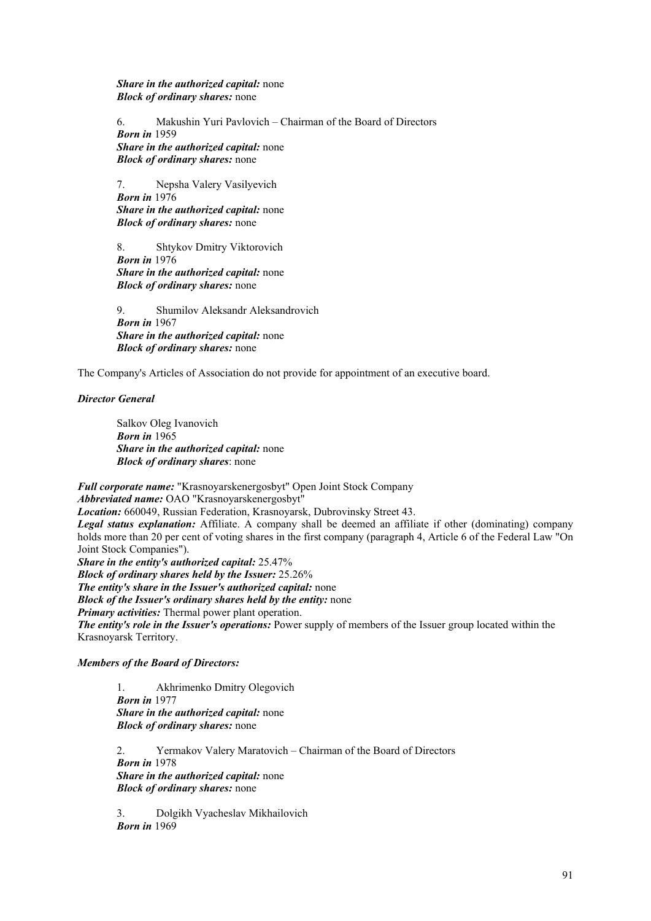***Share in the authorized capital:*** none
***Block of ordinary shares:*** none

6. Makushin Yuri Pavlovich – Chairman of the Board of Directors
***Born in*** 1959
***Share in the authorized capital:*** none
***Block of ordinary shares:*** none

7. Nepsha Valery Vasilyevich
***Born in*** 1976
***Share in the authorized capital:*** none
***Block of ordinary shares:*** none

8. Shtykov Dmitry Viktorovich
***Born in*** 1976
***Share in the authorized capital:*** none
***Block of ordinary shares:*** none

9. Shumilov Aleksandr Aleksandrovich
***Born in*** 1967
***Share in the authorized capital:*** none
***Block of ordinary shares:*** none

The Company's Articles of Association do not provide for appointment of an executive board.

***Director General***

Salkov Oleg Ivanovich
***Born in*** 1965
***Share in the authorized capital:*** none
***Block of ordinary shares***: none

***Full corporate name:*** "Krasnoyarskenergosbyt" Open Joint Stock Company
***Abbreviated name:*** OAO "Krasnoyarskenergosbyt"
***Location:*** 660049, Russian Federation, Krasnoyarsk, Dubrovinsky Street 43.
***Legal status explanation:*** Affiliate. A company shall be deemed an affiliate if other (dominating) company holds more than 20 per cent of voting shares in the first company (paragraph 4, Article 6 of the Federal Law "On Joint Stock Companies").
***Share in the entity's authorized capital:*** 25.47%
***Block of ordinary shares held by the Issuer:*** 25.26%
***The entity's share in the Issuer's authorized capital:*** none
***Block of the Issuer's ordinary shares held by the entity:*** none
***Primary activities:*** Thermal power plant operation.
***The entity's role in the Issuer's operations:*** Power supply of members of the Issuer group located within the Krasnoyarsk Territory.

***Members of the Board of Directors:***

1. Akhrimenko Dmitry Olegovich
***Born in*** 1977
***Share in the authorized capital:*** none
***Block of ordinary shares:*** none

2. Yermakov Valery Maratovich – Chairman of the Board of Directors
***Born in*** 1978
***Share in the authorized capital:*** none
***Block of ordinary shares:*** none

3. Dolgikh Vyacheslav Mikhailovich
***Born in*** 1969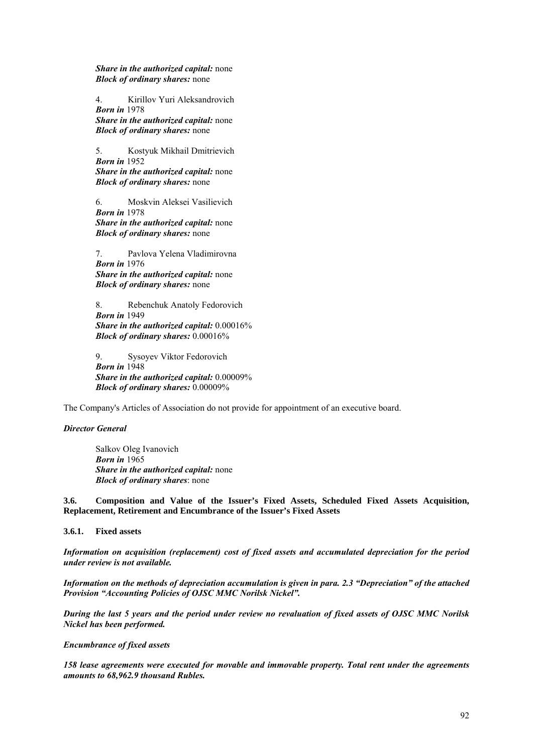***Share in the authorized capital:*** none
***Block of ordinary shares:*** none

4. Kirillov Yuri Aleksandrovich
***Born in*** 1978
***Share in the authorized capital:*** none
***Block of ordinary shares:*** none

5. Kostyuk Mikhail Dmitrievich
***Born in*** 1952
***Share in the authorized capital:*** none
***Block of ordinary shares:*** none

6. Moskvin Aleksei Vasilievich
***Born in*** 1978
***Share in the authorized capital:*** none
***Block of ordinary shares:*** none

7. Pavlova Yelena Vladimirovna
***Born in*** 1976
***Share in the authorized capital:*** none
***Block of ordinary shares:*** none

8. Rebenchuk Anatoly Fedorovich
***Born in*** 1949
***Share in the authorized capital:*** 0.00016%
***Block of ordinary shares:*** 0.00016%

9. Sysoyev Viktor Fedorovich
***Born in*** 1948
***Share in the authorized capital:*** 0.00009%
***Block of ordinary shares:*** 0.00009%

The Company's Articles of Association do not provide for appointment of an executive board.

***Director General***

Salkov Oleg Ivanovich
***Born in*** 1965
***Share in the authorized capital:*** none
***Block of ordinary shares***: none

### 3.6. Composition and Value of the Issuer's Fixed Assets, Scheduled Fixed Assets Acquisition, Replacement, Retirement and Encumbrance of the Issuer's Fixed Assets

#### 3.6.1. Fixed assets

***Information on acquisition (replacement) cost of fixed assets and accumulated depreciation for the period under review is not available.***

***Information on the methods of depreciation accumulation is given in para. 2.3 "Depreciation" of the attached Provision "Accounting Policies of OJSC MMC Norilsk Nickel".***

***During the last 5 years and the period under review no revaluation of fixed assets of OJSC MMC Norilsk Nickel has been performed.***

***Encumbrance of fixed assets***

***158 lease agreements were executed for movable and immovable property. Total rent under the agreements amounts to 68,962.9 thousand Rubles.***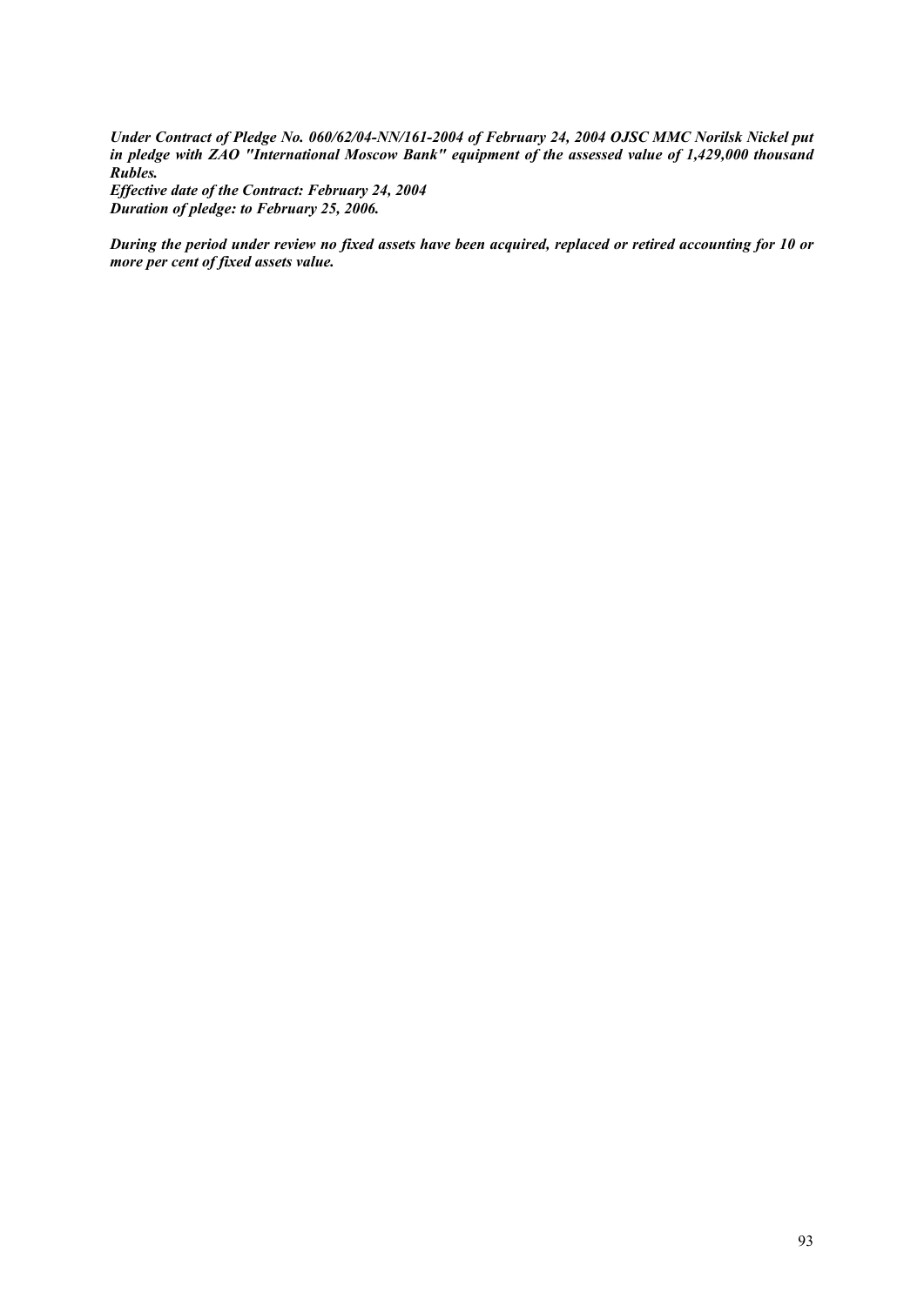***Under Contract of Pledge No. 060/62/04-NN/161-2004 of February 24, 2004 OJSC MMC Norilsk Nickel put in pledge with ZAO "International Moscow Bank" equipment of the assessed value of 1,429,000 thousand Rubles.***
***Effective date of the Contract: February 24, 2004***
***Duration of pledge: to February 25, 2006.***

***During the period under review no fixed assets have been acquired, replaced or retired accounting for 10 or more per cent of fixed assets value.***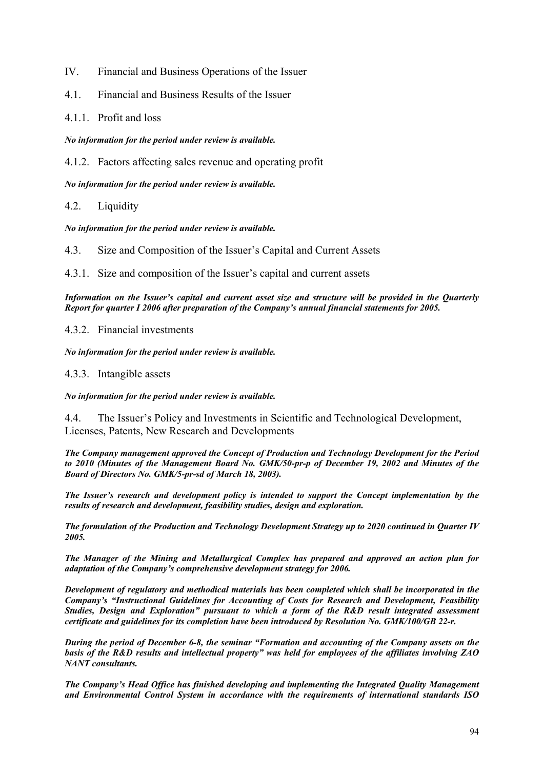# IV. Financial and Business Operations of the Issuer

## 4.1. Financial and Business Results of the Issuer

### 4.1.1. Profit and loss

***No information for the period under review is available.***

### 4.1.2. Factors affecting sales revenue and operating profit

***No information for the period under review is available.***

## 4.2. Liquidity

***No information for the period under review is available.***

## 4.3. Size and Composition of the Issuer's Capital and Current Assets

### 4.3.1. Size and composition of the Issuer's capital and current assets

***Information on the Issuer's capital and current asset size and structure will be provided in the Quarterly Report for quarter I 2006 after preparation of the Company's annual financial statements for 2005.***

### 4.3.2. Financial investments

***No information for the period under review is available.***

### 4.3.3. Intangible assets

***No information for the period under review is available.***

## 4.4. The Issuer's Policy and Investments in Scientific and Technological Development, Licenses, Patents, New Research and Developments

***The Company management approved the Concept of Production and Technology Development for the Period to 2010 (Minutes of the Management Board No. GMK/50-pr-p of December 19, 2002 and Minutes of the Board of Directors No. GMK/5-pr-sd of March 18, 2003).***

***The Issuer's research and development policy is intended to support the Concept implementation by the results of research and development, feasibility studies, design and exploration.***

***The formulation of the Production and Technology Development Strategy up to 2020 continued in Quarter IV 2005.***

***The Manager of the Mining and Metallurgical Complex has prepared and approved an action plan for adaptation of the Company's comprehensive development strategy for 2006.***

***Development of regulatory and methodical materials has been completed which shall be incorporated in the Company's "Instructional Guidelines for Accounting of Costs for Research and Development, Feasibility Studies, Design and Exploration" pursuant to which a form of the R&D result integrated assessment certificate and guidelines for its completion have been introduced by Resolution No. GMK/100/GB 22-r.***

***During the period of December 6-8, the seminar "Formation and accounting of the Company assets on the basis of the R&D results and intellectual property" was held for employees of the affiliates involving ZAO NANT consultants.***

***The Company's Head Office has finished developing and implementing the Integrated Quality Management and Environmental Control System in accordance with the requirements of international standards ISO***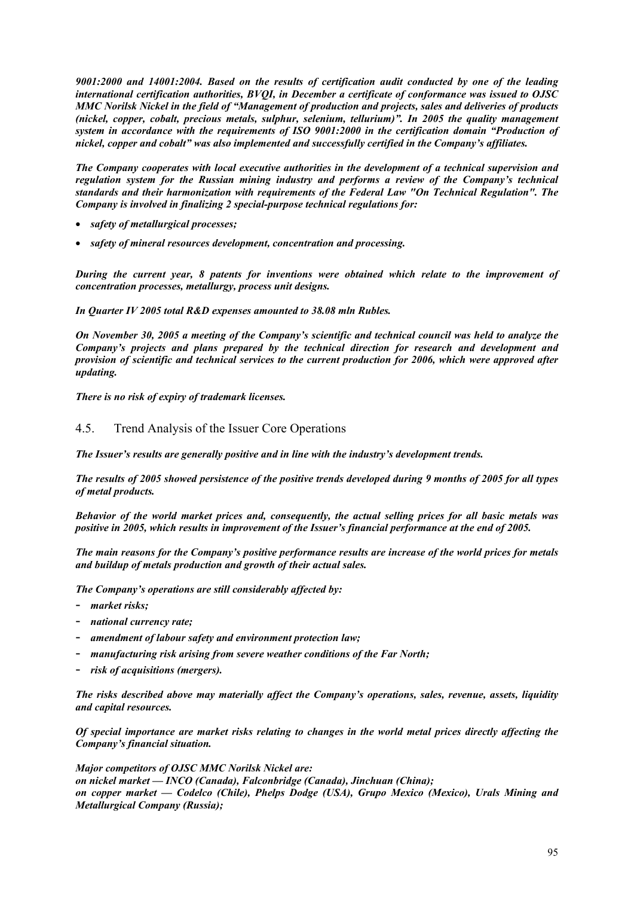***9001:2000 and 14001:2004. Based on the results of certification audit conducted by one of the leading international certification authorities, BVQI, in December a certificate of conformance was issued to OJSC MMC Norilsk Nickel in the field of "Management of production and projects, sales and deliveries of products (nickel, copper, cobalt, precious metals, sulphur, selenium, tellurium)". In 2005 the quality management system in accordance with the requirements of ISO 9001:2000 in the certification domain "Production of nickel, copper and cobalt" was also implemented and successfully certified in the Company's affiliates.***

***The Company cooperates with local executive authorities in the development of a technical supervision and regulation system for the Russian mining industry and performs a review of the Company's technical standards and their harmonization with requirements of the Federal Law "On Technical Regulation". The Company is involved in finalizing 2 special-purpose technical regulations for:***

- ***safety of metallurgical processes;***
- ***safety of mineral resources development, concentration and processing.***

***During the current year, 8 patents for inventions were obtained which relate to the improvement of concentration processes, metallurgy, process unit designs.***

***In Quarter IV 2005 total R&D expenses amounted to 38.08 mln Rubles.***

***On November 30, 2005 a meeting of the Company's scientific and technical council was held to analyze the Company's projects and plans prepared by the technical direction for research and development and provision of scientific and technical services to the current production for 2006, which were approved after updating.***

***There is no risk of expiry of trademark licenses.***

## 4.5. Trend Analysis of the Issuer Core Operations

***The Issuer's results are generally positive and in line with the industry's development trends.***

***The results of 2005 showed persistence of the positive trends developed during 9 months of 2005 for all types of metal products.***

***Behavior of the world market prices and, consequently, the actual selling prices for all basic metals was positive in 2005, which results in improvement of the Issuer's financial performance at the end of 2005.***

***The main reasons for the Company's positive performance results are increase of the world prices for metals and buildup of metals production and growth of their actual sales.***

***The Company's operations are still considerably affected by:***

- ***market risks;***
- ***national currency rate;***
- ***amendment of labour safety and environment protection law;***
- ***manufacturing risk arising from severe weather conditions of the Far North;***
- ***risk of acquisitions (mergers).***

***The risks described above may materially affect the Company's operations, sales, revenue, assets, liquidity and capital resources.***

***Of special importance are market risks relating to changes in the world metal prices directly affecting the Company's financial situation.***

***Major competitors of OJSC MMC Norilsk Nickel are:***
***on nickel market — INCO (Canada), Falconbridge (Canada), Jinchuan (China);***
***on copper market — Codelco (Chile), Phelps Dodge (USA), Grupo Mexico (Mexico), Urals Mining and Metallurgical Company (Russia);***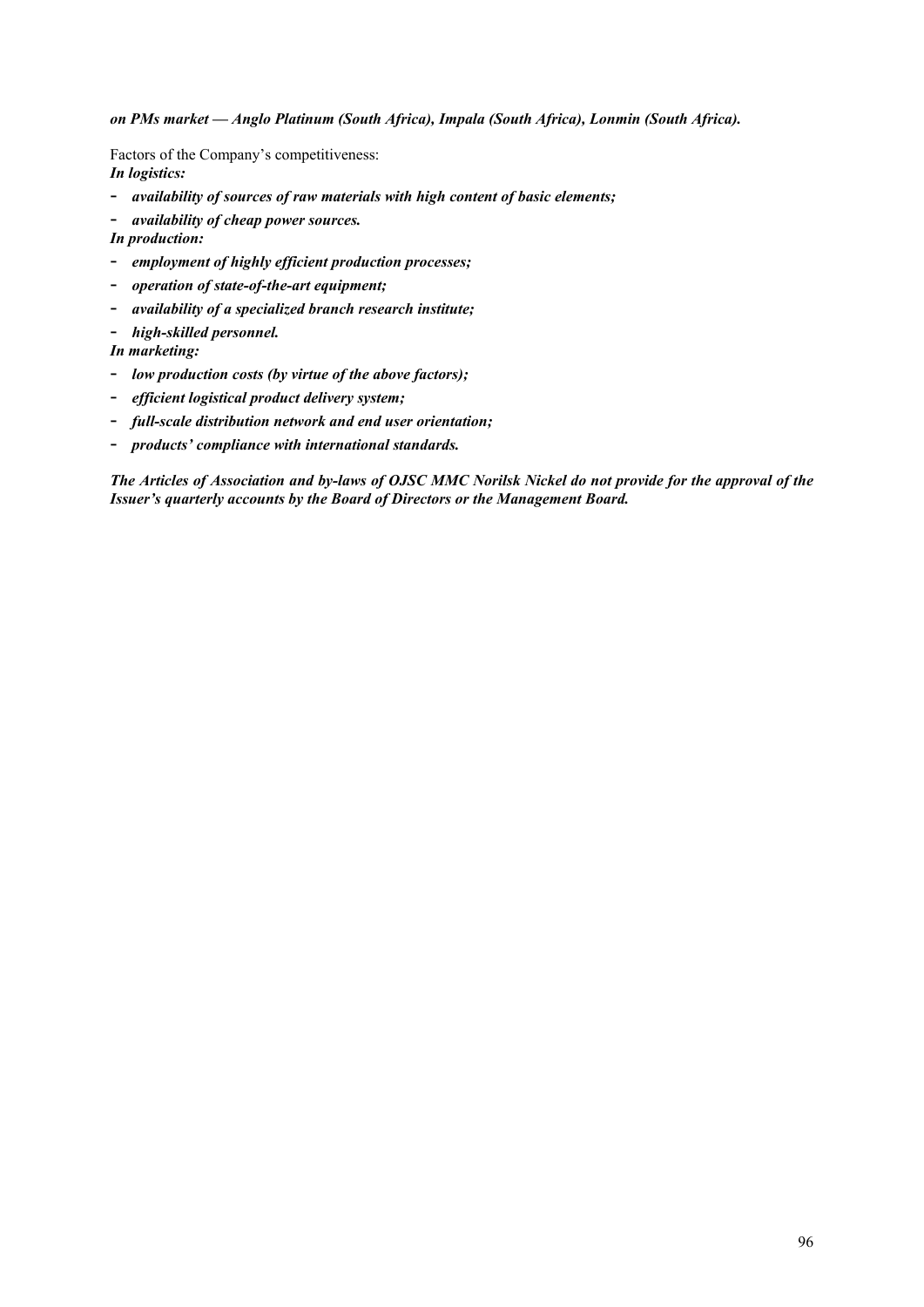***on PMs market — Anglo Platinum (South Africa), Impala (South Africa), Lonmin (South Africa).***

Factors of the Company's competitiveness:

***In logistics:***

- ***availability of sources of raw materials with high content of basic elements;***
- ***availability of cheap power sources.***

***In production:***

- ***employment of highly efficient production processes;***
- ***operation of state-of-the-art equipment;***
- ***availability of a specialized branch research institute;***
- ***high-skilled personnel.***

***In marketing:***

- ***low production costs (by virtue of the above factors);***
- ***efficient logistical product delivery system;***
- ***full-scale distribution network and end user orientation;***
- ***products' compliance with international standards.***

***The Articles of Association and by-laws of OJSC MMC Norilsk Nickel do not provide for the approval of the Issuer's quarterly accounts by the Board of Directors or the Management Board.***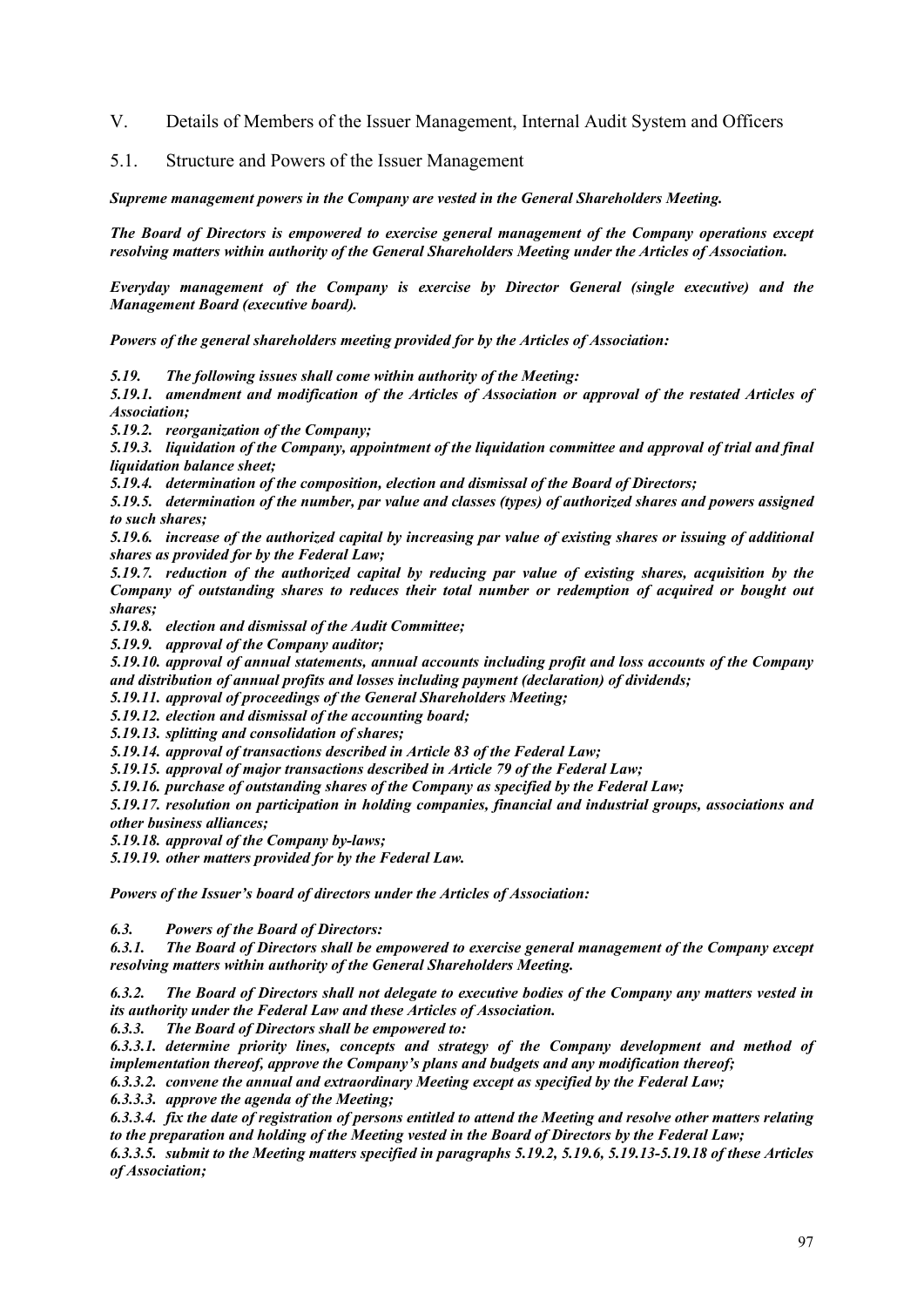# V. Details of Members of the Issuer Management, Internal Audit System and Officers

## 5.1. Structure and Powers of the Issuer Management

***Supreme management powers in the Company are vested in the General Shareholders Meeting.***

***The Board of Directors is empowered to exercise general management of the Company operations except resolving matters within authority of the General Shareholders Meeting under the Articles of Association.***

***Everyday management of the Company is exercise by Director General (single executive) and the Management Board (executive board).***

***Powers of the general shareholders meeting provided for by the Articles of Association:***

***5.19. The following issues shall come within authority of the Meeting:***
***5.19.1. amendment and modification of the Articles of Association or approval of the restated Articles of Association;***
***5.19.2. reorganization of the Company;***
***5.19.3. liquidation of the Company, appointment of the liquidation committee and approval of trial and final liquidation balance sheet;***
***5.19.4. determination of the composition, election and dismissal of the Board of Directors;***
***5.19.5. determination of the number, par value and classes (types) of authorized shares and powers assigned to such shares;***
***5.19.6. increase of the authorized capital by increasing par value of existing shares or issuing of additional shares as provided for by the Federal Law;***
***5.19.7. reduction of the authorized capital by reducing par value of existing shares, acquisition by the Company of outstanding shares to reduces their total number or redemption of acquired or bought out shares;***
***5.19.8. election and dismissal of the Audit Committee;***
***5.19.9. approval of the Company auditor;***
***5.19.10. approval of annual statements, annual accounts including profit and loss accounts of the Company and distribution of annual profits and losses including payment (declaration) of dividends;***
***5.19.11. approval of proceedings of the General Shareholders Meeting;***
***5.19.12. election and dismissal of the accounting board;***
***5.19.13. splitting and consolidation of shares;***
***5.19.14. approval of transactions described in Article 83 of the Federal Law;***
***5.19.15. approval of major transactions described in Article 79 of the Federal Law;***
***5.19.16. purchase of outstanding shares of the Company as specified by the Federal Law;***
***5.19.17. resolution on participation in holding companies, financial and industrial groups, associations and other business alliances;***
***5.19.18. approval of the Company by-laws;***
***5.19.19. other matters provided for by the Federal Law.***

***Powers of the Issuer's board of directors under the Articles of Association:***

***6.3. Powers of the Board of Directors:***
***6.3.1. The Board of Directors shall be empowered to exercise general management of the Company except resolving matters within authority of the General Shareholders Meeting.***

***6.3.2. The Board of Directors shall not delegate to executive bodies of the Company any matters vested in its authority under the Federal Law and these Articles of Association.***
***6.3.3. The Board of Directors shall be empowered to:***
***6.3.3.1. determine priority lines, concepts and strategy of the Company development and method of implementation thereof, approve the Company's plans and budgets and any modification thereof;***
***6.3.3.2. convene the annual and extraordinary Meeting except as specified by the Federal Law;***
***6.3.3.3. approve the agenda of the Meeting;***
***6.3.3.4. fix the date of registration of persons entitled to attend the Meeting and resolve other matters relating to the preparation and holding of the Meeting vested in the Board of Directors by the Federal Law;***
***6.3.3.5. submit to the Meeting matters specified in paragraphs 5.19.2, 5.19.6, 5.19.13-5.19.18 of these Articles of Association;***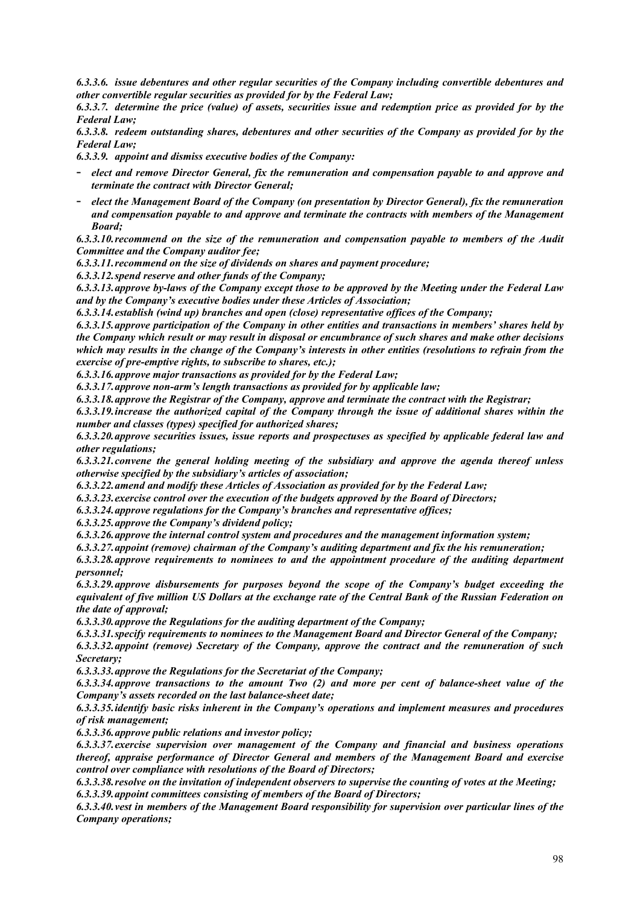*6.3.3.6. issue debentures and other regular securities of the Company including convertible debentures and other convertible regular securities as provided for by the Federal Law;*

*6.3.3.7. determine the price (value) of assets, securities issue and redemption price as provided for by the Federal Law;*

*6.3.3.8. redeem outstanding shares, debentures and other securities of the Company as provided for by the Federal Law;*

*6.3.3.9. appoint and dismiss executive bodies of the Company:*

- *elect and remove Director General, fix the remuneration and compensation payable to and approve and terminate the contract with Director General;*
- *elect the Management Board of the Company (on presentation by Director General), fix the remuneration and compensation payable to and approve and terminate the contracts with members of the Management Board;*

*6.3.3.10. recommend on the size of the remuneration and compensation payable to members of the Audit Committee and the Company auditor fee;*

*6.3.3.11. recommend on the size of dividends on shares and payment procedure;*

*6.3.3.12. spend reserve and other funds of the Company;*

*6.3.3.13. approve by-laws of the Company except those to be approved by the Meeting under the Federal Law and by the Company's executive bodies under these Articles of Association;*

*6.3.3.14. establish (wind up) branches and open (close) representative offices of the Company;*

*6.3.3.15. approve participation of the Company in other entities and transactions in members' shares held by the Company which result or may result in disposal or encumbrance of such shares and make other decisions which may results in the change of the Company's interests in other entities (resolutions to refrain from the exercise of pre-emptive rights, to subscribe to shares, etc.);*

*6.3.3.16. approve major transactions as provided for by the Federal Law;*

*6.3.3.17. approve non-arm's length transactions as provided for by applicable law;*

*6.3.3.18. approve the Registrar of the Company, approve and terminate the contract with the Registrar;*

*6.3.3.19. increase the authorized capital of the Company through the issue of additional shares within the number and classes (types) specified for authorized shares;*

*6.3.3.20. approve securities issues, issue reports and prospectuses as specified by applicable federal law and other regulations;*

*6.3.3.21. convene the general holding meeting of the subsidiary and approve the agenda thereof unless otherwise specified by the subsidiary's articles of association;*

*6.3.3.22. amend and modify these Articles of Association as provided for by the Federal Law;*

*6.3.3.23. exercise control over the execution of the budgets approved by the Board of Directors;*

*6.3.3.24. approve regulations for the Company's branches and representative offices;*

*6.3.3.25. approve the Company's dividend policy;*

*6.3.3.26. approve the internal control system and procedures and the management information system;*

*6.3.3.27. appoint (remove) chairman of the Company's auditing department and fix the his remuneration;*

*6.3.3.28. approve requirements to nominees to and the appointment procedure of the auditing department personnel;*

*6.3.3.29. approve disbursements for purposes beyond the scope of the Company's budget exceeding the equivalent of five million US Dollars at the exchange rate of the Central Bank of the Russian Federation on the date of approval;*

*6.3.3.30. approve the Regulations for the auditing department of the Company;*

*6.3.3.31. specify requirements to nominees to the Management Board and Director General of the Company;*

*6.3.3.32. appoint (remove) Secretary of the Company, approve the contract and the remuneration of such Secretary;*

*6.3.3.33. approve the Regulations for the Secretariat of the Company;*

*6.3.3.34. approve transactions to the amount Two (2) and more per cent of balance-sheet value of the Company's assets recorded on the last balance-sheet date;*

*6.3.3.35. identify basic risks inherent in the Company's operations and implement measures and procedures of risk management;*

*6.3.3.36. approve public relations and investor policy;*

*6.3.3.37. exercise supervision over management of the Company and financial and business operations thereof, appraise performance of Director General and members of the Management Board and exercise control over compliance with resolutions of the Board of Directors;*

*6.3.3.38. resolve on the invitation of independent observers to supervise the counting of votes at the Meeting;*

*6.3.3.39. appoint committees consisting of members of the Board of Directors;*

*6.3.3.40. vest in members of the Management Board responsibility for supervision over particular lines of the Company operations;*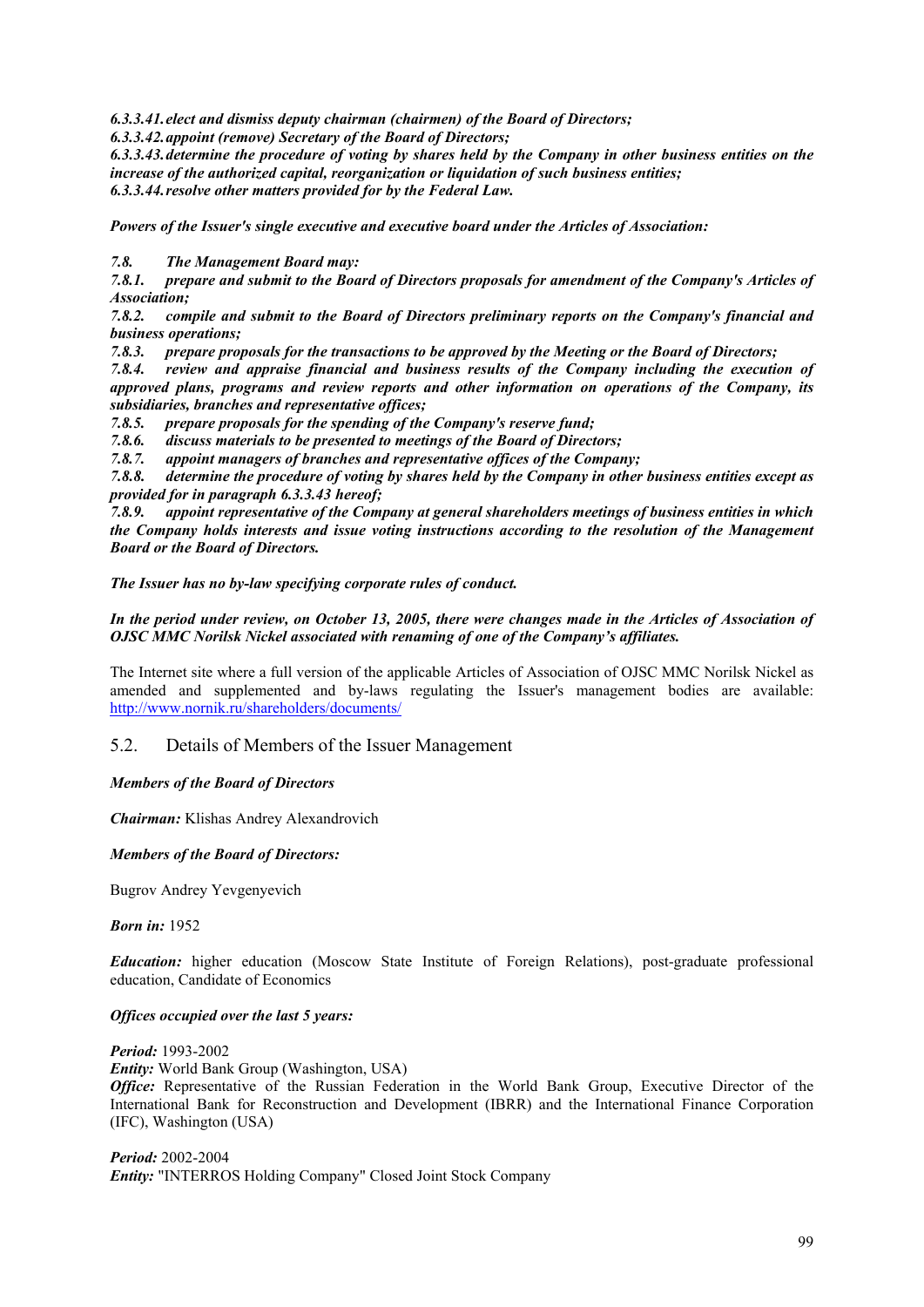***6.3.3.41. elect and dismiss deputy chairman (chairmen) of the Board of Directors;***
***6.3.3.42. appoint (remove) Secretary of the Board of Directors;***
***6.3.3.43. determine the procedure of voting by shares held by the Company in other business entities on the increase of the authorized capital, reorganization or liquidation of such business entities;***
***6.3.3.44. resolve other matters provided for by the Federal Law.***

***Powers of the Issuer's single executive and executive board under the Articles of Association:***

***7.8. The Management Board may:***
***7.8.1. prepare and submit to the Board of Directors proposals for amendment of the Company's Articles of Association;***
***7.8.2. compile and submit to the Board of Directors preliminary reports on the Company's financial and business operations;***
***7.8.3. prepare proposals for the transactions to be approved by the Meeting or the Board of Directors;***
***7.8.4. review and appraise financial and business results of the Company including the execution of approved plans, programs and review reports and other information on operations of the Company, its subsidiaries, branches and representative offices;***
***7.8.5. prepare proposals for the spending of the Company's reserve fund;***
***7.8.6. discuss materials to be presented to meetings of the Board of Directors;***
***7.8.7. appoint managers of branches and representative offices of the Company;***
***7.8.8. determine the procedure of voting by shares held by the Company in other business entities except as provided for in paragraph 6.3.3.43 hereof;***
***7.8.9. appoint representative of the Company at general shareholders meetings of business entities in which the Company holds interests and issue voting instructions according to the resolution of the Management Board or the Board of Directors.***

***The Issuer has no by-law specifying corporate rules of conduct.***

***In the period under review, on October 13, 2005, there were changes made in the Articles of Association of OJSC MMC Norilsk Nickel associated with renaming of one of the Company's affiliates.***

The Internet site where a full version of the applicable Articles of Association of OJSC MMC Norilsk Nickel as amended and supplemented and by-laws regulating the Issuer's management bodies are available: http://www.nornik.ru/shareholders/documents/

## 5.2. Details of Members of the Issuer Management

***Members of the Board of Directors***

***Chairman:*** Klishas Andrey Alexandrovich

***Members of the Board of Directors:***

Bugrov Andrey Yevgenyevich

***Born in:*** 1952

***Education:*** higher education (Moscow State Institute of Foreign Relations), post-graduate professional education, Candidate of Economics

***Offices occupied over the last 5 years:***

***Period:*** 1993-2002
***Entity:*** World Bank Group (Washington, USA)
***Office:*** Representative of the Russian Federation in the World Bank Group, Executive Director of the International Bank for Reconstruction and Development (IBRR) and the International Finance Corporation (IFC), Washington (USA)

***Period:*** 2002-2004
***Entity:*** "INTERROS Holding Company" Closed Joint Stock Company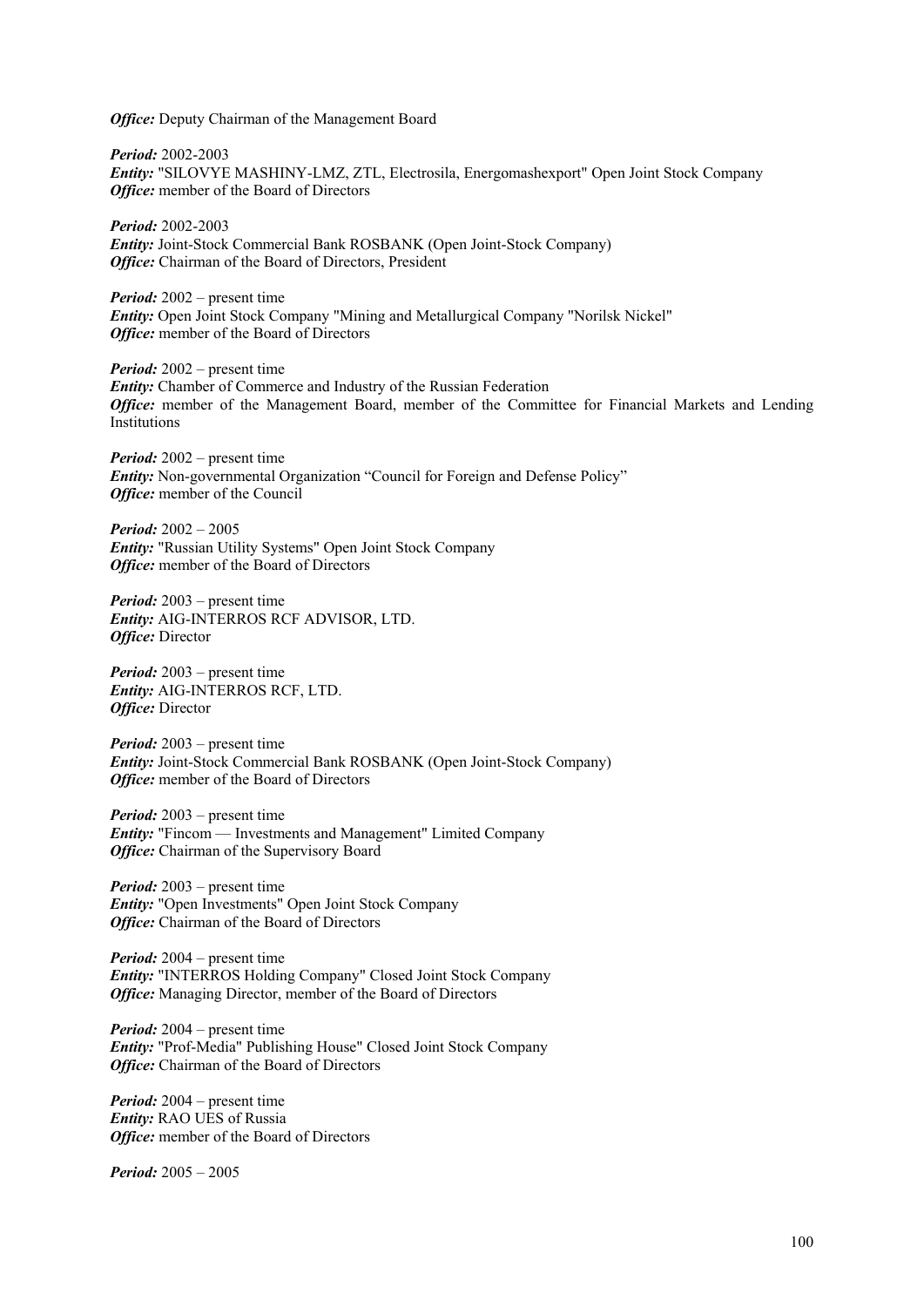***Office:*** Deputy Chairman of the Management Board

***Period:*** 2002-2003
***Entity:*** "SILOVYE MASHINY-LMZ, ZTL, Electrosila, Energomashexport" Open Joint Stock Company
***Office:*** member of the Board of Directors

***Period:*** 2002-2003
***Entity:*** Joint-Stock Commercial Bank ROSBANK (Open Joint-Stock Company)
***Office:*** Chairman of the Board of Directors, President

***Period:*** 2002 – present time
***Entity:*** Open Joint Stock Company "Mining and Metallurgical Company "Norilsk Nickel"
***Office:*** member of the Board of Directors

***Period:*** 2002 – present time
***Entity:*** Chamber of Commerce and Industry of the Russian Federation
***Office:*** member of the Management Board, member of the Committee for Financial Markets and Lending Institutions

***Period:*** 2002 – present time
***Entity:*** Non-governmental Organization "Council for Foreign and Defense Policy"
***Office:*** member of the Council

***Period:*** 2002 – 2005
***Entity:*** "Russian Utility Systems" Open Joint Stock Company
***Office:*** member of the Board of Directors

***Period:*** 2003 – present time
***Entity:*** AIG-INTERROS RCF ADVISOR, LTD.
***Office:*** Director

***Period:*** 2003 – present time
***Entity:*** AIG-INTERROS RCF, LTD.
***Office:*** Director

***Period:*** 2003 – present time
***Entity:*** Joint-Stock Commercial Bank ROSBANK (Open Joint-Stock Company)
***Office:*** member of the Board of Directors

***Period:*** 2003 – present time
***Entity:*** "Fincom — Investments and Management" Limited Company
***Office:*** Chairman of the Supervisory Board

***Period:*** 2003 – present time
***Entity:*** "Open Investments" Open Joint Stock Company
***Office:*** Chairman of the Board of Directors

***Period:*** 2004 – present time
***Entity:*** "INTERROS Holding Company" Closed Joint Stock Company
***Office:*** Managing Director, member of the Board of Directors

***Period:*** 2004 – present time
***Entity:*** "Prof-Media" Publishing House" Closed Joint Stock Company
***Office:*** Chairman of the Board of Directors

***Period:*** 2004 – present time
***Entity:*** RAO UES of Russia
***Office:*** member of the Board of Directors

***Period:*** 2005 – 2005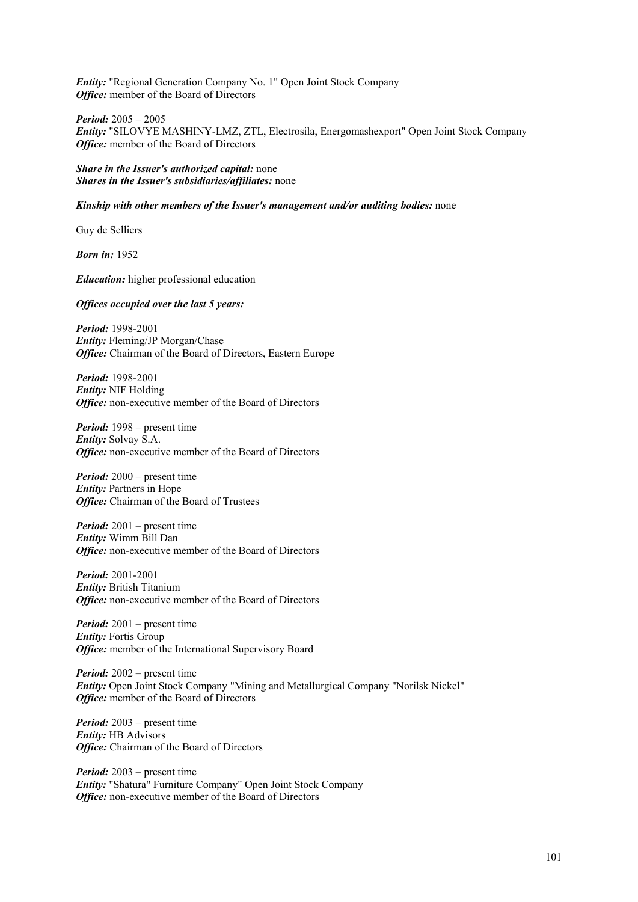***Entity:*** "Regional Generation Company No. 1" Open Joint Stock Company
***Office:*** member of the Board of Directors

***Period:*** 2005 – 2005
***Entity:*** "SILOVYE MASHINY-LMZ, ZTL, Electrosila, Energomashexport" Open Joint Stock Company
***Office:*** member of the Board of Directors

***Share in the Issuer's authorized capital:*** none
***Shares in the Issuer's subsidiaries/affiliates:*** none

***Kinship with other members of the Issuer's management and/or auditing bodies:*** none

Guy de Selliers

***Born in:*** 1952

***Education:*** higher professional education

***Offices occupied over the last 5 years:***

***Period:*** 1998-2001
***Entity:*** Fleming/JP Morgan/Chase
***Office:*** Chairman of the Board of Directors, Eastern Europe

***Period:*** 1998-2001
***Entity:*** NIF Holding
***Office:*** non-executive member of the Board of Directors

***Period:*** 1998 – present time
***Entity:*** Solvay S.A.
***Office:*** non-executive member of the Board of Directors

***Period:*** 2000 – present time
***Entity:*** Partners in Hope
***Office:*** Chairman of the Board of Trustees

***Period:*** 2001 – present time
***Entity:*** Wimm Bill Dan
***Office:*** non-executive member of the Board of Directors

***Period:*** 2001-2001
***Entity:*** British Titanium
***Office:*** non-executive member of the Board of Directors

***Period:*** 2001 – present time
***Entity:*** Fortis Group
***Office:*** member of the International Supervisory Board

***Period:*** 2002 – present time
***Entity:*** Open Joint Stock Company "Mining and Metallurgical Company "Norilsk Nickel"
***Office:*** member of the Board of Directors

***Period:*** 2003 – present time
***Entity:*** HB Advisors
***Office:*** Chairman of the Board of Directors

***Period:*** 2003 – present time
***Entity:*** "Shatura" Furniture Company" Open Joint Stock Company
***Office:*** non-executive member of the Board of Directors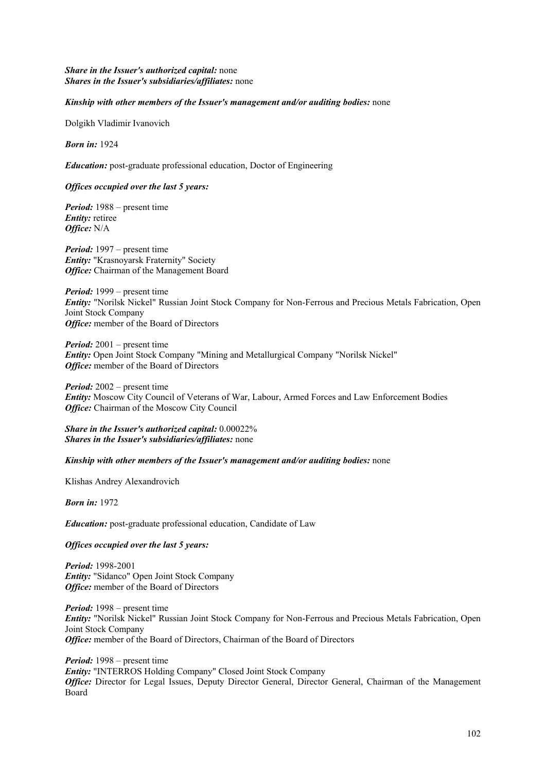***Share in the Issuer's authorized capital:*** none
***Shares in the Issuer's subsidiaries/affiliates:*** none

***Kinship with other members of the Issuer's management and/or auditing bodies:*** none

Dolgikh Vladimir Ivanovich

***Born in:*** 1924

***Education:*** post-graduate professional education, Doctor of Engineering

***Offices occupied over the last 5 years:***

***Period:*** 1988 – present time
***Entity:*** retiree
***Office:*** N/A

***Period:*** 1997 – present time
***Entity:*** "Krasnoyarsk Fraternity" Society
***Office:*** Chairman of the Management Board

***Period:*** 1999 – present time
***Entity:*** "Norilsk Nickel" Russian Joint Stock Company for Non-Ferrous and Precious Metals Fabrication, Open Joint Stock Company
***Office:*** member of the Board of Directors

***Period:*** 2001 – present time
***Entity:*** Open Joint Stock Company "Mining and Metallurgical Company "Norilsk Nickel"
***Office:*** member of the Board of Directors

***Period:*** 2002 – present time
***Entity:*** Moscow City Council of Veterans of War, Labour, Armed Forces and Law Enforcement Bodies
***Office:*** Chairman of the Moscow City Council

***Share in the Issuer's authorized capital:*** 0.00022%
***Shares in the Issuer's subsidiaries/affiliates:*** none

***Kinship with other members of the Issuer's management and/or auditing bodies:*** none

Klishas Andrey Alexandrovich

***Born in:*** 1972

***Education:*** post-graduate professional education, Candidate of Law

***Offices occupied over the last 5 years:***

***Period:*** 1998-2001
***Entity:*** "Sidanco" Open Joint Stock Company
***Office:*** member of the Board of Directors

***Period:*** 1998 – present time
***Entity:*** "Norilsk Nickel" Russian Joint Stock Company for Non-Ferrous and Precious Metals Fabrication, Open Joint Stock Company
***Office:*** member of the Board of Directors, Chairman of the Board of Directors

***Period:*** 1998 – present time
***Entity:*** "INTERROS Holding Company" Closed Joint Stock Company
***Office:*** Director for Legal Issues, Deputy Director General, Director General, Chairman of the Management Board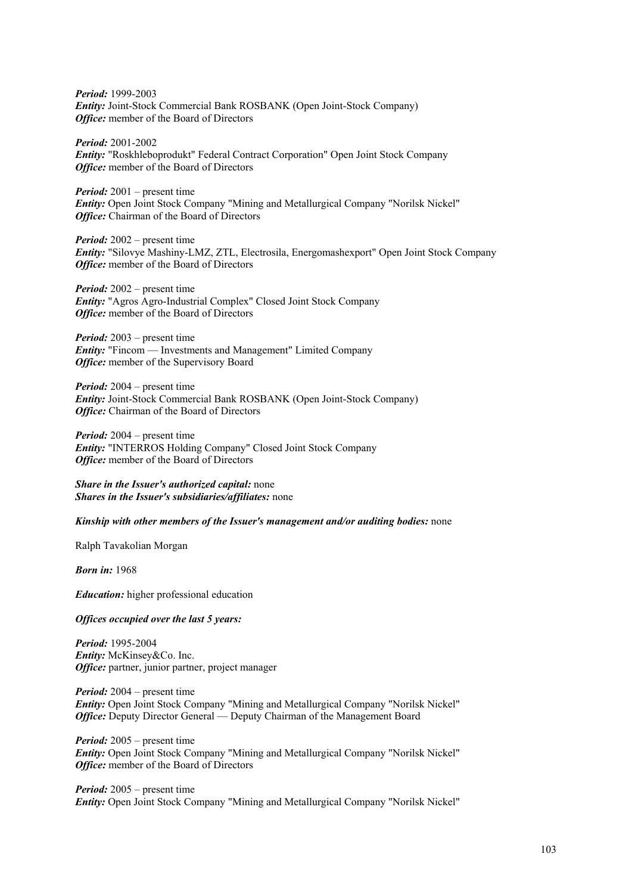*Period:* 1999-2003
*Entity:* Joint-Stock Commercial Bank ROSBANK (Open Joint-Stock Company)
*Office:* member of the Board of Directors

*Period:* 2001-2002
*Entity:* "Roskhleboprodukt" Federal Contract Corporation" Open Joint Stock Company
*Office:* member of the Board of Directors

*Period:* 2001 – present time
*Entity:* Open Joint Stock Company "Mining and Metallurgical Company "Norilsk Nickel"
*Office:* Chairman of the Board of Directors

*Period:* 2002 – present time
*Entity:* "Silovye Mashiny-LMZ, ZTL, Electrosila, Energomashexport" Open Joint Stock Company
*Office:* member of the Board of Directors

*Period:* 2002 – present time
*Entity:* "Agros Agro-Industrial Complex" Closed Joint Stock Company
*Office:* member of the Board of Directors

*Period:* 2003 – present time
*Entity:* "Fincom — Investments and Management" Limited Company
*Office:* member of the Supervisory Board

*Period:* 2004 – present time
*Entity:* Joint-Stock Commercial Bank ROSBANK (Open Joint-Stock Company)
*Office:* Chairman of the Board of Directors

*Period:* 2004 – present time
*Entity:* "INTERROS Holding Company" Closed Joint Stock Company
*Office:* member of the Board of Directors

***Share in the Issuer's authorized capital:*** none
***Shares in the Issuer's subsidiaries/affiliates:*** none

***Kinship with other members of the Issuer's management and/or auditing bodies:*** none

Ralph Tavakolian Morgan

***Born in:*** 1968

***Education:*** higher professional education

***Offices occupied over the last 5 years:***

*Period:* 1995-2004
*Entity:* McKinsey&Co. Inc.
*Office:* partner, junior partner, project manager

*Period:* 2004 – present time
*Entity:* Open Joint Stock Company "Mining and Metallurgical Company "Norilsk Nickel"
*Office:* Deputy Director General — Deputy Chairman of the Management Board

*Period:* 2005 – present time
*Entity:* Open Joint Stock Company "Mining and Metallurgical Company "Norilsk Nickel"
*Office:* member of the Board of Directors

*Period:* 2005 – present time
*Entity:* Open Joint Stock Company "Mining and Metallurgical Company "Norilsk Nickel"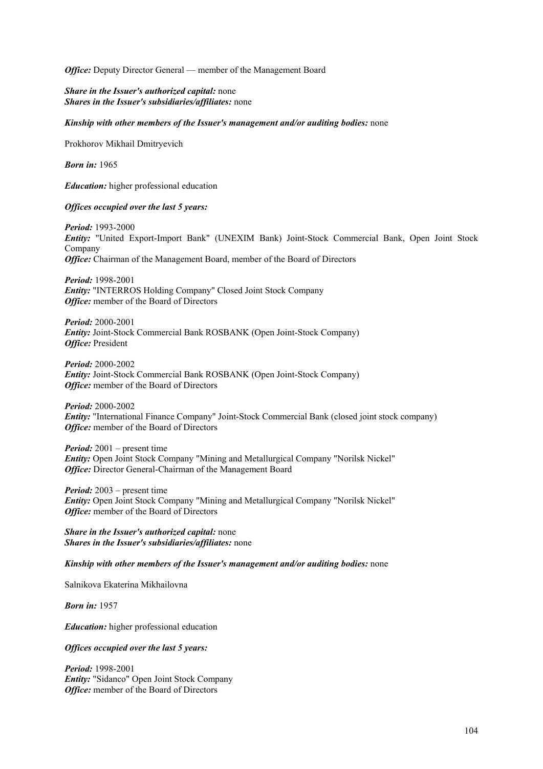***Office:*** Deputy Director General — member of the Management Board

***Share in the Issuer's authorized capital:*** none
***Shares in the Issuer's subsidiaries/affiliates:*** none

***Kinship with other members of the Issuer's management and/or auditing bodies:*** none

Prokhorov Mikhail Dmitryevich

***Born in:*** 1965

***Education:*** higher professional education

***Offices occupied over the last 5 years:***

***Period:*** 1993-2000
***Entity:*** "United Export-Import Bank" (UNEXIM Bank) Joint-Stock Commercial Bank, Open Joint Stock Company
***Office:*** Chairman of the Management Board, member of the Board of Directors

***Period:*** 1998-2001
***Entity:*** "INTERROS Holding Company" Closed Joint Stock Company
***Office:*** member of the Board of Directors

***Period:*** 2000-2001
***Entity:*** Joint-Stock Commercial Bank ROSBANK (Open Joint-Stock Company)
***Office:*** President

***Period:*** 2000-2002
***Entity:*** Joint-Stock Commercial Bank ROSBANK (Open Joint-Stock Company)
***Office:*** member of the Board of Directors

***Period:*** 2000-2002
***Entity:*** "International Finance Company" Joint-Stock Commercial Bank (closed joint stock company)
***Office:*** member of the Board of Directors

***Period:*** 2001 – present time
***Entity:*** Open Joint Stock Company "Mining and Metallurgical Company "Norilsk Nickel"
***Office:*** Director General-Chairman of the Management Board

***Period:*** 2003 – present time
***Entity:*** Open Joint Stock Company "Mining and Metallurgical Company "Norilsk Nickel"
***Office:*** member of the Board of Directors

***Share in the Issuer's authorized capital:*** none
***Shares in the Issuer's subsidiaries/affiliates:*** none

***Kinship with other members of the Issuer's management and/or auditing bodies:*** none

Salnikova Ekaterina Mikhailovna

***Born in:*** 1957

***Education:*** higher professional education

***Offices occupied over the last 5 years:***

***Period:*** 1998-2001
***Entity:*** "Sidanco" Open Joint Stock Company
***Office:*** member of the Board of Directors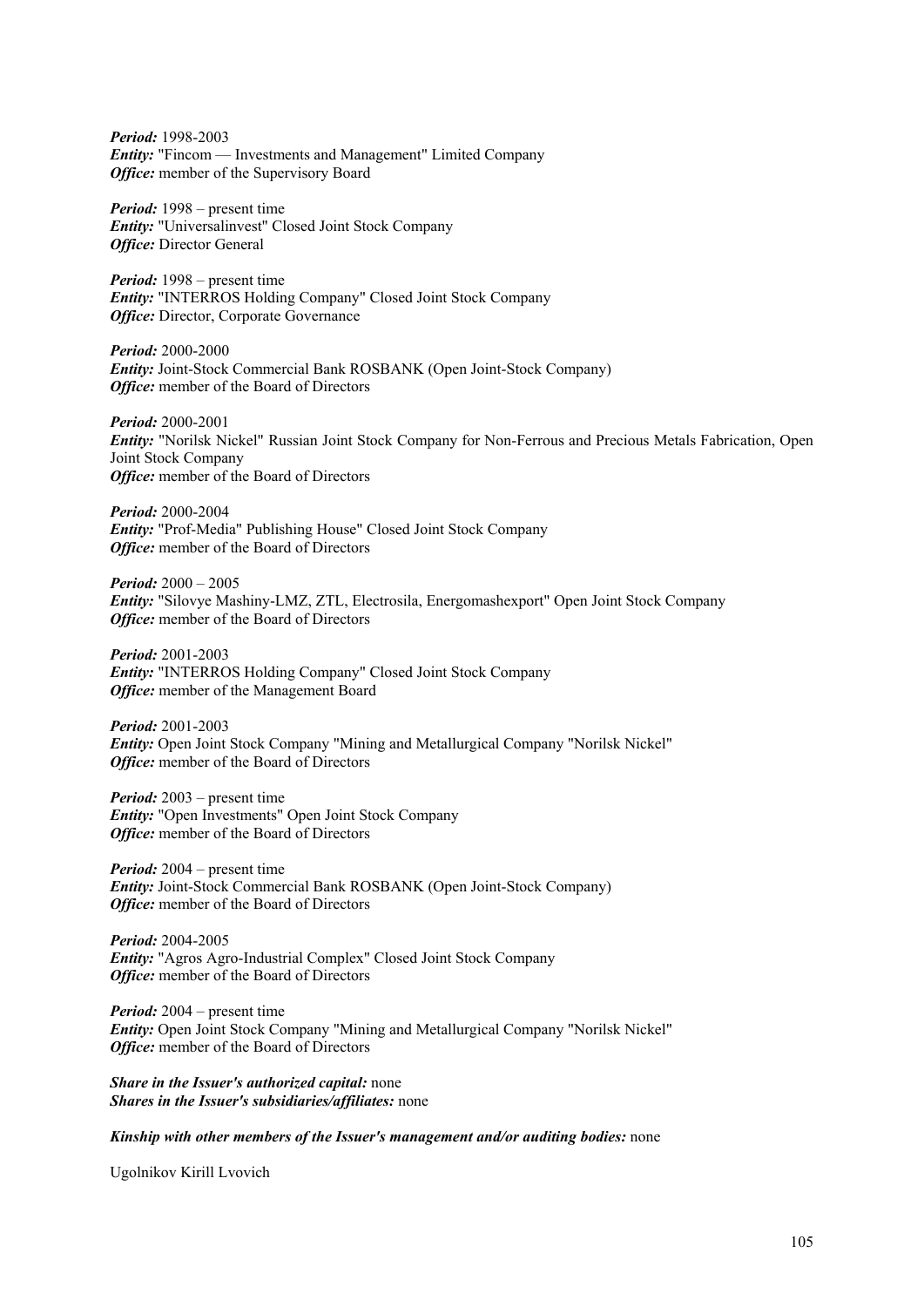***Period:*** 1998-2003
***Entity:*** "Fincom — Investments and Management" Limited Company
***Office:*** member of the Supervisory Board

***Period:*** 1998 – present time
***Entity:*** "Universalinvest" Closed Joint Stock Company
***Office:*** Director General

***Period:*** 1998 – present time
***Entity:*** "INTERROS Holding Company" Closed Joint Stock Company
***Office:*** Director, Corporate Governance

***Period:*** 2000-2000
***Entity:*** Joint-Stock Commercial Bank ROSBANK (Open Joint-Stock Company)
***Office:*** member of the Board of Directors

***Period:*** 2000-2001
***Entity:*** "Norilsk Nickel" Russian Joint Stock Company for Non-Ferrous and Precious Metals Fabrication, Open Joint Stock Company
***Office:*** member of the Board of Directors

***Period:*** 2000-2004
***Entity:*** "Prof-Media" Publishing House" Closed Joint Stock Company
***Office:*** member of the Board of Directors

***Period:*** 2000 – 2005
***Entity:*** "Silovye Mashiny-LMZ, ZTL, Electrosila, Energomashexport" Open Joint Stock Company
***Office:*** member of the Board of Directors

***Period:*** 2001-2003
***Entity:*** "INTERROS Holding Company" Closed Joint Stock Company
***Office:*** member of the Management Board

***Period:*** 2001-2003
***Entity:*** Open Joint Stock Company "Mining and Metallurgical Company "Norilsk Nickel"
***Office:*** member of the Board of Directors

***Period:*** 2003 – present time
***Entity:*** "Open Investments" Open Joint Stock Company
***Office:*** member of the Board of Directors

***Period:*** 2004 – present time
***Entity:*** Joint-Stock Commercial Bank ROSBANK (Open Joint-Stock Company)
***Office:*** member of the Board of Directors

***Period:*** 2004-2005
***Entity:*** "Agros Agro-Industrial Complex" Closed Joint Stock Company
***Office:*** member of the Board of Directors

***Period:*** 2004 – present time
***Entity:*** Open Joint Stock Company "Mining and Metallurgical Company "Norilsk Nickel"
***Office:*** member of the Board of Directors

***Share in the Issuer's authorized capital:*** none
***Shares in the Issuer's subsidiaries/affiliates:*** none

***Kinship with other members of the Issuer's management and/or auditing bodies:*** none

Ugolnikov Kirill Lvovich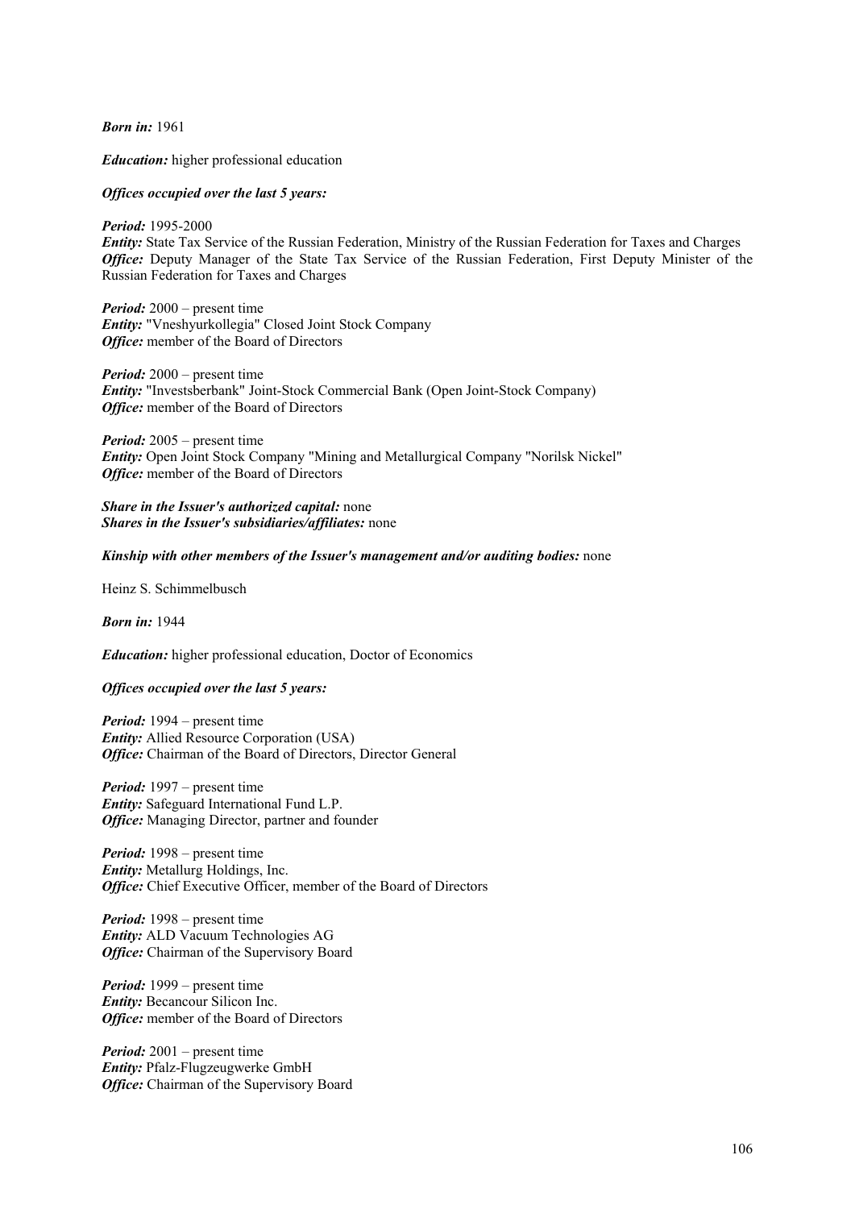***Born in:*** 1961

***Education:*** higher professional education

***Offices occupied over the last 5 years:***

***Period:*** 1995-2000
***Entity:*** State Tax Service of the Russian Federation, Ministry of the Russian Federation for Taxes and Charges
***Office:*** Deputy Manager of the State Tax Service of the Russian Federation, First Deputy Minister of the Russian Federation for Taxes and Charges

***Period:*** 2000 – present time
***Entity:*** "Vneshyurkollegia" Closed Joint Stock Company
***Office:*** member of the Board of Directors

***Period:*** 2000 – present time
***Entity:*** "Investsberbank" Joint-Stock Commercial Bank (Open Joint-Stock Company)
***Office:*** member of the Board of Directors

***Period:*** 2005 – present time
***Entity:*** Open Joint Stock Company "Mining and Metallurgical Company "Norilsk Nickel"
***Office:*** member of the Board of Directors

***Share in the Issuer's authorized capital:*** none
***Shares in the Issuer's subsidiaries/affiliates:*** none

***Kinship with other members of the Issuer's management and/or auditing bodies:*** none

Heinz S. Schimmelbusch

***Born in:*** 1944

***Education:*** higher professional education, Doctor of Economics

***Offices occupied over the last 5 years:***

***Period:*** 1994 – present time
***Entity:*** Allied Resource Corporation (USA)
***Office:*** Chairman of the Board of Directors, Director General

***Period:*** 1997 – present time
***Entity:*** Safeguard International Fund L.P.
***Office:*** Managing Director, partner and founder

***Period:*** 1998 – present time
***Entity:*** Metallurg Holdings, Inc.
***Office:*** Chief Executive Officer, member of the Board of Directors

***Period:*** 1998 – present time
***Entity:*** ALD Vacuum Technologies AG
***Office:*** Chairman of the Supervisory Board

***Period:*** 1999 – present time
***Entity:*** Becancour Silicon Inc.
***Office:*** member of the Board of Directors

***Period:*** 2001 – present time
***Entity:*** Pfalz-Flugzeugwerke GmbH
***Office:*** Chairman of the Supervisory Board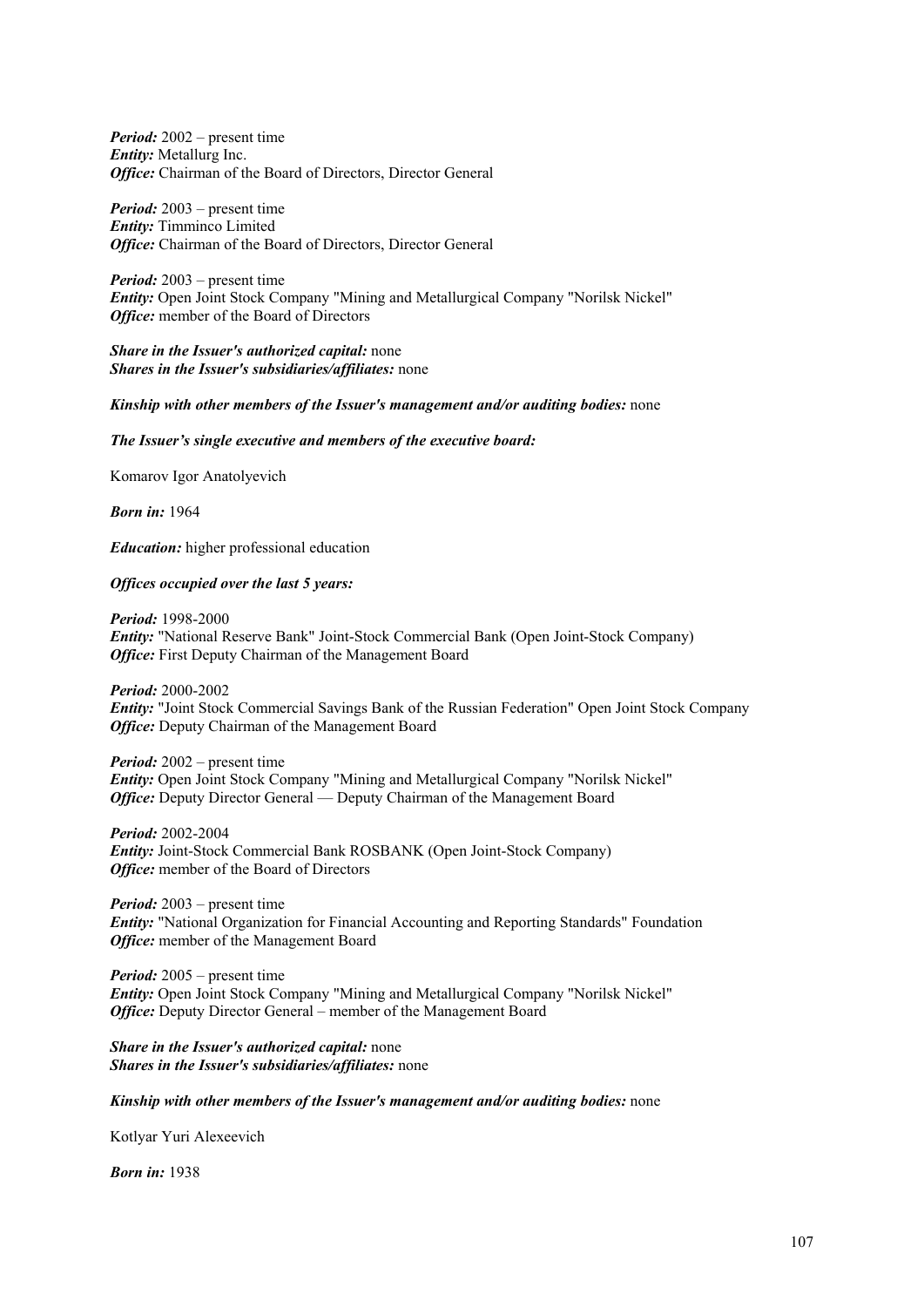***Period:*** 2002 – present time
***Entity:*** Metallurg Inc.
***Office:*** Chairman of the Board of Directors, Director General

***Period:*** 2003 – present time
***Entity:*** Timminco Limited
***Office:*** Chairman of the Board of Directors, Director General

***Period:*** 2003 – present time
***Entity:*** Open Joint Stock Company "Mining and Metallurgical Company "Norilsk Nickel"
***Office:*** member of the Board of Directors

***Share in the Issuer's authorized capital:*** none
***Shares in the Issuer's subsidiaries/affiliates:*** none

***Kinship with other members of the Issuer's management and/or auditing bodies:*** none

***The Issuer's single executive and members of the executive board:***

Komarov Igor Anatolyevich

***Born in:*** 1964

***Education:*** higher professional education

***Offices occupied over the last 5 years:***

***Period:*** 1998-2000
***Entity:*** "National Reserve Bank" Joint-Stock Commercial Bank (Open Joint-Stock Company)
***Office:*** First Deputy Chairman of the Management Board

***Period:*** 2000-2002
***Entity:*** "Joint Stock Commercial Savings Bank of the Russian Federation" Open Joint Stock Company
***Office:*** Deputy Chairman of the Management Board

***Period:*** 2002 – present time
***Entity:*** Open Joint Stock Company "Mining and Metallurgical Company "Norilsk Nickel"
***Office:*** Deputy Director General — Deputy Chairman of the Management Board

***Period:*** 2002-2004
***Entity:*** Joint-Stock Commercial Bank ROSBANK (Open Joint-Stock Company)
***Office:*** member of the Board of Directors

***Period:*** 2003 – present time
***Entity:*** "National Organization for Financial Accounting and Reporting Standards" Foundation
***Office:*** member of the Management Board

***Period:*** 2005 – present time
***Entity:*** Open Joint Stock Company "Mining and Metallurgical Company "Norilsk Nickel"
***Office:*** Deputy Director General – member of the Management Board

***Share in the Issuer's authorized capital:*** none
***Shares in the Issuer's subsidiaries/affiliates:*** none

***Kinship with other members of the Issuer's management and/or auditing bodies:*** none

Kotlyar Yuri Alexeevich

***Born in:*** 1938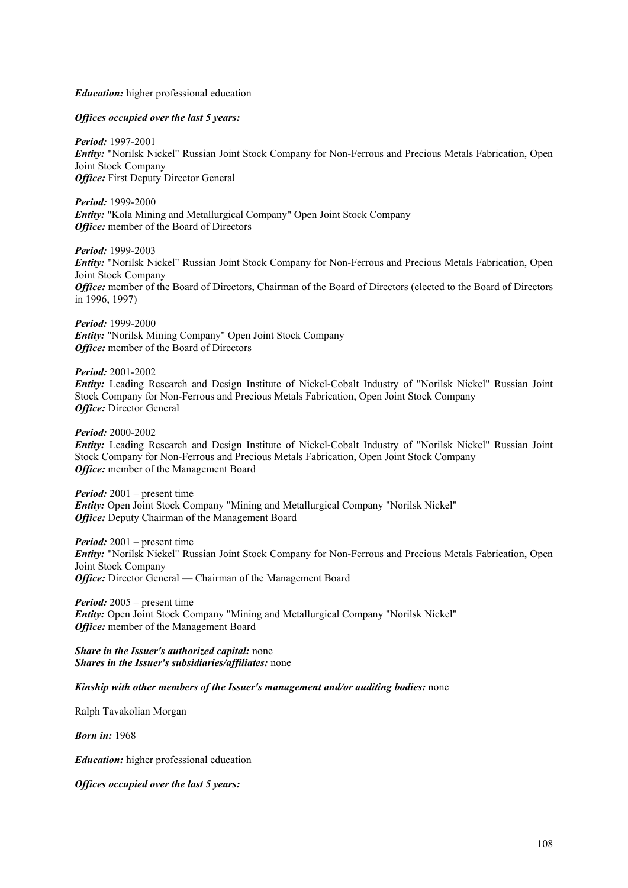***Education:*** higher professional education

***Offices occupied over the last 5 years:***

***Period:*** 1997-2001
***Entity:*** "Norilsk Nickel" Russian Joint Stock Company for Non-Ferrous and Precious Metals Fabrication, Open Joint Stock Company
***Office:*** First Deputy Director General

***Period:*** 1999-2000
***Entity:*** "Kola Mining and Metallurgical Company" Open Joint Stock Company
***Office:*** member of the Board of Directors

***Period:*** 1999-2003
***Entity:*** "Norilsk Nickel" Russian Joint Stock Company for Non-Ferrous and Precious Metals Fabrication, Open Joint Stock Company
***Office:*** member of the Board of Directors, Chairman of the Board of Directors (elected to the Board of Directors in 1996, 1997)

***Period:*** 1999-2000
***Entity:*** "Norilsk Mining Company" Open Joint Stock Company
***Office:*** member of the Board of Directors

***Period:*** 2001-2002
***Entity:*** Leading Research and Design Institute of Nickel-Cobalt Industry of "Norilsk Nickel" Russian Joint Stock Company for Non-Ferrous and Precious Metals Fabrication, Open Joint Stock Company
***Office:*** Director General

***Period:*** 2000-2002
***Entity:*** Leading Research and Design Institute of Nickel-Cobalt Industry of "Norilsk Nickel" Russian Joint Stock Company for Non-Ferrous and Precious Metals Fabrication, Open Joint Stock Company
***Office:*** member of the Management Board

***Period:*** 2001 – present time
***Entity:*** Open Joint Stock Company "Mining and Metallurgical Company "Norilsk Nickel"
***Office:*** Deputy Chairman of the Management Board

***Period:*** 2001 – present time
***Entity:*** "Norilsk Nickel" Russian Joint Stock Company for Non-Ferrous and Precious Metals Fabrication, Open Joint Stock Company
***Office:*** Director General — Chairman of the Management Board

***Period:*** 2005 – present time
***Entity:*** Open Joint Stock Company "Mining and Metallurgical Company "Norilsk Nickel"
***Office:*** member of the Management Board

***Share in the Issuer's authorized capital:*** none
***Shares in the Issuer's subsidiaries/affiliates:*** none

***Kinship with other members of the Issuer's management and/or auditing bodies:*** none

Ralph Tavakolian Morgan

***Born in:*** 1968

***Education:*** higher professional education

***Offices occupied over the last 5 years:***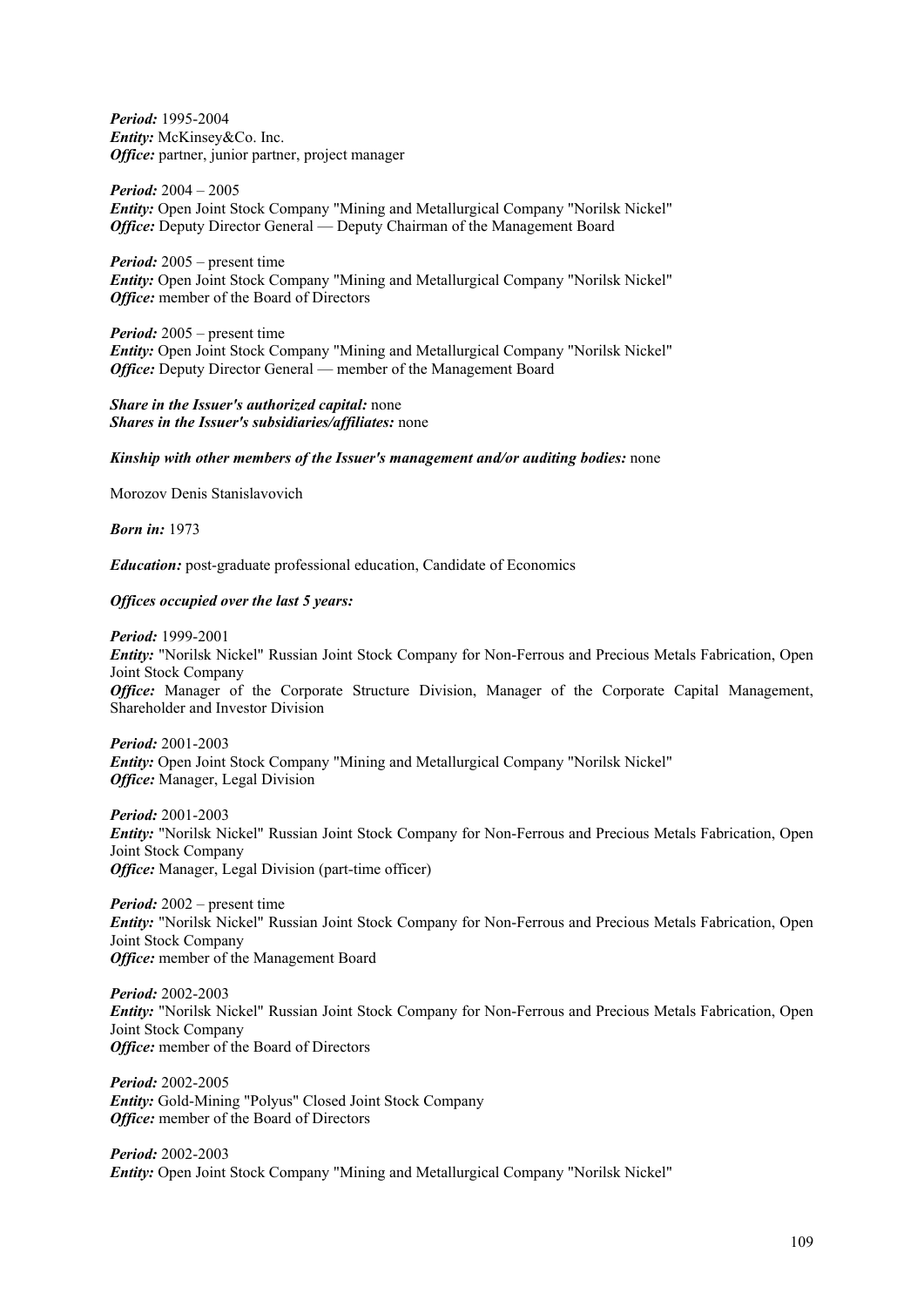***Period:*** 1995-2004
***Entity:*** McKinsey&Co. Inc.
***Office:*** partner, junior partner, project manager

***Period:*** 2004 – 2005
***Entity:*** Open Joint Stock Company "Mining and Metallurgical Company "Norilsk Nickel"
***Office:*** Deputy Director General — Deputy Chairman of the Management Board

***Period:*** 2005 – present time
***Entity:*** Open Joint Stock Company "Mining and Metallurgical Company "Norilsk Nickel"
***Office:*** member of the Board of Directors

***Period:*** 2005 – present time
***Entity:*** Open Joint Stock Company "Mining and Metallurgical Company "Norilsk Nickel"
***Office:*** Deputy Director General — member of the Management Board

***Share in the Issuer's authorized capital:*** none
***Shares in the Issuer's subsidiaries/affiliates:*** none

***Kinship with other members of the Issuer's management and/or auditing bodies:*** none

Morozov Denis Stanislavovich

***Born in:*** 1973

***Education:*** post-graduate professional education, Candidate of Economics

***Offices occupied over the last 5 years:***

***Period:*** 1999-2001
***Entity:*** "Norilsk Nickel" Russian Joint Stock Company for Non-Ferrous and Precious Metals Fabrication, Open Joint Stock Company
***Office:*** Manager of the Corporate Structure Division, Manager of the Corporate Capital Management, Shareholder and Investor Division

***Period:*** 2001-2003
***Entity:*** Open Joint Stock Company "Mining and Metallurgical Company "Norilsk Nickel"
***Office:*** Manager, Legal Division

***Period:*** 2001-2003
***Entity:*** "Norilsk Nickel" Russian Joint Stock Company for Non-Ferrous and Precious Metals Fabrication, Open Joint Stock Company
***Office:*** Manager, Legal Division (part-time officer)

***Period:*** 2002 – present time
***Entity:*** "Norilsk Nickel" Russian Joint Stock Company for Non-Ferrous and Precious Metals Fabrication, Open Joint Stock Company
***Office:*** member of the Management Board

***Period:*** 2002-2003
***Entity:*** "Norilsk Nickel" Russian Joint Stock Company for Non-Ferrous and Precious Metals Fabrication, Open Joint Stock Company
***Office:*** member of the Board of Directors

***Period:*** 2002-2005
***Entity:*** Gold-Mining "Polyus" Closed Joint Stock Company
***Office:*** member of the Board of Directors

***Period:*** 2002-2003
***Entity:*** Open Joint Stock Company "Mining and Metallurgical Company "Norilsk Nickel"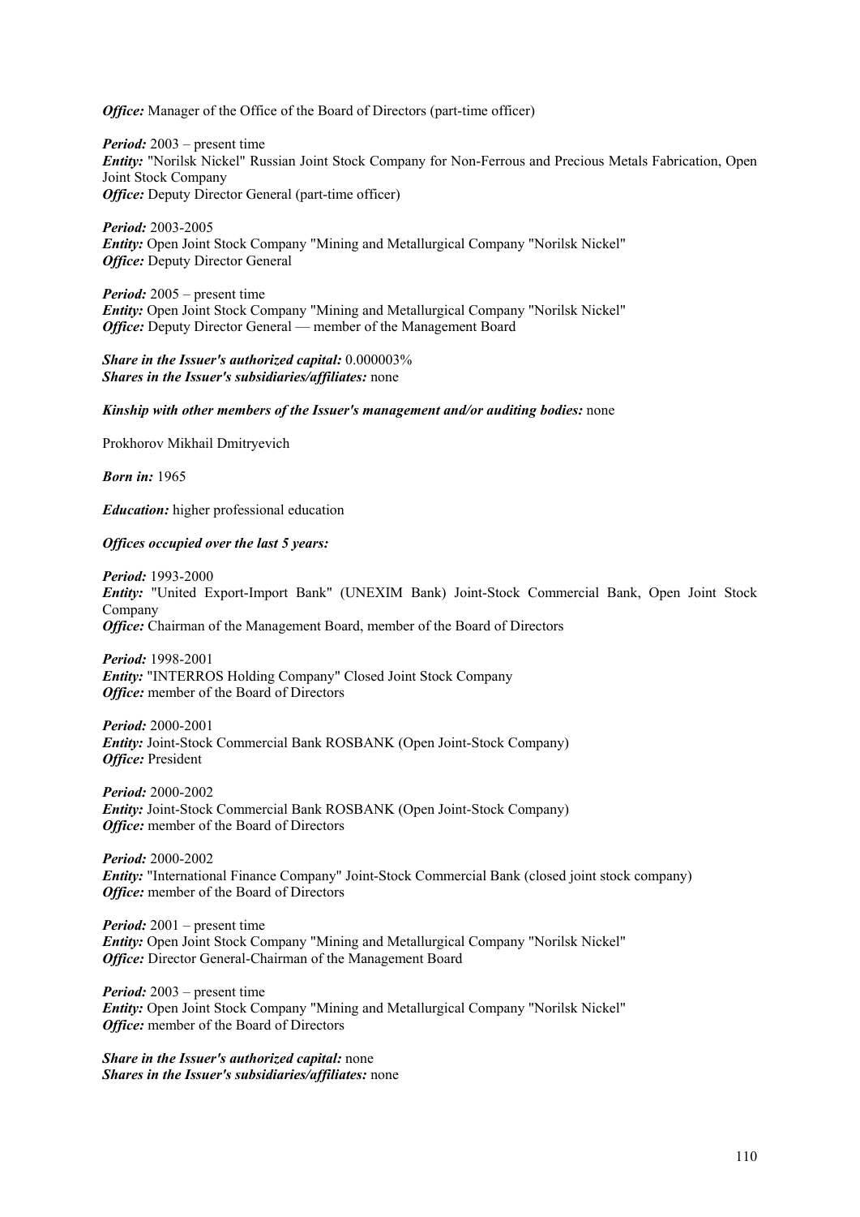***Office:*** Manager of the Office of the Board of Directors (part-time officer)

***Period:*** 2003 – present time
***Entity:*** "Norilsk Nickel" Russian Joint Stock Company for Non-Ferrous and Precious Metals Fabrication, Open Joint Stock Company
***Office:*** Deputy Director General (part-time officer)

***Period:*** 2003-2005
***Entity:*** Open Joint Stock Company "Mining and Metallurgical Company "Norilsk Nickel"
***Office:*** Deputy Director General

***Period:*** 2005 – present time
***Entity:*** Open Joint Stock Company "Mining and Metallurgical Company "Norilsk Nickel"
***Office:*** Deputy Director General — member of the Management Board

***Share in the Issuer's authorized capital:*** 0.000003%
***Shares in the Issuer's subsidiaries/affiliates:*** none

***Kinship with other members of the Issuer's management and/or auditing bodies:*** none

Prokhorov Mikhail Dmitryevich

***Born in:*** 1965

***Education:*** higher professional education

***Offices occupied over the last 5 years:***

***Period:*** 1993-2000
***Entity:*** "United Export-Import Bank" (UNEXIM Bank) Joint-Stock Commercial Bank, Open Joint Stock Company
***Office:*** Chairman of the Management Board, member of the Board of Directors

***Period:*** 1998-2001
***Entity:*** "INTERROS Holding Company" Closed Joint Stock Company
***Office:*** member of the Board of Directors

***Period:*** 2000-2001
***Entity:*** Joint-Stock Commercial Bank ROSBANK (Open Joint-Stock Company)
***Office:*** President

***Period:*** 2000-2002
***Entity:*** Joint-Stock Commercial Bank ROSBANK (Open Joint-Stock Company)
***Office:*** member of the Board of Directors

***Period:*** 2000-2002
***Entity:*** "International Finance Company" Joint-Stock Commercial Bank (closed joint stock company)
***Office:*** member of the Board of Directors

***Period:*** 2001 – present time
***Entity:*** Open Joint Stock Company "Mining and Metallurgical Company "Norilsk Nickel"
***Office:*** Director General-Chairman of the Management Board

***Period:*** 2003 – present time
***Entity:*** Open Joint Stock Company "Mining and Metallurgical Company "Norilsk Nickel"
***Office:*** member of the Board of Directors

***Share in the Issuer's authorized capital:*** none
***Shares in the Issuer's subsidiaries/affiliates:*** none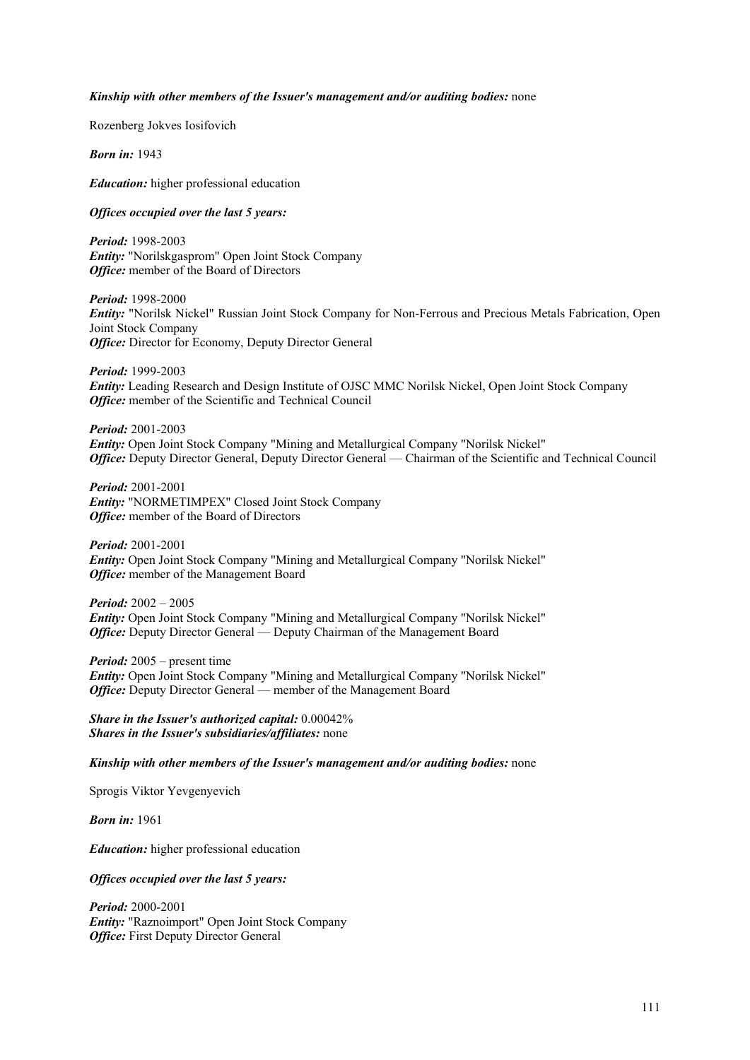***Kinship with other members of the Issuer's management and/or auditing bodies:*** none

Rozenberg Jokves Iosifovich

***Born in:*** 1943

***Education:*** higher professional education

***Offices occupied over the last 5 years:***

***Period:*** 1998-2003
***Entity:*** "Norilskgasprom" Open Joint Stock Company
***Office:*** member of the Board of Directors

***Period:*** 1998-2000
***Entity:*** "Norilsk Nickel" Russian Joint Stock Company for Non-Ferrous and Precious Metals Fabrication, Open Joint Stock Company
***Office:*** Director for Economy, Deputy Director General

***Period:*** 1999-2003
***Entity:*** Leading Research and Design Institute of OJSC MMC Norilsk Nickel, Open Joint Stock Company
***Office:*** member of the Scientific and Technical Council

***Period:*** 2001-2003
***Entity:*** Open Joint Stock Company "Mining and Metallurgical Company "Norilsk Nickel"
***Office:*** Deputy Director General, Deputy Director General — Chairman of the Scientific and Technical Council

***Period:*** 2001-2001
***Entity:*** "NORMETIMPEX" Closed Joint Stock Company
***Office:*** member of the Board of Directors

***Period:*** 2001-2001
***Entity:*** Open Joint Stock Company "Mining and Metallurgical Company "Norilsk Nickel"
***Office:*** member of the Management Board

***Period:*** 2002 – 2005
***Entity:*** Open Joint Stock Company "Mining and Metallurgical Company "Norilsk Nickel"
***Office:*** Deputy Director General — Deputy Chairman of the Management Board

***Period:*** 2005 – present time
***Entity:*** Open Joint Stock Company "Mining and Metallurgical Company "Norilsk Nickel"
***Office:*** Deputy Director General — member of the Management Board

***Share in the Issuer's authorized capital:*** 0.00042%
***Shares in the Issuer's subsidiaries/affiliates:*** none

***Kinship with other members of the Issuer's management and/or auditing bodies:*** none

Sprogis Viktor Yevgenyevich

***Born in:*** 1961

***Education:*** higher professional education

***Offices occupied over the last 5 years:***

***Period:*** 2000-2001
***Entity:*** "Raznoimport" Open Joint Stock Company
***Office:*** First Deputy Director General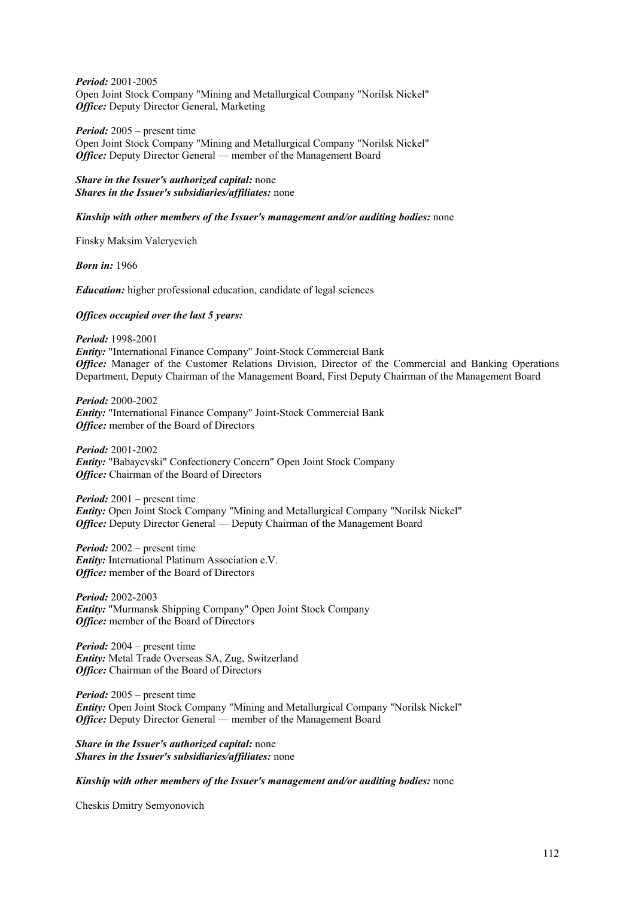***Period:*** 2001-2005
Open Joint Stock Company "Mining and Metallurgical Company "Norilsk Nickel"
***Office:*** Deputy Director General, Marketing

***Period:*** 2005 – present time
Open Joint Stock Company "Mining and Metallurgical Company "Norilsk Nickel"
***Office:*** Deputy Director General — member of the Management Board

***Share in the Issuer's authorized capital:*** none
***Shares in the Issuer's subsidiaries/affiliates:*** none

***Kinship with other members of the Issuer's management and/or auditing bodies:*** none

Finsky Maksim Valeryevich

***Born in:*** 1966

***Education:*** higher professional education, candidate of legal sciences

***Offices occupied over the last 5 years:***

***Period:*** 1998-2001
***Entity:*** "International Finance Company" Joint-Stock Commercial Bank
***Office:*** Manager of the Customer Relations Division, Director of the Commercial and Banking Operations Department, Deputy Chairman of the Management Board, First Deputy Chairman of the Management Board

***Period:*** 2000-2002
***Entity:*** "International Finance Company" Joint-Stock Commercial Bank
***Office:*** member of the Board of Directors

***Period:*** 2001-2002
***Entity:*** "Babayevski" Confectionery Concern" Open Joint Stock Company
***Office:*** Chairman of the Board of Directors

***Period:*** 2001 – present time
***Entity:*** Open Joint Stock Company "Mining and Metallurgical Company "Norilsk Nickel"
***Office:*** Deputy Director General — Deputy Chairman of the Management Board

***Period:*** 2002 – present time
***Entity:*** International Platinum Association e.V.
***Office:*** member of the Board of Directors

***Period:*** 2002-2003
***Entity:*** "Murmansk Shipping Company" Open Joint Stock Company
***Office:*** member of the Board of Directors

***Period:*** 2004 – present time
***Entity:*** Metal Trade Overseas SA, Zug, Switzerland
***Office:*** Chairman of the Board of Directors

***Period:*** 2005 – present time
***Entity:*** Open Joint Stock Company "Mining and Metallurgical Company "Norilsk Nickel"
***Office:*** Deputy Director General — member of the Management Board

***Share in the Issuer's authorized capital:*** none
***Shares in the Issuer's subsidiaries/affiliates:*** none

***Kinship with other members of the Issuer's management and/or auditing bodies:*** none

Cheskis Dmitry Semyonovich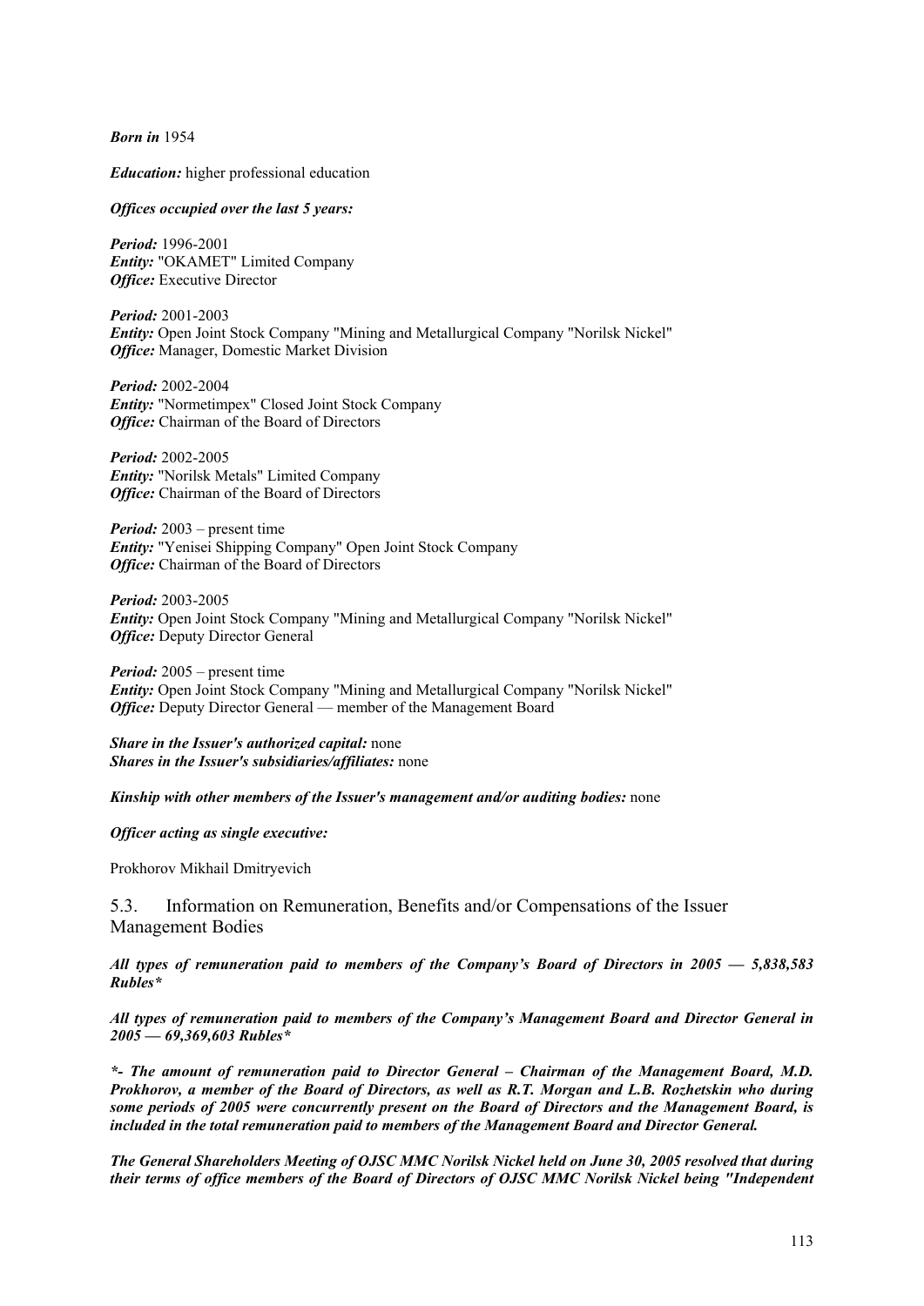***Born in*** 1954

***Education:*** higher professional education

***Offices occupied over the last 5 years:***

***Period:*** 1996-2001
***Entity:*** "OKAMET" Limited Company
***Office:*** Executive Director

***Period:*** 2001-2003
***Entity:*** Open Joint Stock Company "Mining and Metallurgical Company "Norilsk Nickel"
***Office:*** Manager, Domestic Market Division

***Period:*** 2002-2004
***Entity:*** "Normetimpex" Closed Joint Stock Company
***Office:*** Chairman of the Board of Directors

***Period:*** 2002-2005
***Entity:*** "Norilsk Metals" Limited Company
***Office:*** Chairman of the Board of Directors

***Period:*** 2003 – present time
***Entity:*** "Yenisei Shipping Company" Open Joint Stock Company
***Office:*** Chairman of the Board of Directors

***Period:*** 2003-2005
***Entity:*** Open Joint Stock Company "Mining and Metallurgical Company "Norilsk Nickel"
***Office:*** Deputy Director General

***Period:*** 2005 – present time
***Entity:*** Open Joint Stock Company "Mining and Metallurgical Company "Norilsk Nickel"
***Office:*** Deputy Director General — member of the Management Board

***Share in the Issuer's authorized capital:*** none
***Shares in the Issuer's subsidiaries/affiliates:*** none

***Kinship with other members of the Issuer's management and/or auditing bodies:*** none

***Officer acting as single executive:***

Prokhorov Mikhail Dmitryevich

## 5.3. Information on Remuneration, Benefits and/or Compensations of the Issuer Management Bodies

***All types of remuneration paid to members of the Company's Board of Directors in 2005 — 5,838,583 Rubles****

***All types of remuneration paid to members of the Company's Management Board and Director General in 2005 — 69,369,603 Rubles****

****- The amount of remuneration paid to Director General – Chairman of the Management Board, M.D. Prokhorov, a member of the Board of Directors, as well as R.T. Morgan and L.B. Rozhetskin who during some periods of 2005 were concurrently present on the Board of Directors and the Management Board, is included in the total remuneration paid to members of the Management Board and Director General.***

***The General Shareholders Meeting of OJSC MMC Norilsk Nickel held on June 30, 2005 resolved that during their terms of office members of the Board of Directors of OJSC MMC Norilsk Nickel being "Independent***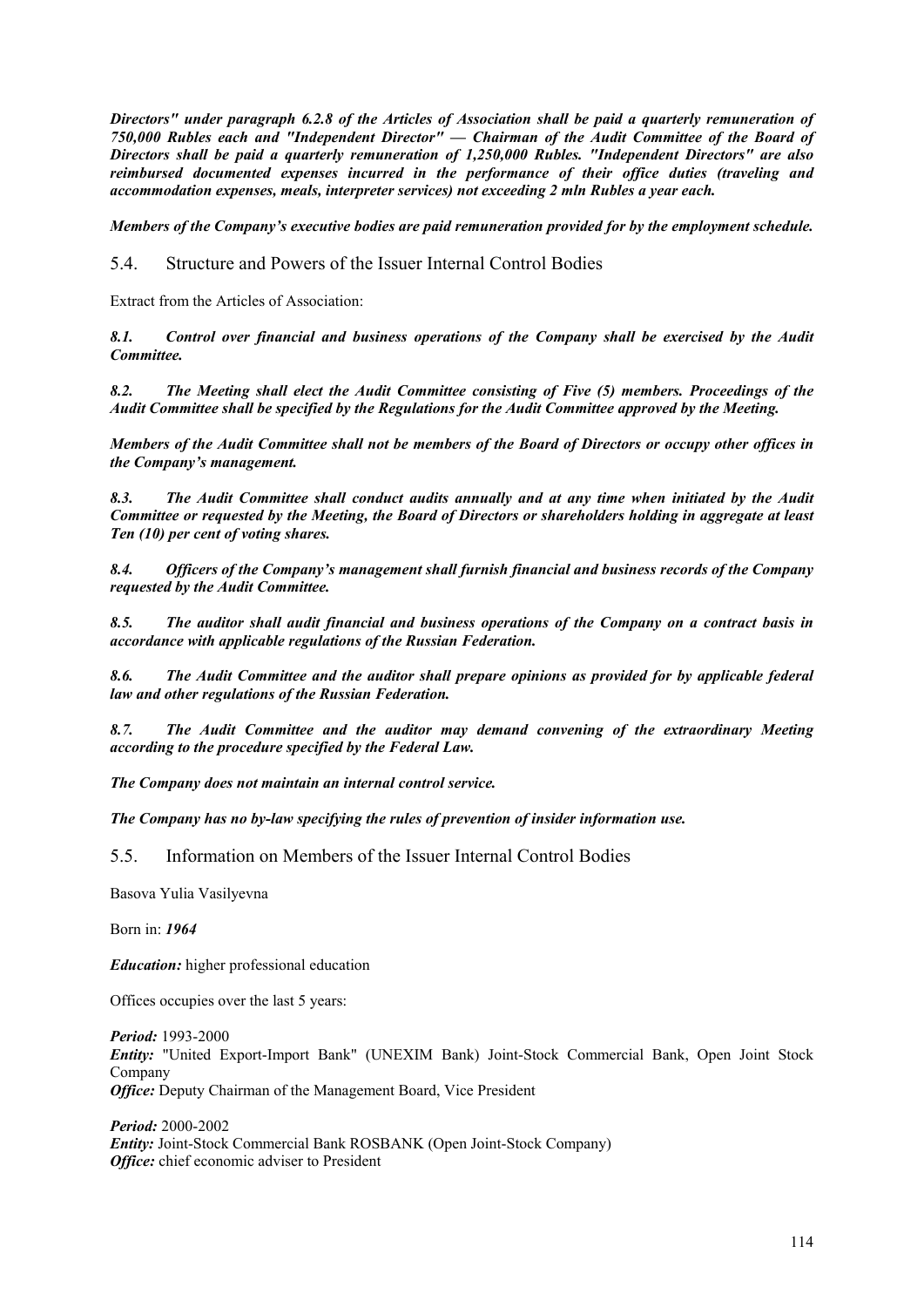***Directors" under paragraph 6.2.8 of the Articles of Association shall be paid a quarterly remuneration of 750,000 Rubles each and "Independent Director" — Chairman of the Audit Committee of the Board of Directors shall be paid a quarterly remuneration of 1,250,000 Rubles. "Independent Directors" are also reimbursed documented expenses incurred in the performance of their office duties (traveling and accommodation expenses, meals, interpreter services) not exceeding 2 mln Rubles a year each.***

***Members of the Company's executive bodies are paid remuneration provided for by the employment schedule.***

## 5.4. Structure and Powers of the Issuer Internal Control Bodies

Extract from the Articles of Association:

***8.1. Control over financial and business operations of the Company shall be exercised by the Audit Committee.***

***8.2. The Meeting shall elect the Audit Committee consisting of Five (5) members. Proceedings of the Audit Committee shall be specified by the Regulations for the Audit Committee approved by the Meeting.***

***Members of the Audit Committee shall not be members of the Board of Directors or occupy other offices in the Company's management.***

***8.3. The Audit Committee shall conduct audits annually and at any time when initiated by the Audit Committee or requested by the Meeting, the Board of Directors or shareholders holding in aggregate at least Ten (10) per cent of voting shares.***

***8.4. Officers of the Company's management shall furnish financial and business records of the Company requested by the Audit Committee.***

***8.5. The auditor shall audit financial and business operations of the Company on a contract basis in accordance with applicable regulations of the Russian Federation.***

***8.6. The Audit Committee and the auditor shall prepare opinions as provided for by applicable federal law and other regulations of the Russian Federation.***

***8.7. The Audit Committee and the auditor may demand convening of the extraordinary Meeting according to the procedure specified by the Federal Law.***

***The Company does not maintain an internal control service.***

***The Company has no by-law specifying the rules of prevention of insider information use.***

## 5.5. Information on Members of the Issuer Internal Control Bodies

Basova Yulia Vasilyevna

Born in: ***1964***

***Education:*** higher professional education

Offices occupies over the last 5 years:

***Period:*** 1993-2000
***Entity:*** "United Export-Import Bank" (UNEXIM Bank) Joint-Stock Commercial Bank, Open Joint Stock Company
***Office:*** Deputy Chairman of the Management Board, Vice President

***Period:*** 2000-2002
***Entity:*** Joint-Stock Commercial Bank ROSBANK (Open Joint-Stock Company)
***Office:*** chief economic adviser to President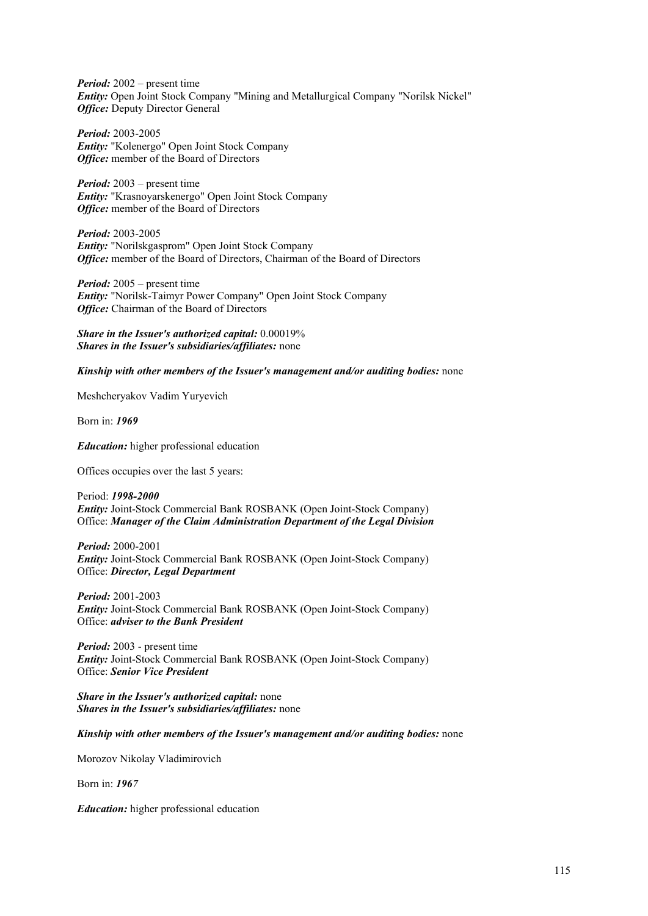***Period:*** 2002 – present time
***Entity:*** Open Joint Stock Company "Mining and Metallurgical Company "Norilsk Nickel"
***Office:*** Deputy Director General

***Period:*** 2003-2005
***Entity:*** "Kolenergo" Open Joint Stock Company
***Office:*** member of the Board of Directors

***Period:*** 2003 – present time
***Entity:*** "Krasnoyarskenergo" Open Joint Stock Company
***Office:*** member of the Board of Directors

***Period:*** 2003-2005
***Entity:*** "Norilskgasprom" Open Joint Stock Company
***Office:*** member of the Board of Directors, Chairman of the Board of Directors

***Period:*** 2005 – present time
***Entity:*** "Norilsk-Taimyr Power Company" Open Joint Stock Company
***Office:*** Chairman of the Board of Directors

***Share in the Issuer's authorized capital:*** 0.00019%
***Shares in the Issuer's subsidiaries/affiliates:*** none

***Kinship with other members of the Issuer's management and/or auditing bodies:*** none

Meshcheryakov Vadim Yuryevich

Born in: ***1969***

***Education:*** higher professional education

Offices occupies over the last 5 years:

Period: ***1998-2000***
***Entity:*** Joint-Stock Commercial Bank ROSBANK (Open Joint-Stock Company)
Office: ***Manager of the Claim Administration Department of the Legal Division***

***Period:*** 2000-2001
***Entity:*** Joint-Stock Commercial Bank ROSBANK (Open Joint-Stock Company)
Office: ***Director, Legal Department***

***Period:*** 2001-2003
***Entity:*** Joint-Stock Commercial Bank ROSBANK (Open Joint-Stock Company)
Office: ***adviser to the Bank President***

***Period:*** 2003 - present time
***Entity:*** Joint-Stock Commercial Bank ROSBANK (Open Joint-Stock Company)
Office: ***Senior Vice President***

***Share in the Issuer's authorized capital:*** none
***Shares in the Issuer's subsidiaries/affiliates:*** none

***Kinship with other members of the Issuer's management and/or auditing bodies:*** none

Morozov Nikolay Vladimirovich

Born in: ***1967***

***Education:*** higher professional education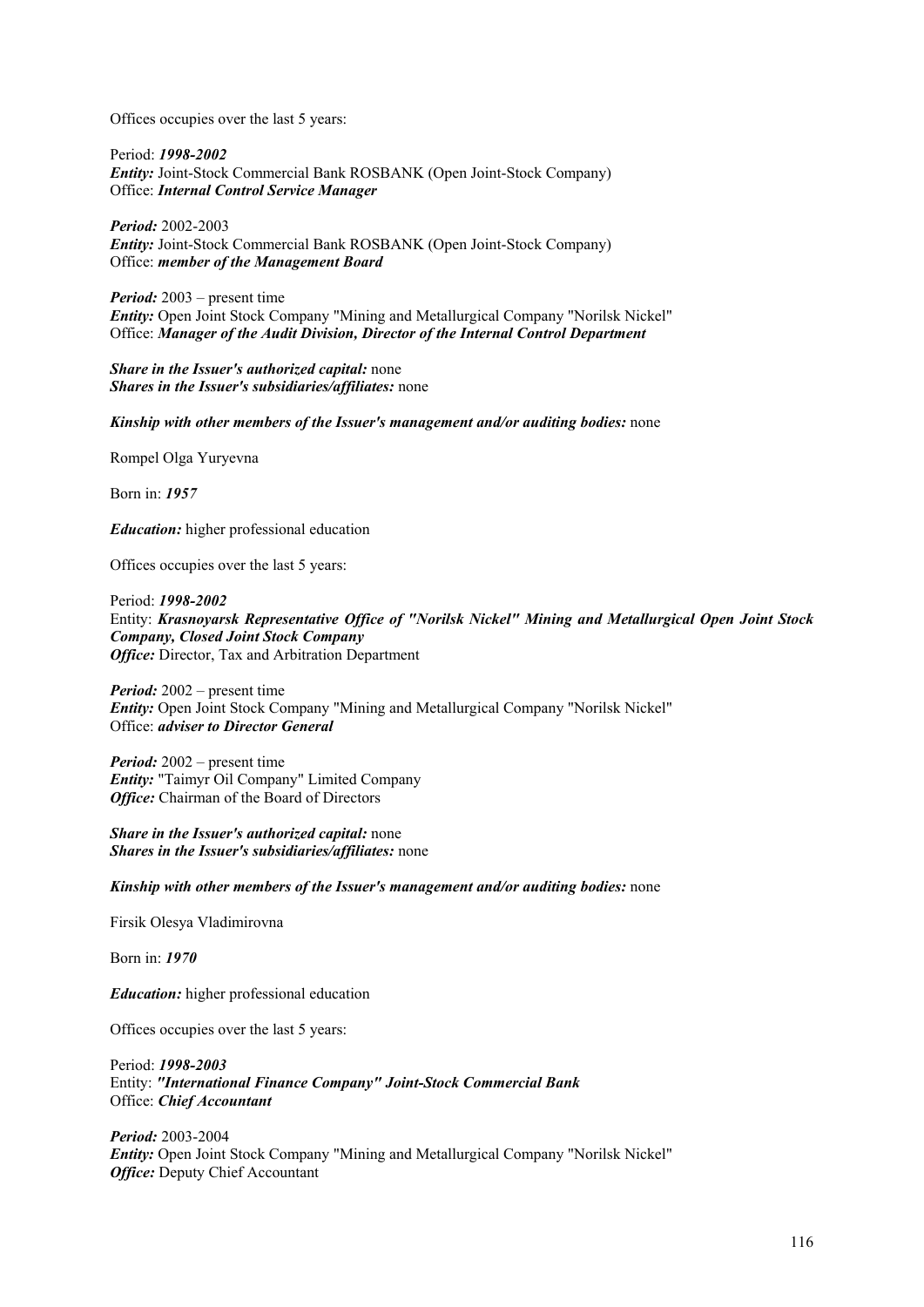Offices occupies over the last 5 years:

Period: ***1998-2002***
***Entity:*** Joint-Stock Commercial Bank ROSBANK (Open Joint-Stock Company)
Office: ***Internal Control Service Manager***

***Period:*** 2002-2003
***Entity:*** Joint-Stock Commercial Bank ROSBANK (Open Joint-Stock Company)
Office: ***member of the Management Board***

***Period:*** 2003 – present time
***Entity:*** Open Joint Stock Company "Mining and Metallurgical Company "Norilsk Nickel"
Office: ***Manager of the Audit Division, Director of the Internal Control Department***

***Share in the Issuer's authorized capital:*** none
***Shares in the Issuer's subsidiaries/affiliates:*** none

***Kinship with other members of the Issuer's management and/or auditing bodies:*** none

Rompel Olga Yuryevna

Born in: ***1957***

***Education:*** higher professional education

Offices occupies over the last 5 years:

Period: ***1998-2002***
Entity: ***Krasnoyarsk Representative Office of "Norilsk Nickel" Mining and Metallurgical Open Joint Stock Company, Closed Joint Stock Company***
***Office:*** Director, Tax and Arbitration Department

***Period:*** 2002 – present time
***Entity:*** Open Joint Stock Company "Mining and Metallurgical Company "Norilsk Nickel"
Office: ***adviser to Director General***

***Period:*** 2002 – present time
***Entity:*** "Taimyr Oil Company" Limited Company
***Office:*** Chairman of the Board of Directors

***Share in the Issuer's authorized capital:*** none
***Shares in the Issuer's subsidiaries/affiliates:*** none

***Kinship with other members of the Issuer's management and/or auditing bodies:*** none

Firsik Olesya Vladimirovna

Born in: ***1970***

***Education:*** higher professional education

Offices occupies over the last 5 years:

Period: ***1998-2003***
Entity: ***"International Finance Company" Joint-Stock Commercial Bank***
Office: ***Chief Accountant***

***Period:*** 2003-2004
***Entity:*** Open Joint Stock Company "Mining and Metallurgical Company "Norilsk Nickel"
***Office:*** Deputy Chief Accountant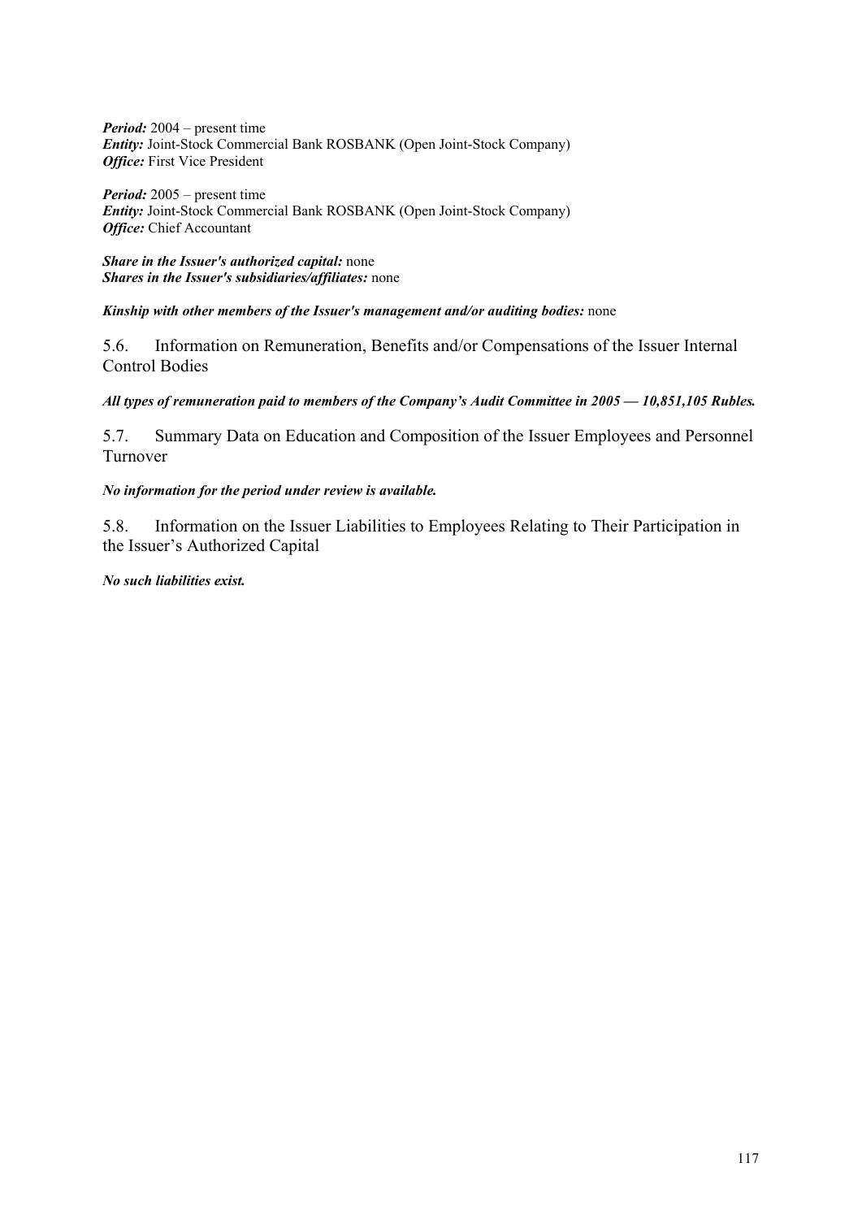***Period:*** 2004 – present time
***Entity:*** Joint-Stock Commercial Bank ROSBANK (Open Joint-Stock Company)
***Office:*** First Vice President

***Period:*** 2005 – present time
***Entity:*** Joint-Stock Commercial Bank ROSBANK (Open Joint-Stock Company)
***Office:*** Chief Accountant

***Share in the Issuer's authorized capital:*** none
***Shares in the Issuer's subsidiaries/affiliates:*** none

***Kinship with other members of the Issuer's management and/or auditing bodies:*** none

## 5.6. Information on Remuneration, Benefits and/or Compensations of the Issuer Internal Control Bodies

***All types of remuneration paid to members of the Company's Audit Committee in 2005 — 10,851,105 Rubles.***

## 5.7. Summary Data on Education and Composition of the Issuer Employees and Personnel Turnover

***No information for the period under review is available.***

## 5.8. Information on the Issuer Liabilities to Employees Relating to Their Participation in the Issuer's Authorized Capital

***No such liabilities exist.***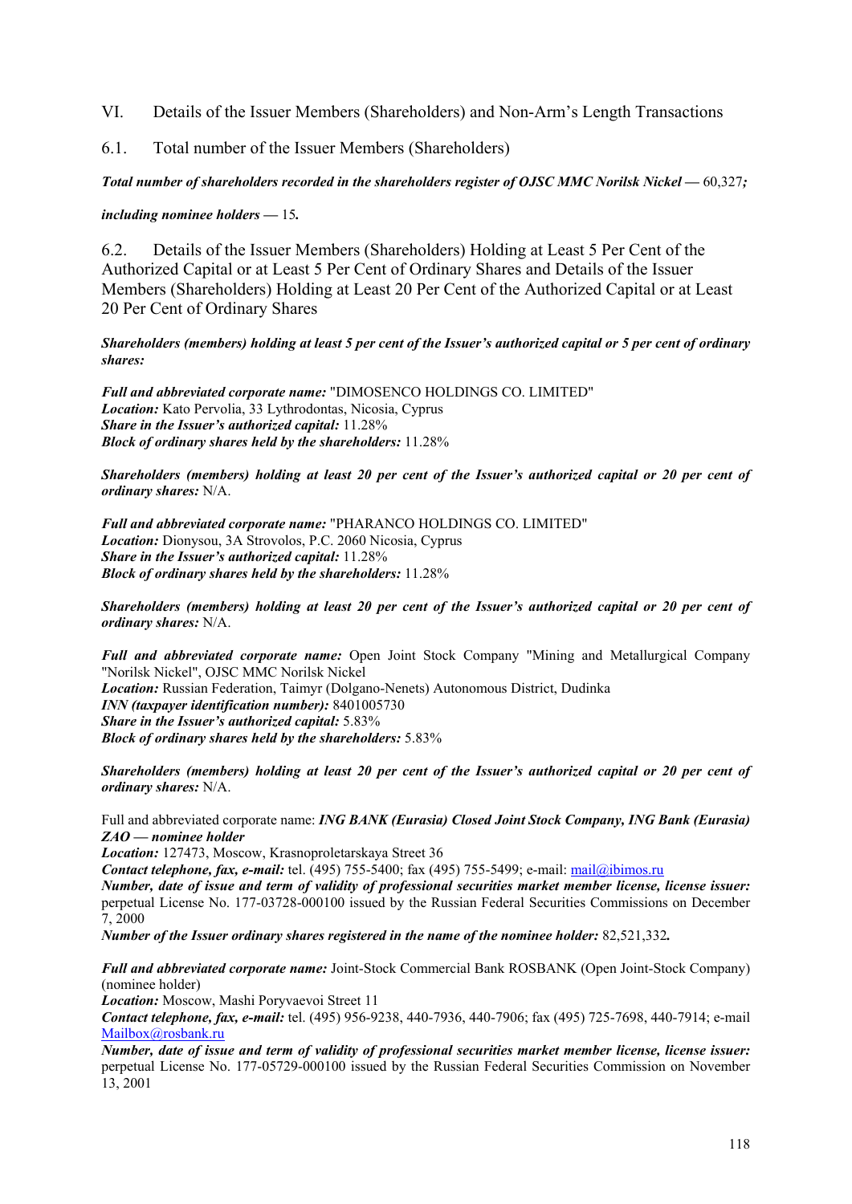## VI. Details of the Issuer Members (Shareholders) and Non-Arm's Length Transactions

### 6.1. Total number of the Issuer Members (Shareholders)

***Total number of shareholders recorded in the shareholders register of OJSC MMC Norilsk Nickel —*** 60,327***;***

***including nominee holders —*** 15***.***

### 6.2. Details of the Issuer Members (Shareholders) Holding at Least 5 Per Cent of the Authorized Capital or at Least 5 Per Cent of Ordinary Shares and Details of the Issuer Members (Shareholders) Holding at Least 20 Per Cent of the Authorized Capital or at Least 20 Per Cent of Ordinary Shares

***Shareholders (members) holding at least 5 per cent of the Issuer's authorized capital or 5 per cent of ordinary shares:***

***Full and abbreviated corporate name:*** "DIMOSENCO HOLDINGS CO. LIMITED"
***Location:*** Kato Pervolia, 33 Lythrodontas, Nicosia, Cyprus
***Share in the Issuer's authorized capital:*** 11.28%
***Block of ordinary shares held by the shareholders:*** 11.28%

***Shareholders (members) holding at least 20 per cent of the Issuer's authorized capital or 20 per cent of ordinary shares:*** N/A.

***Full and abbreviated corporate name:*** "PHARANCO HOLDINGS CO. LIMITED"
***Location:*** Dionysou, 3A Strovolos, P.C. 2060 Nicosia, Cyprus
***Share in the Issuer's authorized capital:*** 11.28%
***Block of ordinary shares held by the shareholders:*** 11.28%

***Shareholders (members) holding at least 20 per cent of the Issuer's authorized capital or 20 per cent of ordinary shares:*** N/A.

***Full and abbreviated corporate name:*** Open Joint Stock Company "Mining and Metallurgical Company "Norilsk Nickel", OJSC MMC Norilsk Nickel
***Location:*** Russian Federation, Taimyr (Dolgano-Nenets) Autonomous District, Dudinka
***INN (taxpayer identification number):*** 8401005730
***Share in the Issuer's authorized capital:*** 5.83%
***Block of ordinary shares held by the shareholders:*** 5.83%

***Shareholders (members) holding at least 20 per cent of the Issuer's authorized capital or 20 per cent of ordinary shares:*** N/A.

Full and abbreviated corporate name: ***ING BANK (Eurasia) Closed Joint Stock Company, ING Bank (Eurasia) ZAO — nominee holder***
***Location:*** 127473, Moscow, Krasnoproletarskaya Street 36
***Contact telephone, fax, e-mail:*** tel. (495) 755-5400; fax (495) 755-5499; e-mail: mail@ibimos.ru
***Number, date of issue and term of validity of professional securities market member license, license issuer:*** perpetual License No. 177-03728-000100 issued by the Russian Federal Securities Commissions on December 7, 2000
***Number of the Issuer ordinary shares registered in the name of the nominee holder:*** 82,521,332***.***

***Full and abbreviated corporate name:*** Joint-Stock Commercial Bank ROSBANK (Open Joint-Stock Company) (nominee holder)
***Location:*** Moscow, Mashi Poryvaevoi Street 11
***Contact telephone, fax, e-mail:*** tel. (495) 956-9238, 440-7936, 440-7906; fax (495) 725-7698, 440-7914; e-mail Mailbox@rosbank.ru
***Number, date of issue and term of validity of professional securities market member license, license issuer:*** perpetual License No. 177-05729-000100 issued by the Russian Federal Securities Commission on November 13, 2001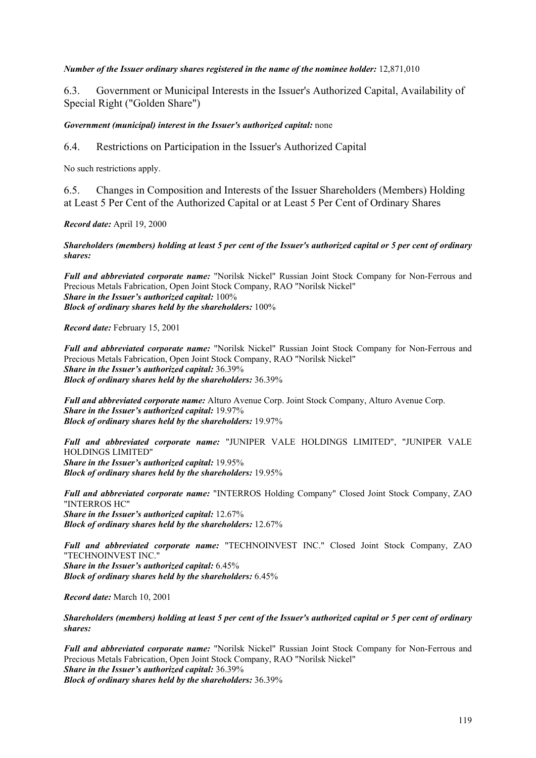***Number of the Issuer ordinary shares registered in the name of the nominee holder:*** 12,871,010

## 6.3. Government or Municipal Interests in the Issuer's Authorized Capital, Availability of Special Right ("Golden Share")

***Government (municipal) interest in the Issuer's authorized capital:*** none

## 6.4. Restrictions on Participation in the Issuer's Authorized Capital

No such restrictions apply.

## 6.5. Changes in Composition and Interests of the Issuer Shareholders (Members) Holding at Least 5 Per Cent of the Authorized Capital or at Least 5 Per Cent of Ordinary Shares

***Record date:*** April 19, 2000

***Shareholders (members) holding at least 5 per cent of the Issuer's authorized capital or 5 per cent of ordinary shares:***

***Full and abbreviated corporate name:*** "Norilsk Nickel" Russian Joint Stock Company for Non-Ferrous and Precious Metals Fabrication, Open Joint Stock Company, RAO "Norilsk Nickel"
***Share in the Issuer's authorized capital:*** 100%
***Block of ordinary shares held by the shareholders:*** 100%

***Record date:*** February 15, 2001

***Full and abbreviated corporate name:*** "Norilsk Nickel" Russian Joint Stock Company for Non-Ferrous and Precious Metals Fabrication, Open Joint Stock Company, RAO "Norilsk Nickel"
***Share in the Issuer's authorized capital:*** 36.39%
***Block of ordinary shares held by the shareholders:*** 36.39%

***Full and abbreviated corporate name:*** Alturo Avenue Corp. Joint Stock Company, Alturo Avenue Corp.
***Share in the Issuer's authorized capital:*** 19.97%
***Block of ordinary shares held by the shareholders:*** 19.97%

***Full and abbreviated corporate name:*** "JUNIPER VALE HOLDINGS LIMITED", "JUNIPER VALE HOLDINGS LIMITED"
***Share in the Issuer's authorized capital:*** 19.95%
***Block of ordinary shares held by the shareholders:*** 19.95%

***Full and abbreviated corporate name:*** "INTERROS Holding Company" Closed Joint Stock Company, ZAO "INTERROS HC"
***Share in the Issuer's authorized capital:*** 12.67%
***Block of ordinary shares held by the shareholders:*** 12.67%

***Full and abbreviated corporate name:*** "TECHNOINVEST INC." Closed Joint Stock Company, ZAO "TECHNOINVEST INC."
***Share in the Issuer's authorized capital:*** 6.45%
***Block of ordinary shares held by the shareholders:*** 6.45%

***Record date:*** March 10, 2001

***Shareholders (members) holding at least 5 per cent of the Issuer's authorized capital or 5 per cent of ordinary shares:***

***Full and abbreviated corporate name:*** "Norilsk Nickel" Russian Joint Stock Company for Non-Ferrous and Precious Metals Fabrication, Open Joint Stock Company, RAO "Norilsk Nickel"
***Share in the Issuer's authorized capital:*** 36.39%
***Block of ordinary shares held by the shareholders:*** 36.39%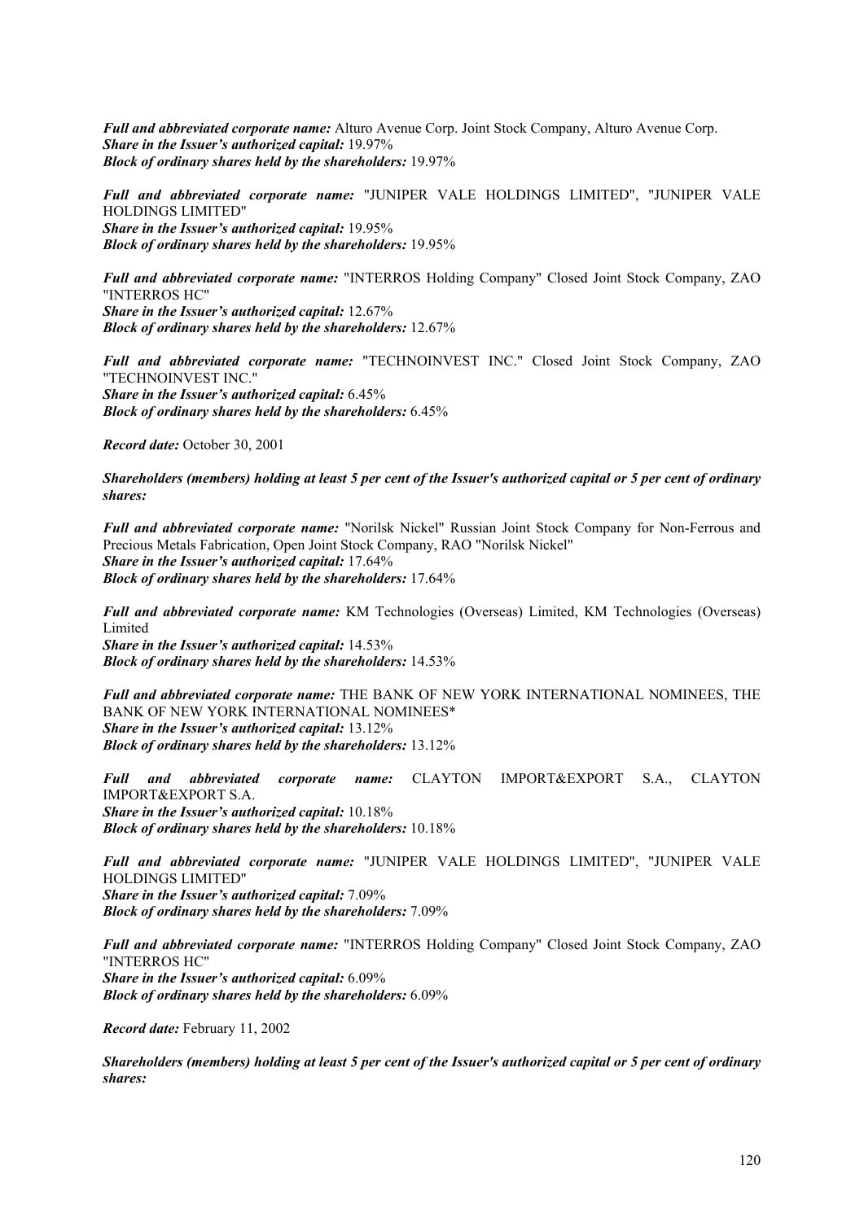***Full and abbreviated corporate name:*** Alturo Avenue Corp. Joint Stock Company, Alturo Avenue Corp.
***Share in the Issuer's authorized capital:*** 19.97%
***Block of ordinary shares held by the shareholders:*** 19.97%

***Full and abbreviated corporate name:*** "JUNIPER VALE HOLDINGS LIMITED", "JUNIPER VALE HOLDINGS LIMITED"
***Share in the Issuer's authorized capital:*** 19.95%
***Block of ordinary shares held by the shareholders:*** 19.95%

***Full and abbreviated corporate name:*** "INTERROS Holding Company" Closed Joint Stock Company, ZAO "INTERROS HC"
***Share in the Issuer's authorized capital:*** 12.67%
***Block of ordinary shares held by the shareholders:*** 12.67%

***Full and abbreviated corporate name:*** "TECHNOINVEST INC." Closed Joint Stock Company, ZAO "TECHNOINVEST INC."
***Share in the Issuer's authorized capital:*** 6.45%
***Block of ordinary shares held by the shareholders:*** 6.45%

***Record date:*** October 30, 2001

***Shareholders (members) holding at least 5 per cent of the Issuer's authorized capital or 5 per cent of ordinary shares:***

***Full and abbreviated corporate name:*** "Norilsk Nickel" Russian Joint Stock Company for Non-Ferrous and Precious Metals Fabrication, Open Joint Stock Company, RAO "Norilsk Nickel"
***Share in the Issuer's authorized capital:*** 17.64%
***Block of ordinary shares held by the shareholders:*** 17.64%

***Full and abbreviated corporate name:*** KM Technologies (Overseas) Limited, KM Technologies (Overseas) Limited
***Share in the Issuer's authorized capital:*** 14.53%
***Block of ordinary shares held by the shareholders:*** 14.53%

***Full and abbreviated corporate name:*** THE BANK OF NEW YORK INTERNATIONAL NOMINEES, THE BANK OF NEW YORK INTERNATIONAL NOMINEES*
***Share in the Issuer's authorized capital:*** 13.12%
***Block of ordinary shares held by the shareholders:*** 13.12%

***Full and abbreviated corporate name:*** CLAYTON IMPORT&EXPORT S.A., CLAYTON IMPORT&EXPORT S.A.
***Share in the Issuer's authorized capital:*** 10.18%
***Block of ordinary shares held by the shareholders:*** 10.18%

***Full and abbreviated corporate name:*** "JUNIPER VALE HOLDINGS LIMITED", "JUNIPER VALE HOLDINGS LIMITED"
***Share in the Issuer's authorized capital:*** 7.09%
***Block of ordinary shares held by the shareholders:*** 7.09%

***Full and abbreviated corporate name:*** "INTERROS Holding Company" Closed Joint Stock Company, ZAO "INTERROS HC"
***Share in the Issuer's authorized capital:*** 6.09%
***Block of ordinary shares held by the shareholders:*** 6.09%

***Record date:*** February 11, 2002

***Shareholders (members) holding at least 5 per cent of the Issuer's authorized capital or 5 per cent of ordinary shares:***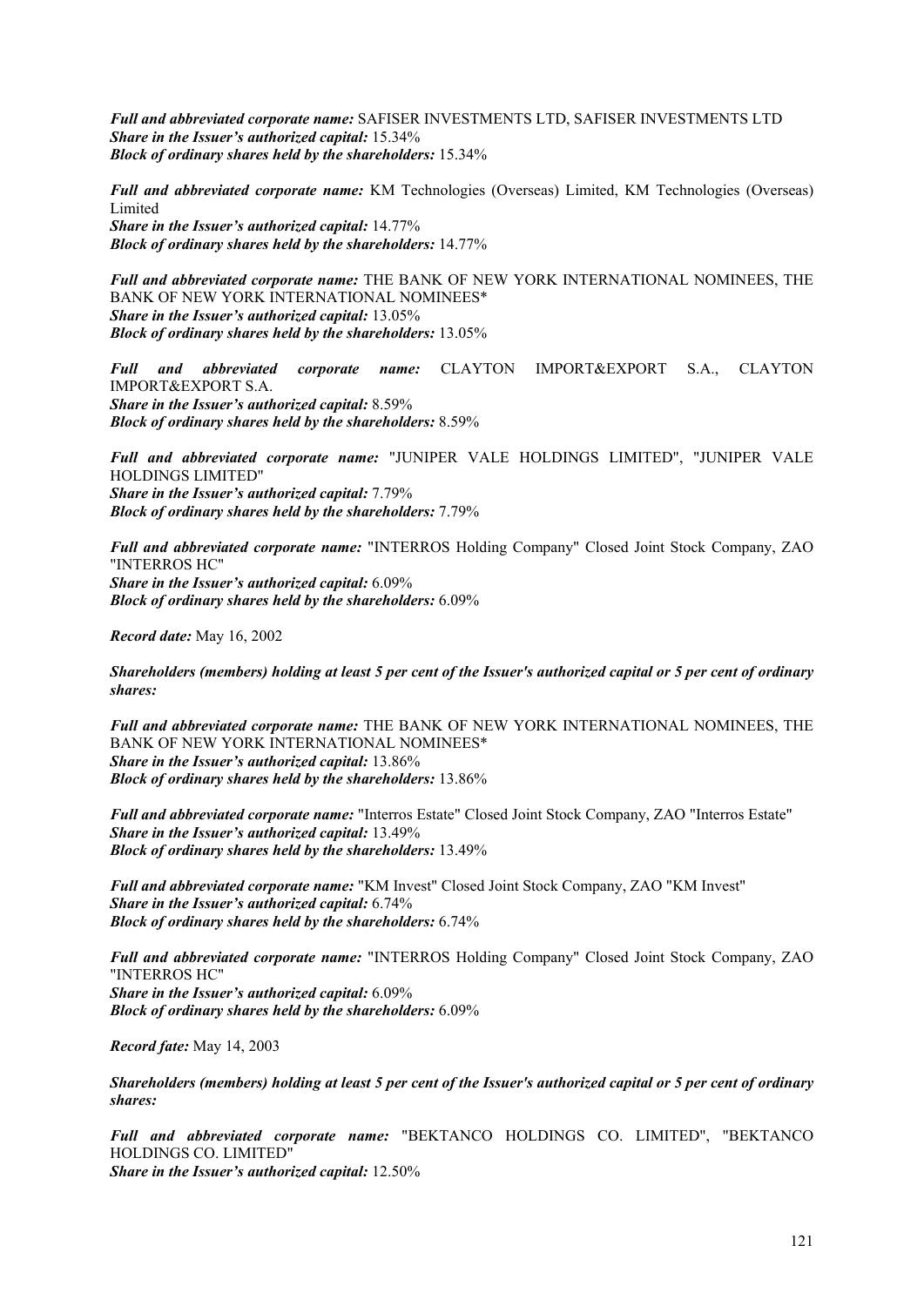***Full and abbreviated corporate name:*** SAFISER INVESTMENTS LTD, SAFISER INVESTMENTS LTD
***Share in the Issuer's authorized capital:*** 15.34%
***Block of ordinary shares held by the shareholders:*** 15.34%

***Full and abbreviated corporate name:*** KM Technologies (Overseas) Limited, KM Technologies (Overseas) Limited
***Share in the Issuer's authorized capital:*** 14.77%
***Block of ordinary shares held by the shareholders:*** 14.77%

***Full and abbreviated corporate name:*** THE BANK OF NEW YORK INTERNATIONAL NOMINEES, THE BANK OF NEW YORK INTERNATIONAL NOMINEES*
***Share in the Issuer's authorized capital:*** 13.05%
***Block of ordinary shares held by the shareholders:*** 13.05%

***Full and abbreviated corporate name:*** CLAYTON IMPORT&EXPORT S.A., CLAYTON IMPORT&EXPORT S.A.
***Share in the Issuer's authorized capital:*** 8.59%
***Block of ordinary shares held by the shareholders:*** 8.59%

***Full and abbreviated corporate name:*** "JUNIPER VALE HOLDINGS LIMITED", "JUNIPER VALE HOLDINGS LIMITED"
***Share in the Issuer's authorized capital:*** 7.79%
***Block of ordinary shares held by the shareholders:*** 7.79%

***Full and abbreviated corporate name:*** "INTERROS Holding Company" Closed Joint Stock Company, ZAO "INTERROS HC"
***Share in the Issuer's authorized capital:*** 6.09%
***Block of ordinary shares held by the shareholders:*** 6.09%

***Record date:*** May 16, 2002

***Shareholders (members) holding at least 5 per cent of the Issuer's authorized capital or 5 per cent of ordinary shares:***

***Full and abbreviated corporate name:*** THE BANK OF NEW YORK INTERNATIONAL NOMINEES, THE BANK OF NEW YORK INTERNATIONAL NOMINEES*
***Share in the Issuer's authorized capital:*** 13.86%
***Block of ordinary shares held by the shareholders:*** 13.86%

***Full and abbreviated corporate name:*** "Interros Estate" Closed Joint Stock Company, ZAO "Interros Estate"
***Share in the Issuer's authorized capital:*** 13.49%
***Block of ordinary shares held by the shareholders:*** 13.49%

***Full and abbreviated corporate name:*** "KM Invest" Closed Joint Stock Company, ZAO "KM Invest"
***Share in the Issuer's authorized capital:*** 6.74%
***Block of ordinary shares held by the shareholders:*** 6.74%

***Full and abbreviated corporate name:*** "INTERROS Holding Company" Closed Joint Stock Company, ZAO "INTERROS HC"
***Share in the Issuer's authorized capital:*** 6.09%
***Block of ordinary shares held by the shareholders:*** 6.09%

***Record fate:*** May 14, 2003

***Shareholders (members) holding at least 5 per cent of the Issuer's authorized capital or 5 per cent of ordinary shares:***

***Full and abbreviated corporate name:*** "BEKTANCO HOLDINGS CO. LIMITED", "BEKTANCO HOLDINGS CO. LIMITED"
***Share in the Issuer's authorized capital:*** 12.50%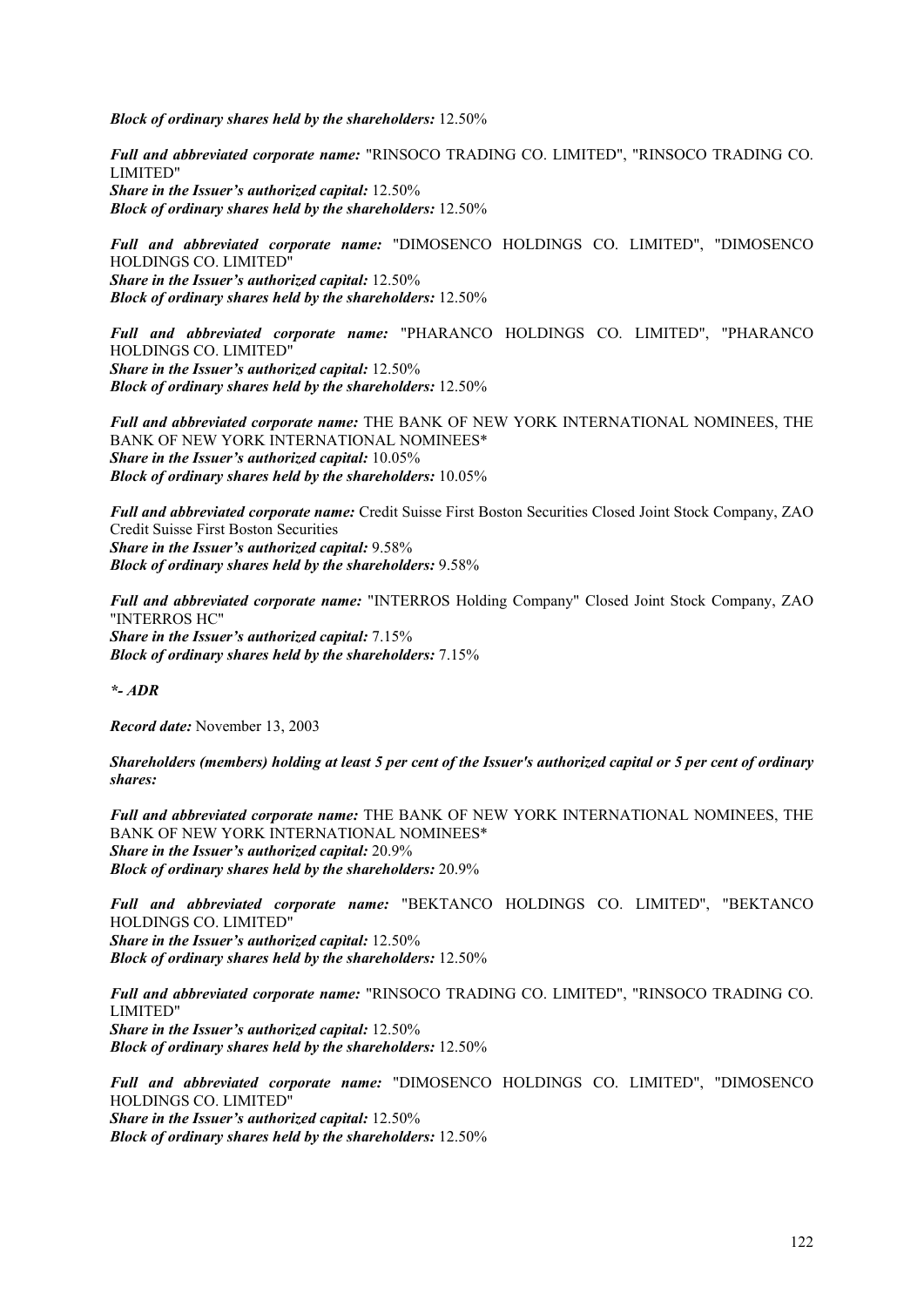***Block of ordinary shares held by the shareholders:*** 12.50%

***Full and abbreviated corporate name:*** "RINSOCO TRADING CO. LIMITED", "RINSOCO TRADING CO. LIMITED"
***Share in the Issuer's authorized capital:*** 12.50%
***Block of ordinary shares held by the shareholders:*** 12.50%

***Full and abbreviated corporate name:*** "DIMOSENCO HOLDINGS CO. LIMITED", "DIMOSENCO HOLDINGS CO. LIMITED"
***Share in the Issuer's authorized capital:*** 12.50%
***Block of ordinary shares held by the shareholders:*** 12.50%

***Full and abbreviated corporate name:*** "PHARANCO HOLDINGS CO. LIMITED", "PHARANCO HOLDINGS CO. LIMITED"
***Share in the Issuer's authorized capital:*** 12.50%
***Block of ordinary shares held by the shareholders:*** 12.50%

***Full and abbreviated corporate name:*** THE BANK OF NEW YORK INTERNATIONAL NOMINEES, THE BANK OF NEW YORK INTERNATIONAL NOMINEES*
***Share in the Issuer's authorized capital:*** 10.05%
***Block of ordinary shares held by the shareholders:*** 10.05%

***Full and abbreviated corporate name:*** Credit Suisse First Boston Securities Closed Joint Stock Company, ZAO Credit Suisse First Boston Securities
***Share in the Issuer's authorized capital:*** 9.58%
***Block of ordinary shares held by the shareholders:*** 9.58%

***Full and abbreviated corporate name:*** "INTERROS Holding Company" Closed Joint Stock Company, ZAO "INTERROS HC"
***Share in the Issuer's authorized capital:*** 7.15%
***Block of ordinary shares held by the shareholders:*** 7.15%

***\*- ADR***

***Record date:*** November 13, 2003

***Shareholders (members) holding at least 5 per cent of the Issuer's authorized capital or 5 per cent of ordinary shares:***

***Full and abbreviated corporate name:*** THE BANK OF NEW YORK INTERNATIONAL NOMINEES, THE BANK OF NEW YORK INTERNATIONAL NOMINEES*
***Share in the Issuer's authorized capital:*** 20.9%
***Block of ordinary shares held by the shareholders:*** 20.9%

***Full and abbreviated corporate name:*** "BEKTANCO HOLDINGS CO. LIMITED", "BEKTANCO HOLDINGS CO. LIMITED"
***Share in the Issuer's authorized capital:*** 12.50%
***Block of ordinary shares held by the shareholders:*** 12.50%

***Full and abbreviated corporate name:*** "RINSOCO TRADING CO. LIMITED", "RINSOCO TRADING CO. LIMITED"
***Share in the Issuer's authorized capital:*** 12.50%
***Block of ordinary shares held by the shareholders:*** 12.50%

***Full and abbreviated corporate name:*** "DIMOSENCO HOLDINGS CO. LIMITED", "DIMOSENCO HOLDINGS CO. LIMITED"
***Share in the Issuer's authorized capital:*** 12.50%
***Block of ordinary shares held by the shareholders:*** 12.50%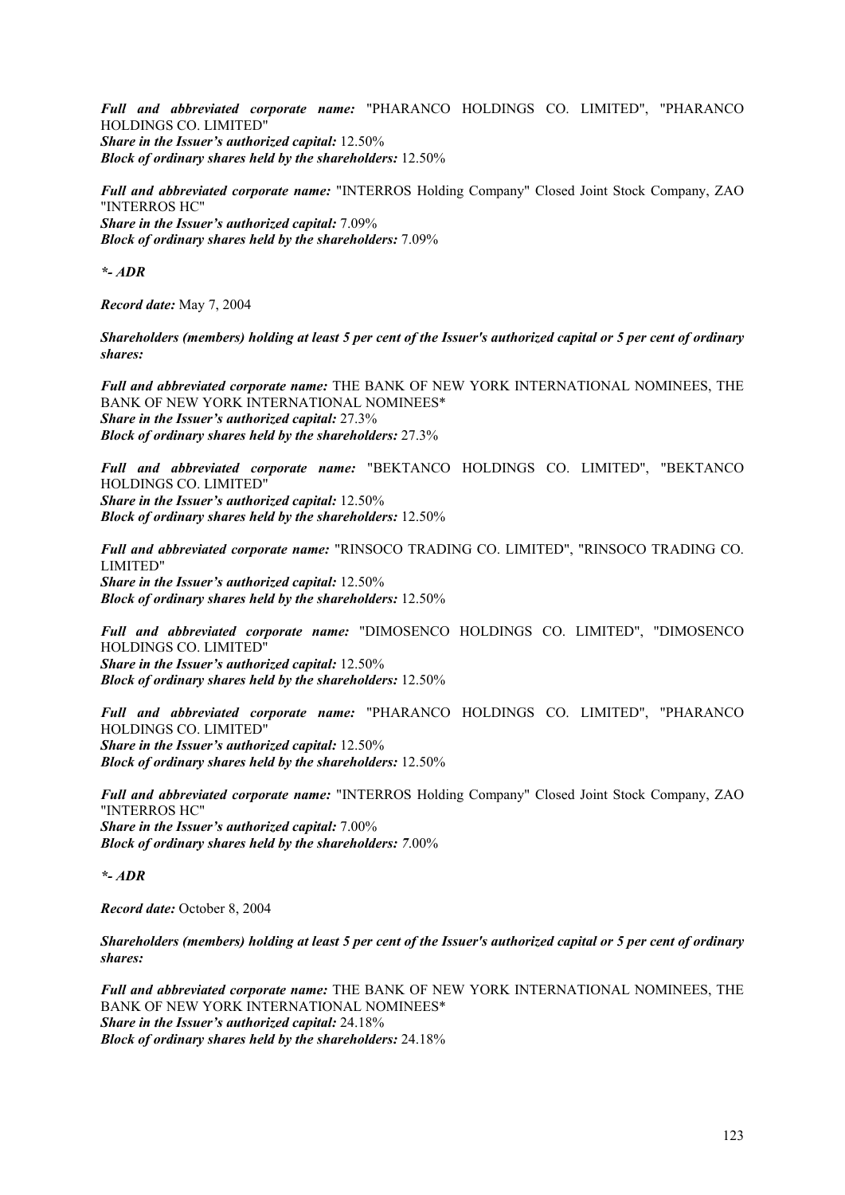***Full and abbreviated corporate name:*** "PHARANCO HOLDINGS CO. LIMITED", "PHARANCO HOLDINGS CO. LIMITED"
***Share in the Issuer's authorized capital:*** 12.50%
***Block of ordinary shares held by the shareholders:*** 12.50%

***Full and abbreviated corporate name:*** "INTERROS Holding Company" Closed Joint Stock Company, ZAO "INTERROS HC"
***Share in the Issuer's authorized capital:*** 7.09%
***Block of ordinary shares held by the shareholders:*** 7.09%

***\*- ADR***

***Record date:*** May 7, 2004

***Shareholders (members) holding at least 5 per cent of the Issuer's authorized capital or 5 per cent of ordinary shares:***

***Full and abbreviated corporate name:*** THE BANK OF NEW YORK INTERNATIONAL NOMINEES, THE BANK OF NEW YORK INTERNATIONAL NOMINEES*
***Share in the Issuer's authorized capital:*** 27.3%
***Block of ordinary shares held by the shareholders:*** 27.3%

***Full and abbreviated corporate name:*** "BEKTANCO HOLDINGS CO. LIMITED", "BEKTANCO HOLDINGS CO. LIMITED"
***Share in the Issuer's authorized capital:*** 12.50%
***Block of ordinary shares held by the shareholders:*** 12.50%

***Full and abbreviated corporate name:*** "RINSOCO TRADING CO. LIMITED", "RINSOCO TRADING CO. LIMITED"
***Share in the Issuer's authorized capital:*** 12.50%
***Block of ordinary shares held by the shareholders:*** 12.50%

***Full and abbreviated corporate name:*** "DIMOSENCO HOLDINGS CO. LIMITED", "DIMOSENCO HOLDINGS CO. LIMITED"
***Share in the Issuer's authorized capital:*** 12.50%
***Block of ordinary shares held by the shareholders:*** 12.50%

***Full and abbreviated corporate name:*** "PHARANCO HOLDINGS CO. LIMITED", "PHARANCO HOLDINGS CO. LIMITED"
***Share in the Issuer's authorized capital:*** 12.50%
***Block of ordinary shares held by the shareholders:*** 12.50%

***Full and abbreviated corporate name:*** "INTERROS Holding Company" Closed Joint Stock Company, ZAO "INTERROS HC"
***Share in the Issuer's authorized capital:*** 7.00%
***Block of ordinary shares held by the shareholders:*** 7.00%

***\*- ADR***

***Record date:*** October 8, 2004

***Shareholders (members) holding at least 5 per cent of the Issuer's authorized capital or 5 per cent of ordinary shares:***

***Full and abbreviated corporate name:*** THE BANK OF NEW YORK INTERNATIONAL NOMINEES, THE BANK OF NEW YORK INTERNATIONAL NOMINEES*
***Share in the Issuer's authorized capital:*** 24.18%
***Block of ordinary shares held by the shareholders:*** 24.18%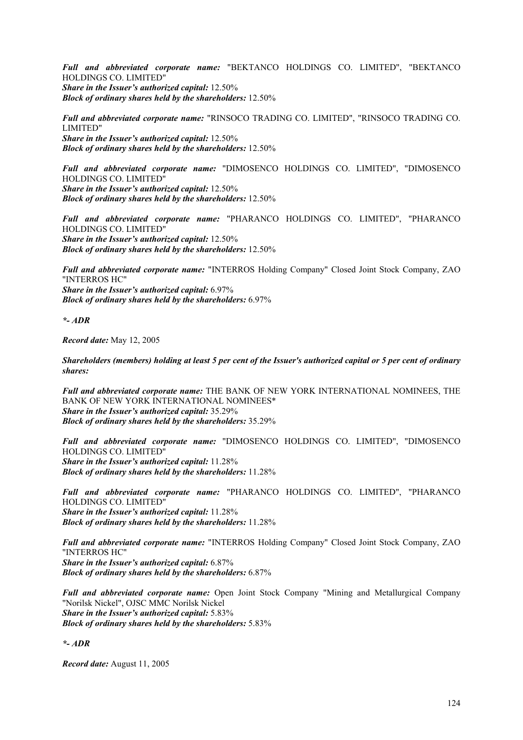***Full and abbreviated corporate name:*** "BEKTANCO HOLDINGS CO. LIMITED", "BEKTANCO HOLDINGS CO. LIMITED"
***Share in the Issuer's authorized capital:*** 12.50%
***Block of ordinary shares held by the shareholders:*** 12.50%

***Full and abbreviated corporate name:*** "RINSOCO TRADING CO. LIMITED", "RINSOCO TRADING CO. LIMITED"
***Share in the Issuer's authorized capital:*** 12.50%
***Block of ordinary shares held by the shareholders:*** 12.50%

***Full and abbreviated corporate name:*** "DIMOSENCO HOLDINGS CO. LIMITED", "DIMOSENCO HOLDINGS CO. LIMITED"
***Share in the Issuer's authorized capital:*** 12.50%
***Block of ordinary shares held by the shareholders:*** 12.50%

***Full and abbreviated corporate name:*** "PHARANCO HOLDINGS CO. LIMITED", "PHARANCO HOLDINGS CO. LIMITED"
***Share in the Issuer's authorized capital:*** 12.50%
***Block of ordinary shares held by the shareholders:*** 12.50%

***Full and abbreviated corporate name:*** "INTERROS Holding Company" Closed Joint Stock Company, ZAO "INTERROS HC"
***Share in the Issuer's authorized capital:*** 6.97%
***Block of ordinary shares held by the shareholders:*** 6.97%

***\*- ADR***

***Record date:*** May 12, 2005

***Shareholders (members) holding at least 5 per cent of the Issuer's authorized capital or 5 per cent of ordinary shares:***

***Full and abbreviated corporate name:*** THE BANK OF NEW YORK INTERNATIONAL NOMINEES, THE BANK OF NEW YORK INTERNATIONAL NOMINEES*
***Share in the Issuer's authorized capital:*** 35.29%
***Block of ordinary shares held by the shareholders:*** 35.29%

***Full and abbreviated corporate name:*** "DIMOSENCO HOLDINGS CO. LIMITED", "DIMOSENCO HOLDINGS CO. LIMITED"
***Share in the Issuer's authorized capital:*** 11.28%
***Block of ordinary shares held by the shareholders:*** 11.28%

***Full and abbreviated corporate name:*** "PHARANCO HOLDINGS CO. LIMITED", "PHARANCO HOLDINGS CO. LIMITED"
***Share in the Issuer's authorized capital:*** 11.28%
***Block of ordinary shares held by the shareholders:*** 11.28%

***Full and abbreviated corporate name:*** "INTERROS Holding Company" Closed Joint Stock Company, ZAO "INTERROS HC"
***Share in the Issuer's authorized capital:*** 6.87%
***Block of ordinary shares held by the shareholders:*** 6.87%

***Full and abbreviated corporate name:*** Open Joint Stock Company "Mining and Metallurgical Company "Norilsk Nickel", OJSC MMC Norilsk Nickel
***Share in the Issuer's authorized capital:*** 5.83%
***Block of ordinary shares held by the shareholders:*** 5.83%

***\*- ADR***

***Record date:*** August 11, 2005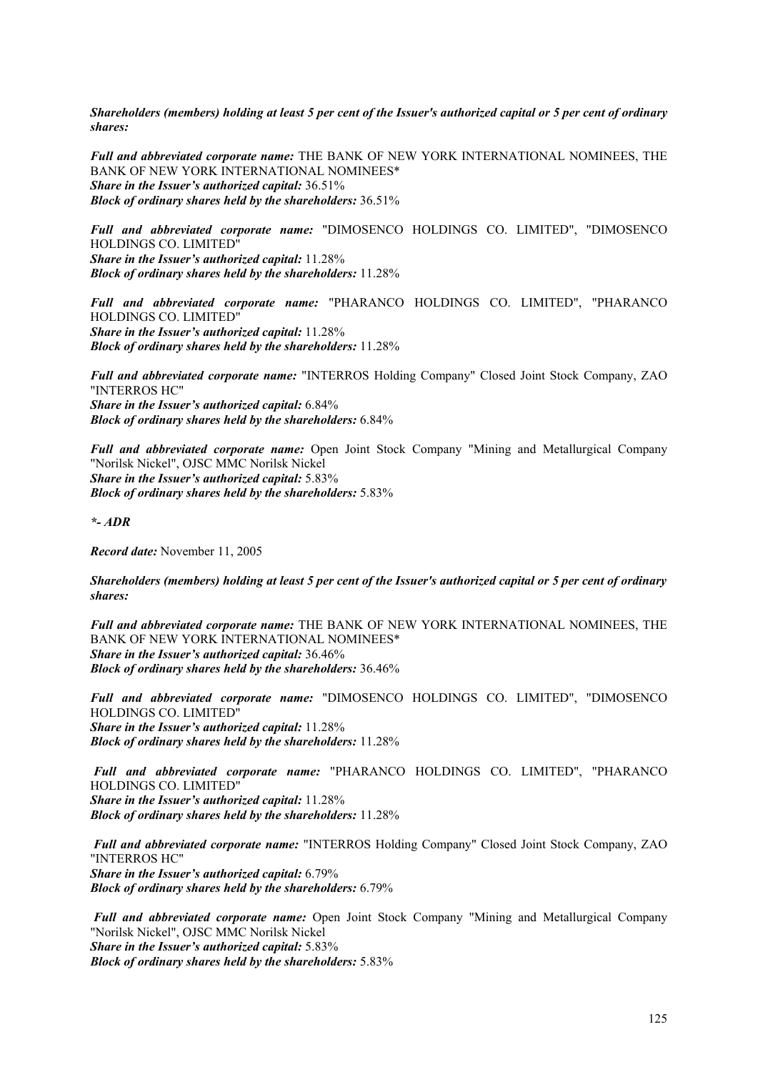***Shareholders (members) holding at least 5 per cent of the Issuer's authorized capital or 5 per cent of ordinary shares:***

***Full and abbreviated corporate name:*** THE BANK OF NEW YORK INTERNATIONAL NOMINEES, THE BANK OF NEW YORK INTERNATIONAL NOMINEES*
***Share in the Issuer's authorized capital:*** 36.51%
***Block of ordinary shares held by the shareholders:*** 36.51%

***Full and abbreviated corporate name:*** "DIMOSENCO HOLDINGS CO. LIMITED", "DIMOSENCO HOLDINGS CO. LIMITED"
***Share in the Issuer's authorized capital:*** 11.28%
***Block of ordinary shares held by the shareholders:*** 11.28%

***Full and abbreviated corporate name:*** "PHARANCO HOLDINGS CO. LIMITED", "PHARANCO HOLDINGS CO. LIMITED"
***Share in the Issuer's authorized capital:*** 11.28%
***Block of ordinary shares held by the shareholders:*** 11.28%

***Full and abbreviated corporate name:*** "INTERROS Holding Company" Closed Joint Stock Company, ZAO "INTERROS HC"
***Share in the Issuer's authorized capital:*** 6.84%
***Block of ordinary shares held by the shareholders:*** 6.84%

***Full and abbreviated corporate name:*** Open Joint Stock Company "Mining and Metallurgical Company "Norilsk Nickel", OJSC MMC Norilsk Nickel
***Share in the Issuer's authorized capital:*** 5.83%
***Block of ordinary shares held by the shareholders:*** 5.83%

***\*- ADR***

***Record date:*** November 11, 2005

***Shareholders (members) holding at least 5 per cent of the Issuer's authorized capital or 5 per cent of ordinary shares:***

***Full and abbreviated corporate name:*** THE BANK OF NEW YORK INTERNATIONAL NOMINEES, THE BANK OF NEW YORK INTERNATIONAL NOMINEES*
***Share in the Issuer's authorized capital:*** 36.46%
***Block of ordinary shares held by the shareholders:*** 36.46%

***Full and abbreviated corporate name:*** "DIMOSENCO HOLDINGS CO. LIMITED", "DIMOSENCO HOLDINGS CO. LIMITED"
***Share in the Issuer's authorized capital:*** 11.28%
***Block of ordinary shares held by the shareholders:*** 11.28%

***Full and abbreviated corporate name:*** "PHARANCO HOLDINGS CO. LIMITED", "PHARANCO HOLDINGS CO. LIMITED"
***Share in the Issuer's authorized capital:*** 11.28%
***Block of ordinary shares held by the shareholders:*** 11.28%

***Full and abbreviated corporate name:*** "INTERROS Holding Company" Closed Joint Stock Company, ZAO "INTERROS HC"
***Share in the Issuer's authorized capital:*** 6.79%
***Block of ordinary shares held by the shareholders:*** 6.79%

***Full and abbreviated corporate name:*** Open Joint Stock Company "Mining and Metallurgical Company "Norilsk Nickel", OJSC MMC Norilsk Nickel
***Share in the Issuer's authorized capital:*** 5.83%
***Block of ordinary shares held by the shareholders:*** 5.83%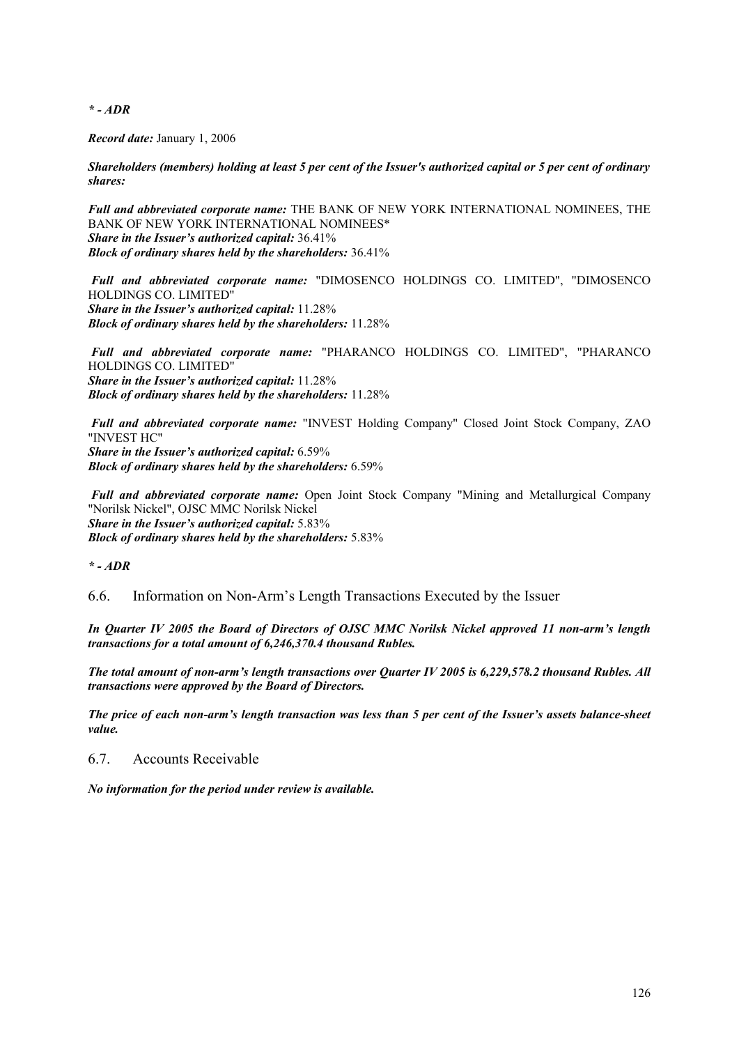*\* - ADR*

***Record date:*** January 1, 2006

***Shareholders (members) holding at least 5 per cent of the Issuer's authorized capital or 5 per cent of ordinary shares:***

***Full and abbreviated corporate name:*** THE BANK OF NEW YORK INTERNATIONAL NOMINEES, THE BANK OF NEW YORK INTERNATIONAL NOMINEES*
***Share in the Issuer's authorized capital:*** 36.41%
***Block of ordinary shares held by the shareholders:*** 36.41%

***Full and abbreviated corporate name:*** "DIMOSENCO HOLDINGS CO. LIMITED", "DIMOSENCO HOLDINGS CO. LIMITED"
***Share in the Issuer's authorized capital:*** 11.28%
***Block of ordinary shares held by the shareholders:*** 11.28%

***Full and abbreviated corporate name:*** "PHARANCO HOLDINGS CO. LIMITED", "PHARANCO HOLDINGS CO. LIMITED"
***Share in the Issuer's authorized capital:*** 11.28%
***Block of ordinary shares held by the shareholders:*** 11.28%

***Full and abbreviated corporate name:*** "INVEST Holding Company" Closed Joint Stock Company, ZAO "INVEST HC"
***Share in the Issuer's authorized capital:*** 6.59%
***Block of ordinary shares held by the shareholders:*** 6.59%

***Full and abbreviated corporate name:*** Open Joint Stock Company "Mining and Metallurgical Company "Norilsk Nickel", OJSC MMC Norilsk Nickel
***Share in the Issuer's authorized capital:*** 5.83%
***Block of ordinary shares held by the shareholders:*** 5.83%

*\* - ADR*

## 6.6. Information on Non-Arm's Length Transactions Executed by the Issuer

***In Quarter IV 2005 the Board of Directors of OJSC MMC Norilsk Nickel approved 11 non-arm's length transactions for a total amount of 6,246,370.4 thousand Rubles.***

***The total amount of non-arm's length transactions over Quarter IV 2005 is 6,229,578.2 thousand Rubles. All transactions were approved by the Board of Directors.***

***The price of each non-arm's length transaction was less than 5 per cent of the Issuer's assets balance-sheet value.***

## 6.7. Accounts Receivable

***No information for the period under review is available.***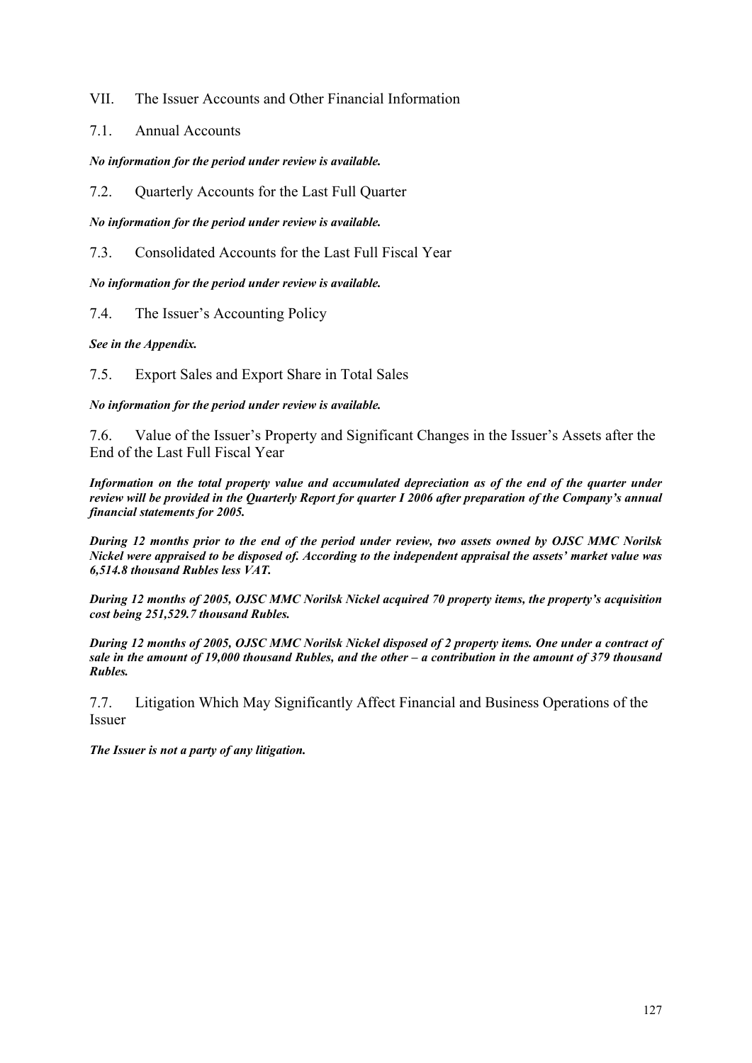# VII. The Issuer Accounts and Other Financial Information

## 7.1. Annual Accounts

***No information for the period under review is available.***

## 7.2. Quarterly Accounts for the Last Full Quarter

***No information for the period under review is available.***

## 7.3. Consolidated Accounts for the Last Full Fiscal Year

***No information for the period under review is available.***

## 7.4. The Issuer's Accounting Policy

***See in the Appendix.***

## 7.5. Export Sales and Export Share in Total Sales

***No information for the period under review is available.***

## 7.6. Value of the Issuer's Property and Significant Changes in the Issuer's Assets after the End of the Last Full Fiscal Year

***Information on the total property value and accumulated depreciation as of the end of the quarter under review will be provided in the Quarterly Report for quarter I 2006 after preparation of the Company's annual financial statements for 2005.***

***During 12 months prior to the end of the period under review, two assets owned by OJSC MMC Norilsk Nickel were appraised to be disposed of. According to the independent appraisal the assets' market value was 6,514.8 thousand Rubles less VAT.***

***During 12 months of 2005, OJSC MMC Norilsk Nickel acquired 70 property items, the property's acquisition cost being 251,529.7 thousand Rubles.***

***During 12 months of 2005, OJSC MMC Norilsk Nickel disposed of 2 property items. One under a contract of sale in the amount of 19,000 thousand Rubles, and the other – a contribution in the amount of 379 thousand Rubles.***

## 7.7. Litigation Which May Significantly Affect Financial and Business Operations of the Issuer

***The Issuer is not a party of any litigation.***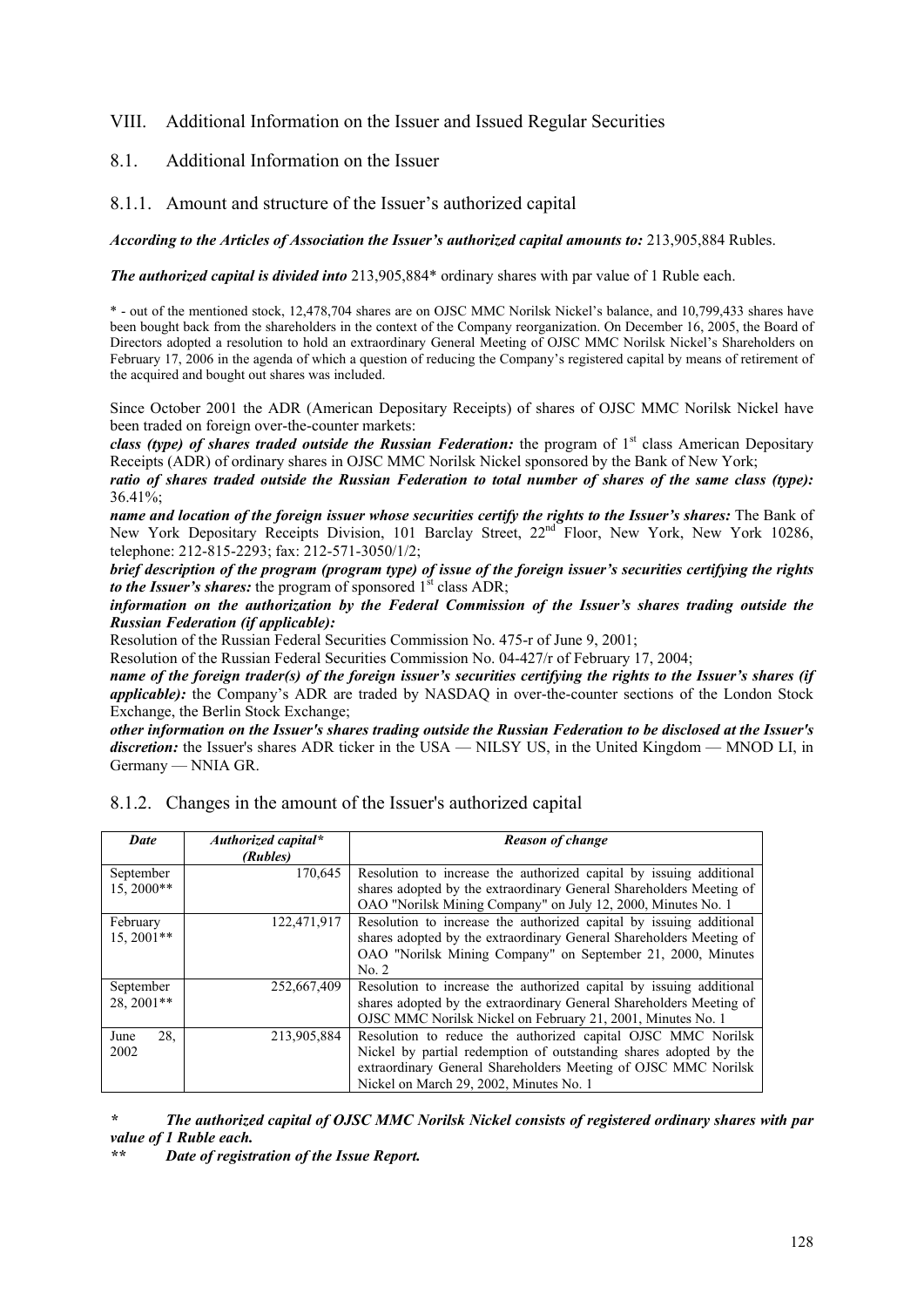# VIII. Additional Information on the Issuer and Issued Regular Securities

## 8.1. Additional Information on the Issuer

### 8.1.1. Amount and structure of the Issuer's authorized capital

***According to the Articles of Association the Issuer's authorized capital amounts to:*** 213,905,884 Rubles.

***The authorized capital is divided into*** 213,905,884* ordinary shares with par value of 1 Ruble each.

\* - out of the mentioned stock, 12,478,704 shares are on OJSC MMC Norilsk Nickel's balance, and 10,799,433 shares have been bought back from the shareholders in the context of the Company reorganization. On December 16, 2005, the Board of Directors adopted a resolution to hold an extraordinary General Meeting of OJSC MMC Norilsk Nickel's Shareholders on February 17, 2006 in the agenda of which a question of reducing the Company's registered capital by means of retirement of the acquired and bought out shares was included.

Since October 2001 the ADR (American Depositary Receipts) of shares of OJSC MMC Norilsk Nickel have been traded on foreign over-the-counter markets:

***class (type) of shares traded outside the Russian Federation:*** the program of 1st class American Depositary Receipts (ADR) of ordinary shares in OJSC MMC Norilsk Nickel sponsored by the Bank of New York;

***ratio of shares traded outside the Russian Federation to total number of shares of the same class (type):*** 36.41%;

***name and location of the foreign issuer whose securities certify the rights to the Issuer's shares:*** The Bank of New York Depositary Receipts Division, 101 Barclay Street, 22nd Floor, New York, New York 10286, telephone: 212-815-2293; fax: 212-571-3050/1/2;

***brief description of the program (program type) of issue of the foreign issuer's securities certifying the rights to the Issuer's shares:*** the program of sponsored 1st class ADR;

***information on the authorization by the Federal Commission of the Issuer's shares trading outside the Russian Federation (if applicable):***

Resolution of the Russian Federal Securities Commission No. 475-r of June 9, 2001;

Resolution of the Russian Federal Securities Commission No. 04-427/r of February 17, 2004;

***name of the foreign trader(s) of the foreign issuer's securities certifying the rights to the Issuer's shares (if applicable):*** the Company's ADR are traded by NASDAQ in over-the-counter sections of the London Stock Exchange, the Berlin Stock Exchange;

***other information on the Issuer's shares trading outside the Russian Federation to be disclosed at the Issuer's discretion:*** the Issuer's shares ADR ticker in the USA — NILSY US, in the United Kingdom — MNOD LI, in Germany — NNIA GR.

### 8.1.2. Changes in the amount of the Issuer's authorized capital

| *Date* | *Authorized capital\* (Rubles)* | *Reason of change* |
|---|---|---|
| September 15, 2000** | 170,645 | Resolution to increase the authorized capital by issuing additional shares adopted by the extraordinary General Shareholders Meeting of OAO "Norilsk Mining Company" on July 12, 2000, Minutes No. 1 |
| February 15, 2001** | 122,471,917 | Resolution to increase the authorized capital by issuing additional shares adopted by the extraordinary General Shareholders Meeting of OAO "Norilsk Mining Company" on September 21, 2000, Minutes No. 2 |
| September 28, 2001** | 252,667,409 | Resolution to increase the authorized capital by issuing additional shares adopted by the extraordinary General Shareholders Meeting of OJSC MMC Norilsk Nickel on February 21, 2001, Minutes No. 1 |
| June 28, 2002 | 213,905,884 | Resolution to reduce the authorized capital OJSC MMC Norilsk Nickel by partial redemption of outstanding shares adopted by the extraordinary General Shareholders Meeting of OJSC MMC Norilsk Nickel on March 29, 2002, Minutes No. 1 |

***\* The authorized capital of OJSC MMC Norilsk Nickel consists of registered ordinary shares with par value of 1 Ruble each.***

***\*\* Date of registration of the Issue Report.***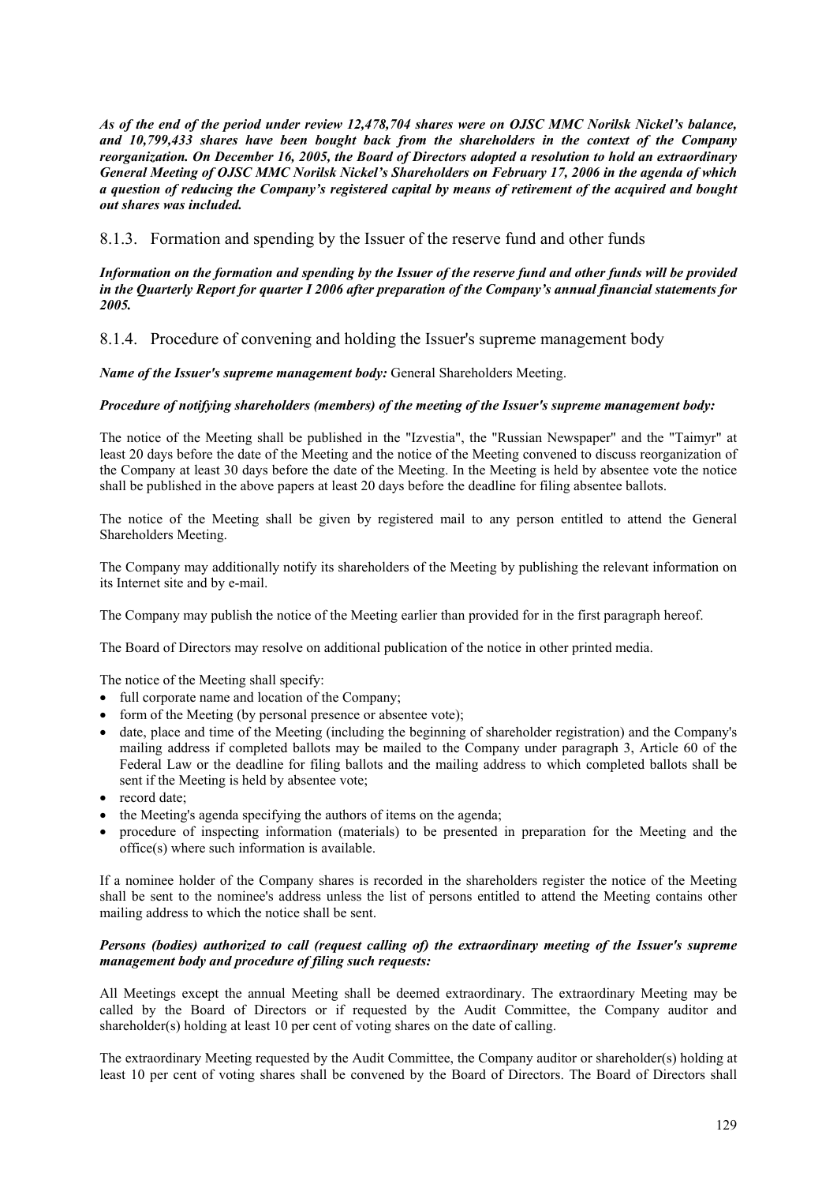***As of the end of the period under review 12,478,704 shares were on OJSC MMC Norilsk Nickel's balance, and 10,799,433 shares have been bought back from the shareholders in the context of the Company reorganization. On December 16, 2005, the Board of Directors adopted a resolution to hold an extraordinary General Meeting of OJSC MMC Norilsk Nickel's Shareholders on February 17, 2006 in the agenda of which a question of reducing the Company's registered capital by means of retirement of the acquired and bought out shares was included.***

### 8.1.3. Formation and spending by the Issuer of the reserve fund and other funds

***Information on the formation and spending by the Issuer of the reserve fund and other funds will be provided in the Quarterly Report for quarter I 2006 after preparation of the Company's annual financial statements for 2005.***

### 8.1.4. Procedure of convening and holding the Issuer's supreme management body

***Name of the Issuer's supreme management body:*** General Shareholders Meeting.

***Procedure of notifying shareholders (members) of the meeting of the Issuer's supreme management body:***

The notice of the Meeting shall be published in the "Izvestia", the "Russian Newspaper" and the "Taimyr" at least 20 days before the date of the Meeting and the notice of the Meeting convened to discuss reorganization of the Company at least 30 days before the date of the Meeting. In the Meeting is held by absentee vote the notice shall be published in the above papers at least 20 days before the deadline for filing absentee ballots.

The notice of the Meeting shall be given by registered mail to any person entitled to attend the General Shareholders Meeting.

The Company may additionally notify its shareholders of the Meeting by publishing the relevant information on its Internet site and by e-mail.

The Company may publish the notice of the Meeting earlier than provided for in the first paragraph hereof.

The Board of Directors may resolve on additional publication of the notice in other printed media.

The notice of the Meeting shall specify:

- full corporate name and location of the Company;
- form of the Meeting (by personal presence or absentee vote);
- date, place and time of the Meeting (including the beginning of shareholder registration) and the Company's mailing address if completed ballots may be mailed to the Company under paragraph 3, Article 60 of the Federal Law or the deadline for filing ballots and the mailing address to which completed ballots shall be sent if the Meeting is held by absentee vote;
- record date;
- the Meeting's agenda specifying the authors of items on the agenda;
- procedure of inspecting information (materials) to be presented in preparation for the Meeting and the office(s) where such information is available.

If a nominee holder of the Company shares is recorded in the shareholders register the notice of the Meeting shall be sent to the nominee's address unless the list of persons entitled to attend the Meeting contains other mailing address to which the notice shall be sent.

***Persons (bodies) authorized to call (request calling of) the extraordinary meeting of the Issuer's supreme management body and procedure of filing such requests:***

All Meetings except the annual Meeting shall be deemed extraordinary. The extraordinary Meeting may be called by the Board of Directors or if requested by the Audit Committee, the Company auditor and shareholder(s) holding at least 10 per cent of voting shares on the date of calling.

The extraordinary Meeting requested by the Audit Committee, the Company auditor or shareholder(s) holding at least 10 per cent of voting shares shall be convened by the Board of Directors. The Board of Directors shall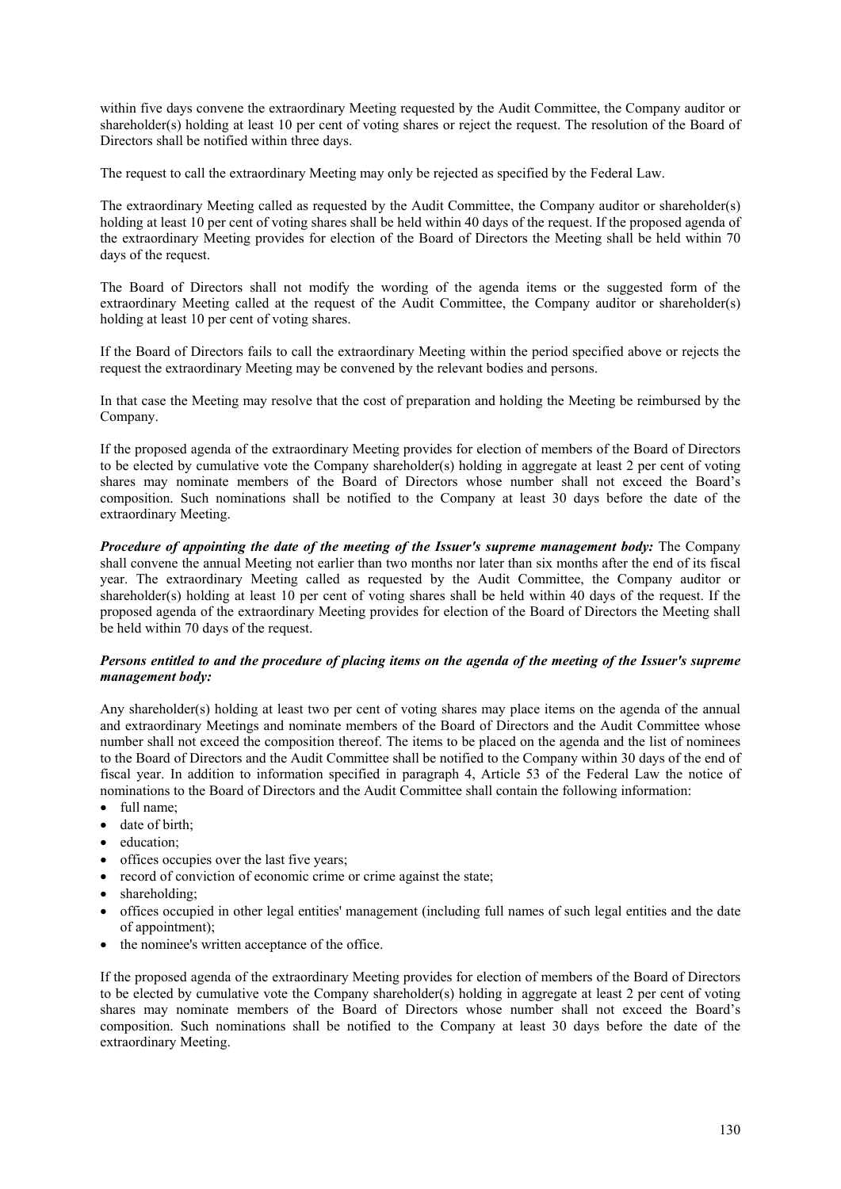within five days convene the extraordinary Meeting requested by the Audit Committee, the Company auditor or shareholder(s) holding at least 10 per cent of voting shares or reject the request. The resolution of the Board of Directors shall be notified within three days.

The request to call the extraordinary Meeting may only be rejected as specified by the Federal Law.

The extraordinary Meeting called as requested by the Audit Committee, the Company auditor or shareholder(s) holding at least 10 per cent of voting shares shall be held within 40 days of the request. If the proposed agenda of the extraordinary Meeting provides for election of the Board of Directors the Meeting shall be held within 70 days of the request.

The Board of Directors shall not modify the wording of the agenda items or the suggested form of the extraordinary Meeting called at the request of the Audit Committee, the Company auditor or shareholder(s) holding at least 10 per cent of voting shares.

If the Board of Directors fails to call the extraordinary Meeting within the period specified above or rejects the request the extraordinary Meeting may be convened by the relevant bodies and persons.

In that case the Meeting may resolve that the cost of preparation and holding the Meeting be reimbursed by the Company.

If the proposed agenda of the extraordinary Meeting provides for election of members of the Board of Directors to be elected by cumulative vote the Company shareholder(s) holding in aggregate at least 2 per cent of voting shares may nominate members of the Board of Directors whose number shall not exceed the Board's composition. Such nominations shall be notified to the Company at least 30 days before the date of the extraordinary Meeting.

***Procedure of appointing the date of the meeting of the Issuer's supreme management body:*** The Company shall convene the annual Meeting not earlier than two months nor later than six months after the end of its fiscal year. The extraordinary Meeting called as requested by the Audit Committee, the Company auditor or shareholder(s) holding at least 10 per cent of voting shares shall be held within 40 days of the request. If the proposed agenda of the extraordinary Meeting provides for election of the Board of Directors the Meeting shall be held within 70 days of the request.

***Persons entitled to and the procedure of placing items on the agenda of the meeting of the Issuer's supreme management body:***

Any shareholder(s) holding at least two per cent of voting shares may place items on the agenda of the annual and extraordinary Meetings and nominate members of the Board of Directors and the Audit Committee whose number shall not exceed the composition thereof. The items to be placed on the agenda and the list of nominees to the Board of Directors and the Audit Committee shall be notified to the Company within 30 days of the end of fiscal year. In addition to information specified in paragraph 4, Article 53 of the Federal Law the notice of nominations to the Board of Directors and the Audit Committee shall contain the following information:

- full name;
- date of birth;
- education;
- offices occupies over the last five years;
- record of conviction of economic crime or crime against the state;
- shareholding;
- offices occupied in other legal entities' management (including full names of such legal entities and the date of appointment);
- the nominee's written acceptance of the office.

If the proposed agenda of the extraordinary Meeting provides for election of members of the Board of Directors to be elected by cumulative vote the Company shareholder(s) holding in aggregate at least 2 per cent of voting shares may nominate members of the Board of Directors whose number shall not exceed the Board's composition. Such nominations shall be notified to the Company at least 30 days before the date of the extraordinary Meeting.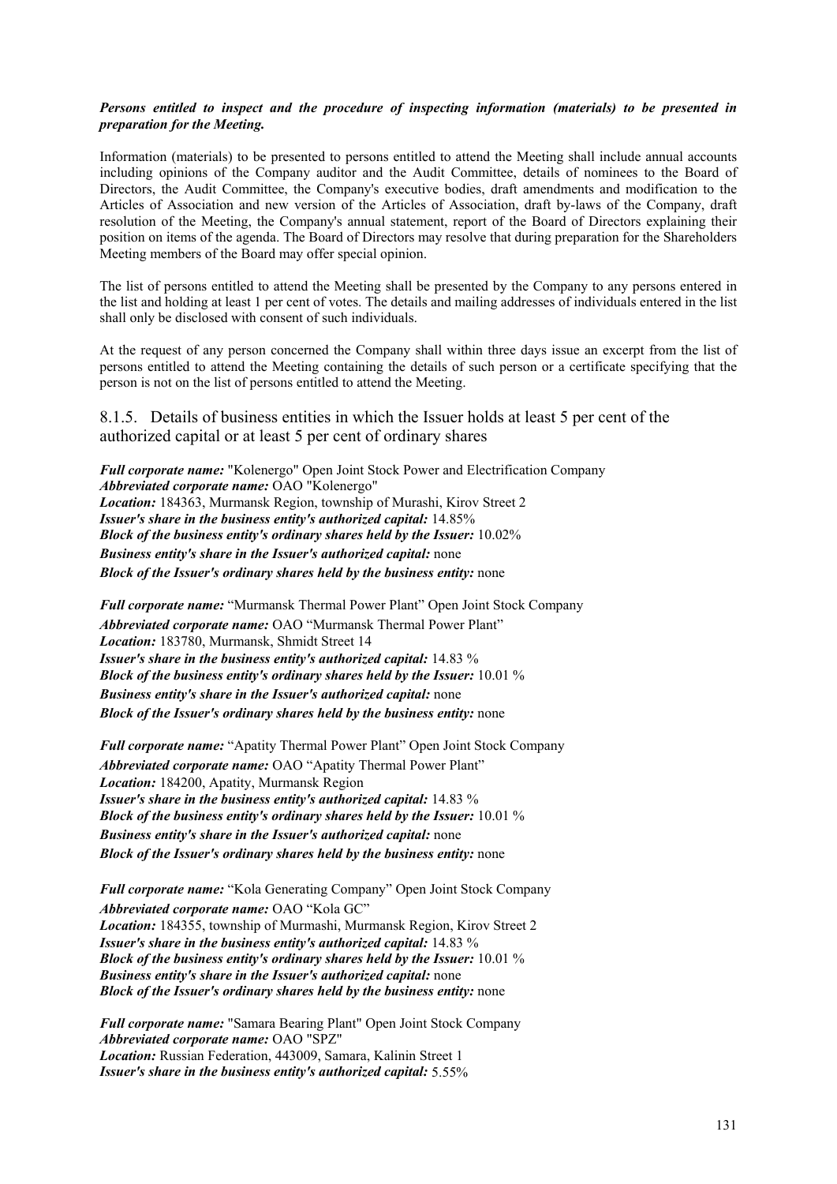***Persons entitled to inspect and the procedure of inspecting information (materials) to be presented in preparation for the Meeting.***

Information (materials) to be presented to persons entitled to attend the Meeting shall include annual accounts including opinions of the Company auditor and the Audit Committee, details of nominees to the Board of Directors, the Audit Committee, the Company's executive bodies, draft amendments and modification to the Articles of Association and new version of the Articles of Association, draft by-laws of the Company, draft resolution of the Meeting, the Company's annual statement, report of the Board of Directors explaining their position on items of the agenda. The Board of Directors may resolve that during preparation for the Shareholders Meeting members of the Board may offer special opinion.

The list of persons entitled to attend the Meeting shall be presented by the Company to any persons entered in the list and holding at least 1 per cent of votes. The details and mailing addresses of individuals entered in the list shall only be disclosed with consent of such individuals.

At the request of any person concerned the Company shall within three days issue an excerpt from the list of persons entitled to attend the Meeting containing the details of such person or a certificate specifying that the person is not on the list of persons entitled to attend the Meeting.

### 8.1.5. Details of business entities in which the Issuer holds at least 5 per cent of the authorized capital or at least 5 per cent of ordinary shares

***Full corporate name:*** "Kolenergo" Open Joint Stock Power and Electrification Company
***Abbreviated corporate name:*** OAO "Kolenergo"
***Location:*** 184363, Murmansk Region, township of Murashi, Kirov Street 2
***Issuer's share in the business entity's authorized capital:*** 14.85%
***Block of the business entity's ordinary shares held by the Issuer:*** 10.02%
***Business entity's share in the Issuer's authorized capital:*** none
***Block of the Issuer's ordinary shares held by the business entity:*** none

***Full corporate name:*** "Murmansk Thermal Power Plant" Open Joint Stock Company
***Abbreviated corporate name:*** OAO "Murmansk Thermal Power Plant"
***Location:*** 183780, Murmansk, Shmidt Street 14
***Issuer's share in the business entity's authorized capital:*** 14.83 %
***Block of the business entity's ordinary shares held by the Issuer:*** 10.01 %
***Business entity's share in the Issuer's authorized capital:*** none
***Block of the Issuer's ordinary shares held by the business entity:*** none

***Full corporate name:*** "Apatity Thermal Power Plant" Open Joint Stock Company
***Abbreviated corporate name:*** OAO "Apatity Thermal Power Plant"
***Location:*** 184200, Apatity, Murmansk Region
***Issuer's share in the business entity's authorized capital:*** 14.83 %
***Block of the business entity's ordinary shares held by the Issuer:*** 10.01 %
***Business entity's share in the Issuer's authorized capital:*** none
***Block of the Issuer's ordinary shares held by the business entity:*** none

***Full corporate name:*** "Kola Generating Company" Open Joint Stock Company
***Abbreviated corporate name:*** OAO "Kola GC"
***Location:*** 184355, township of Murmashi, Murmansk Region, Kirov Street 2
***Issuer's share in the business entity's authorized capital:*** 14.83 %
***Block of the business entity's ordinary shares held by the Issuer:*** 10.01 %
***Business entity's share in the Issuer's authorized capital:*** none
***Block of the Issuer's ordinary shares held by the business entity:*** none

***Full corporate name:*** "Samara Bearing Plant" Open Joint Stock Company
***Abbreviated corporate name:*** OAO "SPZ"
***Location:*** Russian Federation, 443009, Samara, Kalinin Street 1
***Issuer's share in the business entity's authorized capital:*** 5.55%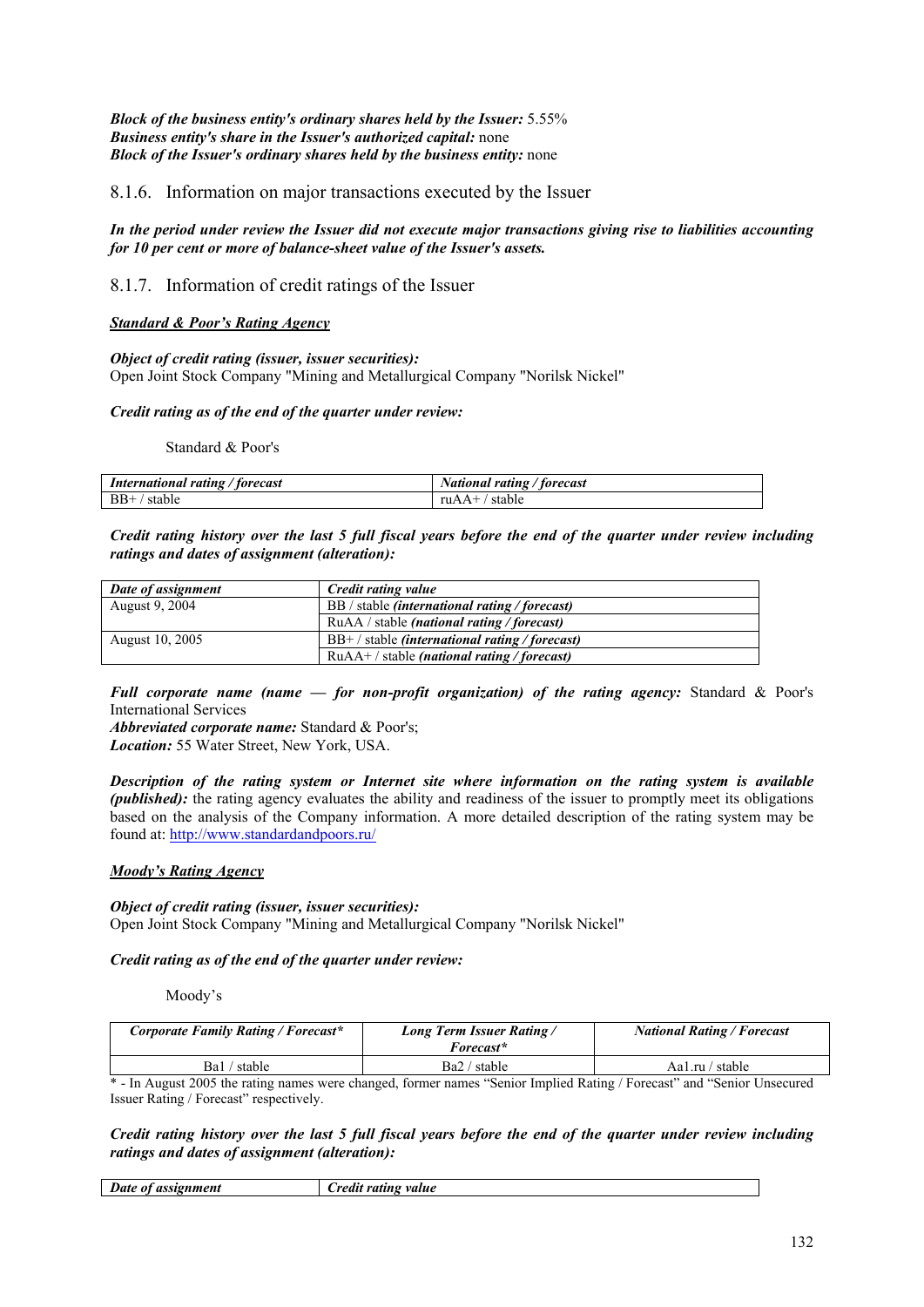***Block of the business entity's ordinary shares held by the Issuer:*** 5.55%
***Business entity's share in the Issuer's authorized capital:*** none
***Block of the Issuer's ordinary shares held by the business entity:*** none

### 8.1.6. Information on major transactions executed by the Issuer

***In the period under review the Issuer did not execute major transactions giving rise to liabilities accounting for 10 per cent or more of balance-sheet value of the Issuer's assets.***

### 8.1.7. Information of credit ratings of the Issuer

***<u>Standard & Poor's Rating Agency</u>***

***Object of credit rating (issuer, issuer securities):***
Open Joint Stock Company "Mining and Metallurgical Company "Norilsk Nickel"

***Credit rating as of the end of the quarter under review:***

Standard & Poor's

| *International rating / forecast* | *National rating / forecast* |
|---|---|
| BB+ / stable | ruAA+ / stable |

***Credit rating history over the last 5 full fiscal years before the end of the quarter under review including ratings and dates of assignment (alteration):***

| *Date of assignment* | *Credit rating value* |
|---|---|
| August 9, 2004 | BB / stable ***(international rating / forecast)*** |
| | RuAA / stable ***(national rating / forecast)*** |
| August 10, 2005 | BB+ / stable ***(international rating / forecast)*** |
| | RuAA+ / stable ***(national rating / forecast)*** |

***Full corporate name (name — for non-profit organization) of the rating agency:*** Standard & Poor's International Services
***Abbreviated corporate name:*** Standard & Poor's;
***Location:*** 55 Water Street, New York, USA.

***Description of the rating system or Internet site where information on the rating system is available (published):*** the rating agency evaluates the ability and readiness of the issuer to promptly meet its obligations based on the analysis of the Company information. A more detailed description of the rating system may be found at: http://www.standardandpoors.ru/

***<u>Moody's Rating Agency</u>***

***Object of credit rating (issuer, issuer securities):***
Open Joint Stock Company "Mining and Metallurgical Company "Norilsk Nickel"

***Credit rating as of the end of the quarter under review:***

Moody's

| *Corporate Family Rating / Forecast** | *Long Term Issuer Rating / Forecast** | *National Rating / Forecast* |
|---|---|---|
| Ba1 / stable | Ba2 / stable | Aa1.ru / stable |

\* - In August 2005 the rating names were changed, former names "Senior Implied Rating / Forecast" and "Senior Unsecured Issuer Rating / Forecast" respectively.

***Credit rating history over the last 5 full fiscal years before the end of the quarter under review including ratings and dates of assignment (alteration):***

| *Date of assignment* | *Credit rating value* |
|---|---|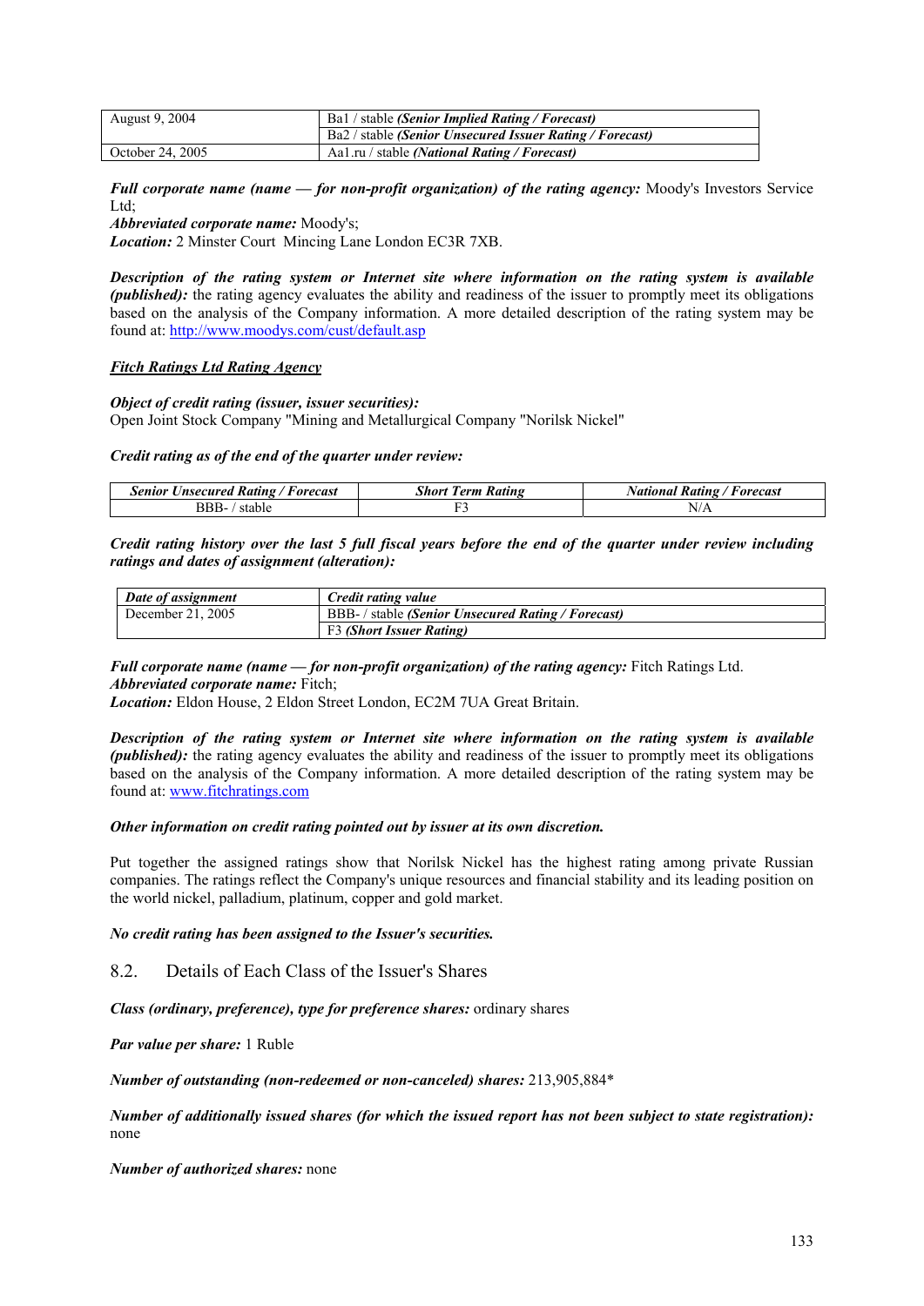| August 9, 2004 | Ba1 / stable ***(Senior Implied Rating / Forecast)*** |
|---|---|
| | Ba2 / stable ***(Senior Unsecured Issuer Rating / Forecast)*** |
| October 24, 2005 | Aa1.ru / stable ***(National Rating / Forecast)*** |

***Full corporate name (name — for non-profit organization) of the rating agency:*** Moody's Investors Service Ltd;

***Abbreviated corporate name:*** Moody's;

***Location:*** 2 Minster Court Mincing Lane London EC3R 7XB.

***Description of the rating system or Internet site where information on the rating system is available (published):*** the rating agency evaluates the ability and readiness of the issuer to promptly meet its obligations based on the analysis of the Company information. A more detailed description of the rating system may be found at: http://www.moodys.com/cust/default.asp

***Fitch Ratings Ltd Rating Agency***

***Object of credit rating (issuer, issuer securities):***
Open Joint Stock Company "Mining and Metallurgical Company "Norilsk Nickel"

***Credit rating as of the end of the quarter under review:***

| *Senior Unsecured Rating / Forecast* | *Short Term Rating* | *National Rating / Forecast* |
|---|---|---|
| BBB- / stable | F3 | N/A |

***Credit rating history over the last 5 full fiscal years before the end of the quarter under review including ratings and dates of assignment (alteration):***

| *Date of assignment* | *Credit rating value* |
|---|---|
| December 21, 2005 | BBB- / stable ***(Senior Unsecured Rating / Forecast)*** |
| | F3 ***(Short Issuer Rating)*** |

***Full corporate name (name — for non-profit organization) of the rating agency:*** Fitch Ratings Ltd.

***Abbreviated corporate name:*** Fitch;

***Location:*** Eldon House, 2 Eldon Street London, EC2M 7UA Great Britain.

***Description of the rating system or Internet site where information on the rating system is available (published):*** the rating agency evaluates the ability and readiness of the issuer to promptly meet its obligations based on the analysis of the Company information. A more detailed description of the rating system may be found at: www.fitchratings.com

***Other information on credit rating pointed out by issuer at its own discretion.***

Put together the assigned ratings show that Norilsk Nickel has the highest rating among private Russian companies. The ratings reflect the Company's unique resources and financial stability and its leading position on the world nickel, palladium, platinum, copper and gold market.

***No credit rating has been assigned to the Issuer's securities.***

## 8.2. Details of Each Class of the Issuer's Shares

***Class (ordinary, preference), type for preference shares:*** ordinary shares

***Par value per share:*** 1 Ruble

***Number of outstanding (non-redeemed or non-canceled) shares:*** 213,905,884*

***Number of additionally issued shares (for which the issued report has not been subject to state registration):*** none

***Number of authorized shares:*** none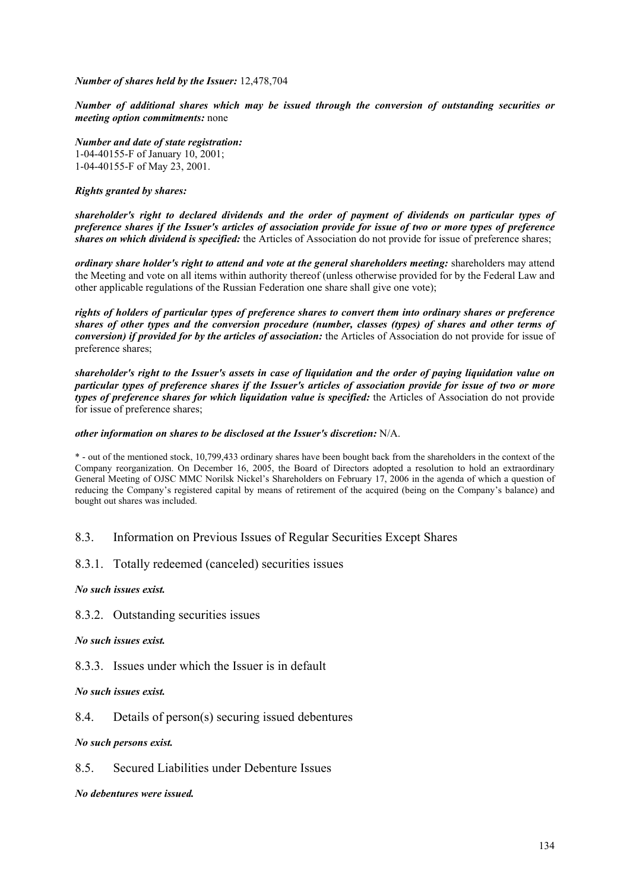***Number of shares held by the Issuer:*** 12,478,704

***Number of additional shares which may be issued through the conversion of outstanding securities or meeting option commitments:*** none

***Number and date of state registration:***
1-04-40155-F of January 10, 2001;
1-04-40155-F of May 23, 2001.

***Rights granted by shares:***

***shareholder's right to declared dividends and the order of payment of dividends on particular types of preference shares if the Issuer's articles of association provide for issue of two or more types of preference shares on which dividend is specified:*** the Articles of Association do not provide for issue of preference shares;

***ordinary share holder's right to attend and vote at the general shareholders meeting:*** shareholders may attend the Meeting and vote on all items within authority thereof (unless otherwise provided for by the Federal Law and other applicable regulations of the Russian Federation one share shall give one vote);

***rights of holders of particular types of preference shares to convert them into ordinary shares or preference shares of other types and the conversion procedure (number, classes (types) of shares and other terms of conversion) if provided for by the articles of association:*** the Articles of Association do not provide for issue of preference shares;

***shareholder's right to the Issuer's assets in case of liquidation and the order of paying liquidation value on particular types of preference shares if the Issuer's articles of association provide for issue of two or more types of preference shares for which liquidation value is specified:*** the Articles of Association do not provide for issue of preference shares;

***other information on shares to be disclosed at the Issuer's discretion:*** N/A.

\* - out of the mentioned stock, 10,799,433 ordinary shares have been bought back from the shareholders in the context of the Company reorganization. On December 16, 2005, the Board of Directors adopted a resolution to hold an extraordinary General Meeting of OJSC MMC Norilsk Nickel's Shareholders on February 17, 2006 in the agenda of which a question of reducing the Company's registered capital by means of retirement of the acquired (being on the Company's balance) and bought out shares was included.

## 8.3. Information on Previous Issues of Regular Securities Except Shares

### 8.3.1. Totally redeemed (canceled) securities issues

***No such issues exist.***

### 8.3.2. Outstanding securities issues

***No such issues exist.***

### 8.3.3. Issues under which the Issuer is in default

***No such issues exist.***

## 8.4. Details of person(s) securing issued debentures

***No such persons exist.***

## 8.5. Secured Liabilities under Debenture Issues

***No debentures were issued.***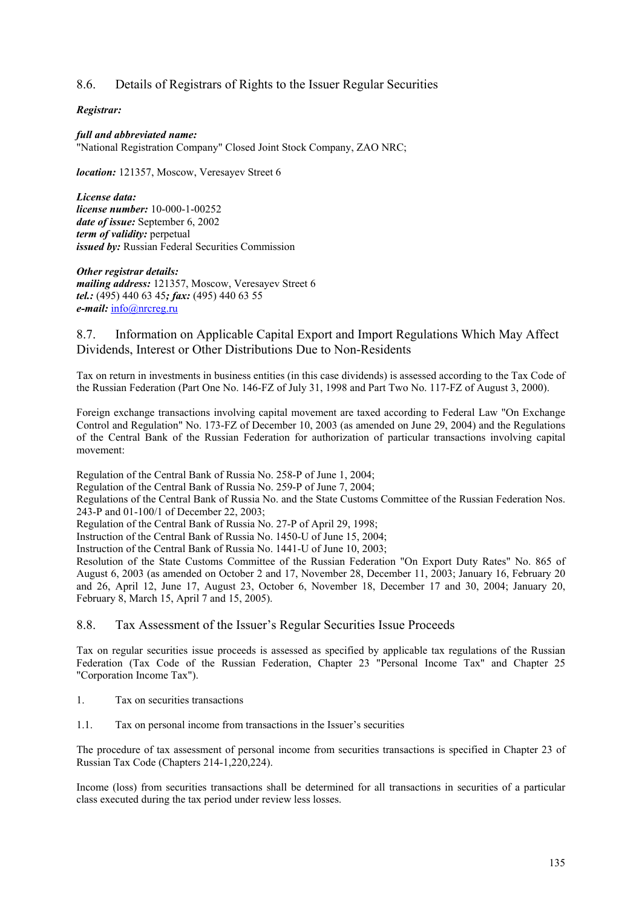## 8.6. Details of Registrars of Rights to the Issuer Regular Securities

***Registrar:***

***full and abbreviated name:***
"National Registration Company" Closed Joint Stock Company, ZAO NRC;

***location:*** 121357, Moscow, Veresayev Street 6

***License data:***
***license number:*** 10-000-1-00252
***date of issue:*** September 6, 2002
***term of validity:*** perpetual
***issued by:*** Russian Federal Securities Commission

***Other registrar details:***
***mailing address:*** 121357, Moscow, Veresayev Street 6
***tel.:*** (495) 440 63 45***; fax:*** (495) 440 63 55
***e-mail:*** info@nrcreg.ru

## 8.7. Information on Applicable Capital Export and Import Regulations Which May Affect Dividends, Interest or Other Distributions Due to Non-Residents

Tax on return in investments in business entities (in this case dividends) is assessed according to the Tax Code of the Russian Federation (Part One No. 146-FZ of July 31, 1998 and Part Two No. 117-FZ of August 3, 2000).

Foreign exchange transactions involving capital movement are taxed according to Federal Law "On Exchange Control and Regulation" No. 173-FZ of December 10, 2003 (as amended on June 29, 2004) and the Regulations of the Central Bank of the Russian Federation for authorization of particular transactions involving capital movement:

Regulation of the Central Bank of Russia No. 258-P of June 1, 2004;
Regulation of the Central Bank of Russia No. 259-P of June 7, 2004;
Regulations of the Central Bank of Russia No. and the State Customs Committee of the Russian Federation Nos. 243-P and 01-100/1 of December 22, 2003;
Regulation of the Central Bank of Russia No. 27-P of April 29, 1998;
Instruction of the Central Bank of Russia No. 1450-U of June 15, 2004;
Instruction of the Central Bank of Russia No. 1441-U of June 10, 2003;
Resolution of the State Customs Committee of the Russian Federation "On Export Duty Rates" No. 865 of August 6, 2003 (as amended on October 2 and 17, November 28, December 11, 2003; January 16, February 20 and 26, April 12, June 17, August 23, October 6, November 18, December 17 and 30, 2004; January 20, February 8, March 15, April 7 and 15, 2005).

## 8.8. Tax Assessment of the Issuer's Regular Securities Issue Proceeds

Tax on regular securities issue proceeds is assessed as specified by applicable tax regulations of the Russian Federation (Tax Code of the Russian Federation, Chapter 23 "Personal Income Tax" and Chapter 25 "Corporation Income Tax").

1. Tax on securities transactions

1.1. Tax on personal income from transactions in the Issuer's securities

The procedure of tax assessment of personal income from securities transactions is specified in Chapter 23 of Russian Tax Code (Chapters 214-1,220,224).

Income (loss) from securities transactions shall be determined for all transactions in securities of a particular class executed during the tax period under review less losses.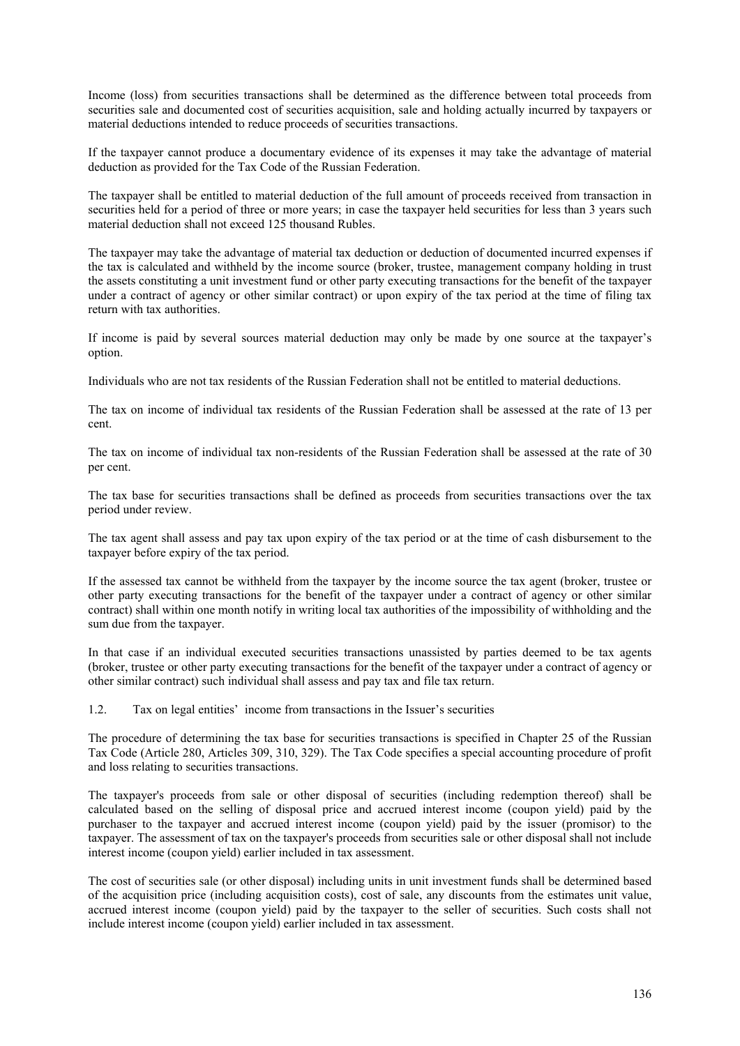Income (loss) from securities transactions shall be determined as the difference between total proceeds from securities sale and documented cost of securities acquisition, sale and holding actually incurred by taxpayers or material deductions intended to reduce proceeds of securities transactions.

If the taxpayer cannot produce a documentary evidence of its expenses it may take the advantage of material deduction as provided for the Tax Code of the Russian Federation.

The taxpayer shall be entitled to material deduction of the full amount of proceeds received from transaction in securities held for a period of three or more years; in case the taxpayer held securities for less than 3 years such material deduction shall not exceed 125 thousand Rubles.

The taxpayer may take the advantage of material tax deduction or deduction of documented incurred expenses if the tax is calculated and withheld by the income source (broker, trustee, management company holding in trust the assets constituting a unit investment fund or other party executing transactions for the benefit of the taxpayer under a contract of agency or other similar contract) or upon expiry of the tax period at the time of filing tax return with tax authorities.

If income is paid by several sources material deduction may only be made by one source at the taxpayer's option.

Individuals who are not tax residents of the Russian Federation shall not be entitled to material deductions.

The tax on income of individual tax residents of the Russian Federation shall be assessed at the rate of 13 per cent.

The tax on income of individual tax non-residents of the Russian Federation shall be assessed at the rate of 30 per cent.

The tax base for securities transactions shall be defined as proceeds from securities transactions over the tax period under review.

The tax agent shall assess and pay tax upon expiry of the tax period or at the time of cash disbursement to the taxpayer before expiry of the tax period.

If the assessed tax cannot be withheld from the taxpayer by the income source the tax agent (broker, trustee or other party executing transactions for the benefit of the taxpayer under a contract of agency or other similar contract) shall within one month notify in writing local tax authorities of the impossibility of withholding and the sum due from the taxpayer.

In that case if an individual executed securities transactions unassisted by parties deemed to be tax agents (broker, trustee or other party executing transactions for the benefit of the taxpayer under a contract of agency or other similar contract) such individual shall assess and pay tax and file tax return.

1.2. Tax on legal entities' income from transactions in the Issuer's securities

The procedure of determining the tax base for securities transactions is specified in Chapter 25 of the Russian Tax Code (Article 280, Articles 309, 310, 329). The Tax Code specifies a special accounting procedure of profit and loss relating to securities transactions.

The taxpayer's proceeds from sale or other disposal of securities (including redemption thereof) shall be calculated based on the selling of disposal price and accrued interest income (coupon yield) paid by the purchaser to the taxpayer and accrued interest income (coupon yield) paid by the issuer (promisor) to the taxpayer. The assessment of tax on the taxpayer's proceeds from securities sale or other disposal shall not include interest income (coupon yield) earlier included in tax assessment.

The cost of securities sale (or other disposal) including units in unit investment funds shall be determined based of the acquisition price (including acquisition costs), cost of sale, any discounts from the estimates unit value, accrued interest income (coupon yield) paid by the taxpayer to the seller of securities. Such costs shall not include interest income (coupon yield) earlier included in tax assessment.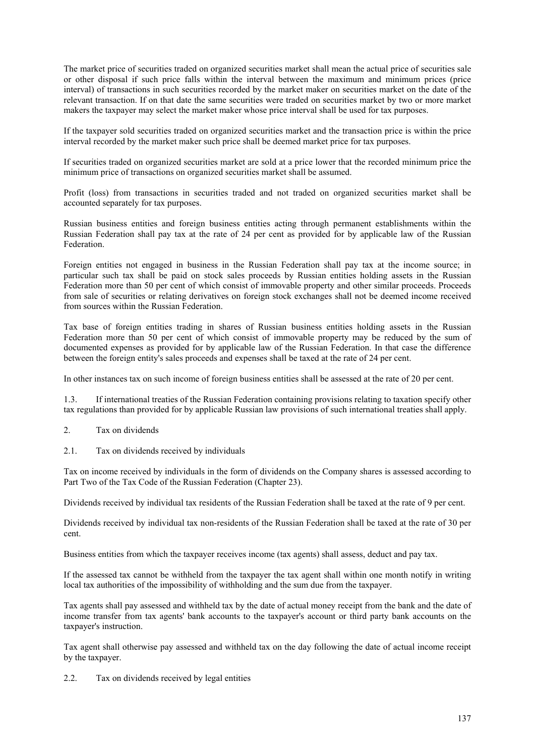The market price of securities traded on organized securities market shall mean the actual price of securities sale or other disposal if such price falls within the interval between the maximum and minimum prices (price interval) of transactions in such securities recorded by the market maker on securities market on the date of the relevant transaction. If on that date the same securities were traded on securities market by two or more market makers the taxpayer may select the market maker whose price interval shall be used for tax purposes.

If the taxpayer sold securities traded on organized securities market and the transaction price is within the price interval recorded by the market maker such price shall be deemed market price for tax purposes.

If securities traded on organized securities market are sold at a price lower that the recorded minimum price the minimum price of transactions on organized securities market shall be assumed.

Profit (loss) from transactions in securities traded and not traded on organized securities market shall be accounted separately for tax purposes.

Russian business entities and foreign business entities acting through permanent establishments within the Russian Federation shall pay tax at the rate of 24 per cent as provided for by applicable law of the Russian Federation.

Foreign entities not engaged in business in the Russian Federation shall pay tax at the income source; in particular such tax shall be paid on stock sales proceeds by Russian entities holding assets in the Russian Federation more than 50 per cent of which consist of immovable property and other similar proceeds. Proceeds from sale of securities or relating derivatives on foreign stock exchanges shall not be deemed income received from sources within the Russian Federation.

Tax base of foreign entities trading in shares of Russian business entities holding assets in the Russian Federation more than 50 per cent of which consist of immovable property may be reduced by the sum of documented expenses as provided for by applicable law of the Russian Federation. In that case the difference between the foreign entity's sales proceeds and expenses shall be taxed at the rate of 24 per cent.

In other instances tax on such income of foreign business entities shall be assessed at the rate of 20 per cent.

1.3. If international treaties of the Russian Federation containing provisions relating to taxation specify other tax regulations than provided for by applicable Russian law provisions of such international treaties shall apply.

## 2. Tax on dividends

### 2.1. Tax on dividends received by individuals

Tax on income received by individuals in the form of dividends on the Company shares is assessed according to Part Two of the Tax Code of the Russian Federation (Chapter 23).

Dividends received by individual tax residents of the Russian Federation shall be taxed at the rate of 9 per cent.

Dividends received by individual tax non-residents of the Russian Federation shall be taxed at the rate of 30 per cent.

Business entities from which the taxpayer receives income (tax agents) shall assess, deduct and pay tax.

If the assessed tax cannot be withheld from the taxpayer the tax agent shall within one month notify in writing local tax authorities of the impossibility of withholding and the sum due from the taxpayer.

Tax agents shall pay assessed and withheld tax by the date of actual money receipt from the bank and the date of income transfer from tax agents' bank accounts to the taxpayer's account or third party bank accounts on the taxpayer's instruction.

Tax agent shall otherwise pay assessed and withheld tax on the day following the date of actual income receipt by the taxpayer.

### 2.2. Tax on dividends received by legal entities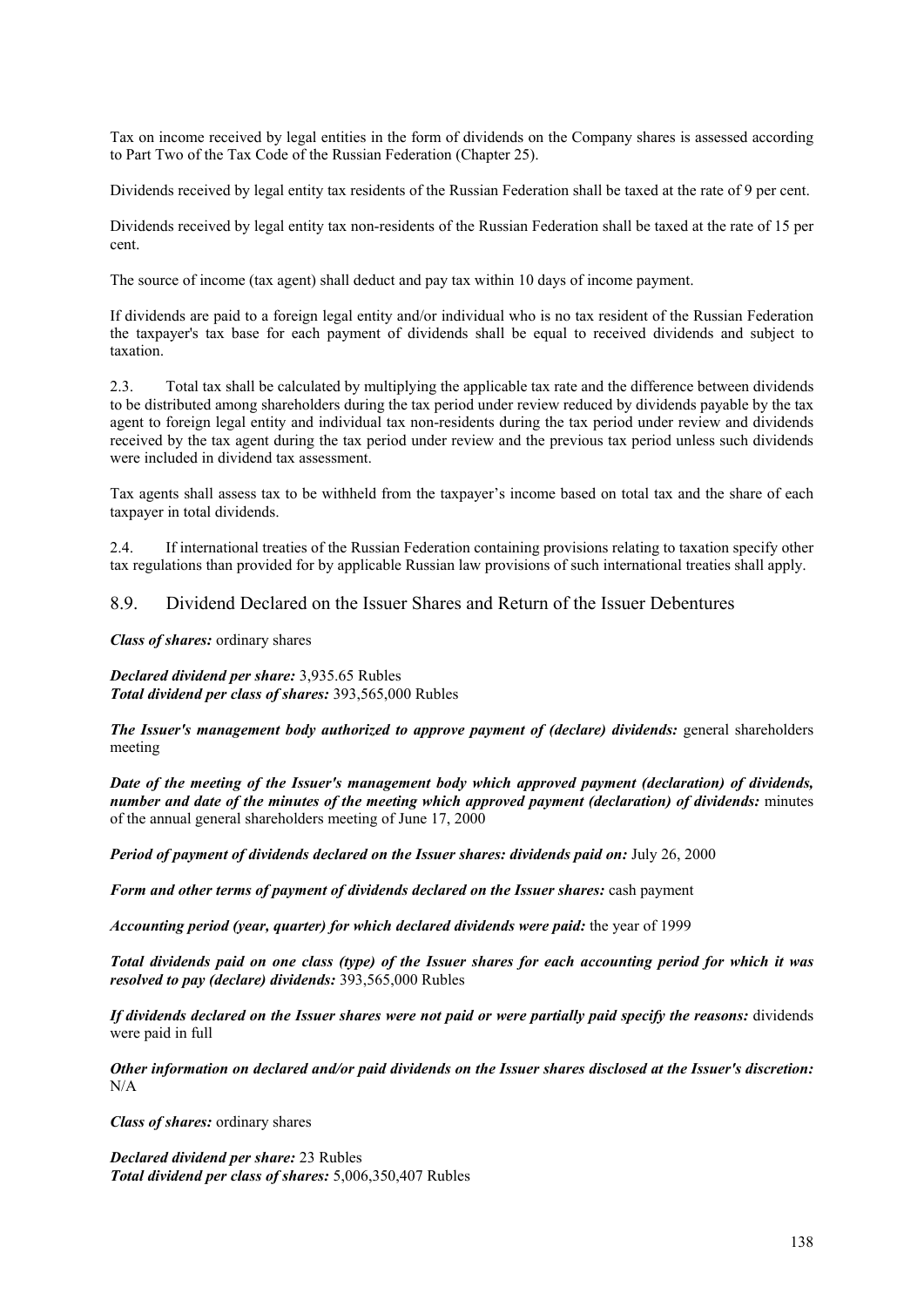Tax on income received by legal entities in the form of dividends on the Company shares is assessed according to Part Two of the Tax Code of the Russian Federation (Chapter 25).

Dividends received by legal entity tax residents of the Russian Federation shall be taxed at the rate of 9 per cent.

Dividends received by legal entity tax non-residents of the Russian Federation shall be taxed at the rate of 15 per cent.

The source of income (tax agent) shall deduct and pay tax within 10 days of income payment.

If dividends are paid to a foreign legal entity and/or individual who is no tax resident of the Russian Federation the taxpayer's tax base for each payment of dividends shall be equal to received dividends and subject to taxation.

2.3. Total tax shall be calculated by multiplying the applicable tax rate and the difference between dividends to be distributed among shareholders during the tax period under review reduced by dividends payable by the tax agent to foreign legal entity and individual tax non-residents during the tax period under review and dividends received by the tax agent during the tax period under review and the previous tax period unless such dividends were included in dividend tax assessment.

Tax agents shall assess tax to be withheld from the taxpayer's income based on total tax and the share of each taxpayer in total dividends.

2.4. If international treaties of the Russian Federation containing provisions relating to taxation specify other tax regulations than provided for by applicable Russian law provisions of such international treaties shall apply.

## 8.9. Dividend Declared on the Issuer Shares and Return of the Issuer Debentures

***Class of shares:*** ordinary shares

***Declared dividend per share:*** 3,935.65 Rubles
***Total dividend per class of shares:*** 393,565,000 Rubles

***The Issuer's management body authorized to approve payment of (declare) dividends:*** general shareholders meeting

***Date of the meeting of the Issuer's management body which approved payment (declaration) of dividends, number and date of the minutes of the meeting which approved payment (declaration) of dividends:*** minutes of the annual general shareholders meeting of June 17, 2000

***Period of payment of dividends declared on the Issuer shares: dividends paid on:*** July 26, 2000

***Form and other terms of payment of dividends declared on the Issuer shares:*** cash payment

***Accounting period (year, quarter) for which declared dividends were paid:*** the year of 1999

***Total dividends paid on one class (type) of the Issuer shares for each accounting period for which it was resolved to pay (declare) dividends:*** 393,565,000 Rubles

***If dividends declared on the Issuer shares were not paid or were partially paid specify the reasons:*** dividends were paid in full

***Other information on declared and/or paid dividends on the Issuer shares disclosed at the Issuer's discretion:*** N/A

***Class of shares:*** ordinary shares

***Declared dividend per share:*** 23 Rubles
***Total dividend per class of shares:*** 5,006,350,407 Rubles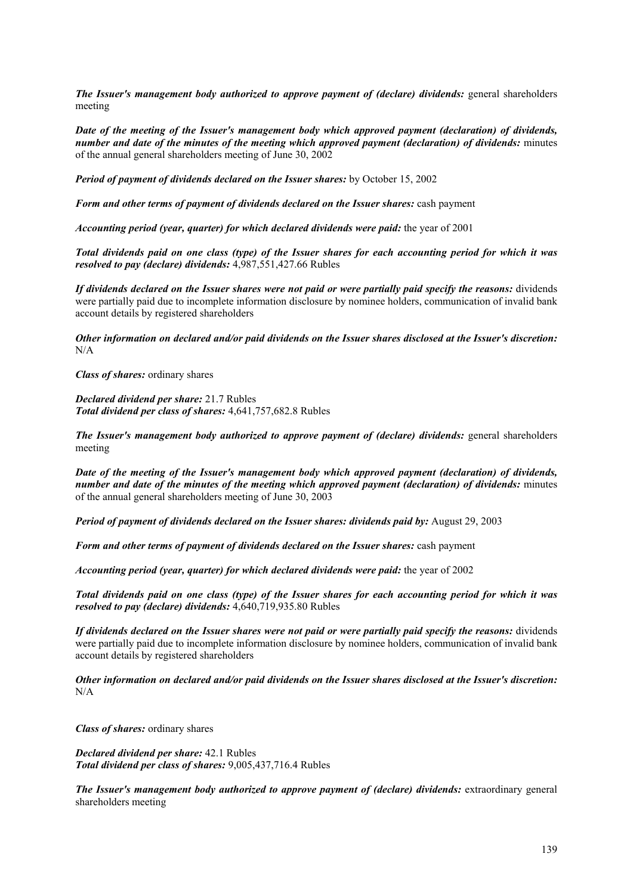***The Issuer's management body authorized to approve payment of (declare) dividends:*** general shareholders meeting

***Date of the meeting of the Issuer's management body which approved payment (declaration) of dividends, number and date of the minutes of the meeting which approved payment (declaration) of dividends:*** minutes of the annual general shareholders meeting of June 30, 2002

***Period of payment of dividends declared on the Issuer shares:*** by October 15, 2002

***Form and other terms of payment of dividends declared on the Issuer shares:*** cash payment

***Accounting period (year, quarter) for which declared dividends were paid:*** the year of 2001

***Total dividends paid on one class (type) of the Issuer shares for each accounting period for which it was resolved to pay (declare) dividends:*** 4,987,551,427.66 Rubles

***If dividends declared on the Issuer shares were not paid or were partially paid specify the reasons:*** dividends were partially paid due to incomplete information disclosure by nominee holders, communication of invalid bank account details by registered shareholders

***Other information on declared and/or paid dividends on the Issuer shares disclosed at the Issuer's discretion:*** N/A

***Class of shares:*** ordinary shares

***Declared dividend per share:*** 21.7 Rubles
***Total dividend per class of shares:*** 4,641,757,682.8 Rubles

***The Issuer's management body authorized to approve payment of (declare) dividends:*** general shareholders meeting

***Date of the meeting of the Issuer's management body which approved payment (declaration) of dividends, number and date of the minutes of the meeting which approved payment (declaration) of dividends:*** minutes of the annual general shareholders meeting of June 30, 2003

***Period of payment of dividends declared on the Issuer shares: dividends paid by:*** August 29, 2003

***Form and other terms of payment of dividends declared on the Issuer shares:*** cash payment

***Accounting period (year, quarter) for which declared dividends were paid:*** the year of 2002

***Total dividends paid on one class (type) of the Issuer shares for each accounting period for which it was resolved to pay (declare) dividends:*** 4,640,719,935.80 Rubles

***If dividends declared on the Issuer shares were not paid or were partially paid specify the reasons:*** dividends were partially paid due to incomplete information disclosure by nominee holders, communication of invalid bank account details by registered shareholders

***Other information on declared and/or paid dividends on the Issuer shares disclosed at the Issuer's discretion:*** N/A

***Class of shares:*** ordinary shares

***Declared dividend per share:*** 42.1 Rubles
***Total dividend per class of shares:*** 9,005,437,716.4 Rubles

***The Issuer's management body authorized to approve payment of (declare) dividends:*** extraordinary general shareholders meeting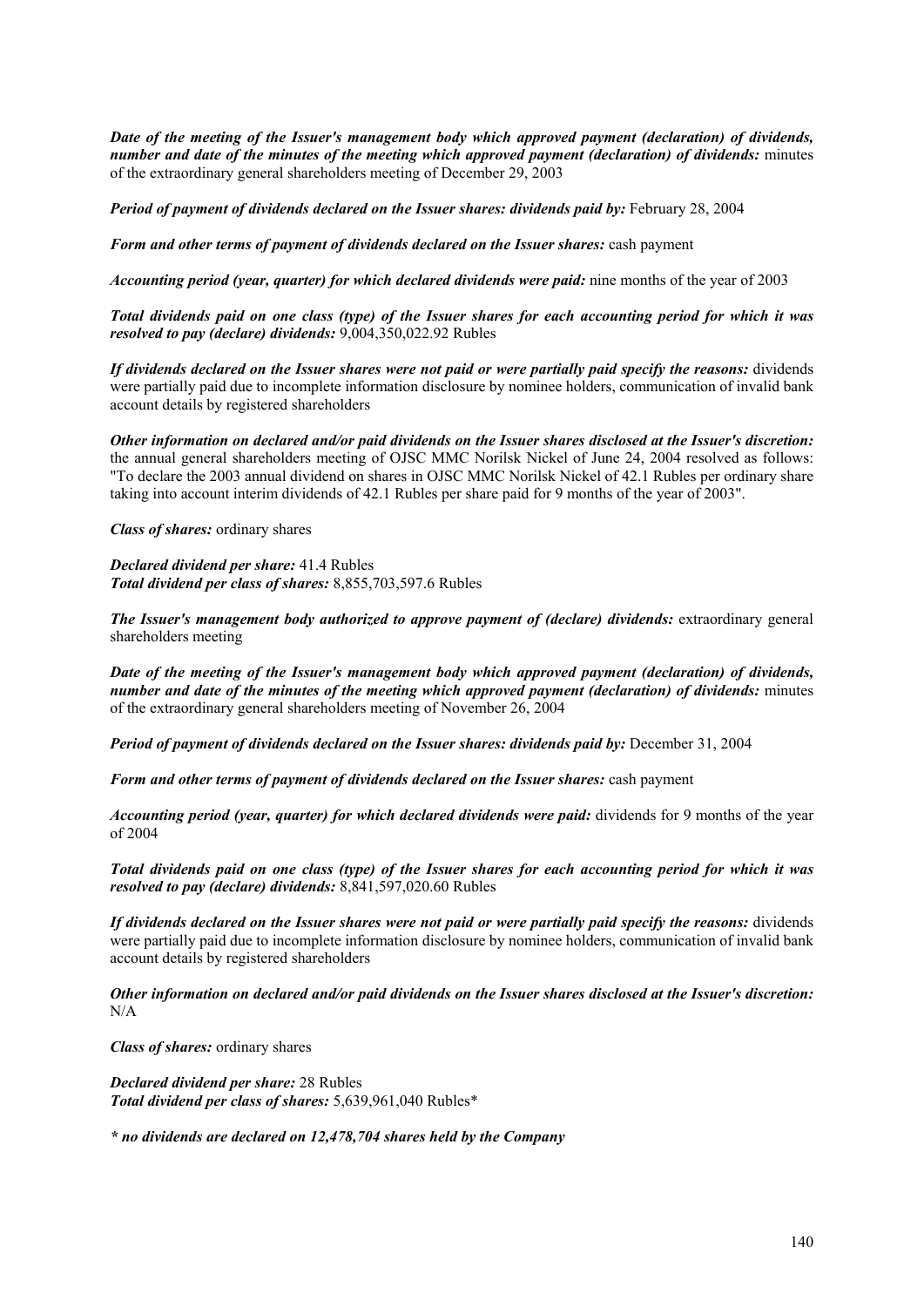***Date of the meeting of the Issuer's management body which approved payment (declaration) of dividends, number and date of the minutes of the meeting which approved payment (declaration) of dividends:*** minutes of the extraordinary general shareholders meeting of December 29, 2003

***Period of payment of dividends declared on the Issuer shares: dividends paid by:*** February 28, 2004

***Form and other terms of payment of dividends declared on the Issuer shares:*** cash payment

***Accounting period (year, quarter) for which declared dividends were paid:*** nine months of the year of 2003

***Total dividends paid on one class (type) of the Issuer shares for each accounting period for which it was resolved to pay (declare) dividends:*** 9,004,350,022.92 Rubles

***If dividends declared on the Issuer shares were not paid or were partially paid specify the reasons:*** dividends were partially paid due to incomplete information disclosure by nominee holders, communication of invalid bank account details by registered shareholders

***Other information on declared and/or paid dividends on the Issuer shares disclosed at the Issuer's discretion:*** the annual general shareholders meeting of OJSC MMC Norilsk Nickel of June 24, 2004 resolved as follows: "To declare the 2003 annual dividend on shares in OJSC MMC Norilsk Nickel of 42.1 Rubles per ordinary share taking into account interim dividends of 42.1 Rubles per share paid for 9 months of the year of 2003".

***Class of shares:*** ordinary shares

***Declared dividend per share:*** 41.4 Rubles
***Total dividend per class of shares:*** 8,855,703,597.6 Rubles

***The Issuer's management body authorized to approve payment of (declare) dividends:*** extraordinary general shareholders meeting

***Date of the meeting of the Issuer's management body which approved payment (declaration) of dividends, number and date of the minutes of the meeting which approved payment (declaration) of dividends:*** minutes of the extraordinary general shareholders meeting of November 26, 2004

***Period of payment of dividends declared on the Issuer shares: dividends paid by:*** December 31, 2004

***Form and other terms of payment of dividends declared on the Issuer shares:*** cash payment

***Accounting period (year, quarter) for which declared dividends were paid:*** dividends for 9 months of the year of 2004

***Total dividends paid on one class (type) of the Issuer shares for each accounting period for which it was resolved to pay (declare) dividends:*** 8,841,597,020.60 Rubles

***If dividends declared on the Issuer shares were not paid or were partially paid specify the reasons:*** dividends were partially paid due to incomplete information disclosure by nominee holders, communication of invalid bank account details by registered shareholders

***Other information on declared and/or paid dividends on the Issuer shares disclosed at the Issuer's discretion:*** N/A

***Class of shares:*** ordinary shares

***Declared dividend per share:*** 28 Rubles
***Total dividend per class of shares:*** 5,639,961,040 Rubles*

***\* no dividends are declared on 12,478,704 shares held by the Company***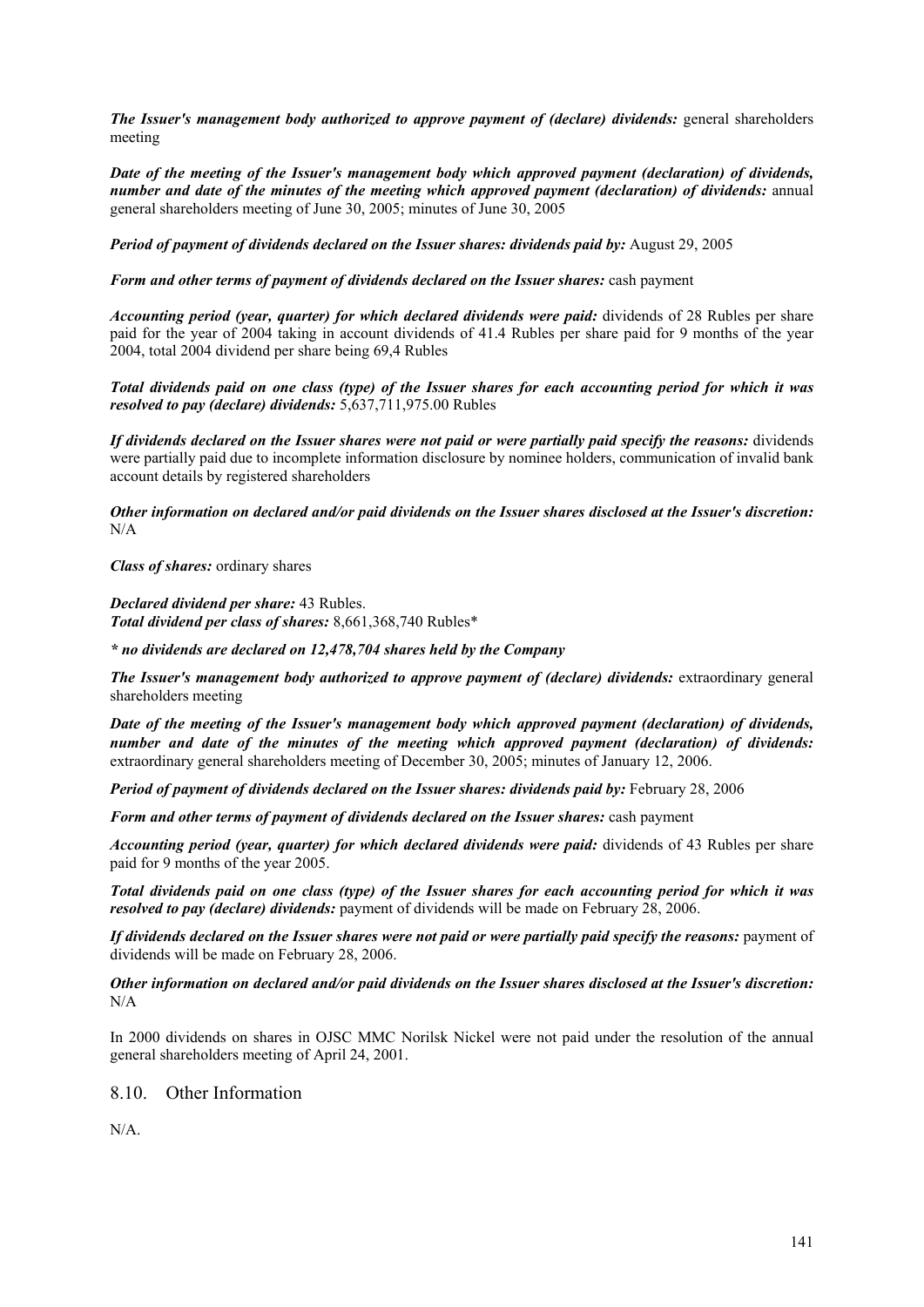***The Issuer's management body authorized to approve payment of (declare) dividends:*** general shareholders meeting

***Date of the meeting of the Issuer's management body which approved payment (declaration) of dividends, number and date of the minutes of the meeting which approved payment (declaration) of dividends:*** annual general shareholders meeting of June 30, 2005; minutes of June 30, 2005

***Period of payment of dividends declared on the Issuer shares: dividends paid by:*** August 29, 2005

***Form and other terms of payment of dividends declared on the Issuer shares:*** cash payment

***Accounting period (year, quarter) for which declared dividends were paid:*** dividends of 28 Rubles per share paid for the year of 2004 taking in account dividends of 41.4 Rubles per share paid for 9 months of the year 2004, total 2004 dividend per share being 69,4 Rubles

***Total dividends paid on one class (type) of the Issuer shares for each accounting period for which it was resolved to pay (declare) dividends:*** 5,637,711,975.00 Rubles

***If dividends declared on the Issuer shares were not paid or were partially paid specify the reasons:*** dividends were partially paid due to incomplete information disclosure by nominee holders, communication of invalid bank account details by registered shareholders

***Other information on declared and/or paid dividends on the Issuer shares disclosed at the Issuer's discretion:*** N/A

***Class of shares:*** ordinary shares

***Declared dividend per share:*** 43 Rubles.
***Total dividend per class of shares:*** 8,661,368,740 Rubles*

***\* no dividends are declared on 12,478,704 shares held by the Company***

***The Issuer's management body authorized to approve payment of (declare) dividends:*** extraordinary general shareholders meeting

***Date of the meeting of the Issuer's management body which approved payment (declaration) of dividends, number and date of the minutes of the meeting which approved payment (declaration) of dividends:*** extraordinary general shareholders meeting of December 30, 2005; minutes of January 12, 2006.

***Period of payment of dividends declared on the Issuer shares: dividends paid by:*** February 28, 2006

***Form and other terms of payment of dividends declared on the Issuer shares:*** cash payment

***Accounting period (year, quarter) for which declared dividends were paid:*** dividends of 43 Rubles per share paid for 9 months of the year 2005.

***Total dividends paid on one class (type) of the Issuer shares for each accounting period for which it was resolved to pay (declare) dividends:*** payment of dividends will be made on February 28, 2006.

***If dividends declared on the Issuer shares were not paid or were partially paid specify the reasons:*** payment of dividends will be made on February 28, 2006.

***Other information on declared and/or paid dividends on the Issuer shares disclosed at the Issuer's discretion:*** N/A

In 2000 dividends on shares in OJSC MMC Norilsk Nickel were not paid under the resolution of the annual general shareholders meeting of April 24, 2001.

## 8.10. Other Information

N/A.